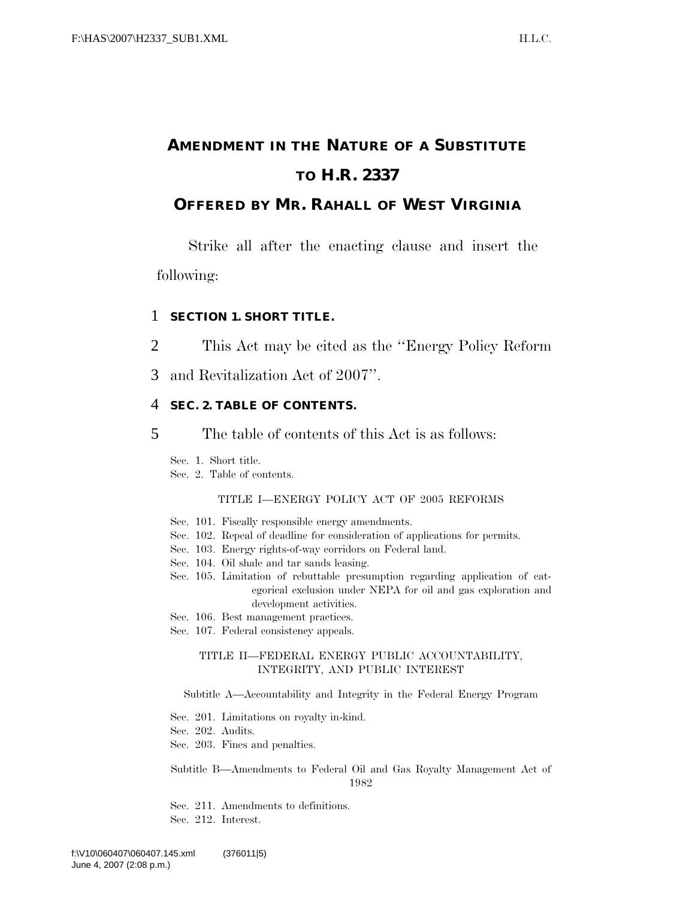# AMENDMENT IN THE NATURE OF A SUBSTITUTE TO H.R. 2337

## OFFERED BY MR. RAHALL OF WEST VIRGINIA

Strike all after the enacting clause and insert the following:

1 **SECTION 1. SHORT TITLE.**

2 This Act may be cited as the ''Energy Policy Reform

3 and Revitalization Act of 2007''.

4 **SEC. 2. TABLE OF CONTENTS.**

5 The table of contents of this Act is as follows:

Sec. 1. Short title.
Sec. 2. Table of contents.

TITLE I—ENERGY POLICY ACT OF 2005 REFORMS

Sec. 101. Fiscally responsible energy amendments.
Sec. 102. Repeal of deadline for consideration of applications for permits.
Sec. 103. Energy rights-of-way corridors on Federal land.
Sec. 104. Oil shale and tar sands leasing.
Sec. 105. Limitation of rebuttable presumption regarding application of categorical exclusion under NEPA for oil and gas exploration and development activities.
Sec. 106. Best management practices.
Sec. 107. Federal consistency appeals.

TITLE II—FEDERAL ENERGY PUBLIC ACCOUNTABILITY, INTEGRITY, AND PUBLIC INTEREST

Subtitle A—Accountability and Integrity in the Federal Energy Program

Sec. 201. Limitations on royalty in-kind.
Sec. 202. Audits.
Sec. 203. Fines and penalties.

Subtitle B—Amendments to Federal Oil and Gas Royalty Management Act of 1982

Sec. 211. Amendments to definitions.
Sec. 212. Interest.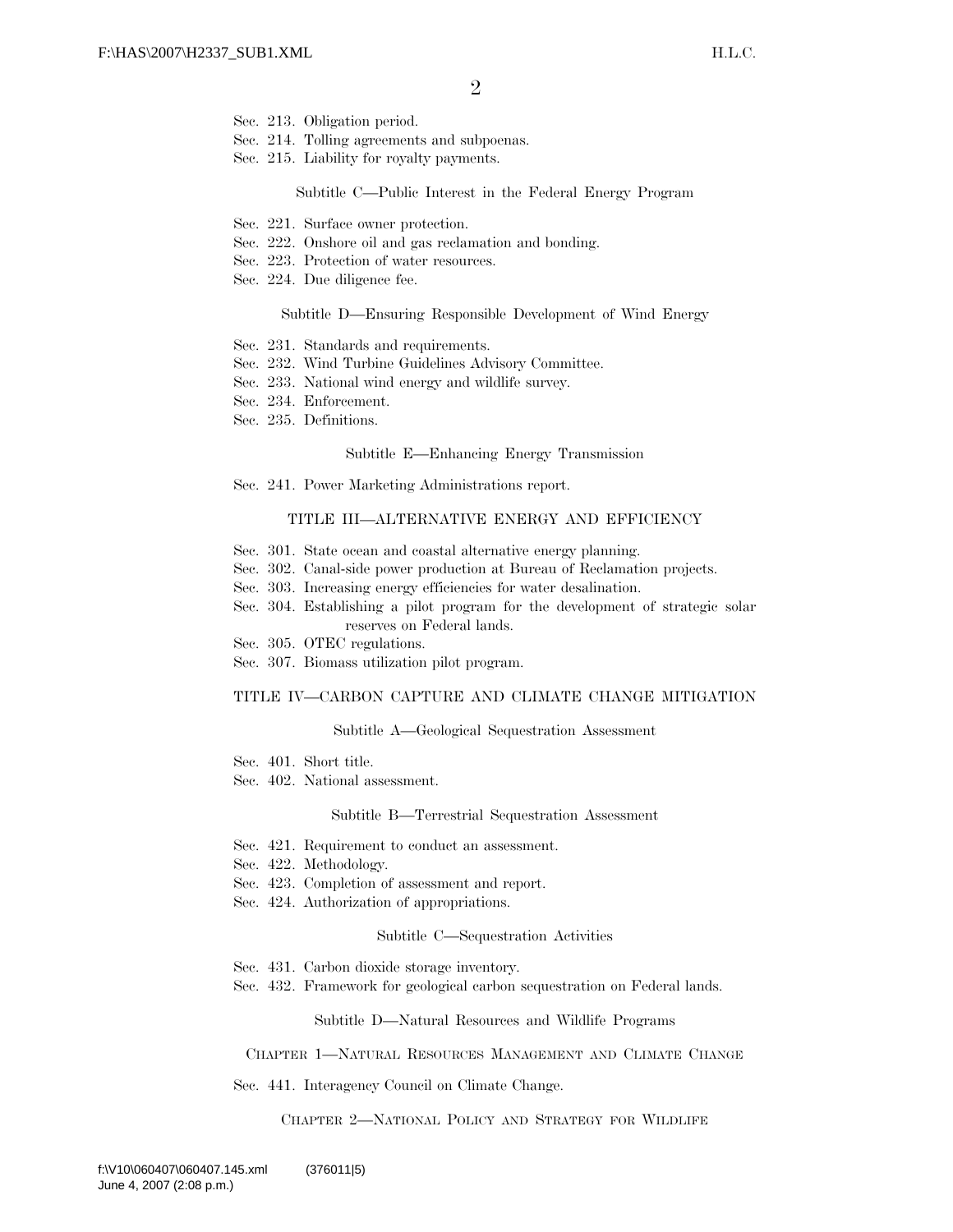Sec. 213. Obligation period.
Sec. 214. Tolling agreements and subpoenas.
Sec. 215. Liability for royalty payments.

Subtitle C—Public Interest in the Federal Energy Program

Sec. 221. Surface owner protection.
Sec. 222. Onshore oil and gas reclamation and bonding.
Sec. 223. Protection of water resources.
Sec. 224. Due diligence fee.

Subtitle D—Ensuring Responsible Development of Wind Energy

Sec. 231. Standards and requirements.
Sec. 232. Wind Turbine Guidelines Advisory Committee.
Sec. 233. National wind energy and wildlife survey.
Sec. 234. Enforcement.
Sec. 235. Definitions.

Subtitle E—Enhancing Energy Transmission

Sec. 241. Power Marketing Administrations report.

TITLE III—ALTERNATIVE ENERGY AND EFFICIENCY

Sec. 301. State ocean and coastal alternative energy planning.
Sec. 302. Canal-side power production at Bureau of Reclamation projects.
Sec. 303. Increasing energy efficiencies for water desalination.
Sec. 304. Establishing a pilot program for the development of strategic solar reserves on Federal lands.
Sec. 305. OTEC regulations.
Sec. 307. Biomass utilization pilot program.

TITLE IV—CARBON CAPTURE AND CLIMATE CHANGE MITIGATION

Subtitle A—Geological Sequestration Assessment

Sec. 401. Short title.
Sec. 402. National assessment.

Subtitle B—Terrestrial Sequestration Assessment

Sec. 421. Requirement to conduct an assessment.
Sec. 422. Methodology.
Sec. 423. Completion of assessment and report.
Sec. 424. Authorization of appropriations.

Subtitle C—Sequestration Activities

Sec. 431. Carbon dioxide storage inventory.
Sec. 432. Framework for geological carbon sequestration on Federal lands.

Subtitle D—Natural Resources and Wildlife Programs

CHAPTER 1—NATURAL RESOURCES MANAGEMENT AND CLIMATE CHANGE

Sec. 441. Interagency Council on Climate Change.

CHAPTER 2—NATIONAL POLICY AND STRATEGY FOR WILDLIFE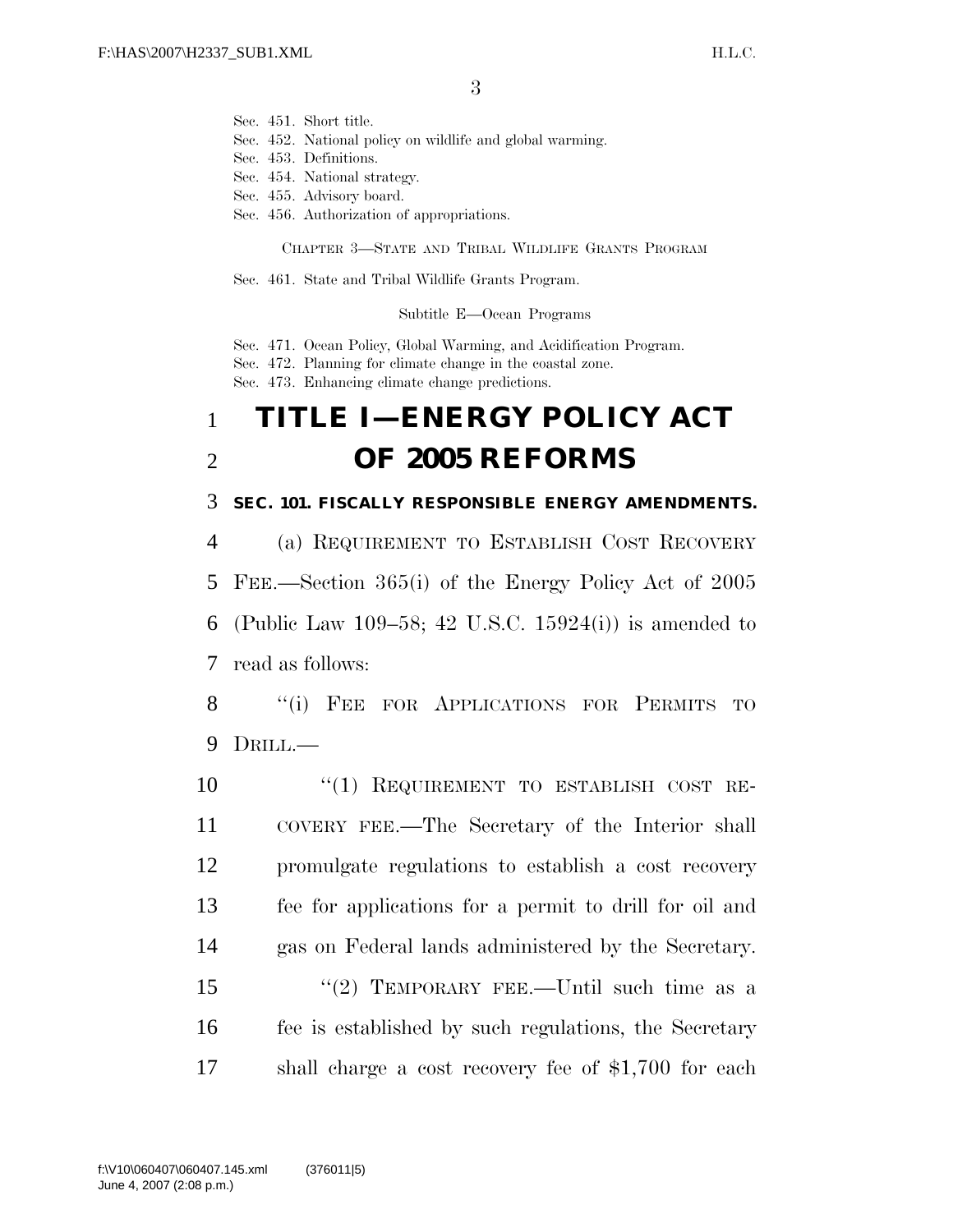Sec. 451. Short title.
Sec. 452. National policy on wildlife and global warming.
Sec. 453. Definitions.
Sec. 454. National strategy.
Sec. 455. Advisory board.
Sec. 456. Authorization of appropriations.

CHAPTER 3—STATE AND TRIBAL WILDLIFE GRANTS PROGRAM

Sec. 461. State and Tribal Wildlife Grants Program.

Subtitle E—Ocean Programs

Sec. 471. Ocean Policy, Global Warming, and Acidification Program.
Sec. 472. Planning for climate change in the coastal zone.
Sec. 473. Enhancing climate change predictions.

# TITLE I—ENERGY POLICY ACT OF 2005 REFORMS

## SEC. 101. FISCALLY RESPONSIBLE ENERGY AMENDMENTS.

(a) REQUIREMENT TO ESTABLISH COST RECOVERY FEE.—Section 365(i) of the Energy Policy Act of 2005 (Public Law 109–58; 42 U.S.C. 15924(i)) is amended to read as follows:

"(i) FEE FOR APPLICATIONS FOR PERMITS TO DRILL.—

"(1) REQUIREMENT TO ESTABLISH COST RECOVERY FEE.—The Secretary of the Interior shall promulgate regulations to establish a cost recovery fee for applications for a permit to drill for oil and gas on Federal lands administered by the Secretary.

"(2) TEMPORARY FEE.—Until such time as a fee is established by such regulations, the Secretary shall charge a cost recovery fee of $1,700 for each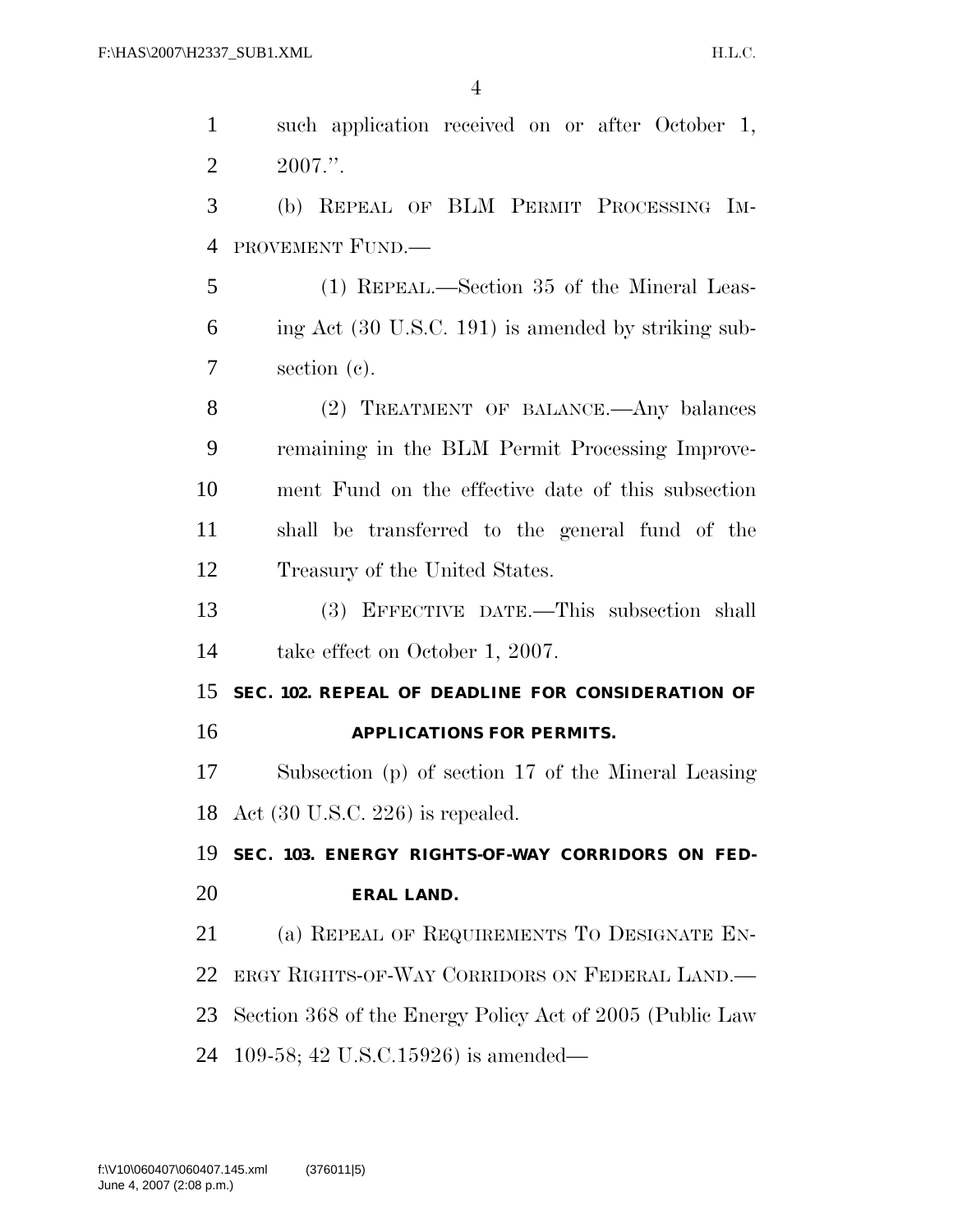such application received on or after October 1, 2007.''.

(b) REPEAL OF BLM PERMIT PROCESSING IMPROVEMENT FUND.—

(1) REPEAL.—Section 35 of the Mineral Leasing Act (30 U.S.C. 191) is amended by striking subsection (c).

(2) TREATMENT OF BALANCE.—Any balances remaining in the BLM Permit Processing Improvement Fund on the effective date of this subsection shall be transferred to the general fund of the Treasury of the United States.

(3) EFFECTIVE DATE.—This subsection shall take effect on October 1, 2007.

**SEC. 102. REPEAL OF DEADLINE FOR CONSIDERATION OF APPLICATIONS FOR PERMITS.**

Subsection (p) of section 17 of the Mineral Leasing Act (30 U.S.C. 226) is repealed.

**SEC. 103. ENERGY RIGHTS-OF-WAY CORRIDORS ON FEDERAL LAND.**

(a) REPEAL OF REQUIREMENTS TO DESIGNATE ENERGY RIGHTS-OF-WAY CORRIDORS ON FEDERAL LAND.—Section 368 of the Energy Policy Act of 2005 (Public Law 109-58; 42 U.S.C.15926) is amended—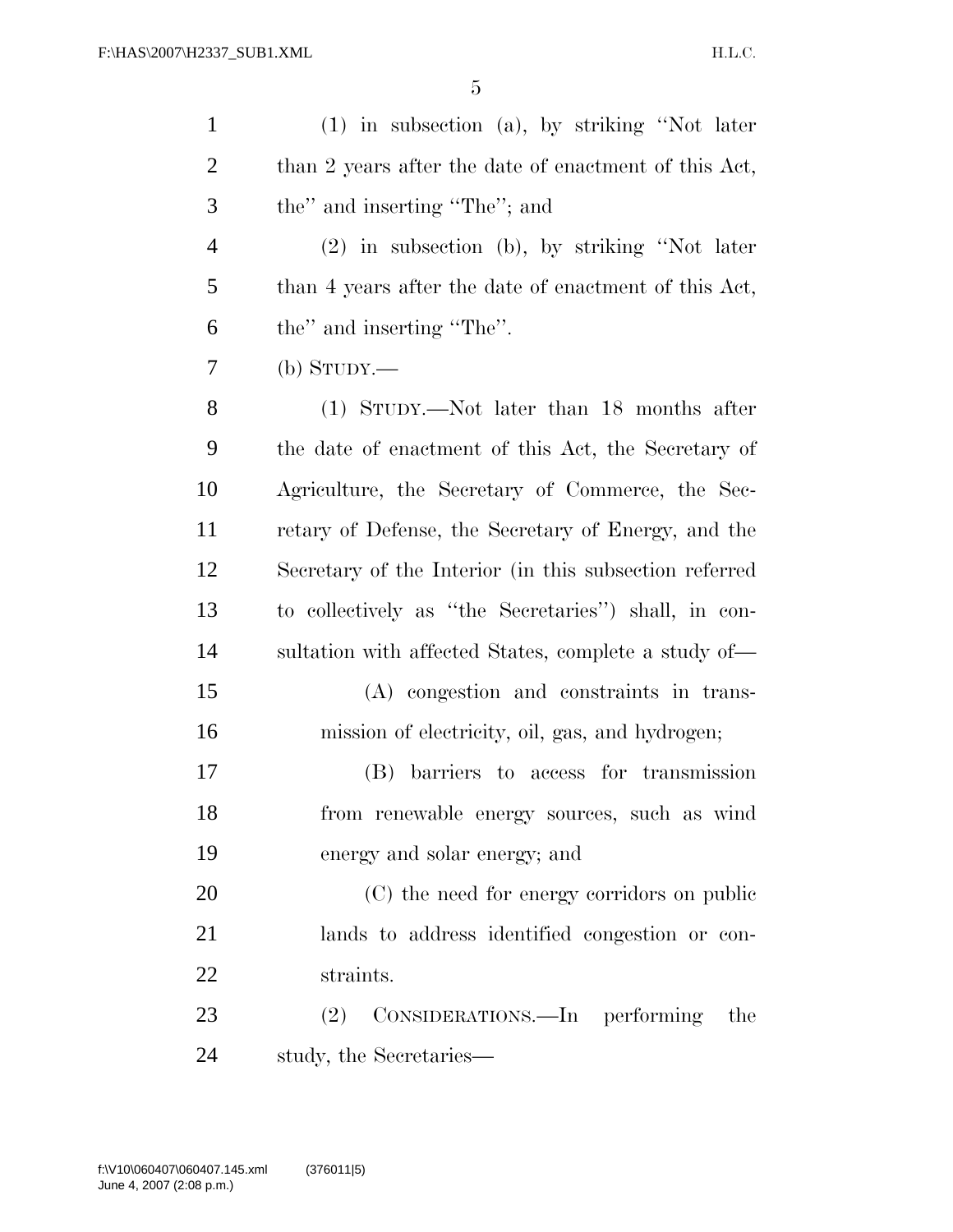(1) in subsection (a), by striking "Not later than 2 years after the date of enactment of this Act, the" and inserting "The"; and

(2) in subsection (b), by striking "Not later than 4 years after the date of enactment of this Act, the" and inserting "The".

(b) STUDY.—

(1) STUDY.—Not later than 18 months after the date of enactment of this Act, the Secretary of Agriculture, the Secretary of Commerce, the Secretary of Defense, the Secretary of Energy, and the Secretary of the Interior (in this subsection referred to collectively as "the Secretaries") shall, in consultation with affected States, complete a study of—

(A) congestion and constraints in transmission of electricity, oil, gas, and hydrogen;

(B) barriers to access for transmission from renewable energy sources, such as wind energy and solar energy; and

(C) the need for energy corridors on public lands to address identified congestion or constraints.

(2) CONSIDERATIONS.—In performing the study, the Secretaries—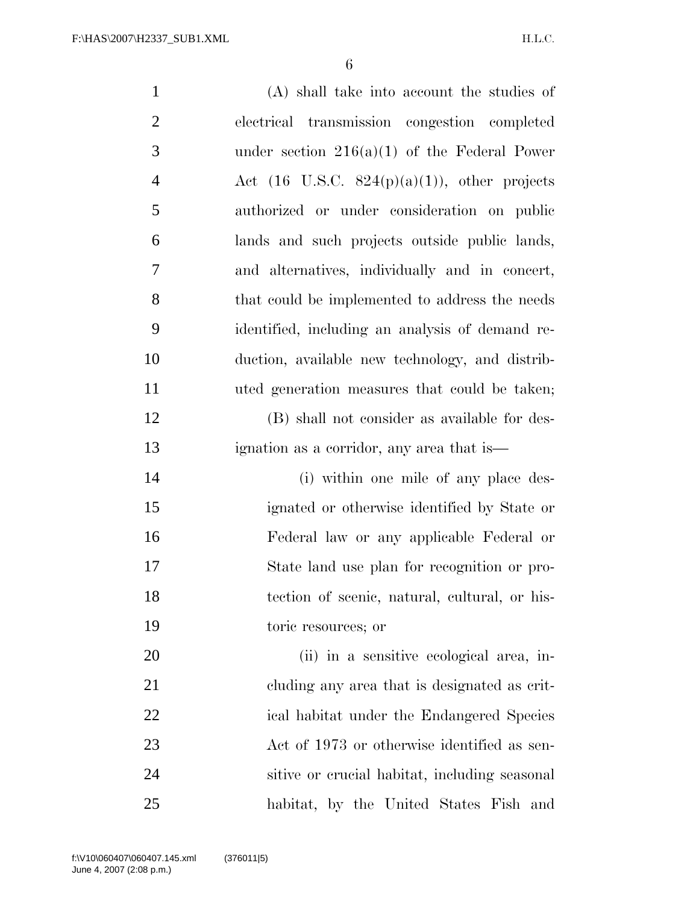(A) shall take into account the studies of electrical transmission congestion completed under section 216(a)(1) of the Federal Power Act (16 U.S.C. 824(p)(a)(1)), other projects authorized or under consideration on public lands and such projects outside public lands, and alternatives, individually and in concert, that could be implemented to address the needs identified, including an analysis of demand reduction, available new technology, and distributed generation measures that could be taken;

(B) shall not consider as available for designation as a corridor, any area that is—

(i) within one mile of any place designated or otherwise identified by State or Federal law or any applicable Federal or State land use plan for recognition or protection of scenic, natural, cultural, or historic resources; or

(ii) in a sensitive ecological area, including any area that is designated as critical habitat under the Endangered Species Act of 1973 or otherwise identified as sensitive or crucial habitat, including seasonal habitat, by the United States Fish and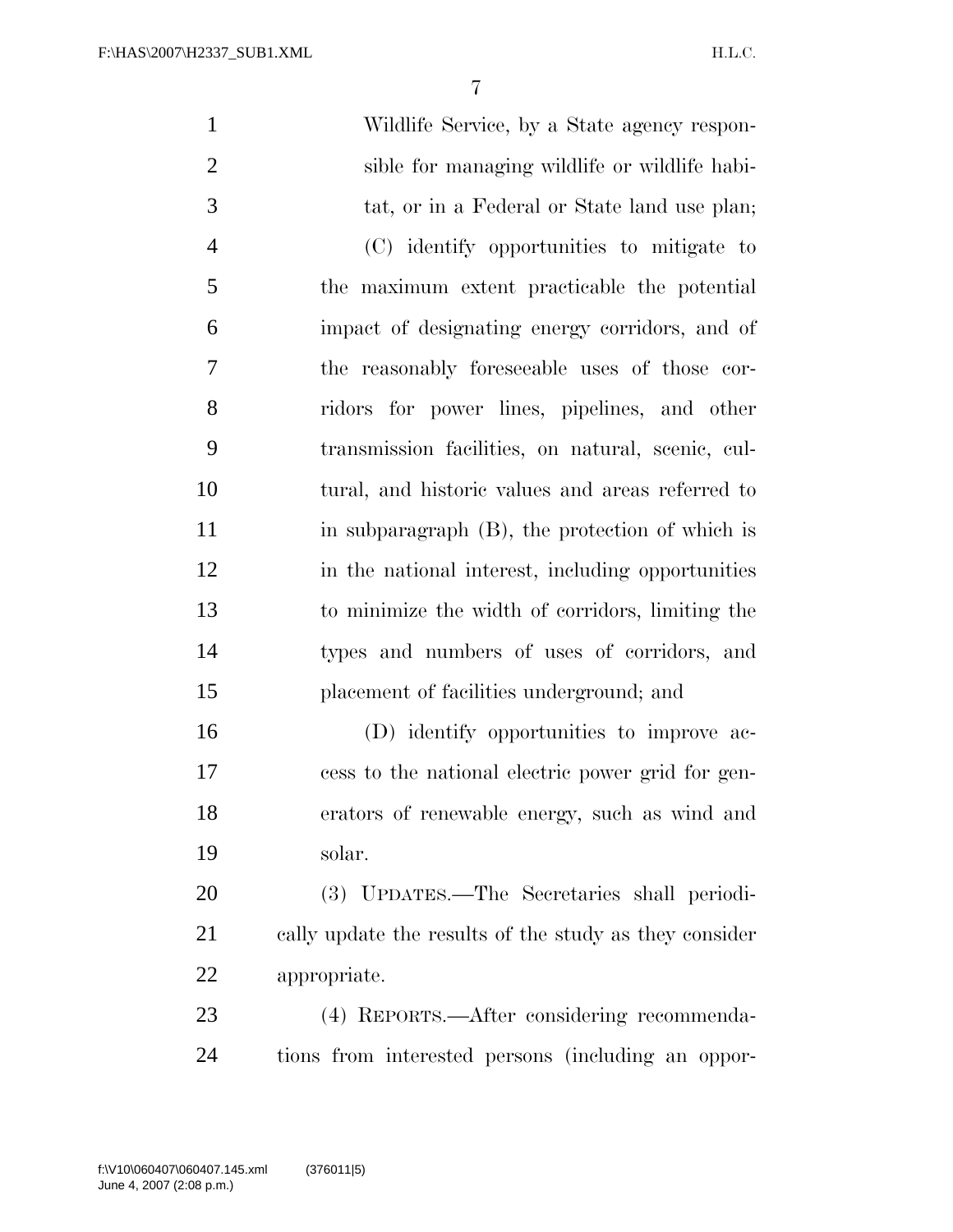Wildlife Service, by a State agency responsible for managing wildlife or wildlife habitat, or in a Federal or State land use plan;

(C) identify opportunities to mitigate to the maximum extent practicable the potential impact of designating energy corridors, and of the reasonably foreseeable uses of those corridors for power lines, pipelines, and other transmission facilities, on natural, scenic, cultural, and historic values and areas referred to in subparagraph (B), the protection of which is in the national interest, including opportunities to minimize the width of corridors, limiting the types and numbers of uses of corridors, and placement of facilities underground; and

(D) identify opportunities to improve access to the national electric power grid for generators of renewable energy, such as wind and solar.

(3) UPDATES.—The Secretaries shall periodically update the results of the study as they consider appropriate.

(4) REPORTS.—After considering recommendations from interested persons (including an oppor-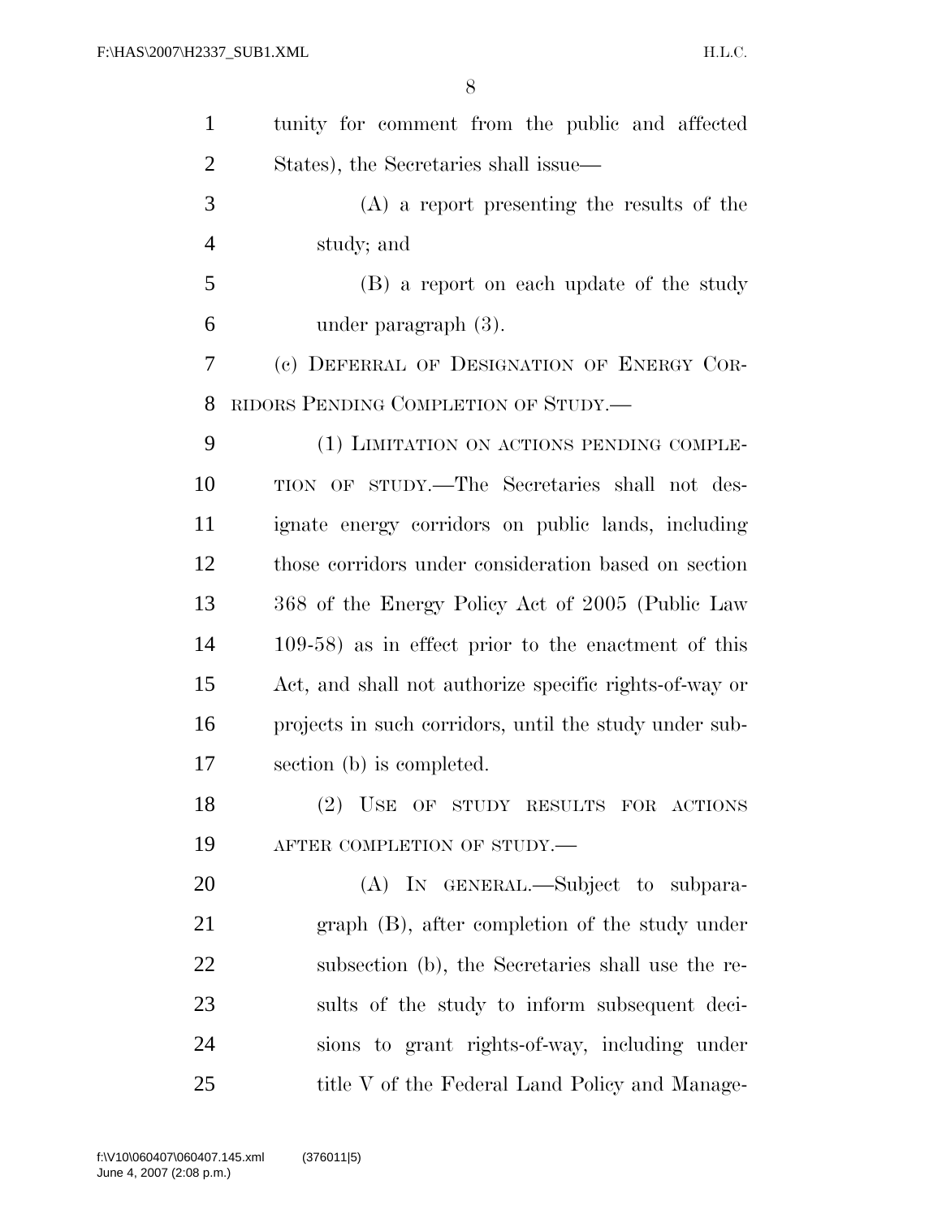tunity for comment from the public and affected States), the Secretaries shall issue—

(A) a report presenting the results of the study; and

(B) a report on each update of the study under paragraph (3).

(c) DEFERRAL OF DESIGNATION OF ENERGY CORRIDORS PENDING COMPLETION OF STUDY.—

(1) LIMITATION ON ACTIONS PENDING COMPLETION OF STUDY.—The Secretaries shall not designate energy corridors on public lands, including those corridors under consideration based on section 368 of the Energy Policy Act of 2005 (Public Law 109-58) as in effect prior to the enactment of this Act, and shall not authorize specific rights-of-way or projects in such corridors, until the study under subsection (b) is completed.

(2) USE OF STUDY RESULTS FOR ACTIONS AFTER COMPLETION OF STUDY.—

(A) IN GENERAL.—Subject to subparagraph (B), after completion of the study under subsection (b), the Secretaries shall use the results of the study to inform subsequent decisions to grant rights-of-way, including under title V of the Federal Land Policy and Manage-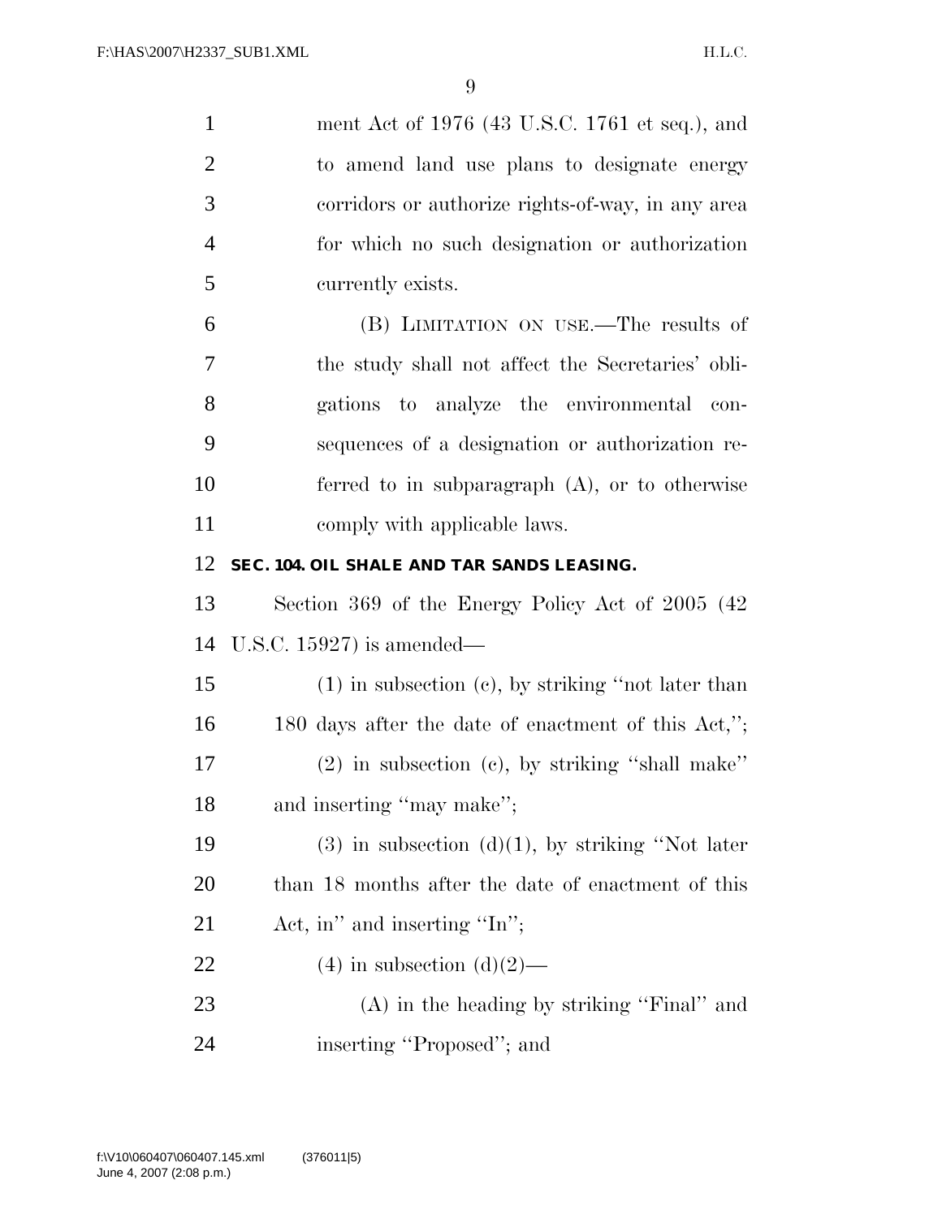ment Act of 1976 (43 U.S.C. 1761 et seq.), and to amend land use plans to designate energy corridors or authorize rights-of-way, in any area for which no such designation or authorization currently exists.

(B) LIMITATION ON USE.—The results of the study shall not affect the Secretaries' obligations to analyze the environmental consequences of a designation or authorization referred to in subparagraph (A), or to otherwise comply with applicable laws.

**SEC. 104. OIL SHALE AND TAR SANDS LEASING.**

Section 369 of the Energy Policy Act of 2005 (42 U.S.C. 15927) is amended—

(1) in subsection (c), by striking "not later than 180 days after the date of enactment of this Act,";

(2) in subsection (c), by striking "shall make" and inserting "may make";

(3) in subsection (d)(1), by striking "Not later than 18 months after the date of enactment of this Act, in" and inserting "In";

(4) in subsection (d)(2)—

(A) in the heading by striking "Final" and inserting "Proposed"; and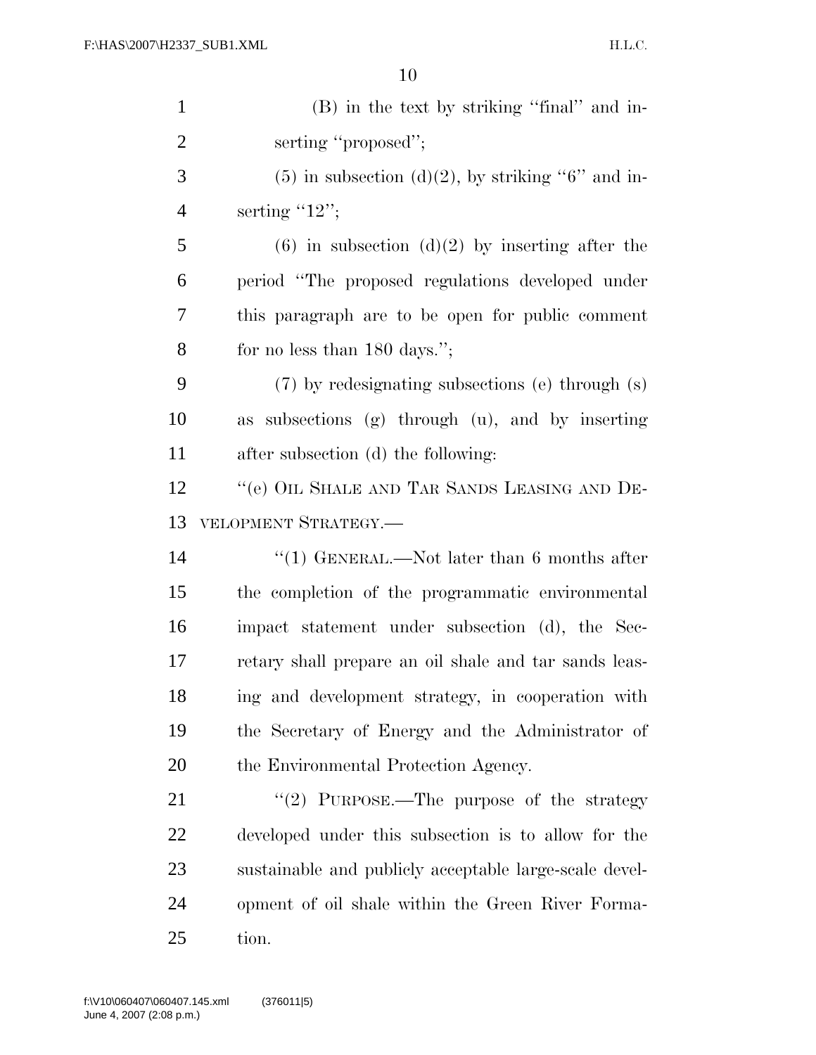(B) in the text by striking ''final'' and inserting ''proposed'';

(5) in subsection (d)(2), by striking ''6'' and inserting ''12'';

(6) in subsection (d)(2) by inserting after the period ''The proposed regulations developed under this paragraph are to be open for public comment for no less than 180 days.'';

(7) by redesignating subsections (e) through (s) as subsections (g) through (u), and by inserting after subsection (d) the following:

''(e) OIL SHALE AND TAR SANDS LEASING AND DEVELOPMENT STRATEGY.—

''(1) GENERAL.—Not later than 6 months after the completion of the programmatic environmental impact statement under subsection (d), the Secretary shall prepare an oil shale and tar sands leasing and development strategy, in cooperation with the Secretary of Energy and the Administrator of the Environmental Protection Agency.

''(2) PURPOSE.—The purpose of the strategy developed under this subsection is to allow for the sustainable and publicly acceptable large-scale development of oil shale within the Green River Formation.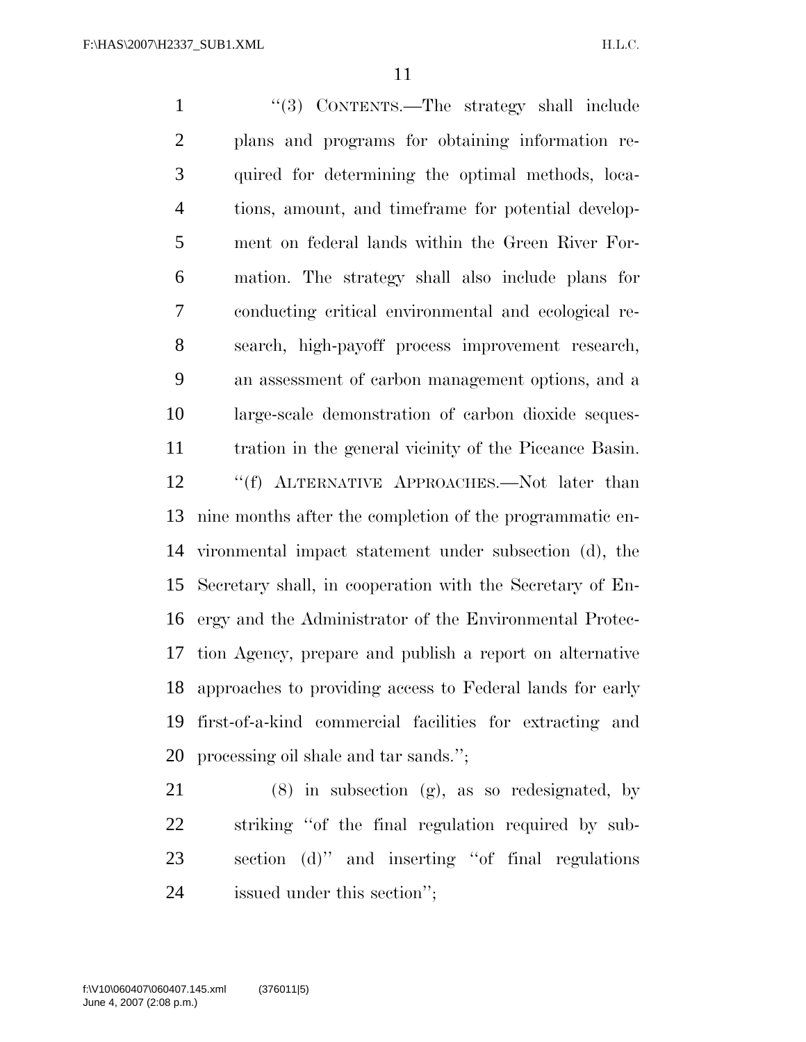''(3) CONTENTS.—The strategy shall include plans and programs for obtaining information required for determining the optimal methods, locations, amount, and timeframe for potential development on federal lands within the Green River Formation. The strategy shall also include plans for conducting critical environmental and ecological research, high-payoff process improvement research, an assessment of carbon management options, and a large-scale demonstration of carbon dioxide sequestration in the general vicinity of the Piceance Basin.

''(f) ALTERNATIVE APPROACHES.—Not later than nine months after the completion of the programmatic environmental impact statement under subsection (d), the Secretary shall, in cooperation with the Secretary of Energy and the Administrator of the Environmental Protection Agency, prepare and publish a report on alternative approaches to providing access to Federal lands for early first-of-a-kind commercial facilities for extracting and processing oil shale and tar sands.'';

(8) in subsection (g), as so redesignated, by striking ''of the final regulation required by subsection (d)'' and inserting ''of final regulations issued under this section'';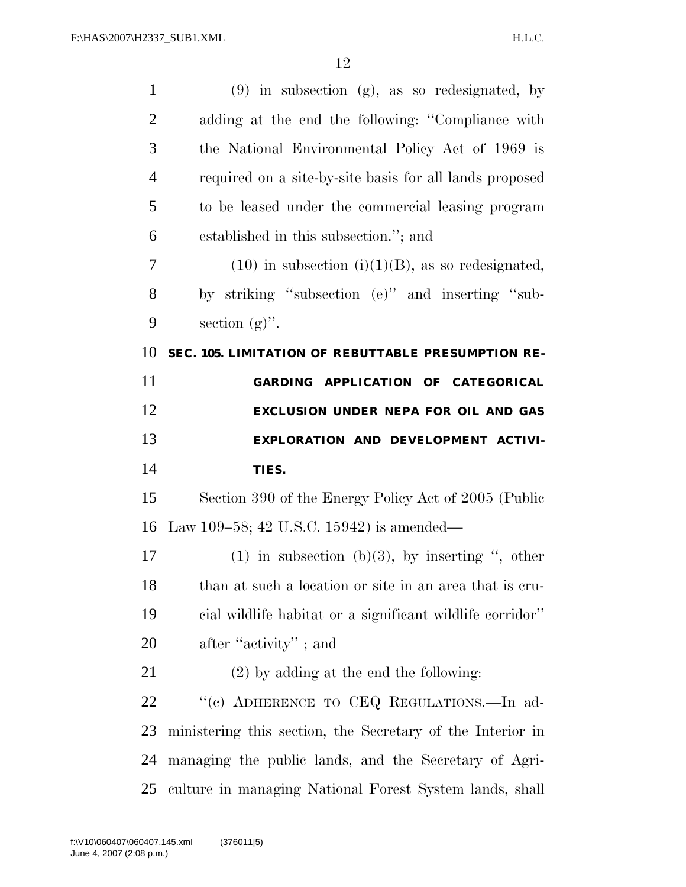(9) in subsection (g), as so redesignated, by adding at the end the following: ''Compliance with the National Environmental Policy Act of 1969 is required on a site-by-site basis for all lands proposed to be leased under the commercial leasing program established in this subsection.''; and

(10) in subsection (i)(1)(B), as so redesignated, by striking ''subsection (e)'' and inserting ''subsection (g)''.

**SEC. 105. LIMITATION OF REBUTTABLE PRESUMPTION REGARDING APPLICATION OF CATEGORICAL EXCLUSION UNDER NEPA FOR OIL AND GAS EXPLORATION AND DEVELOPMENT ACTIVITIES.**

Section 390 of the Energy Policy Act of 2005 (Public Law 109–58; 42 U.S.C. 15942) is amended—

(1) in subsection (b)(3), by inserting '', other than at such a location or site in an area that is crucial wildlife habitat or a significant wildlife corridor'' after ''activity'' ; and

(2) by adding at the end the following:

''(c) ADHERENCE TO CEQ REGULATIONS.—In administering this section, the Secretary of the Interior in managing the public lands, and the Secretary of Agriculture in managing National Forest System lands, shall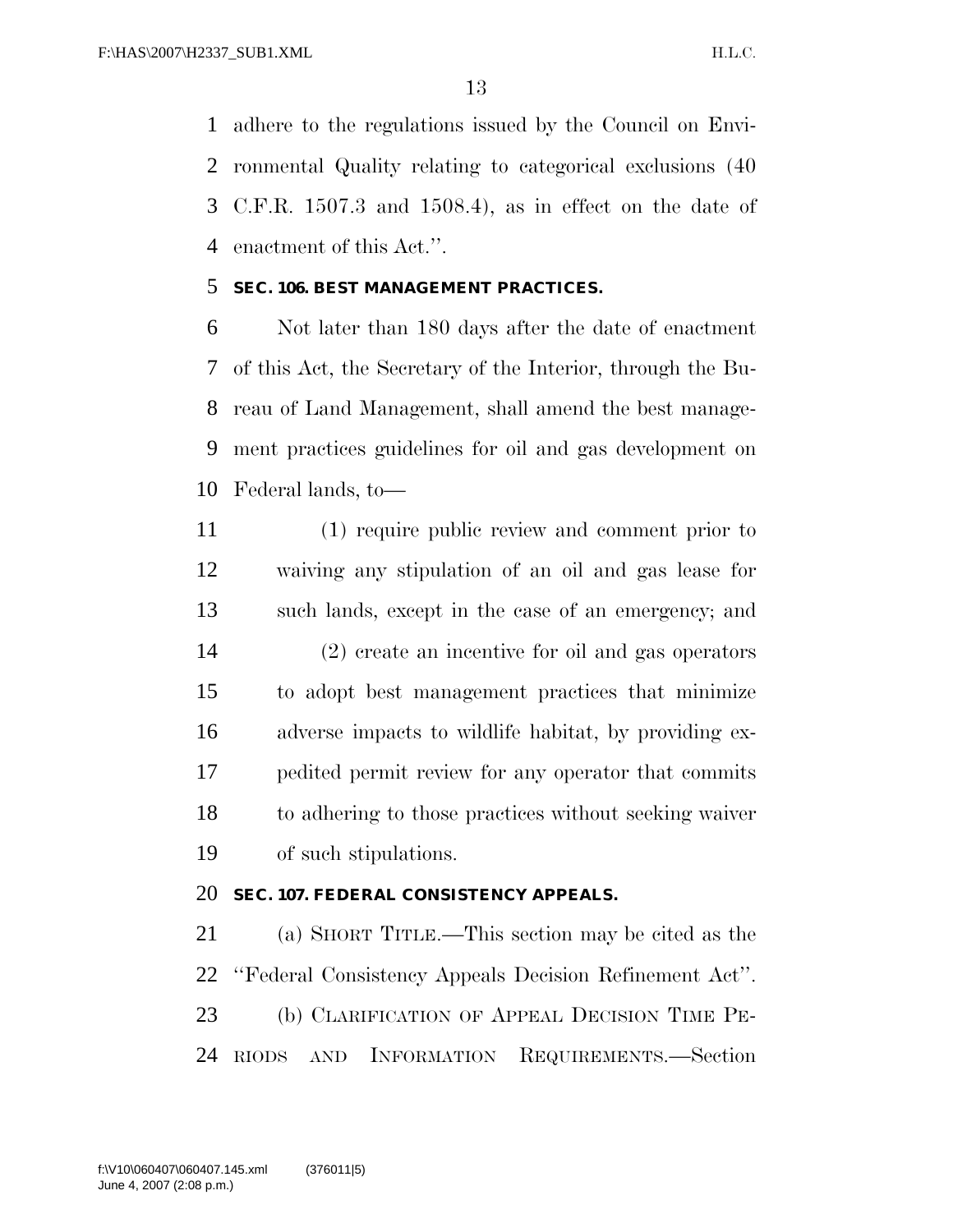adhere to the regulations issued by the Council on Environmental Quality relating to categorical exclusions (40 C.F.R. 1507.3 and 1508.4), as in effect on the date of enactment of this Act.''.

**SEC. 106. BEST MANAGEMENT PRACTICES.**

Not later than 180 days after the date of enactment of this Act, the Secretary of the Interior, through the Bureau of Land Management, shall amend the best management practices guidelines for oil and gas development on Federal lands, to—

(1) require public review and comment prior to waiving any stipulation of an oil and gas lease for such lands, except in the case of an emergency; and

(2) create an incentive for oil and gas operators to adopt best management practices that minimize adverse impacts to wildlife habitat, by providing expedited permit review for any operator that commits to adhering to those practices without seeking waiver of such stipulations.

**SEC. 107. FEDERAL CONSISTENCY APPEALS.**

(a) SHORT TITLE.—This section may be cited as the ''Federal Consistency Appeals Decision Refinement Act''.

(b) CLARIFICATION OF APPEAL DECISION TIME PERIODS AND INFORMATION REQUIREMENTS.—Section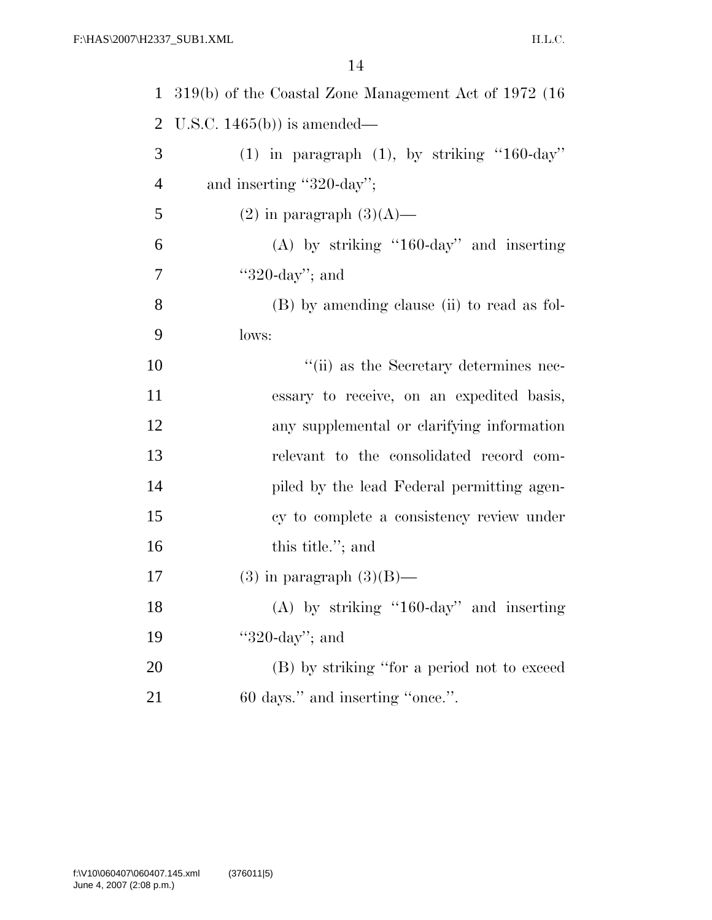319(b) of the Coastal Zone Management Act of 1972 (16 U.S.C. 1465(b)) is amended—

(1) in paragraph (1), by striking ''160-day'' and inserting ''320-day'';

(2) in paragraph (3)(A)—

(A) by striking ''160-day'' and inserting ''320-day''; and

(B) by amending clause (ii) to read as follows:

''(ii) as the Secretary determines necessary to receive, on an expedited basis, any supplemental or clarifying information relevant to the consolidated record compiled by the lead Federal permitting agency to complete a consistency review under this title.''; and

(3) in paragraph (3)(B)—

(A) by striking ''160-day'' and inserting ''320-day''; and

(B) by striking ''for a period not to exceed 60 days.'' and inserting ''once.''.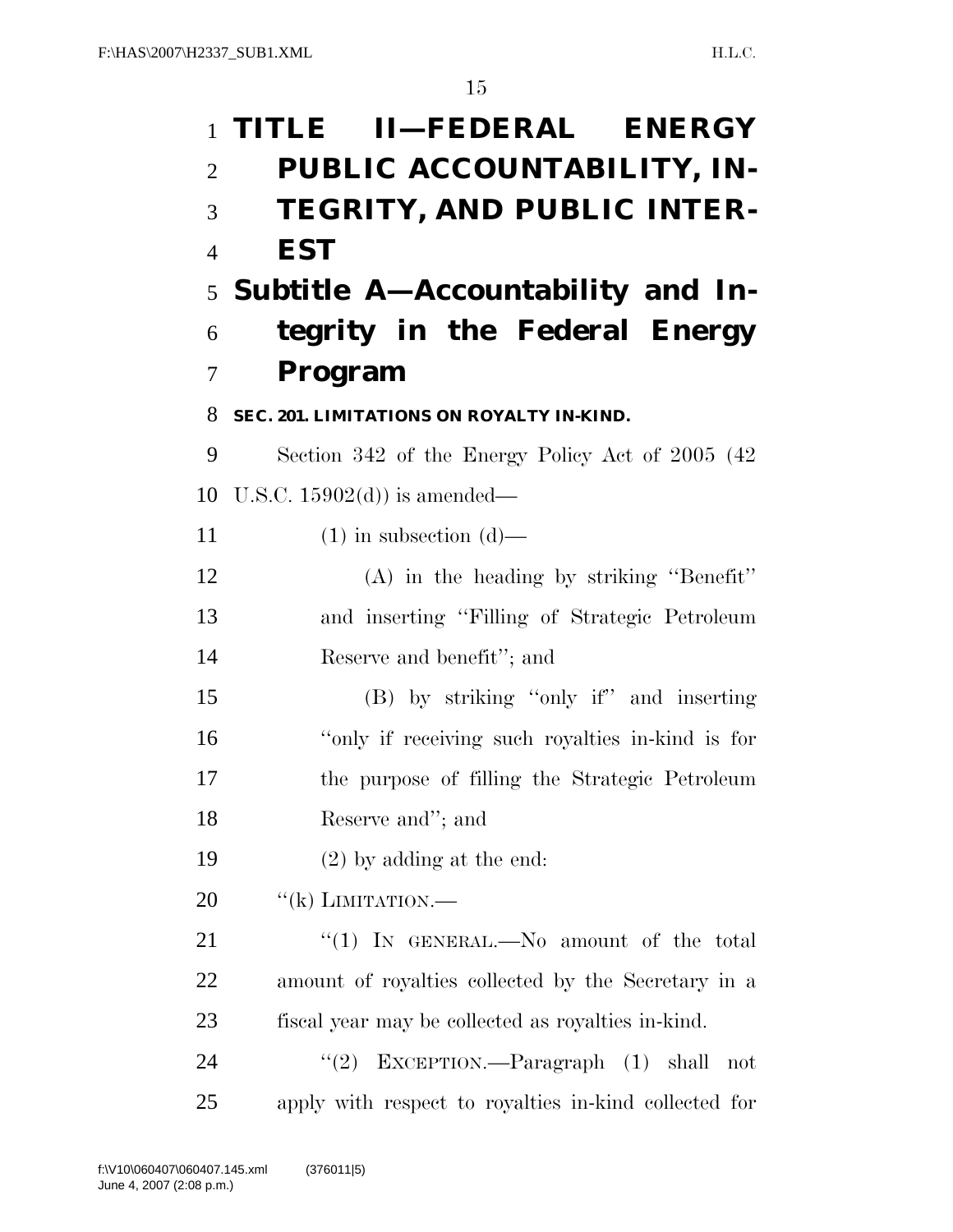# TITLE II—FEDERAL ENERGY PUBLIC ACCOUNTABILITY, INTEGRITY, AND PUBLIC INTEREST

## Subtitle A—Accountability and Integrity in the Federal Energy Program

### SEC. 201. LIMITATIONS ON ROYALTY IN-KIND.

Section 342 of the Energy Policy Act of 2005 (42 U.S.C. 15902(d)) is amended—

(1) in subsection (d)—

(A) in the heading by striking "Benefit" and inserting "Filling of Strategic Petroleum Reserve and benefit"; and

(B) by striking "only if" and inserting "only if receiving such royalties in-kind is for the purpose of filling the Strategic Petroleum Reserve and"; and

(2) by adding at the end:

"(k) LIMITATION.—

"(1) IN GENERAL.—No amount of the total amount of royalties collected by the Secretary in a fiscal year may be collected as royalties in-kind.

"(2) EXCEPTION.—Paragraph (1) shall not apply with respect to royalties in-kind collected for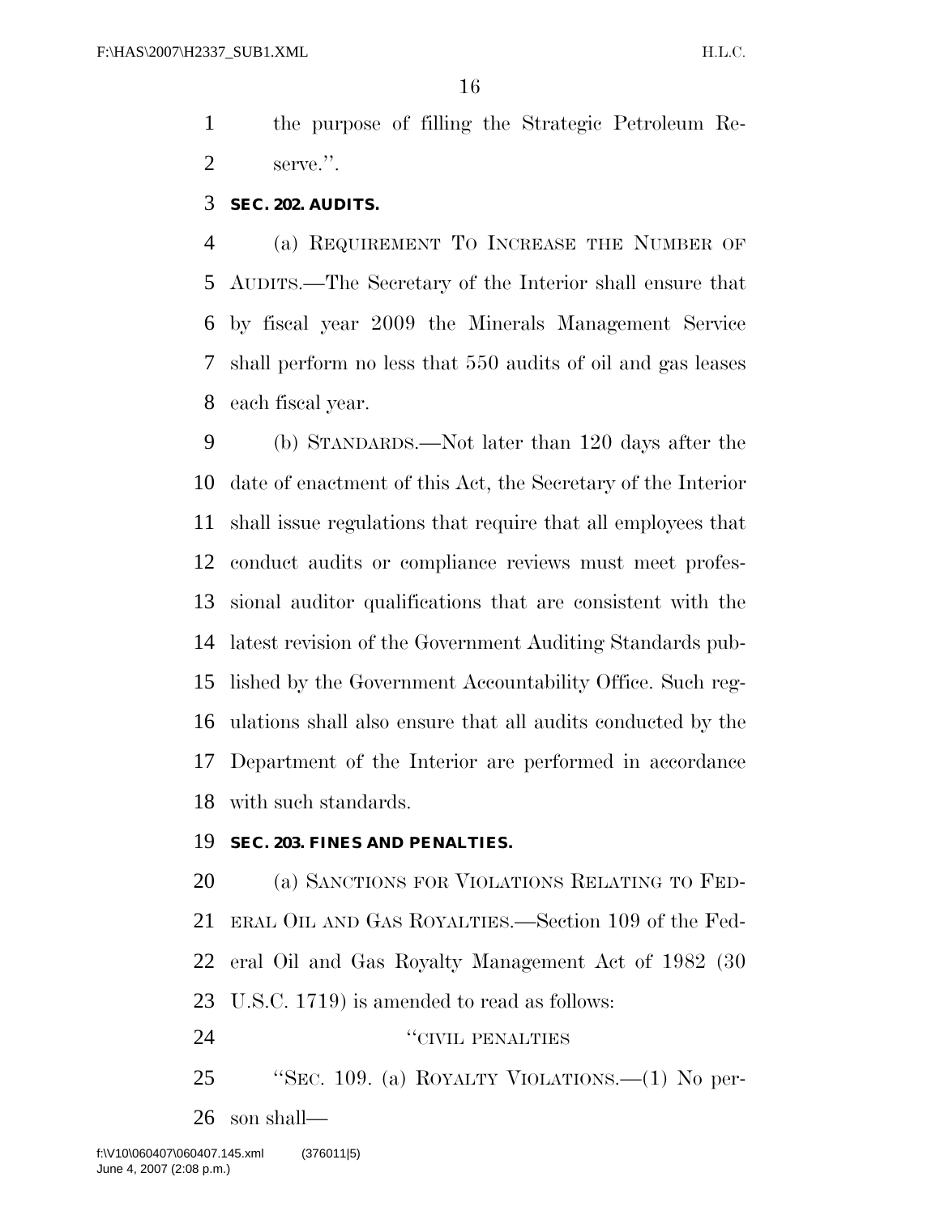the purpose of filling the Strategic Petroleum Reserve.''.

**SEC. 202. AUDITS.**

(a) REQUIREMENT TO INCREASE THE NUMBER OF AUDITS.—The Secretary of the Interior shall ensure that by fiscal year 2009 the Minerals Management Service shall perform no less that 550 audits of oil and gas leases each fiscal year.

(b) STANDARDS.—Not later than 120 days after the date of enactment of this Act, the Secretary of the Interior shall issue regulations that require that all employees that conduct audits or compliance reviews must meet professional auditor qualifications that are consistent with the latest revision of the Government Auditing Standards published by the Government Accountability Office. Such regulations shall also ensure that all audits conducted by the Department of the Interior are performed in accordance with such standards.

**SEC. 203. FINES AND PENALTIES.**

(a) SANCTIONS FOR VIOLATIONS RELATING TO FEDERAL OIL AND GAS ROYALTIES.—Section 109 of the Federal Oil and Gas Royalty Management Act of 1982 (30 U.S.C. 1719) is amended to read as follows:

''CIVIL PENALTIES

''SEC. 109. (a) ROYALTY VIOLATIONS.—(1) No person shall—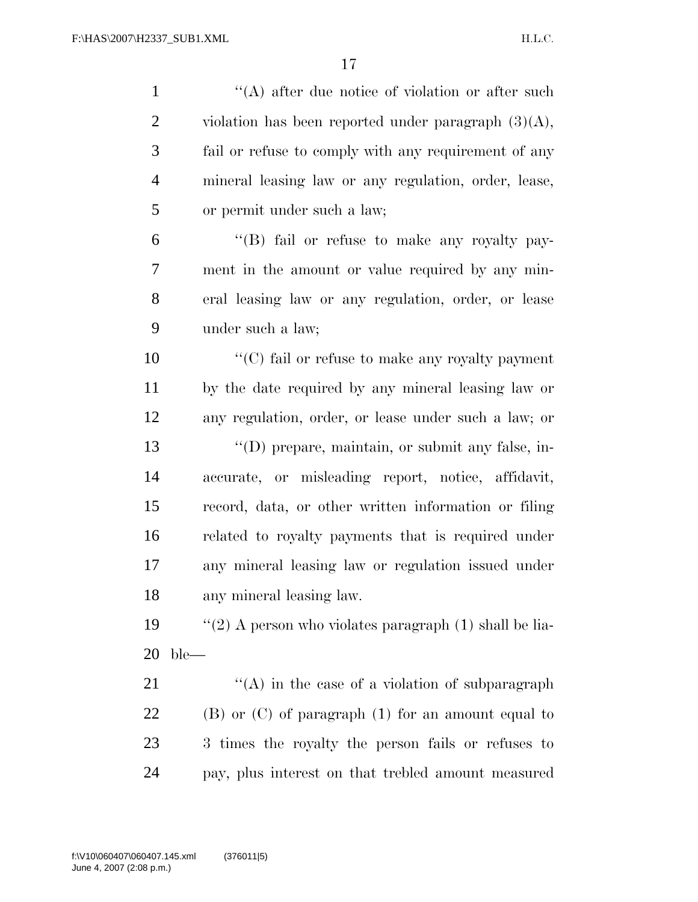''(A) after due notice of violation or after such violation has been reported under paragraph (3)(A), fail or refuse to comply with any requirement of any mineral leasing law or any regulation, order, lease, or permit under such a law;

''(B) fail or refuse to make any royalty payment in the amount or value required by any mineral leasing law or any regulation, order, or lease under such a law;

''(C) fail or refuse to make any royalty payment by the date required by any mineral leasing law or any regulation, order, or lease under such a law; or

''(D) prepare, maintain, or submit any false, inaccurate, or misleading report, notice, affidavit, record, data, or other written information or filing related to royalty payments that is required under any mineral leasing law or regulation issued under any mineral leasing law.

''(2) A person who violates paragraph (1) shall be liable—

''(A) in the case of a violation of subparagraph (B) or (C) of paragraph (1) for an amount equal to 3 times the royalty the person fails or refuses to pay, plus interest on that trebled amount measured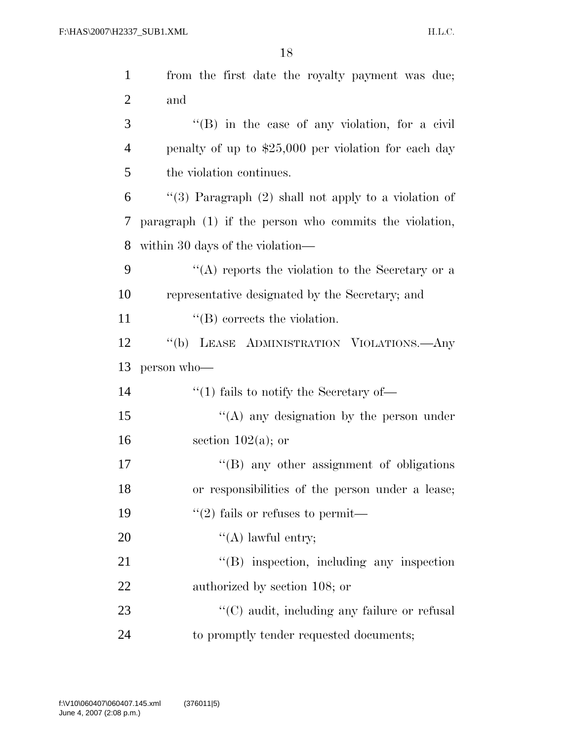from the first date the royalty payment was due; and

"(B) in the case of any violation, for a civil penalty of up to $25,000 per violation for each day the violation continues.

"(3) Paragraph (2) shall not apply to a violation of paragraph (1) if the person who commits the violation, within 30 days of the violation—

"(A) reports the violation to the Secretary or a representative designated by the Secretary; and

"(B) corrects the violation.

"(b) LEASE ADMINISTRATION VIOLATIONS.—Any person who—

"(1) fails to notify the Secretary of—

"(A) any designation by the person under section 102(a); or

"(B) any other assignment of obligations or responsibilities of the person under a lease;

"(2) fails or refuses to permit—

"(A) lawful entry;

"(B) inspection, including any inspection authorized by section 108; or

"(C) audit, including any failure or refusal to promptly tender requested documents;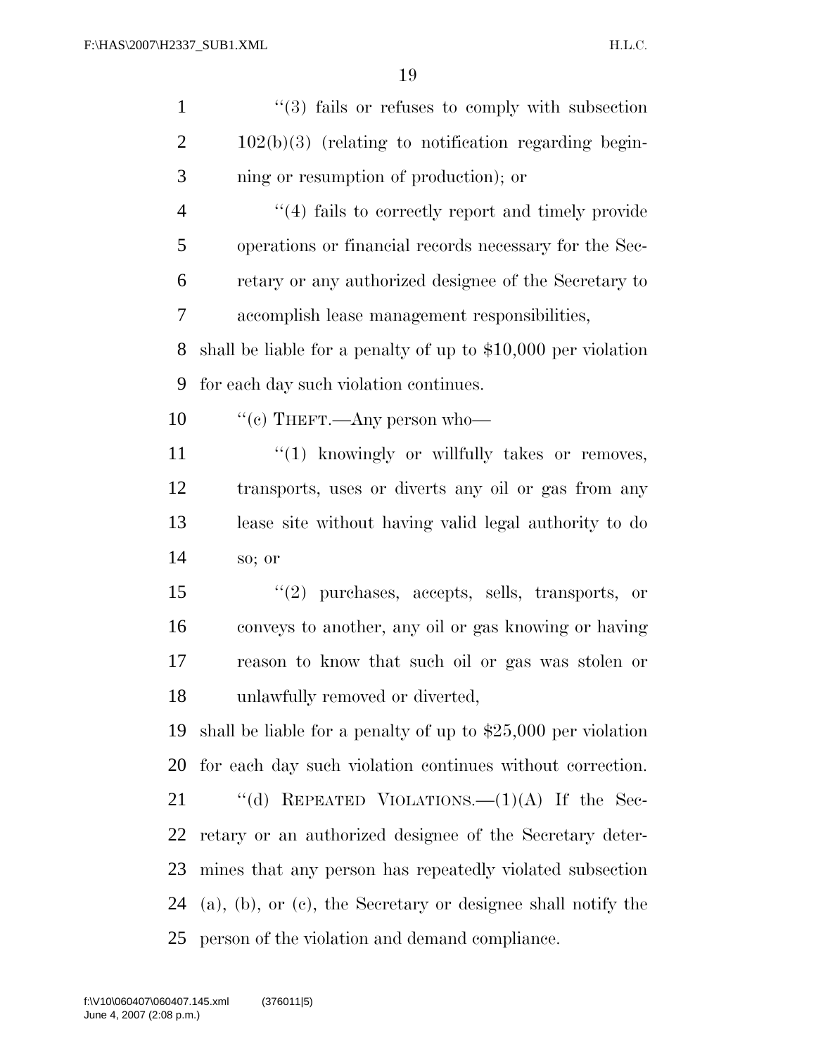''(3) fails or refuses to comply with subsection 102(b)(3) (relating to notification regarding beginning or resumption of production); or

''(4) fails to correctly report and timely provide operations or financial records necessary for the Secretary or any authorized designee of the Secretary to accomplish lease management responsibilities,

shall be liable for a penalty of up to $10,000 per violation for each day such violation continues.

''(c) THEFT.—Any person who—

''(1) knowingly or willfully takes or removes, transports, uses or diverts any oil or gas from any lease site without having valid legal authority to do so; or

''(2) purchases, accepts, sells, transports, or conveys to another, any oil or gas knowing or having reason to know that such oil or gas was stolen or unlawfully removed or diverted,

shall be liable for a penalty of up to $25,000 per violation for each day such violation continues without correction.

''(d) REPEATED VIOLATIONS.—(1)(A) If the Secretary or an authorized designee of the Secretary determines that any person has repeatedly violated subsection (a), (b), or (c), the Secretary or designee shall notify the person of the violation and demand compliance.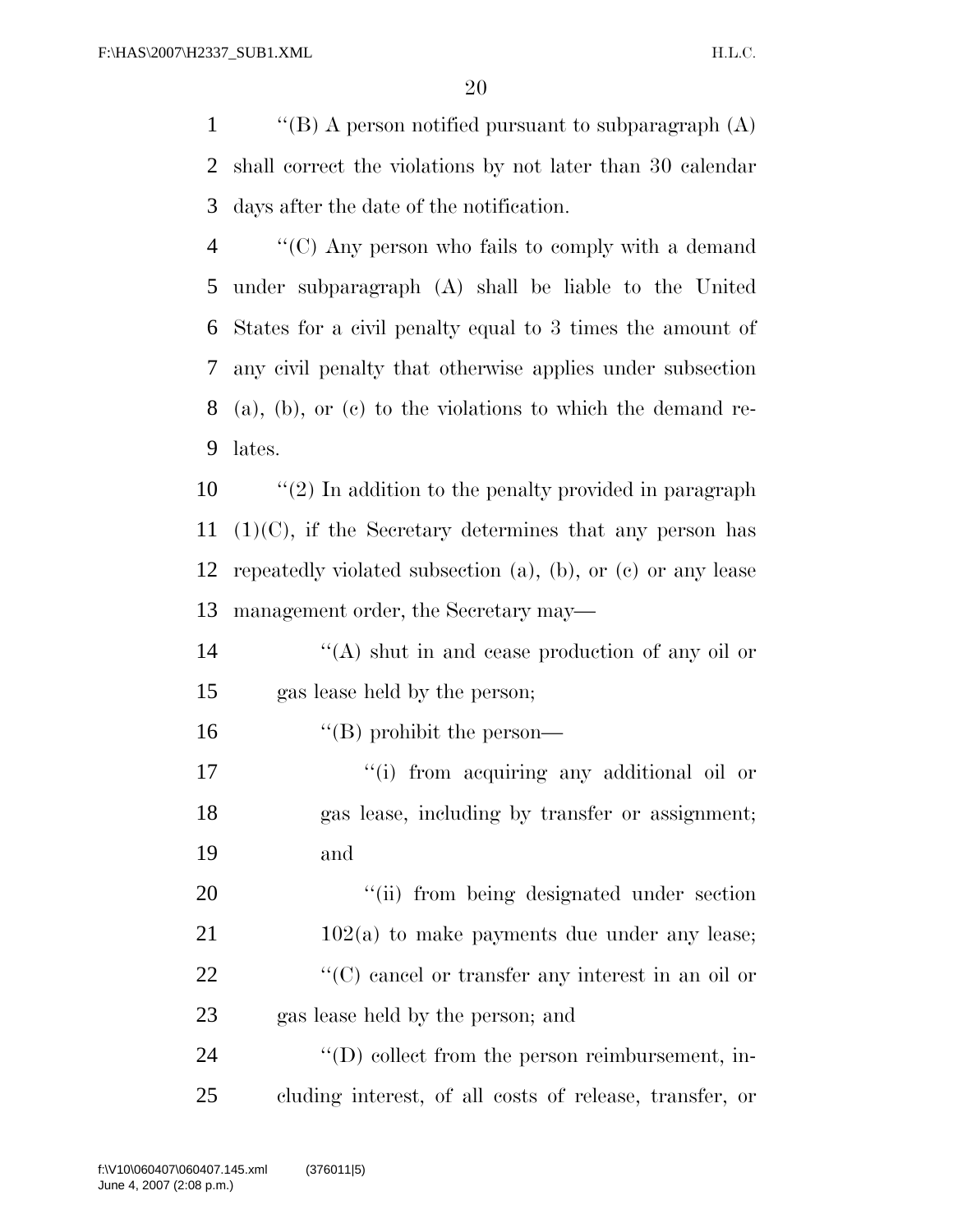''(B) A person notified pursuant to subparagraph (A) shall correct the violations by not later than 30 calendar days after the date of the notification.

''(C) Any person who fails to comply with a demand under subparagraph (A) shall be liable to the United States for a civil penalty equal to 3 times the amount of any civil penalty that otherwise applies under subsection (a), (b), or (c) to the violations to which the demand relates.

''(2) In addition to the penalty provided in paragraph (1)(C), if the Secretary determines that any person has repeatedly violated subsection (a), (b), or (c) or any lease management order, the Secretary may—

''(A) shut in and cease production of any oil or gas lease held by the person;

''(B) prohibit the person—

''(i) from acquiring any additional oil or gas lease, including by transfer or assignment; and

''(ii) from being designated under section 102(a) to make payments due under any lease;

''(C) cancel or transfer any interest in an oil or gas lease held by the person; and

''(D) collect from the person reimbursement, including interest, of all costs of release, transfer, or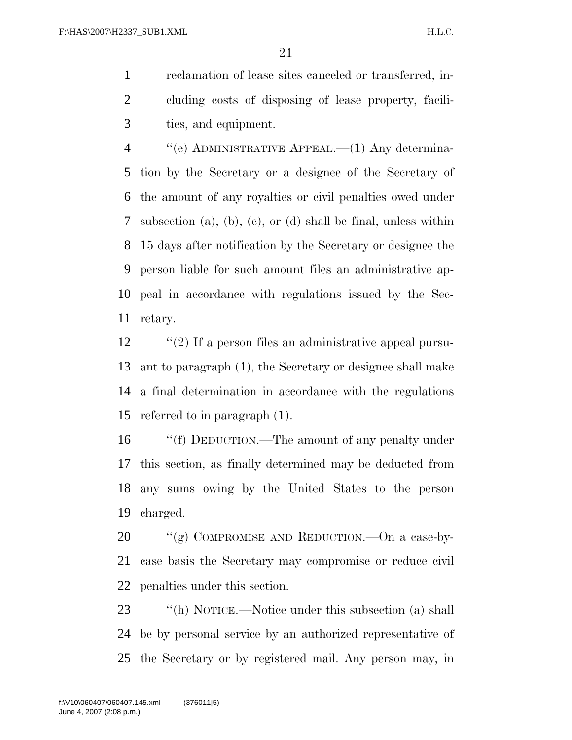reclamation of lease sites canceled or transferred, including costs of disposing of lease property, facilities, and equipment.

"(e) ADMINISTRATIVE APPEAL.—(1) Any determination by the Secretary or a designee of the Secretary of the amount of any royalties or civil penalties owed under subsection (a), (b), (c), or (d) shall be final, unless within 15 days after notification by the Secretary or designee the person liable for such amount files an administrative appeal in accordance with regulations issued by the Secretary.

"(2) If a person files an administrative appeal pursuant to paragraph (1), the Secretary or designee shall make a final determination in accordance with the regulations referred to in paragraph (1).

"(f) DEDUCTION.—The amount of any penalty under this section, as finally determined may be deducted from any sums owing by the United States to the person charged.

"(g) COMPROMISE AND REDUCTION.—On a case-by-case basis the Secretary may compromise or reduce civil penalties under this section.

"(h) NOTICE.—Notice under this subsection (a) shall be by personal service by an authorized representative of the Secretary or by registered mail. Any person may, in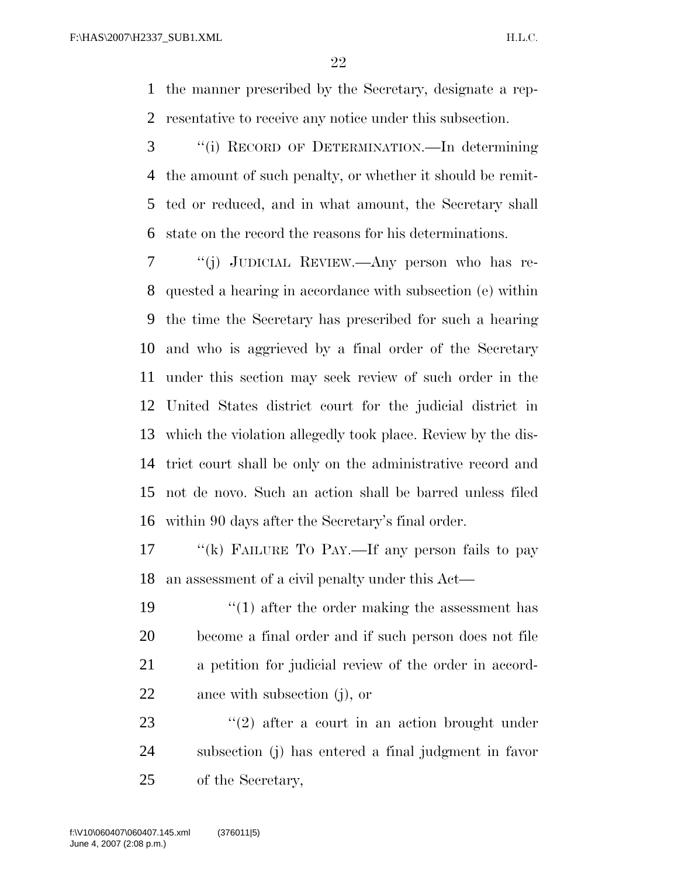the manner prescribed by the Secretary, designate a representative to receive any notice under this subsection.

"(i) RECORD OF DETERMINATION.—In determining the amount of such penalty, or whether it should be remitted or reduced, and in what amount, the Secretary shall state on the record the reasons for his determinations.

"(j) JUDICIAL REVIEW.—Any person who has requested a hearing in accordance with subsection (e) within the time the Secretary has prescribed for such a hearing and who is aggrieved by a final order of the Secretary under this section may seek review of such order in the United States district court for the judicial district in which the violation allegedly took place. Review by the district court shall be only on the administrative record and not de novo. Such an action shall be barred unless filed within 90 days after the Secretary's final order.

"(k) FAILURE TO PAY.—If any person fails to pay an assessment of a civil penalty under this Act—

"(1) after the order making the assessment has become a final order and if such person does not file a petition for judicial review of the order in accordance with subsection (j), or

"(2) after a court in an action brought under subsection (j) has entered a final judgment in favor of the Secretary,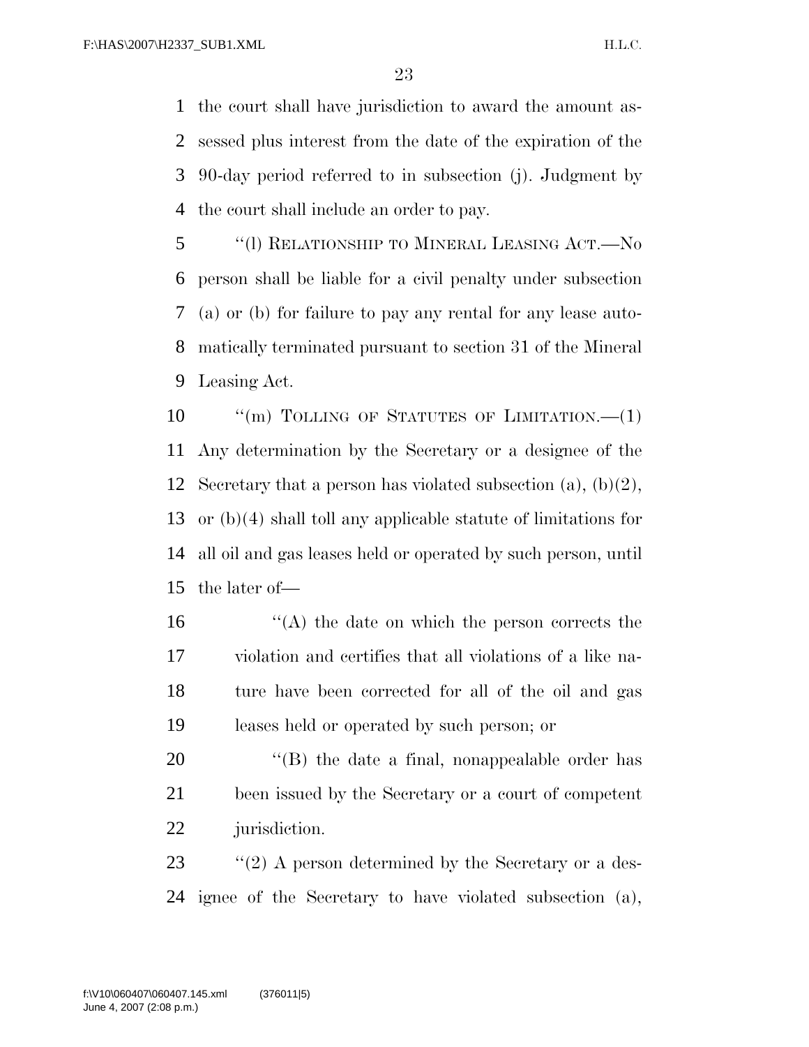the court shall have jurisdiction to award the amount assessed plus interest from the date of the expiration of the 90-day period referred to in subsection (j). Judgment by the court shall include an order to pay.

"(l) RELATIONSHIP TO MINERAL LEASING ACT.—No person shall be liable for a civil penalty under subsection (a) or (b) for failure to pay any rental for any lease automatically terminated pursuant to section 31 of the Mineral Leasing Act.

"(m) TOLLING OF STATUTES OF LIMITATION.—(1) Any determination by the Secretary or a designee of the Secretary that a person has violated subsection (a), (b)(2), or (b)(4) shall toll any applicable statute of limitations for all oil and gas leases held or operated by such person, until the later of—

"(A) the date on which the person corrects the violation and certifies that all violations of a like nature have been corrected for all of the oil and gas leases held or operated by such person; or

"(B) the date a final, nonappealable order has been issued by the Secretary or a court of competent jurisdiction.

"(2) A person determined by the Secretary or a designee of the Secretary to have violated subsection (a),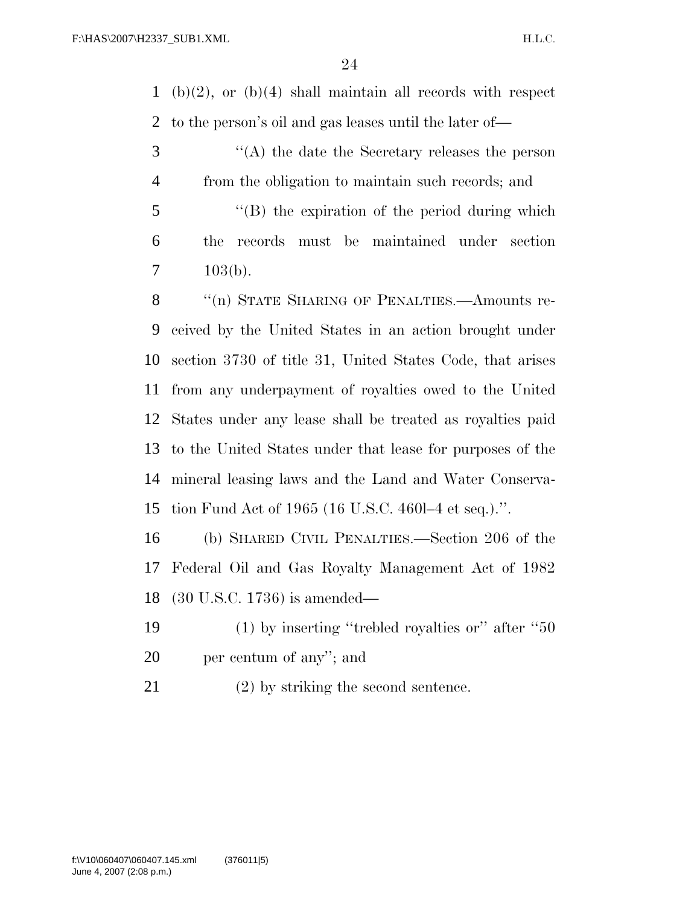(b)(2), or (b)(4) shall maintain all records with respect to the person's oil and gas leases until the later of—

"(A) the date the Secretary releases the person from the obligation to maintain such records; and

"(B) the expiration of the period during which the records must be maintained under section 103(b).

"(n) STATE SHARING OF PENALTIES.—Amounts received by the United States in an action brought under section 3730 of title 31, United States Code, that arises from any underpayment of royalties owed to the United States under any lease shall be treated as royalties paid to the United States under that lease for purposes of the mineral leasing laws and the Land and Water Conservation Fund Act of 1965 (16 U.S.C. 460l–4 et seq.).".

(b) SHARED CIVIL PENALTIES.—Section 206 of the Federal Oil and Gas Royalty Management Act of 1982 (30 U.S.C. 1736) is amended—

(1) by inserting "trebled royalties or" after "50 per centum of any"; and

(2) by striking the second sentence.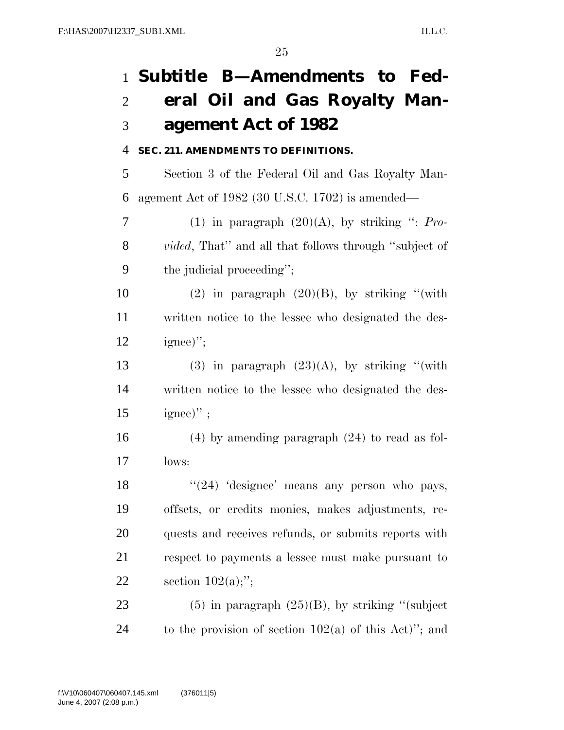# Subtitle B—Amendments to Federal Oil and Gas Royalty Management Act of 1982

**SEC. 211. AMENDMENTS TO DEFINITIONS.**

Section 3 of the Federal Oil and Gas Royalty Management Act of 1982 (30 U.S.C. 1702) is amended—

(1) in paragraph (20)(A), by striking '': *Provided*, That'' and all that follows through ''subject of the judicial proceeding'';

(2) in paragraph (20)(B), by striking ''(with written notice to the lessee who designated the designee)'';

(3) in paragraph (23)(A), by striking ''(with written notice to the lessee who designated the designee)'' ;

(4) by amending paragraph (24) to read as follows:

''(24) 'designee' means any person who pays, offsets, or credits monies, makes adjustments, requests and receives refunds, or submits reports with respect to payments a lessee must make pursuant to section 102(a);'';

(5) in paragraph (25)(B), by striking ''(subject to the provision of section 102(a) of this Act)''; and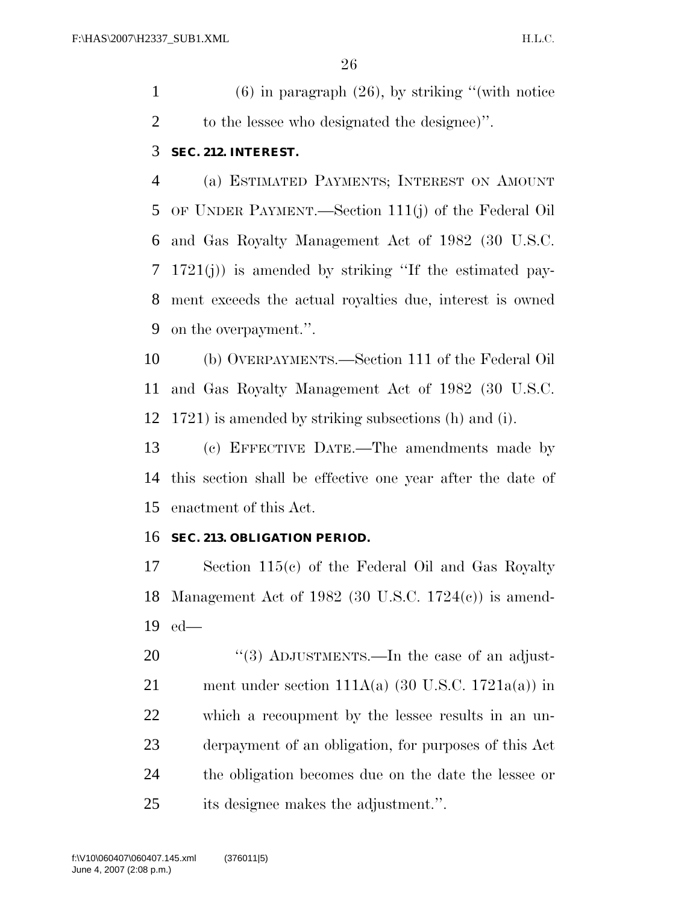(6) in paragraph (26), by striking ''(with notice to the lessee who designated the designee)''.

**SEC. 212. INTEREST.**

(a) ESTIMATED PAYMENTS; INTEREST ON AMOUNT OF UNDER PAYMENT.—Section 111(j) of the Federal Oil and Gas Royalty Management Act of 1982 (30 U.S.C. 1721(j)) is amended by striking ''If the estimated payment exceeds the actual royalties due, interest is owned on the overpayment.''.

(b) OVERPAYMENTS.—Section 111 of the Federal Oil and Gas Royalty Management Act of 1982 (30 U.S.C. 1721) is amended by striking subsections (h) and (i).

(c) EFFECTIVE DATE.—The amendments made by this section shall be effective one year after the date of enactment of this Act.

**SEC. 213. OBLIGATION PERIOD.**

Section 115(c) of the Federal Oil and Gas Royalty Management Act of 1982 (30 U.S.C. 1724(c)) is amended—

''(3) ADJUSTMENTS.—In the case of an adjustment under section 111A(a) (30 U.S.C. 1721a(a)) in which a recoupment by the lessee results in an underpayment of an obligation, for purposes of this Act the obligation becomes due on the date the lessee or its designee makes the adjustment.''.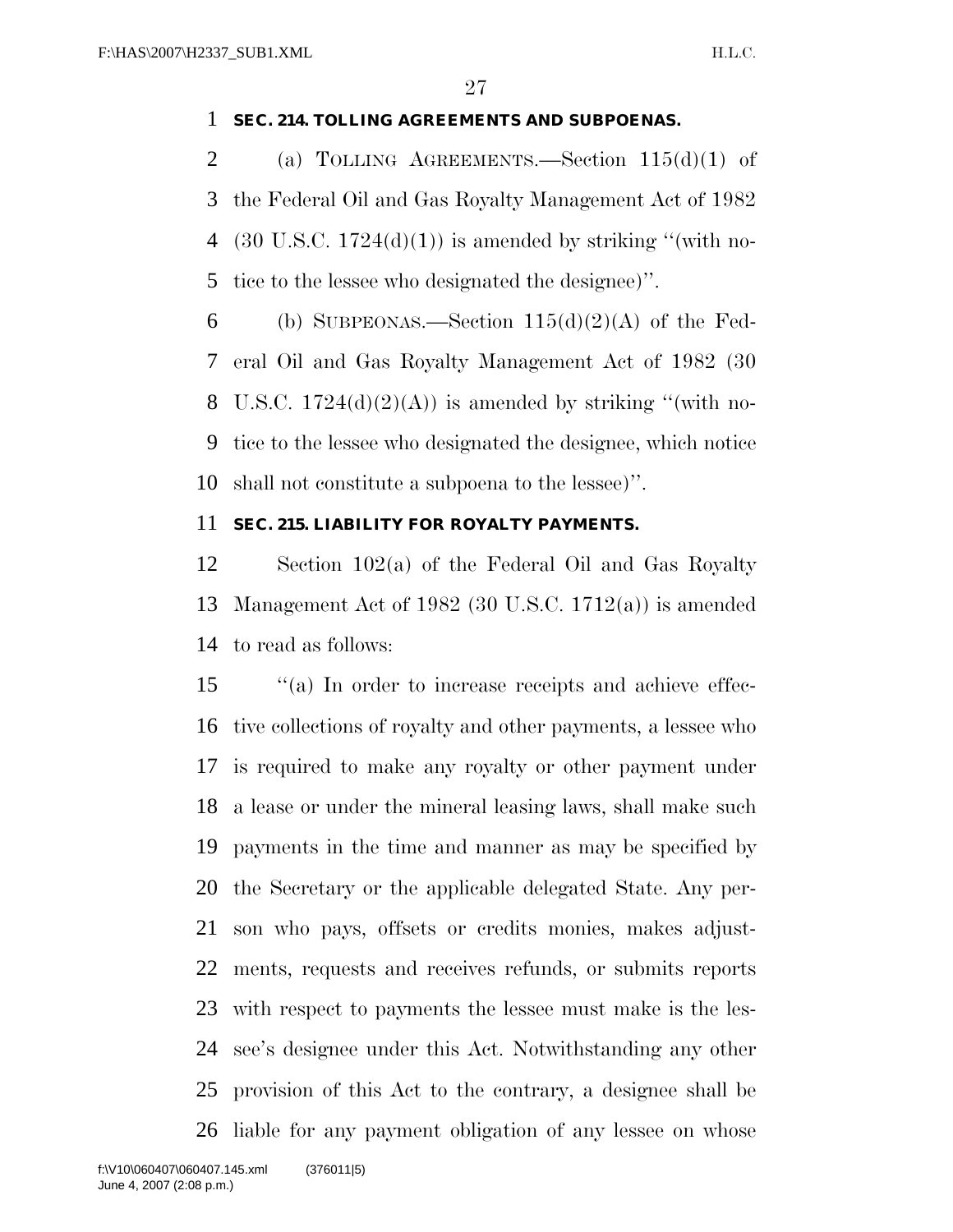**SEC. 214. TOLLING AGREEMENTS AND SUBPOENAS.**

(a) TOLLING AGREEMENTS.—Section 115(d)(1) of the Federal Oil and Gas Royalty Management Act of 1982 (30 U.S.C. 1724(d)(1)) is amended by striking ''(with notice to the lessee who designated the designee)''.

(b) SUBPEONAS.—Section 115(d)(2)(A) of the Federal Oil and Gas Royalty Management Act of 1982 (30 U.S.C. 1724(d)(2)(A)) is amended by striking ''(with notice to the lessee who designated the designee, which notice shall not constitute a subpoena to the lessee)''.

**SEC. 215. LIABILITY FOR ROYALTY PAYMENTS.**

Section 102(a) of the Federal Oil and Gas Royalty Management Act of 1982 (30 U.S.C. 1712(a)) is amended to read as follows:

''(a) In order to increase receipts and achieve effective collections of royalty and other payments, a lessee who is required to make any royalty or other payment under a lease or under the mineral leasing laws, shall make such payments in the time and manner as may be specified by the Secretary or the applicable delegated State. Any person who pays, offsets or credits monies, makes adjustments, requests and receives refunds, or submits reports with respect to payments the lessee must make is the lessee's designee under this Act. Notwithstanding any other provision of this Act to the contrary, a designee shall be liable for any payment obligation of any lessee on whose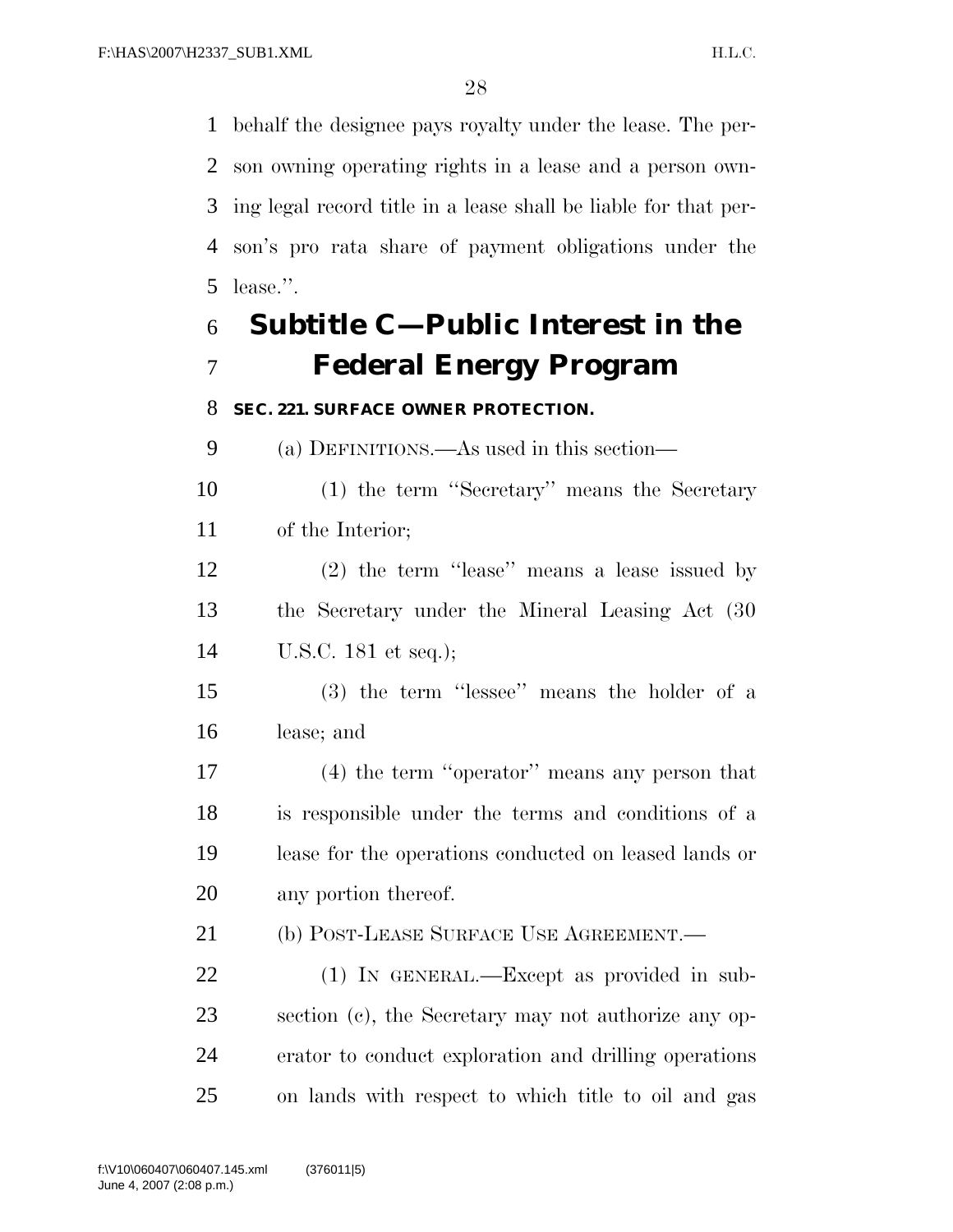behalf the designee pays royalty under the lease. The person owning operating rights in a lease and a person owning legal record title in a lease shall be liable for that person's pro rata share of payment obligations under the lease.''.

## Subtitle C—Public Interest in the Federal Energy Program

### SEC. 221. SURFACE OWNER PROTECTION.

(a) DEFINITIONS.—As used in this section—

(1) the term ''Secretary'' means the Secretary of the Interior;

(2) the term ''lease'' means a lease issued by the Secretary under the Mineral Leasing Act (30 U.S.C. 181 et seq.);

(3) the term ''lessee'' means the holder of a lease; and

(4) the term ''operator'' means any person that is responsible under the terms and conditions of a lease for the operations conducted on leased lands or any portion thereof.

(b) POST-LEASE SURFACE USE AGREEMENT.—

(1) IN GENERAL.—Except as provided in subsection (c), the Secretary may not authorize any operator to conduct exploration and drilling operations on lands with respect to which title to oil and gas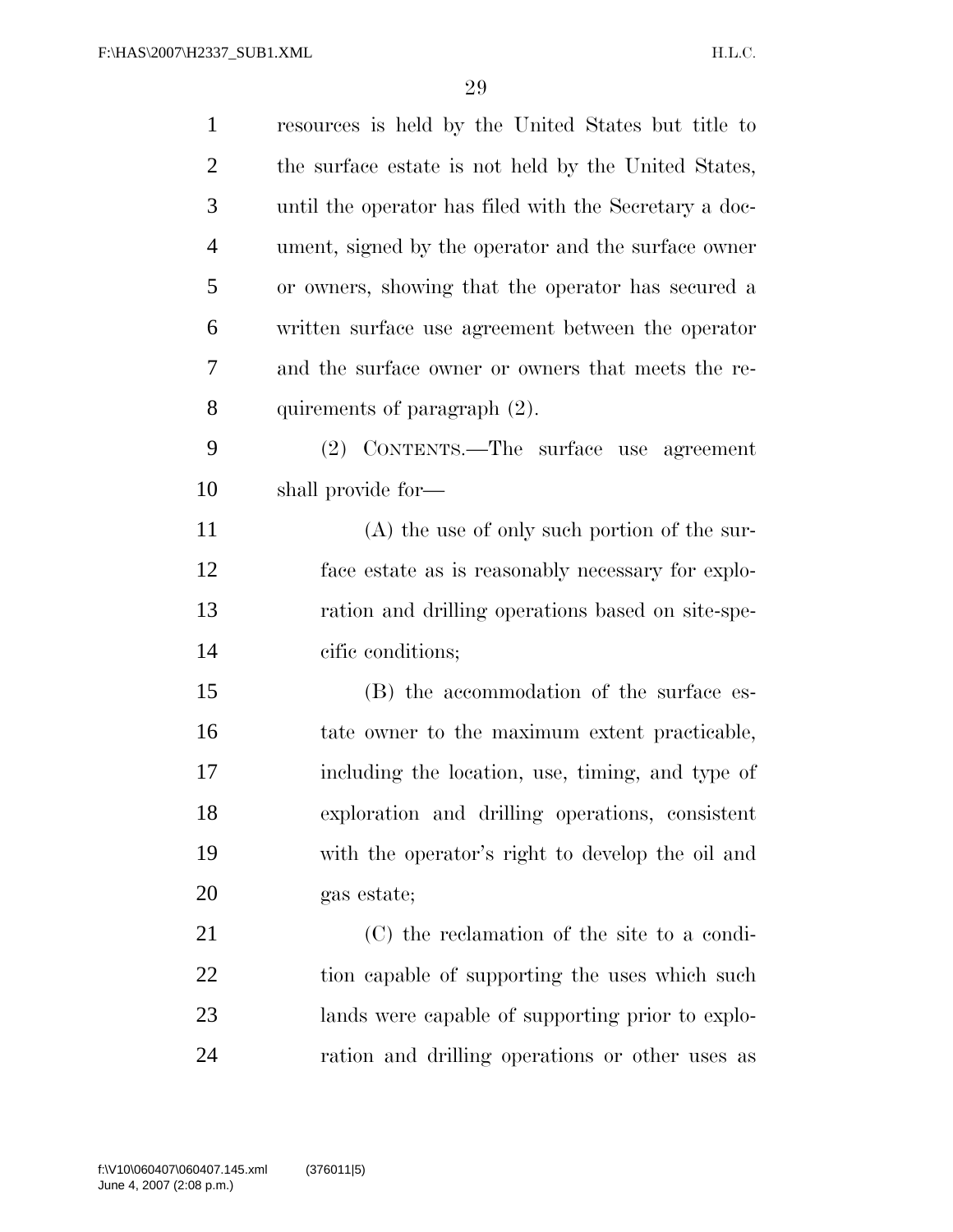resources is held by the United States but title to the surface estate is not held by the United States, until the operator has filed with the Secretary a document, signed by the operator and the surface owner or owners, showing that the operator has secured a written surface use agreement between the operator and the surface owner or owners that meets the requirements of paragraph (2).

(2) CONTENTS.—The surface use agreement shall provide for—

(A) the use of only such portion of the surface estate as is reasonably necessary for exploration and drilling operations based on site-specific conditions;

(B) the accommodation of the surface estate owner to the maximum extent practicable, including the location, use, timing, and type of exploration and drilling operations, consistent with the operator's right to develop the oil and gas estate;

(C) the reclamation of the site to a condition capable of supporting the uses which such lands were capable of supporting prior to exploration and drilling operations or other uses as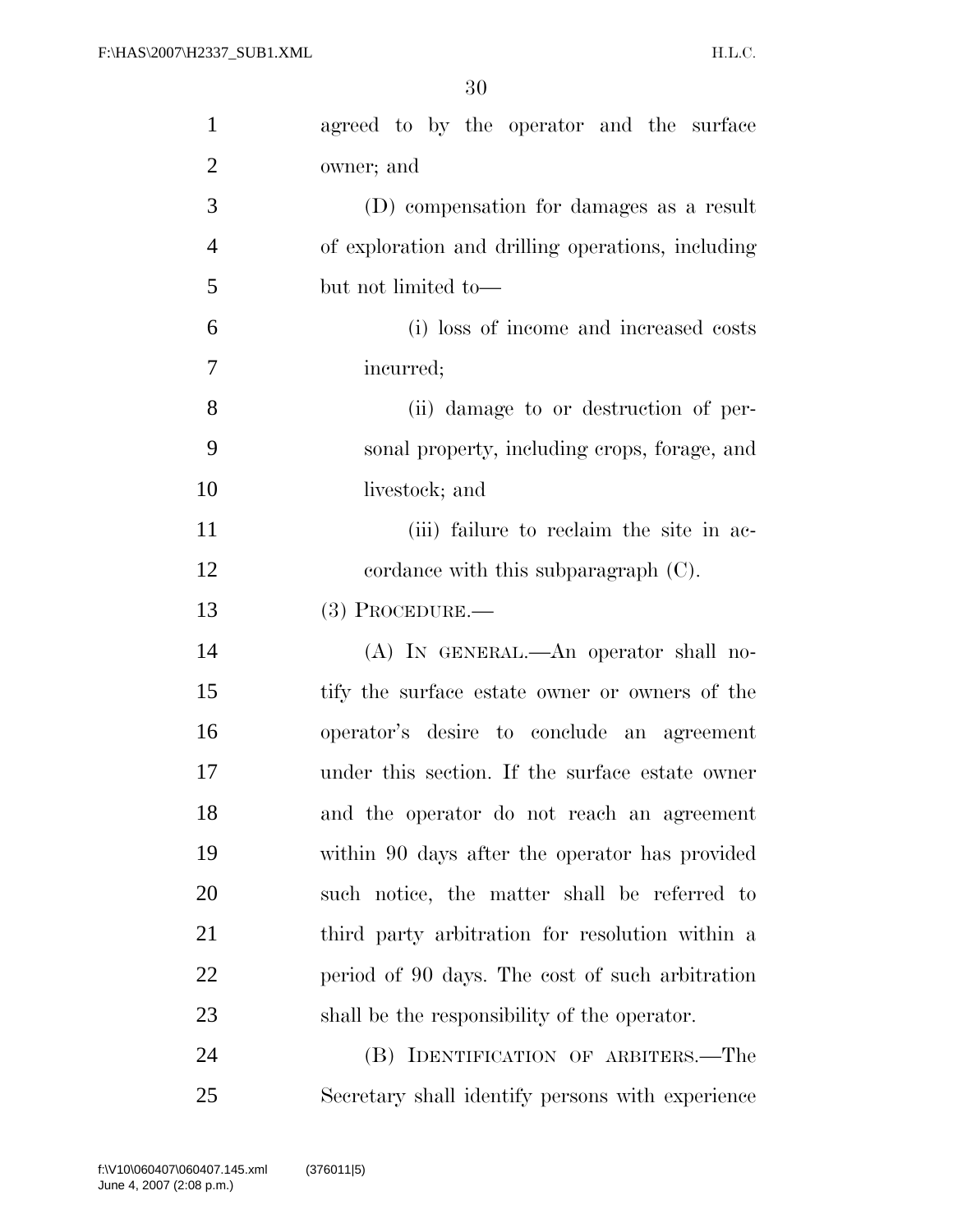agreed to by the operator and the surface owner; and

(D) compensation for damages as a result of exploration and drilling operations, including but not limited to—

(i) loss of income and increased costs incurred;

(ii) damage to or destruction of personal property, including crops, forage, and livestock; and

(iii) failure to reclaim the site in accordance with this subparagraph (C).

(3) PROCEDURE.—

(A) IN GENERAL.—An operator shall notify the surface estate owner or owners of the operator's desire to conclude an agreement under this section. If the surface estate owner and the operator do not reach an agreement within 90 days after the operator has provided such notice, the matter shall be referred to third party arbitration for resolution within a period of 90 days. The cost of such arbitration shall be the responsibility of the operator.

(B) IDENTIFICATION OF ARBITERS.—The Secretary shall identify persons with experience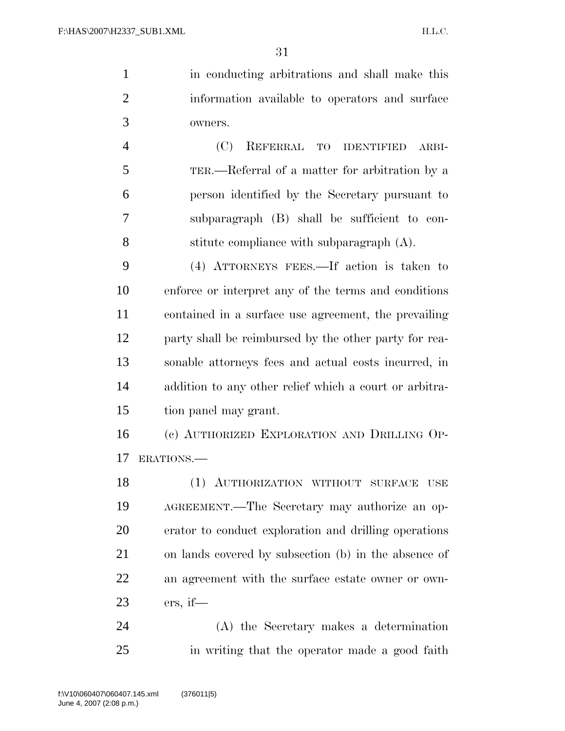in conducting arbitrations and shall make this information available to operators and surface owners.

(C) REFERRAL TO IDENTIFIED ARBITER.—Referral of a matter for arbitration by a person identified by the Secretary pursuant to subparagraph (B) shall be sufficient to constitute compliance with subparagraph (A).

(4) ATTORNEYS FEES.—If action is taken to enforce or interpret any of the terms and conditions contained in a surface use agreement, the prevailing party shall be reimbursed by the other party for reasonable attorneys fees and actual costs incurred, in addition to any other relief which a court or arbitration panel may grant.

(c) AUTHORIZED EXPLORATION AND DRILLING OPERATIONS.—

(1) AUTHORIZATION WITHOUT SURFACE USE AGREEMENT.—The Secretary may authorize an operator to conduct exploration and drilling operations on lands covered by subsection (b) in the absence of an agreement with the surface estate owner or owners, if—

(A) the Secretary makes a determination in writing that the operator made a good faith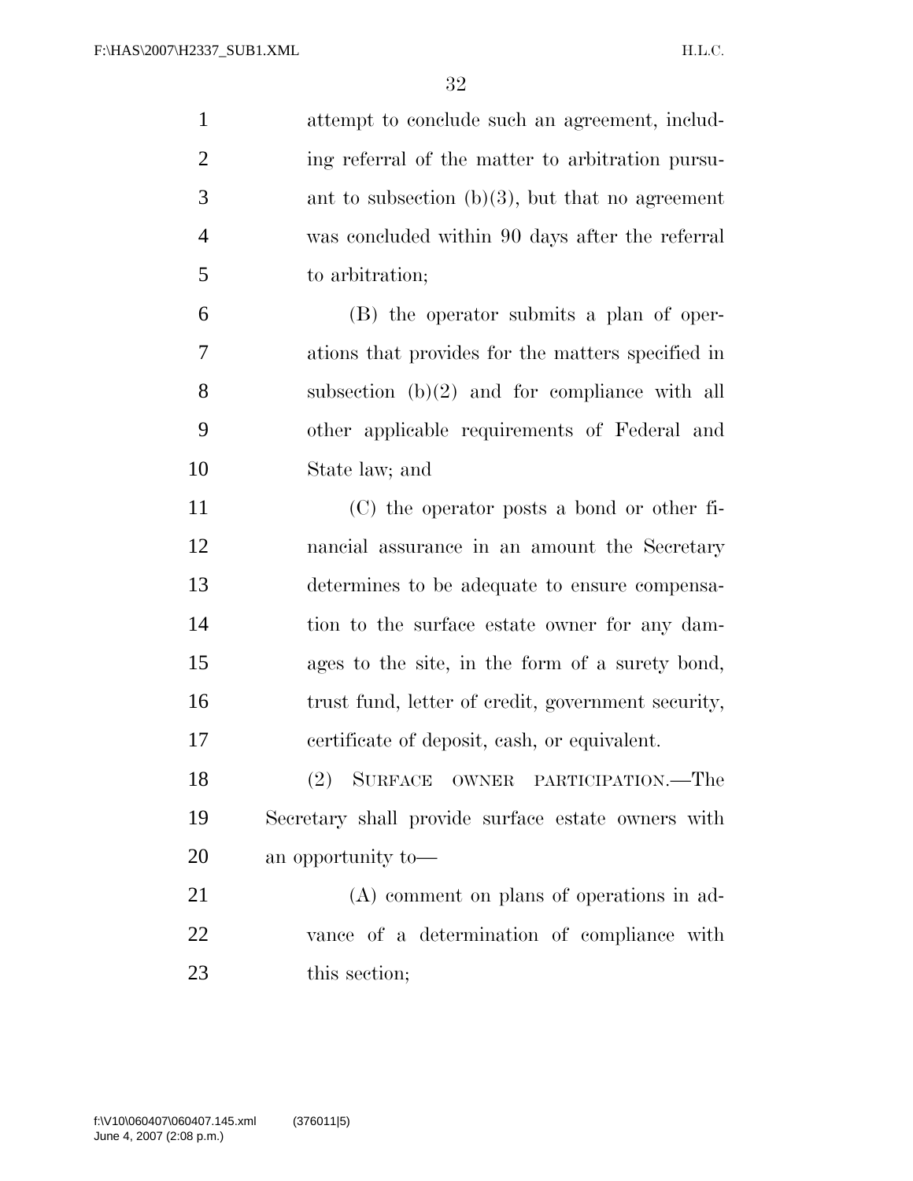attempt to conclude such an agreement, including referral of the matter to arbitration pursuant to subsection (b)(3), but that no agreement was concluded within 90 days after the referral to arbitration;

(B) the operator submits a plan of operations that provides for the matters specified in subsection (b)(2) and for compliance with all other applicable requirements of Federal and State law; and

(C) the operator posts a bond or other financial assurance in an amount the Secretary determines to be adequate to ensure compensation to the surface estate owner for any damages to the site, in the form of a surety bond, trust fund, letter of credit, government security, certificate of deposit, cash, or equivalent.

(2) SURFACE OWNER PARTICIPATION.—The Secretary shall provide surface estate owners with an opportunity to—

(A) comment on plans of operations in advance of a determination of compliance with this section;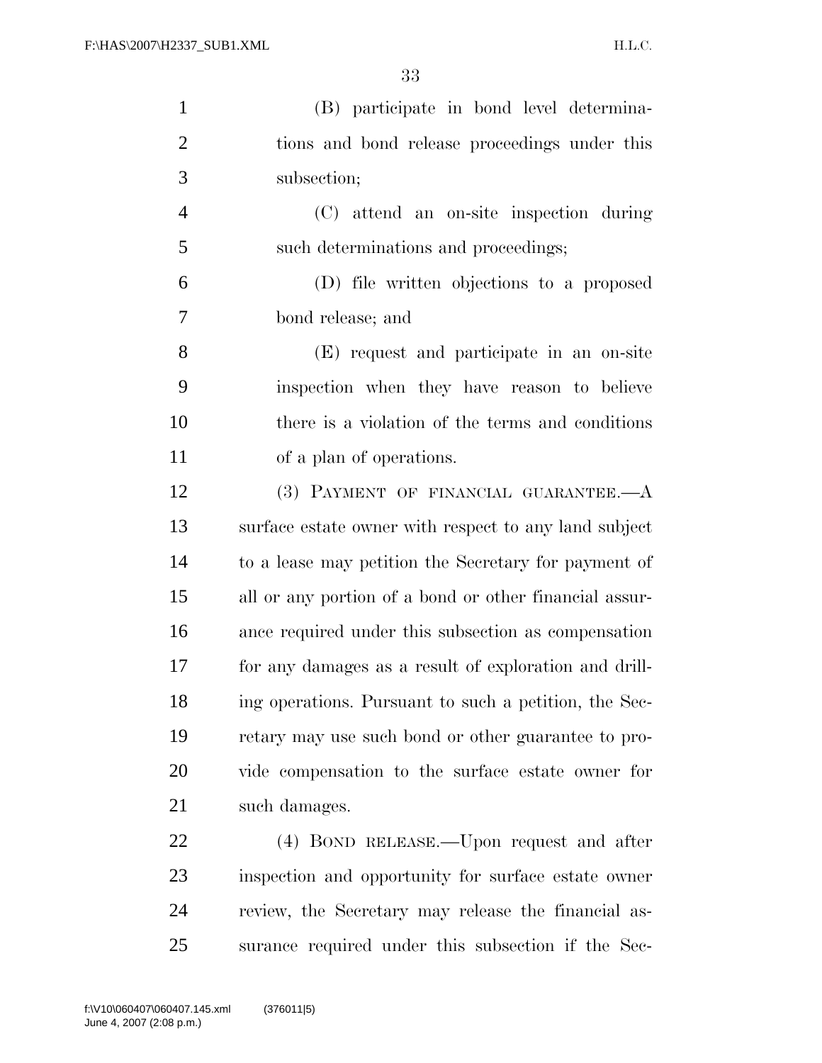(B) participate in bond level determinations and bond release proceedings under this subsection;

(C) attend an on-site inspection during such determinations and proceedings;

(D) file written objections to a proposed bond release; and

(E) request and participate in an on-site inspection when they have reason to believe there is a violation of the terms and conditions of a plan of operations.

(3) PAYMENT OF FINANCIAL GUARANTEE.—A surface estate owner with respect to any land subject to a lease may petition the Secretary for payment of all or any portion of a bond or other financial assurance required under this subsection as compensation for any damages as a result of exploration and drilling operations. Pursuant to such a petition, the Secretary may use such bond or other guarantee to provide compensation to the surface estate owner for such damages.

(4) BOND RELEASE.—Upon request and after inspection and opportunity for surface estate owner review, the Secretary may release the financial assurance required under this subsection if the Sec-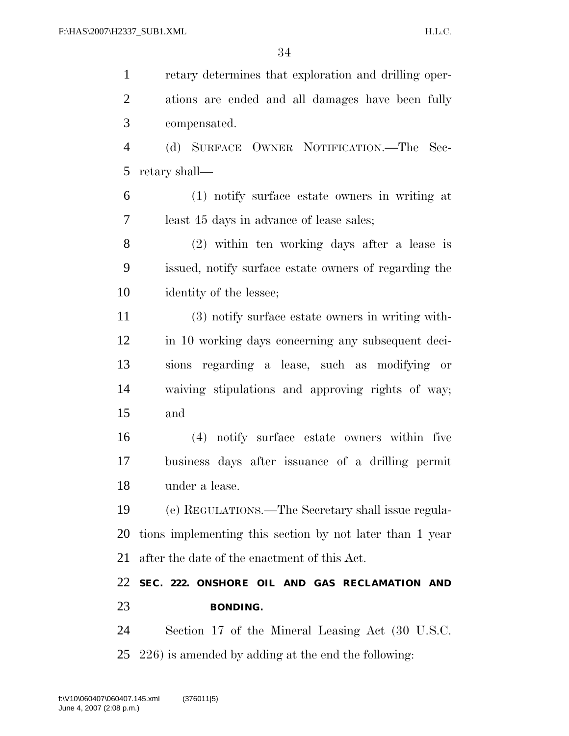retary determines that exploration and drilling operations are ended and all damages have been fully compensated.

(d) SURFACE OWNER NOTIFICATION.—The Secretary shall—

(1) notify surface estate owners in writing at least 45 days in advance of lease sales;

(2) within ten working days after a lease is issued, notify surface estate owners of regarding the identity of the lessee;

(3) notify surface estate owners in writing within 10 working days concerning any subsequent decisions regarding a lease, such as modifying or waiving stipulations and approving rights of way; and

(4) notify surface estate owners within five business days after issuance of a drilling permit under a lease.

(e) REGULATIONS.—The Secretary shall issue regulations implementing this section by not later than 1 year after the date of the enactment of this Act.

**SEC. 222. ONSHORE OIL AND GAS RECLAMATION AND BONDING.**

Section 17 of the Mineral Leasing Act (30 U.S.C. 226) is amended by adding at the end the following: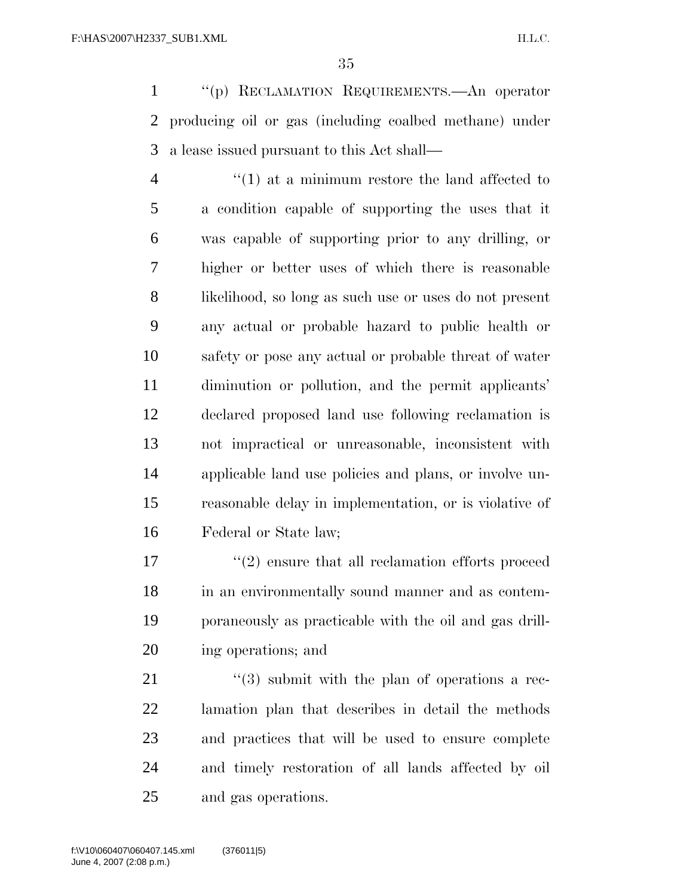''(p) RECLAMATION REQUIREMENTS.—An operator producing oil or gas (including coalbed methane) under a lease issued pursuant to this Act shall—

''(1) at a minimum restore the land affected to a condition capable of supporting the uses that it was capable of supporting prior to any drilling, or higher or better uses of which there is reasonable likelihood, so long as such use or uses do not present any actual or probable hazard to public health or safety or pose any actual or probable threat of water diminution or pollution, and the permit applicants' declared proposed land use following reclamation is not impractical or unreasonable, inconsistent with applicable land use policies and plans, or involve unreasonable delay in implementation, or is violative of Federal or State law;

''(2) ensure that all reclamation efforts proceed in an environmentally sound manner and as contemporaneously as practicable with the oil and gas drilling operations; and

''(3) submit with the plan of operations a reclamation plan that describes in detail the methods and practices that will be used to ensure complete and timely restoration of all lands affected by oil and gas operations.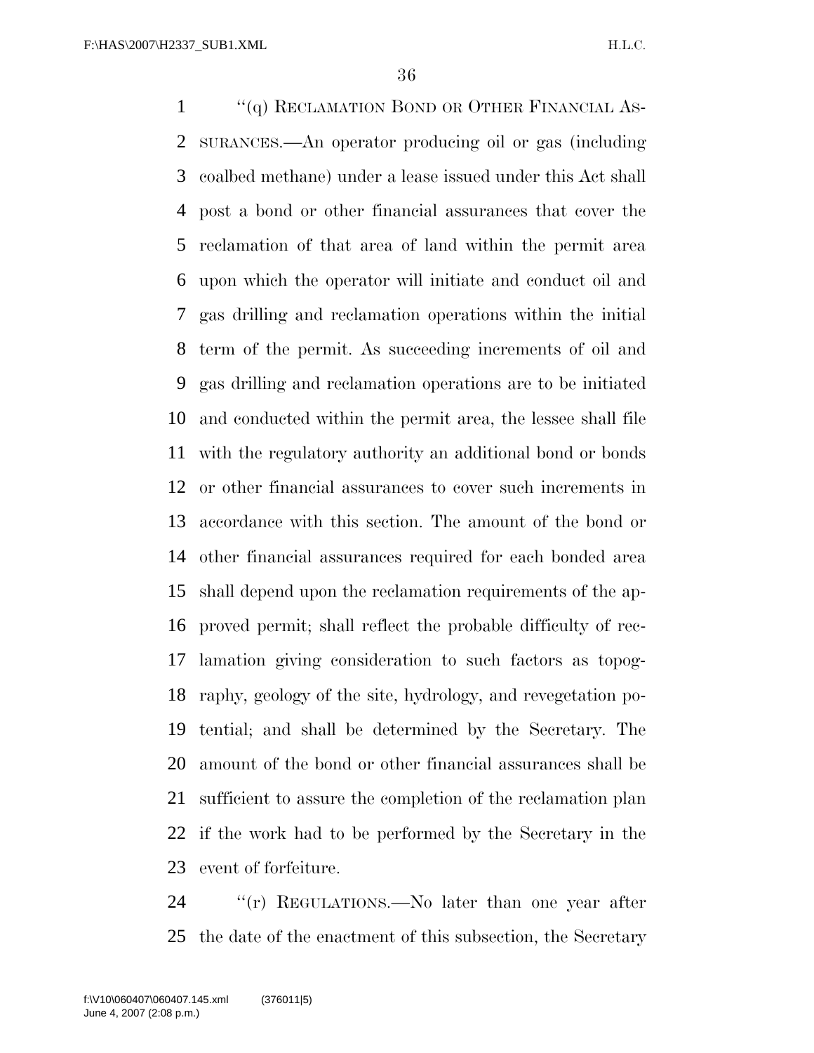''(q) RECLAMATION BOND OR OTHER FINANCIAL ASSURANCES.—An operator producing oil or gas (including coalbed methane) under a lease issued under this Act shall post a bond or other financial assurances that cover the reclamation of that area of land within the permit area upon which the operator will initiate and conduct oil and gas drilling and reclamation operations within the initial term of the permit. As succeeding increments of oil and gas drilling and reclamation operations are to be initiated and conducted within the permit area, the lessee shall file with the regulatory authority an additional bond or bonds or other financial assurances to cover such increments in accordance with this section. The amount of the bond or other financial assurances required for each bonded area shall depend upon the reclamation requirements of the approved permit; shall reflect the probable difficulty of reclamation giving consideration to such factors as topography, geology of the site, hydrology, and revegetation potential; and shall be determined by the Secretary. The amount of the bond or other financial assurances shall be sufficient to assure the completion of the reclamation plan if the work had to be performed by the Secretary in the event of forfeiture.

''(r) REGULATIONS.—No later than one year after the date of the enactment of this subsection, the Secretary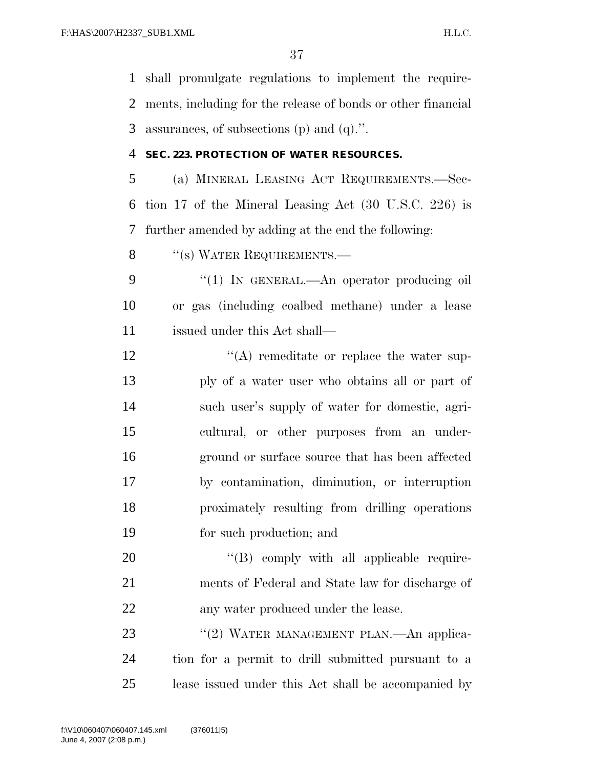shall promulgate regulations to implement the requirements, including for the release of bonds or other financial assurances, of subsections (p) and (q).''.

**SEC. 223. PROTECTION OF WATER RESOURCES.**

(a) MINERAL LEASING ACT REQUIREMENTS.—Section 17 of the Mineral Leasing Act (30 U.S.C. 226) is further amended by adding at the end the following:

''(s) WATER REQUIREMENTS.—

''(1) IN GENERAL.—An operator producing oil or gas (including coalbed methane) under a lease issued under this Act shall—

''(A) remediate or replace the water supply of a water user who obtains all or part of such user's supply of water for domestic, agricultural, or other purposes from an underground or surface source that has been affected by contamination, diminution, or interruption proximately resulting from drilling operations for such production; and

''(B) comply with all applicable requirements of Federal and State law for discharge of any water produced under the lease.

''(2) WATER MANAGEMENT PLAN.—An application for a permit to drill submitted pursuant to a lease issued under this Act shall be accompanied by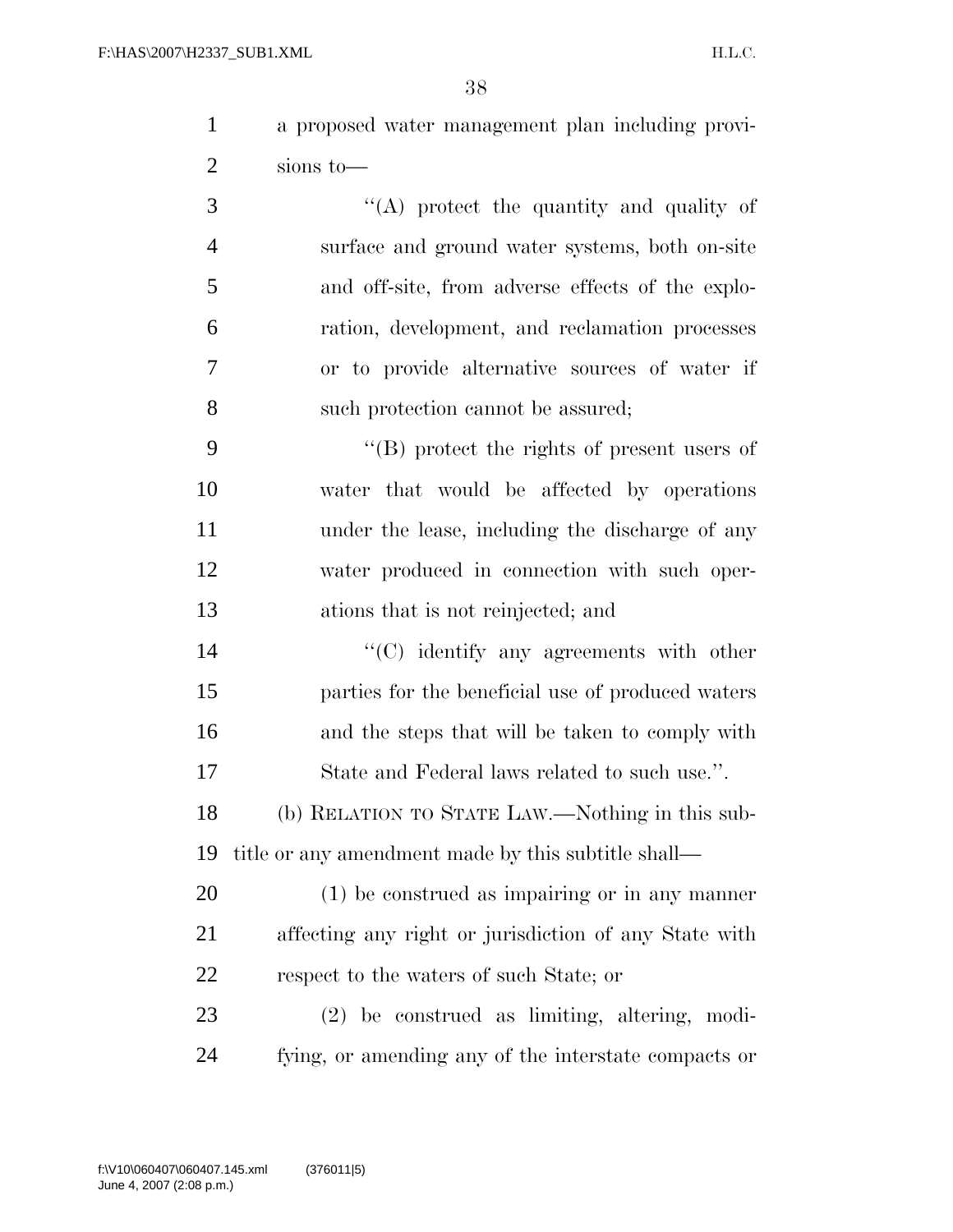a proposed water management plan including provisions to—

"(A) protect the quantity and quality of surface and ground water systems, both on-site and off-site, from adverse effects of the exploration, development, and reclamation processes or to provide alternative sources of water if such protection cannot be assured;

"(B) protect the rights of present users of water that would be affected by operations under the lease, including the discharge of any water produced in connection with such operations that is not reinjected; and

"(C) identify any agreements with other parties for the beneficial use of produced waters and the steps that will be taken to comply with State and Federal laws related to such use.".

(b) RELATION TO STATE LAW.—Nothing in this subtitle or any amendment made by this subtitle shall—

(1) be construed as impairing or in any manner affecting any right or jurisdiction of any State with respect to the waters of such State; or

(2) be construed as limiting, altering, modifying, or amending any of the interstate compacts or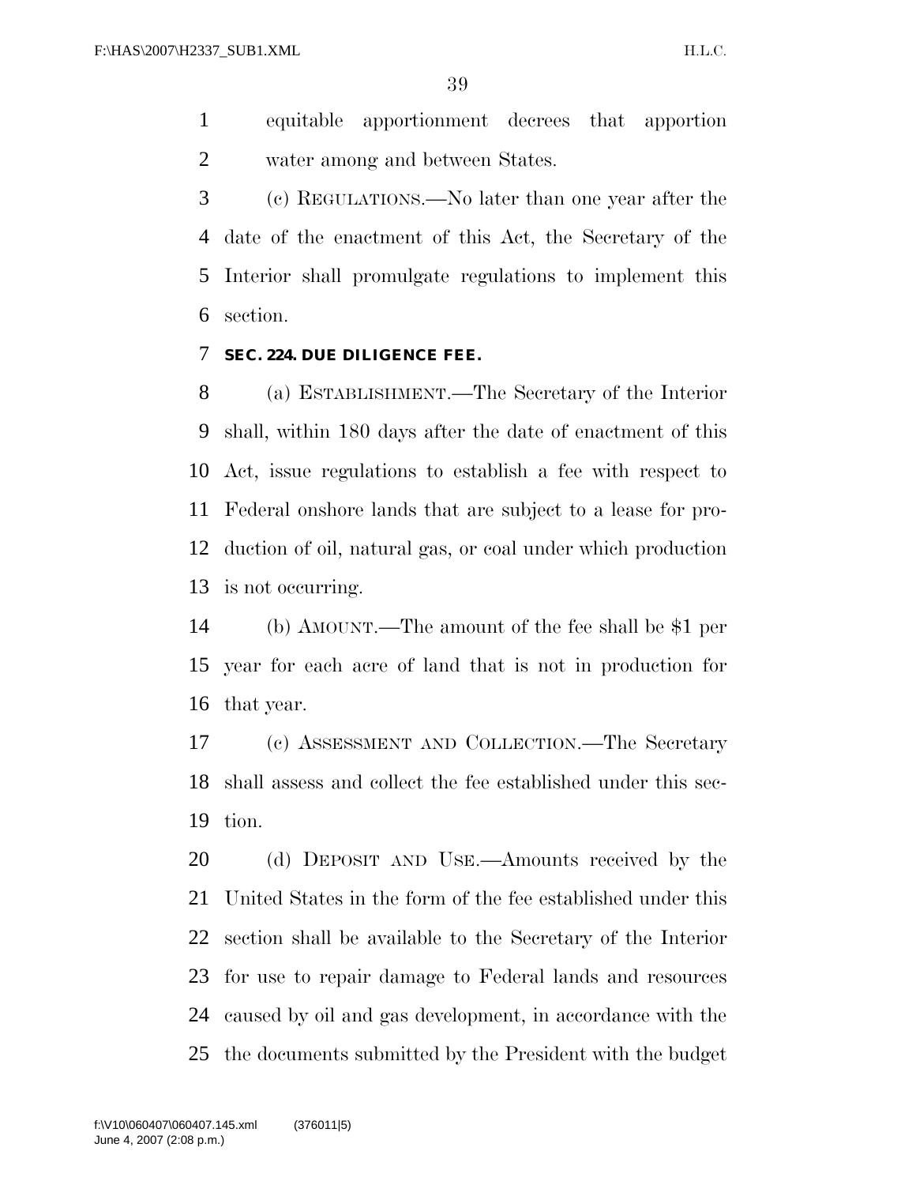equitable apportionment decrees that apportion water among and between States.

(c) REGULATIONS.—No later than one year after the date of the enactment of this Act, the Secretary of the Interior shall promulgate regulations to implement this section.

### SEC. 224. DUE DILIGENCE FEE.

(a) ESTABLISHMENT.—The Secretary of the Interior shall, within 180 days after the date of enactment of this Act, issue regulations to establish a fee with respect to Federal onshore lands that are subject to a lease for production of oil, natural gas, or coal under which production is not occurring.

(b) AMOUNT.—The amount of the fee shall be $1 per year for each acre of land that is not in production for that year.

(c) ASSESSMENT AND COLLECTION.—The Secretary shall assess and collect the fee established under this section.

(d) DEPOSIT AND USE.—Amounts received by the United States in the form of the fee established under this section shall be available to the Secretary of the Interior for use to repair damage to Federal lands and resources caused by oil and gas development, in accordance with the the documents submitted by the President with the budget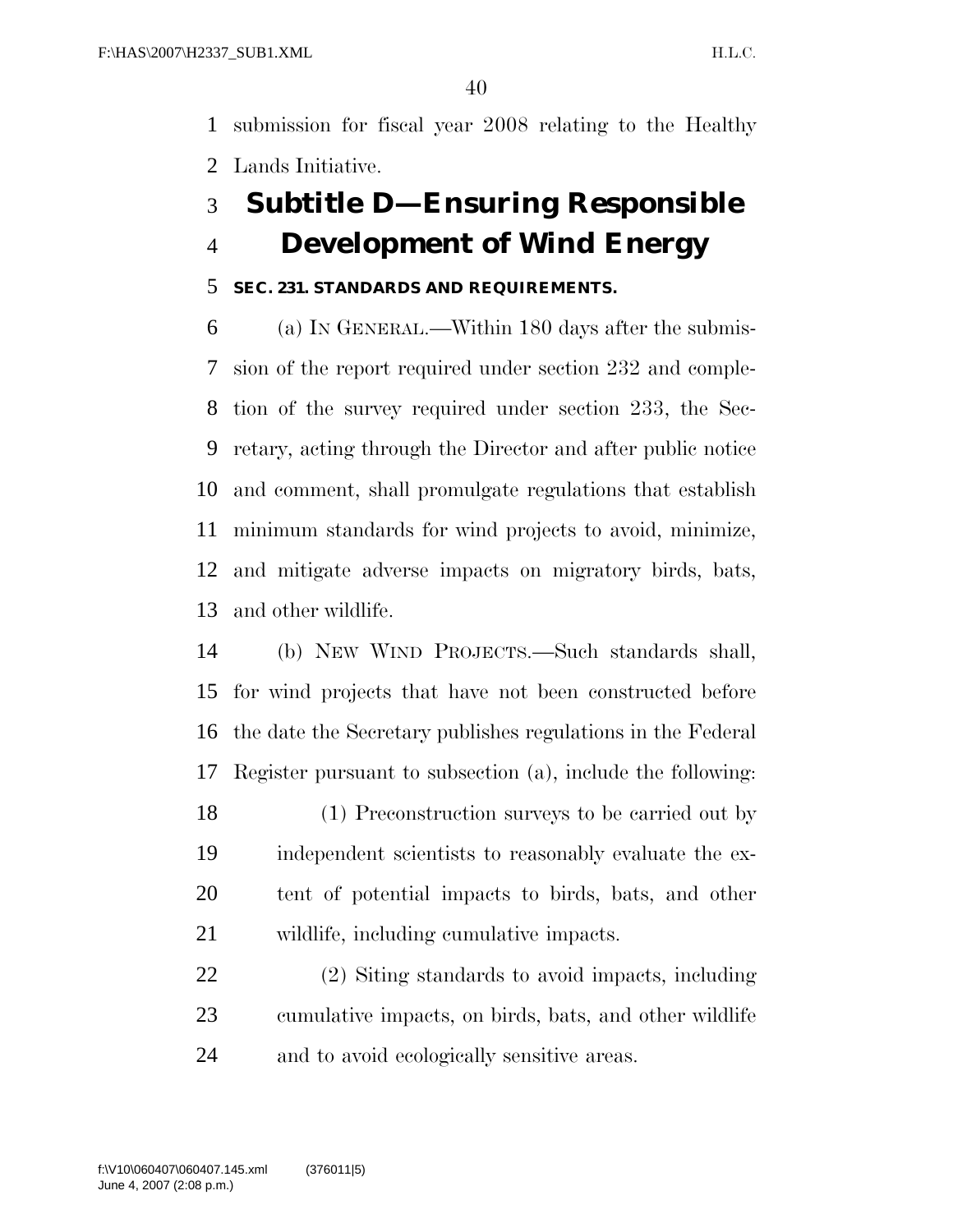submission for fiscal year 2008 relating to the Healthy Lands Initiative.

## Subtitle D—Ensuring Responsible Development of Wind Energy

### SEC. 231. STANDARDS AND REQUIREMENTS.

(a) IN GENERAL.—Within 180 days after the submission of the report required under section 232 and completion of the survey required under section 233, the Secretary, acting through the Director and after public notice and comment, shall promulgate regulations that establish minimum standards for wind projects to avoid, minimize, and mitigate adverse impacts on migratory birds, bats, and other wildlife.

(b) NEW WIND PROJECTS.—Such standards shall, for wind projects that have not been constructed before the date the Secretary publishes regulations in the Federal Register pursuant to subsection (a), include the following:

(1) Preconstruction surveys to be carried out by independent scientists to reasonably evaluate the extent of potential impacts to birds, bats, and other wildlife, including cumulative impacts.

(2) Siting standards to avoid impacts, including cumulative impacts, on birds, bats, and other wildlife and to avoid ecologically sensitive areas.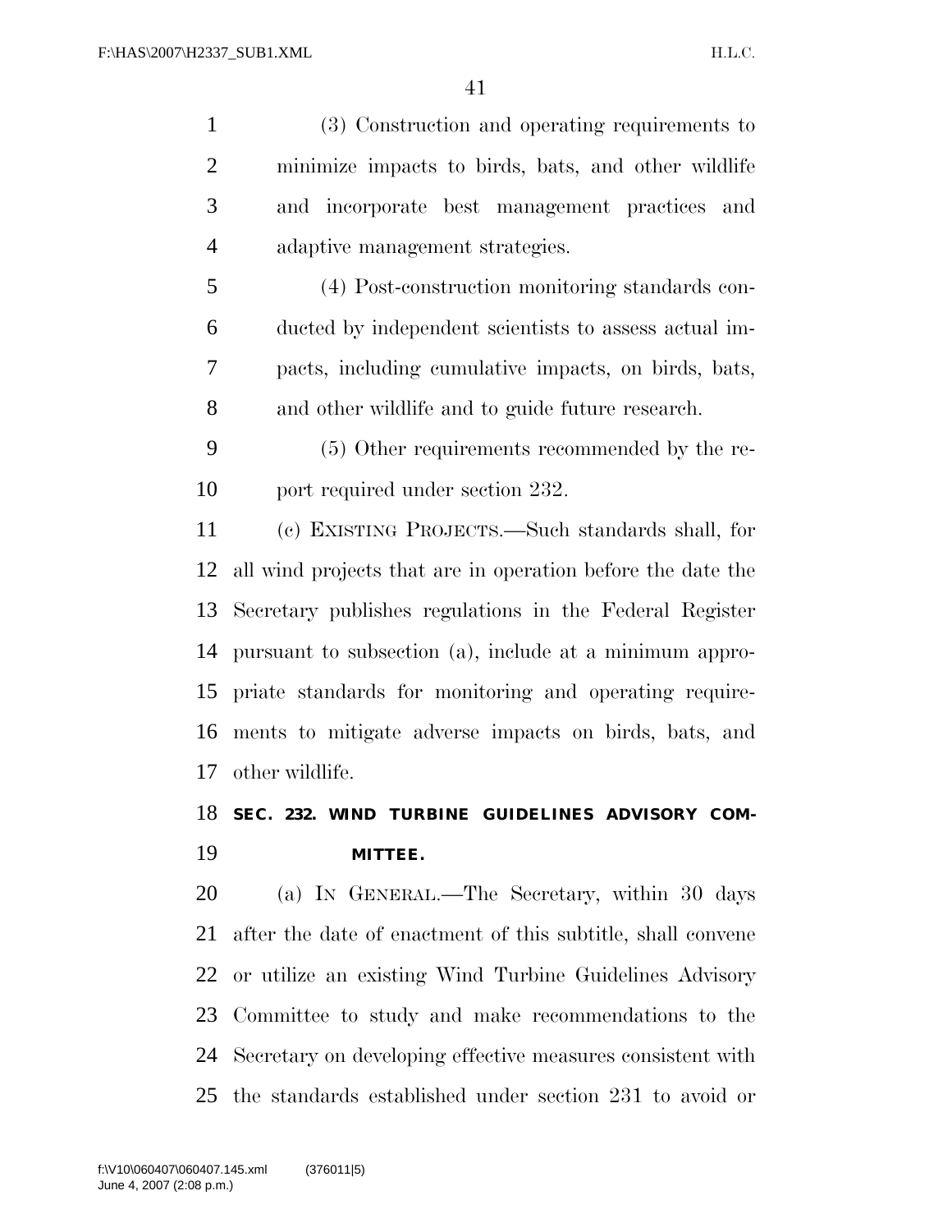(3) Construction and operating requirements to minimize impacts to birds, bats, and other wildlife and incorporate best management practices and adaptive management strategies.

(4) Post-construction monitoring standards conducted by independent scientists to assess actual impacts, including cumulative impacts, on birds, bats, and other wildlife and to guide future research.

(5) Other requirements recommended by the report required under section 232.

(c) EXISTING PROJECTS.—Such standards shall, for all wind projects that are in operation before the date the Secretary publishes regulations in the Federal Register pursuant to subsection (a), include at a minimum appropriate standards for monitoring and operating requirements to mitigate adverse impacts on birds, bats, and other wildlife.

**SEC. 232. WIND TURBINE GUIDELINES ADVISORY COMMITTEE.**

(a) IN GENERAL.—The Secretary, within 30 days after the date of enactment of this subtitle, shall convene or utilize an existing Wind Turbine Guidelines Advisory Committee to study and make recommendations to the Secretary on developing effective measures consistent with the standards established under section 231 to avoid or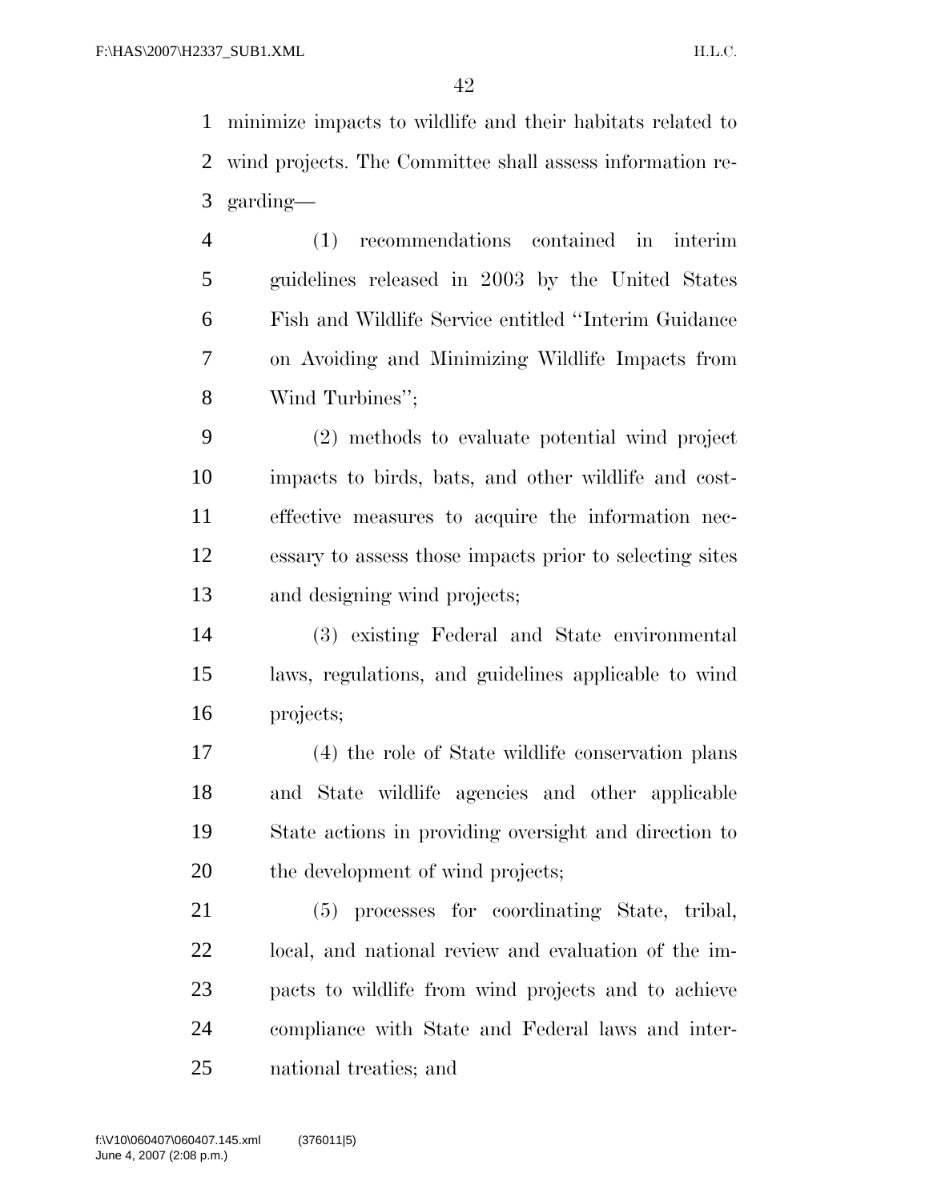minimize impacts to wildlife and their habitats related to wind projects. The Committee shall assess information regarding—

(1) recommendations contained in interim guidelines released in 2003 by the United States Fish and Wildlife Service entitled "Interim Guidance on Avoiding and Minimizing Wildlife Impacts from Wind Turbines";

(2) methods to evaluate potential wind project impacts to birds, bats, and other wildlife and cost-effective measures to acquire the information necessary to assess those impacts prior to selecting sites and designing wind projects;

(3) existing Federal and State environmental laws, regulations, and guidelines applicable to wind projects;

(4) the role of State wildlife conservation plans and State wildlife agencies and other applicable State actions in providing oversight and direction to the development of wind projects;

(5) processes for coordinating State, tribal, local, and national review and evaluation of the impacts to wildlife from wind projects and to achieve compliance with State and Federal laws and international treaties; and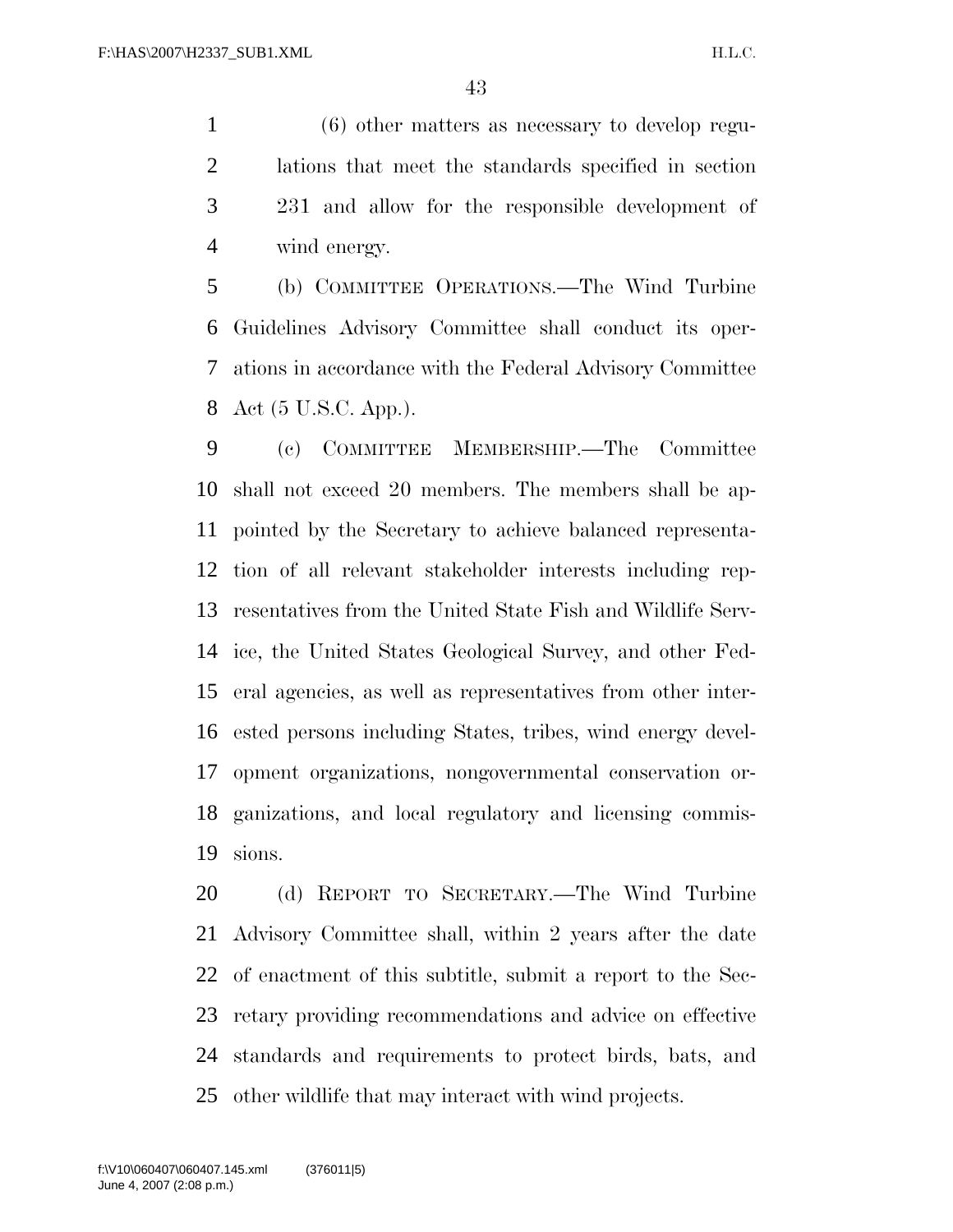(6) other matters as necessary to develop regulations that meet the standards specified in section 231 and allow for the responsible development of wind energy.

(b) COMMITTEE OPERATIONS.—The Wind Turbine Guidelines Advisory Committee shall conduct its operations in accordance with the Federal Advisory Committee Act (5 U.S.C. App.).

(c) COMMITTEE MEMBERSHIP.—The Committee shall not exceed 20 members. The members shall be appointed by the Secretary to achieve balanced representation of all relevant stakeholder interests including representatives from the United State Fish and Wildlife Service, the United States Geological Survey, and other Federal agencies, as well as representatives from other interested persons including States, tribes, wind energy development organizations, nongovernmental conservation organizations, and local regulatory and licensing commissions.

(d) REPORT TO SECRETARY.—The Wind Turbine Advisory Committee shall, within 2 years after the date of enactment of this subtitle, submit a report to the Secretary providing recommendations and advice on effective standards and requirements to protect birds, bats, and other wildlife that may interact with wind projects.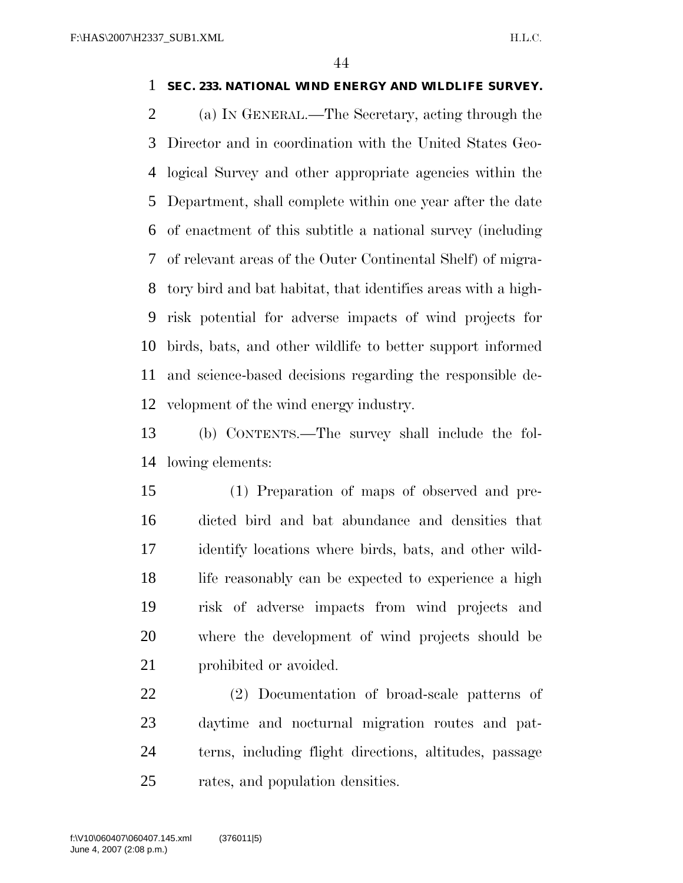**SEC. 233. NATIONAL WIND ENERGY AND WILDLIFE SURVEY.**

(a) IN GENERAL.—The Secretary, acting through the Director and in coordination with the United States Geological Survey and other appropriate agencies within the Department, shall complete within one year after the date of enactment of this subtitle a national survey (including of relevant areas of the Outer Continental Shelf) of migratory bird and bat habitat, that identifies areas with a high-risk potential for adverse impacts of wind projects for birds, bats, and other wildlife to better support informed and science-based decisions regarding the responsible development of the wind energy industry.

(b) CONTENTS.—The survey shall include the following elements:

(1) Preparation of maps of observed and predicted bird and bat abundance and densities that identify locations where birds, bats, and other wildlife reasonably can be expected to experience a high risk of adverse impacts from wind projects and where the development of wind projects should be prohibited or avoided.

(2) Documentation of broad-scale patterns of daytime and nocturnal migration routes and patterns, including flight directions, altitudes, passage rates, and population densities.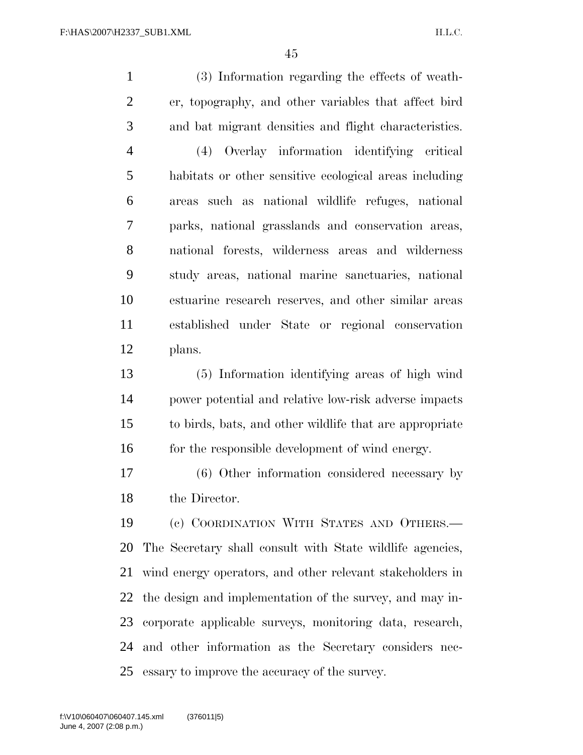(3) Information regarding the effects of weather, topography, and other variables that affect bird and bat migrant densities and flight characteristics.

(4) Overlay information identifying critical habitats or other sensitive ecological areas including areas such as national wildlife refuges, national parks, national grasslands and conservation areas, national forests, wilderness areas and wilderness study areas, national marine sanctuaries, national estuarine research reserves, and other similar areas established under State or regional conservation plans.

(5) Information identifying areas of high wind power potential and relative low-risk adverse impacts to birds, bats, and other wildlife that are appropriate for the responsible development of wind energy.

(6) Other information considered necessary by the Director.

(c) COORDINATION WITH STATES AND OTHERS.—The Secretary shall consult with State wildlife agencies, wind energy operators, and other relevant stakeholders in the design and implementation of the survey, and may incorporate applicable surveys, monitoring data, research, and other information as the Secretary considers necessary to improve the accuracy of the survey.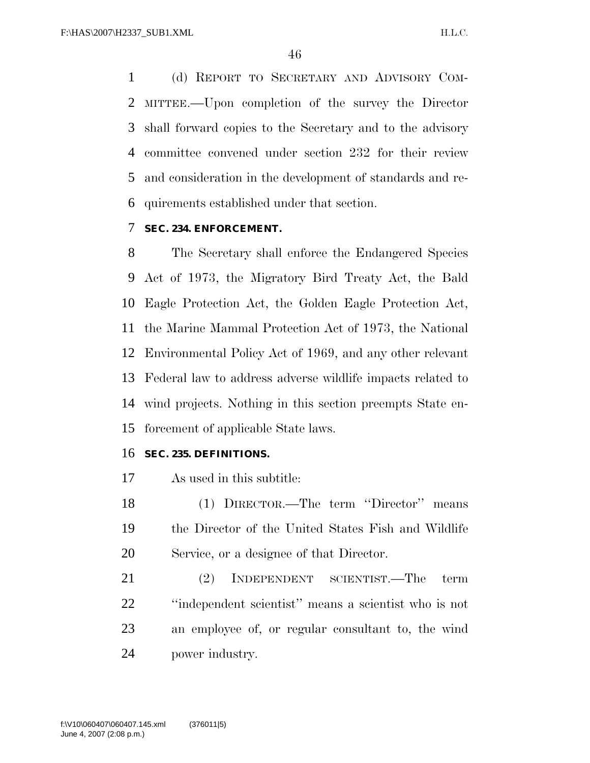(d) REPORT TO SECRETARY AND ADVISORY COMMITTEE.—Upon completion of the survey the Director shall forward copies to the Secretary and to the advisory committee convened under section 232 for their review and consideration in the development of standards and requirements established under that section.

### SEC. 234. ENFORCEMENT.

The Secretary shall enforce the Endangered Species Act of 1973, the Migratory Bird Treaty Act, the Bald Eagle Protection Act, the Golden Eagle Protection Act, the Marine Mammal Protection Act of 1973, the National Environmental Policy Act of 1969, and any other relevant Federal law to address adverse wildlife impacts related to wind projects. Nothing in this section preempts State enforcement of applicable State laws.

### SEC. 235. DEFINITIONS.

As used in this subtitle:

(1) DIRECTOR.—The term "Director" means the Director of the United States Fish and Wildlife Service, or a designee of that Director.

(2) INDEPENDENT SCIENTIST.—The term "independent scientist" means a scientist who is not an employee of, or regular consultant to, the wind power industry.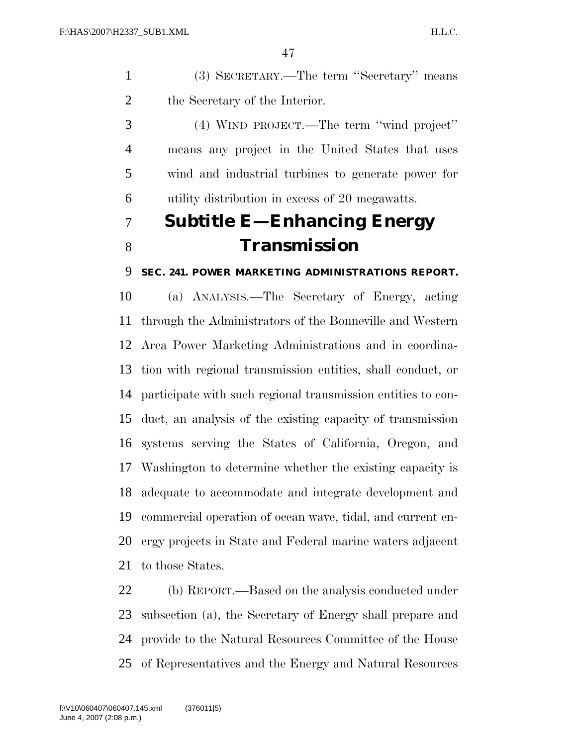(3) SECRETARY.—The term "Secretary" means the Secretary of the Interior.

(4) WIND PROJECT.—The term "wind project" means any project in the United States that uses wind and industrial turbines to generate power for utility distribution in excess of 20 megawatts.

## Subtitle E—Enhancing Energy Transmission

### SEC. 241. POWER MARKETING ADMINISTRATIONS REPORT.

(a) ANALYSIS.—The Secretary of Energy, acting through the Administrators of the Bonneville and Western Area Power Marketing Administrations and in coordination with regional transmission entities, shall conduct, or participate with such regional transmission entities to conduct, an analysis of the existing capacity of transmission systems serving the States of California, Oregon, and Washington to determine whether the existing capacity is adequate to accommodate and integrate development and commercial operation of ocean wave, tidal, and current energy projects in State and Federal marine waters adjacent to those States.

(b) REPORT.—Based on the analysis conducted under subsection (a), the Secretary of Energy shall prepare and provide to the Natural Resources Committee of the House of Representatives and the Energy and Natural Resources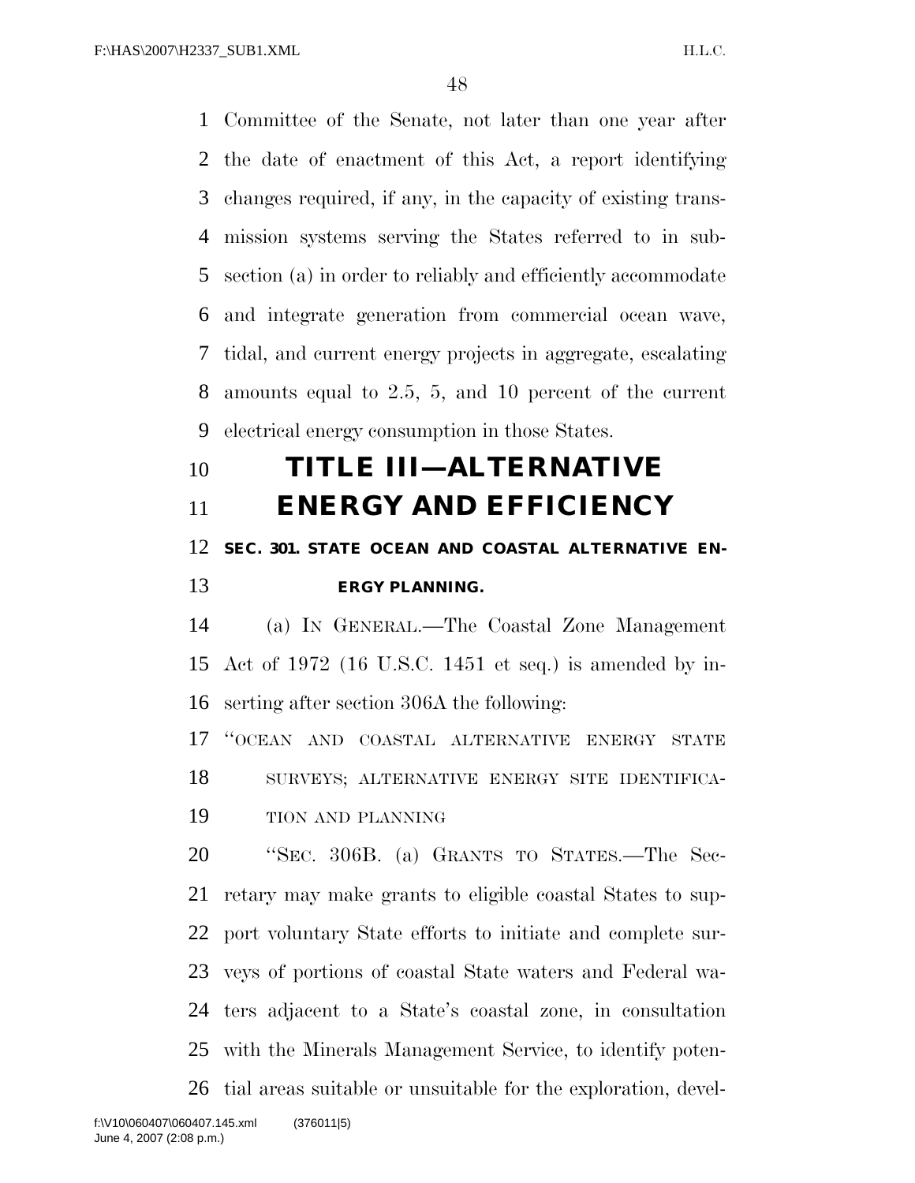Committee of the Senate, not later than one year after the date of enactment of this Act, a report identifying changes required, if any, in the capacity of existing transmission systems serving the States referred to in subsection (a) in order to reliably and efficiently accommodate and integrate generation from commercial ocean wave, tidal, and current energy projects in aggregate, escalating amounts equal to 2.5, 5, and 10 percent of the current electrical energy consumption in those States.

# TITLE III—ALTERNATIVE ENERGY AND EFFICIENCY

## SEC. 301. STATE OCEAN AND COASTAL ALTERNATIVE ENERGY PLANNING.

(a) IN GENERAL.—The Coastal Zone Management Act of 1972 (16 U.S.C. 1451 et seq.) is amended by inserting after section 306A the following:

"OCEAN AND COASTAL ALTERNATIVE ENERGY STATE SURVEYS; ALTERNATIVE ENERGY SITE IDENTIFICATION AND PLANNING

"SEC. 306B. (a) GRANTS TO STATES.—The Secretary may make grants to eligible coastal States to support voluntary State efforts to initiate and complete surveys of portions of coastal State waters and Federal waters adjacent to a State's coastal zone, in consultation with the Minerals Management Service, to identify potential areas suitable or unsuitable for the exploration, devel-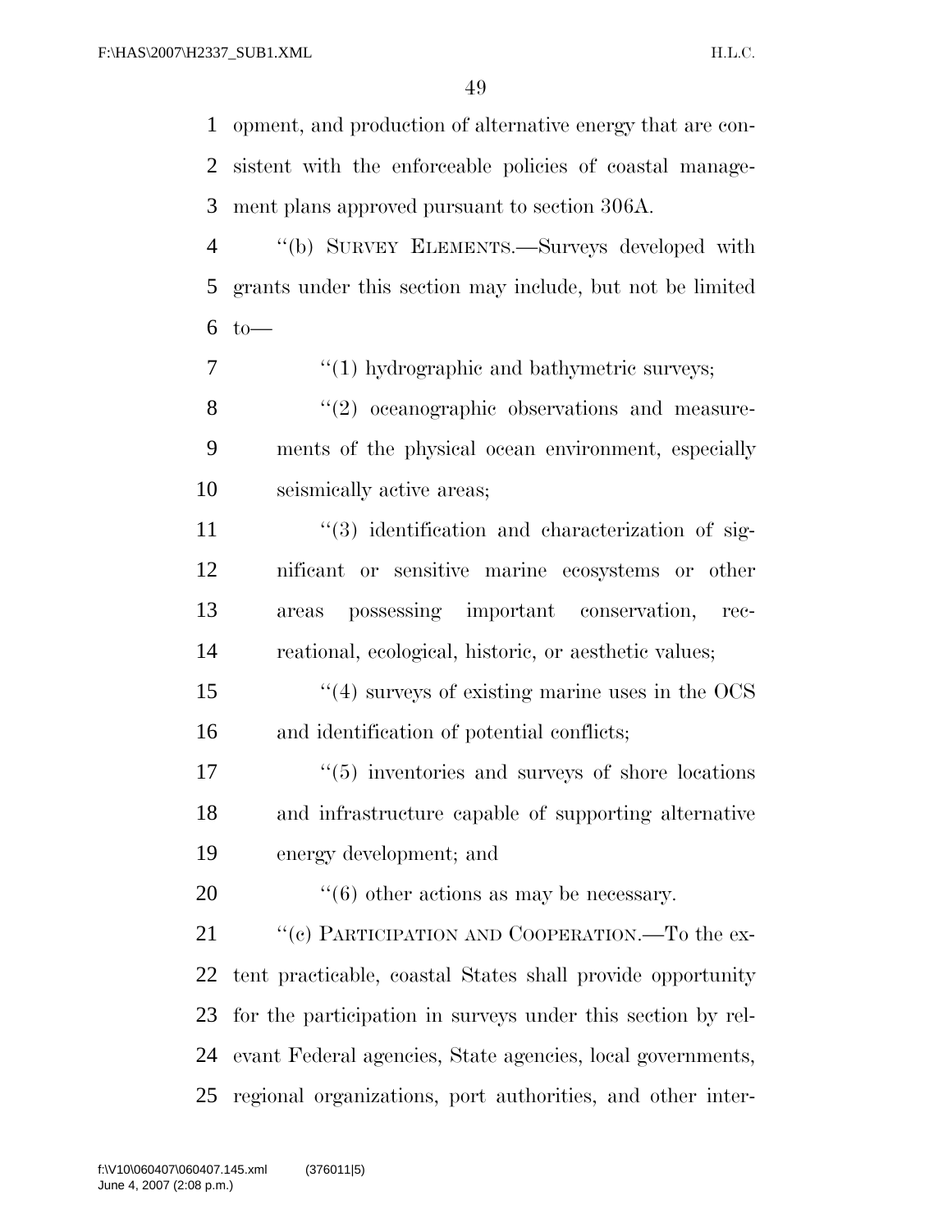opment, and production of alternative energy that are consistent with the enforceable policies of coastal management plans approved pursuant to section 306A.

''(b) SURVEY ELEMENTS.—Surveys developed with grants under this section may include, but not be limited to—

''(1) hydrographic and bathymetric surveys;

''(2) oceanographic observations and measurements of the physical ocean environment, especially seismically active areas;

''(3) identification and characterization of significant or sensitive marine ecosystems or other areas possessing important conservation, recreational, ecological, historic, or aesthetic values;

''(4) surveys of existing marine uses in the OCS and identification of potential conflicts;

''(5) inventories and surveys of shore locations and infrastructure capable of supporting alternative energy development; and

''(6) other actions as may be necessary.

''(c) PARTICIPATION AND COOPERATION.—To the extent practicable, coastal States shall provide opportunity for the participation in surveys under this section by relevant Federal agencies, State agencies, local governments, regional organizations, port authorities, and other inter-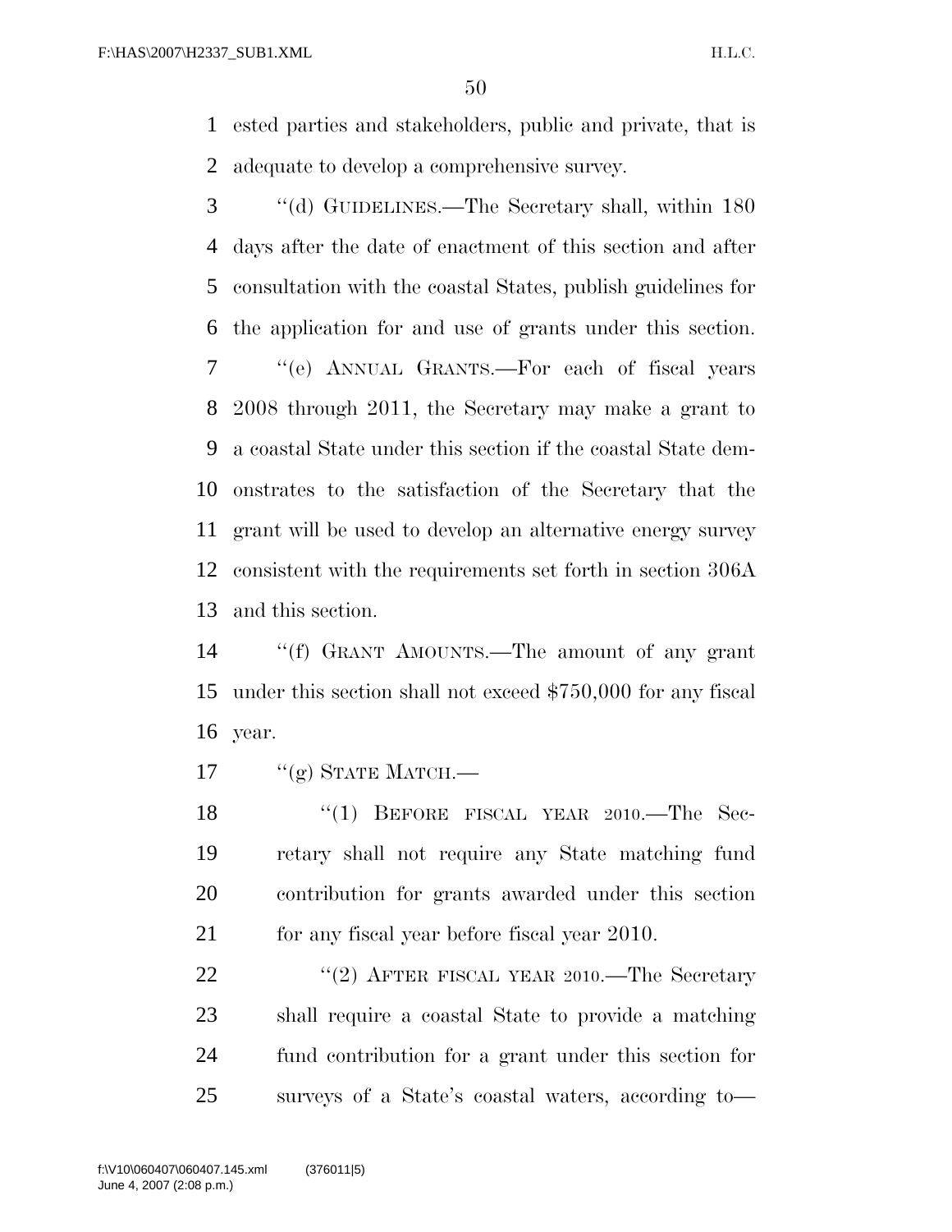ested parties and stakeholders, public and private, that is adequate to develop a comprehensive survey.

''(d) GUIDELINES.—The Secretary shall, within 180 days after the date of enactment of this section and after consultation with the coastal States, publish guidelines for the application for and use of grants under this section.

''(e) ANNUAL GRANTS.—For each of fiscal years 2008 through 2011, the Secretary may make a grant to a coastal State under this section if the coastal State demonstrates to the satisfaction of the Secretary that the grant will be used to develop an alternative energy survey consistent with the requirements set forth in section 306A and this section.

''(f) GRANT AMOUNTS.—The amount of any grant under this section shall not exceed $750,000 for any fiscal year.

''(g) STATE MATCH.—

''(1) BEFORE FISCAL YEAR 2010.—The Secretary shall not require any State matching fund contribution for grants awarded under this section for any fiscal year before fiscal year 2010.

''(2) AFTER FISCAL YEAR 2010.—The Secretary shall require a coastal State to provide a matching fund contribution for a grant under this section for surveys of a State's coastal waters, according to—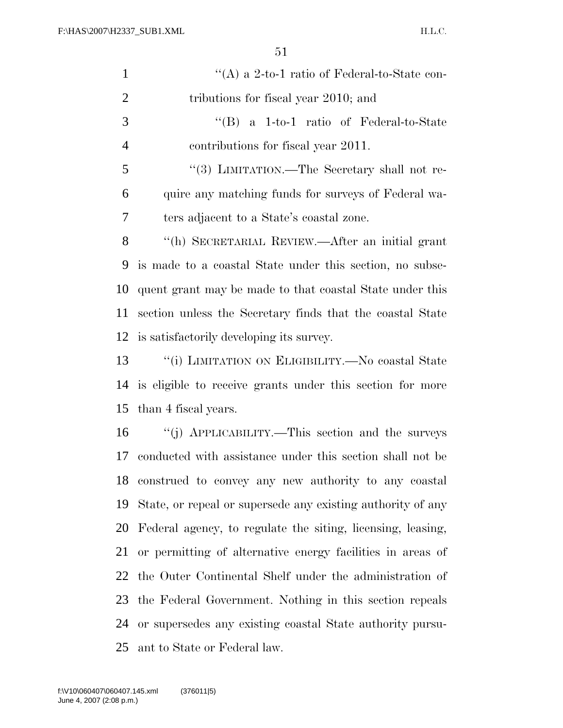"(A) a 2-to-1 ratio of Federal-to-State contributions for fiscal year 2010; and

"(B) a 1-to-1 ratio of Federal-to-State contributions for fiscal year 2011.

"(3) LIMITATION.—The Secretary shall not require any matching funds for surveys of Federal waters adjacent to a State's coastal zone.

"(h) SECRETARIAL REVIEW.—After an initial grant is made to a coastal State under this section, no subsequent grant may be made to that coastal State under this section unless the Secretary finds that the coastal State is satisfactorily developing its survey.

"(i) LIMITATION ON ELIGIBILITY.—No coastal State is eligible to receive grants under this section for more than 4 fiscal years.

"(j) APPLICABILITY.—This section and the surveys conducted with assistance under this section shall not be construed to convey any new authority to any coastal State, or repeal or supersede any existing authority of any Federal agency, to regulate the siting, licensing, leasing, or permitting of alternative energy facilities in areas of the Outer Continental Shelf under the administration of the Federal Government. Nothing in this section repeals or supersedes any existing coastal State authority pursuant to State or Federal law.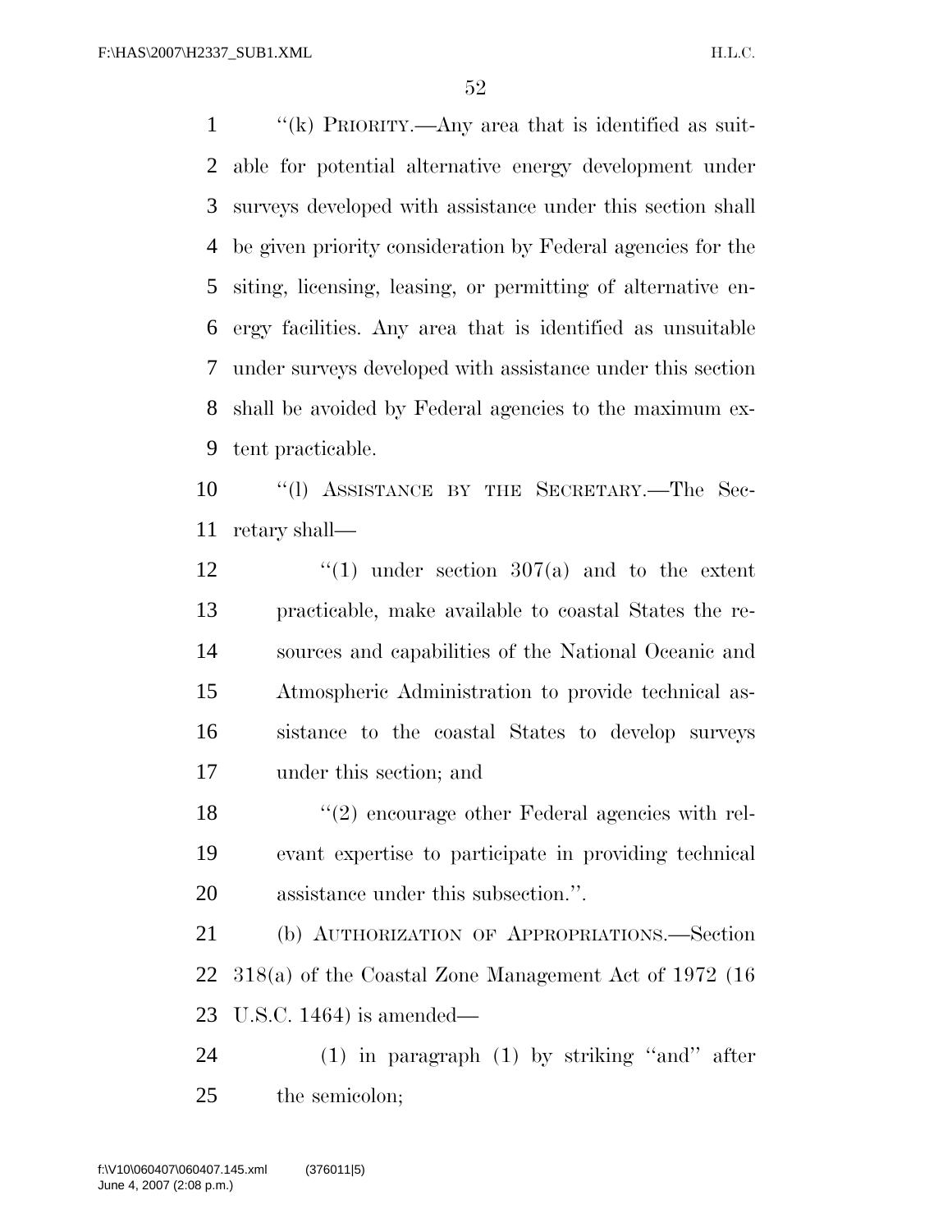"(k) PRIORITY.—Any area that is identified as suitable for potential alternative energy development under surveys developed with assistance under this section shall be given priority consideration by Federal agencies for the siting, licensing, leasing, or permitting of alternative energy facilities. Any area that is identified as unsuitable under surveys developed with assistance under this section shall be avoided by Federal agencies to the maximum extent practicable.

"(l) ASSISTANCE BY THE SECRETARY.—The Secretary shall—

"(1) under section 307(a) and to the extent practicable, make available to coastal States the resources and capabilities of the National Oceanic and Atmospheric Administration to provide technical assistance to the coastal States to develop surveys under this section; and

"(2) encourage other Federal agencies with relevant expertise to participate in providing technical assistance under this subsection.".

(b) AUTHORIZATION OF APPROPRIATIONS.—Section 318(a) of the Coastal Zone Management Act of 1972 (16 U.S.C. 1464) is amended—

(1) in paragraph (1) by striking "and" after the semicolon;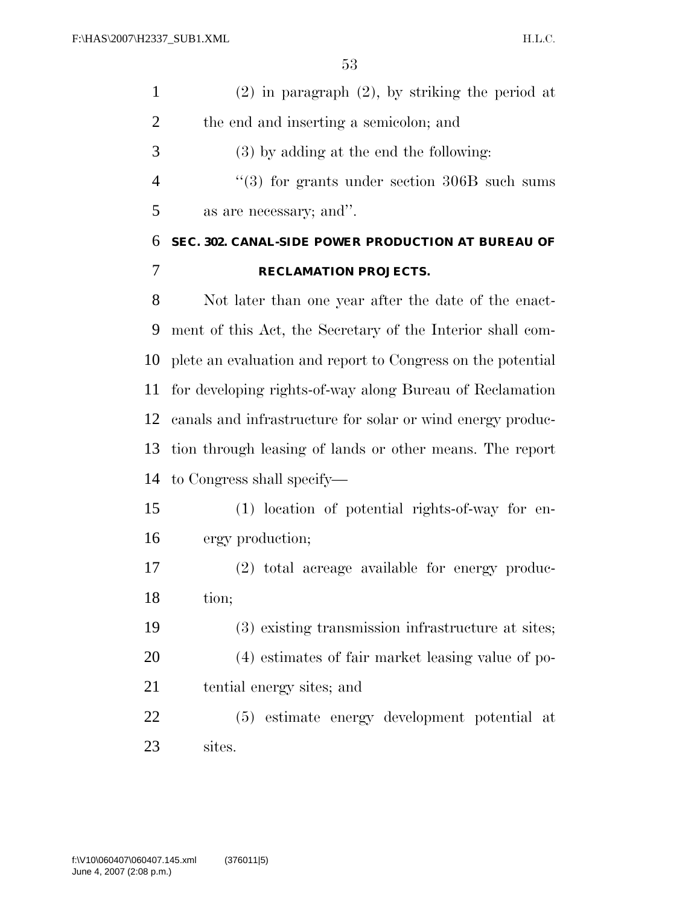(2) in paragraph (2), by striking the period at the end and inserting a semicolon; and

(3) by adding at the end the following:

''(3) for grants under section 306B such sums as are necessary; and''.

## SEC. 302. CANAL-SIDE POWER PRODUCTION AT BUREAU OF RECLAMATION PROJECTS.

Not later than one year after the date of the enactment of this Act, the Secretary of the Interior shall complete an evaluation and report to Congress on the potential for developing rights-of-way along Bureau of Reclamation canals and infrastructure for solar or wind energy production through leasing of lands or other means. The report to Congress shall specify—

(1) location of potential rights-of-way for energy production;

(2) total acreage available for energy production;

(3) existing transmission infrastructure at sites;

(4) estimates of fair market leasing value of potential energy sites; and

(5) estimate energy development potential at sites.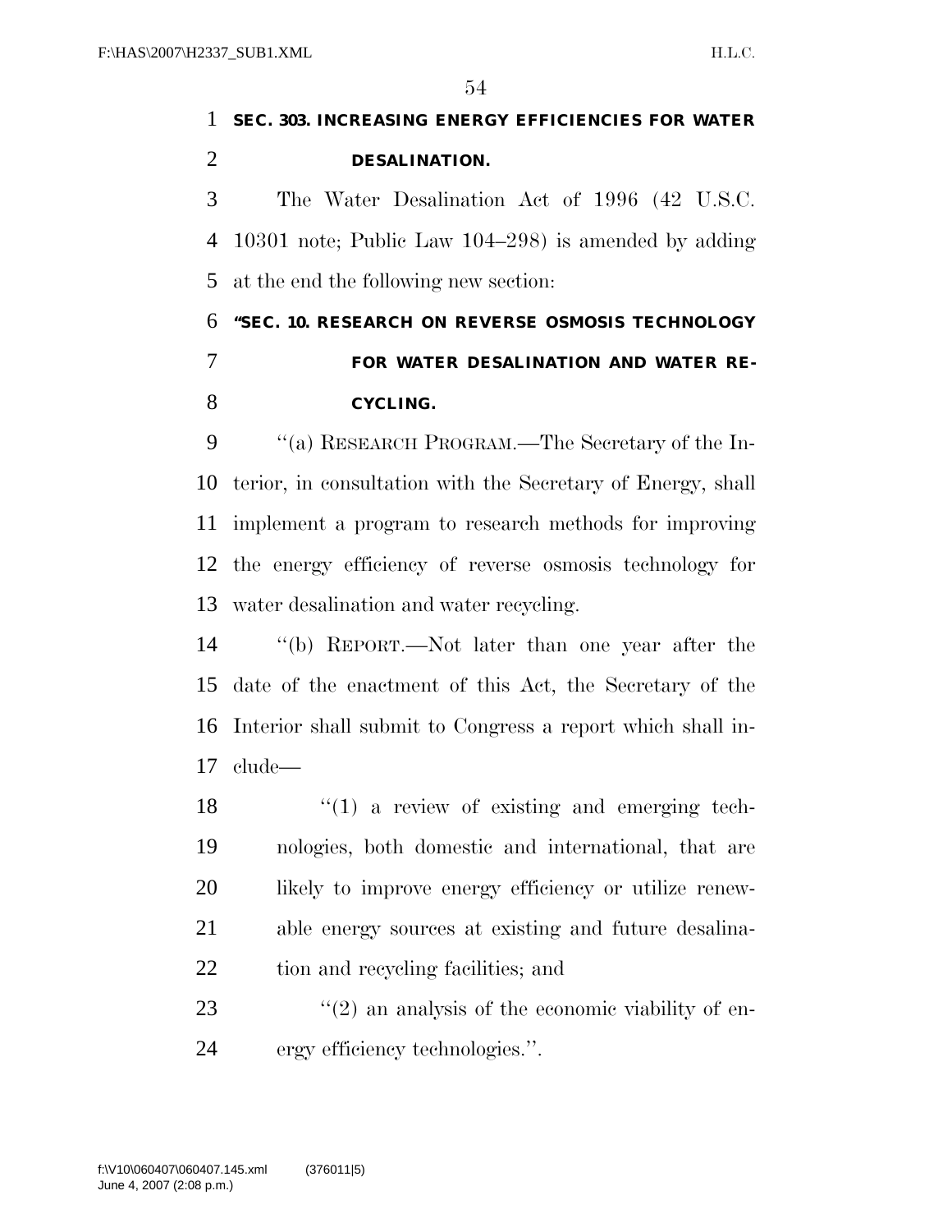**SEC. 303. INCREASING ENERGY EFFICIENCIES FOR WATER DESALINATION.**

The Water Desalination Act of 1996 (42 U.S.C. 10301 note; Public Law 104–298) is amended by adding at the end the following new section:

**"SEC. 10. RESEARCH ON REVERSE OSMOSIS TECHNOLOGY FOR WATER DESALINATION AND WATER RECYCLING.**

"(a) RESEARCH PROGRAM.—The Secretary of the Interior, in consultation with the Secretary of Energy, shall implement a program to research methods for improving the energy efficiency of reverse osmosis technology for water desalination and water recycling.

"(b) REPORT.—Not later than one year after the date of the enactment of this Act, the Secretary of the Interior shall submit to Congress a report which shall include—

"(1) a review of existing and emerging technologies, both domestic and international, that are likely to improve energy efficiency or utilize renewable energy sources at existing and future desalination and recycling facilities; and

"(2) an analysis of the economic viability of energy efficiency technologies.".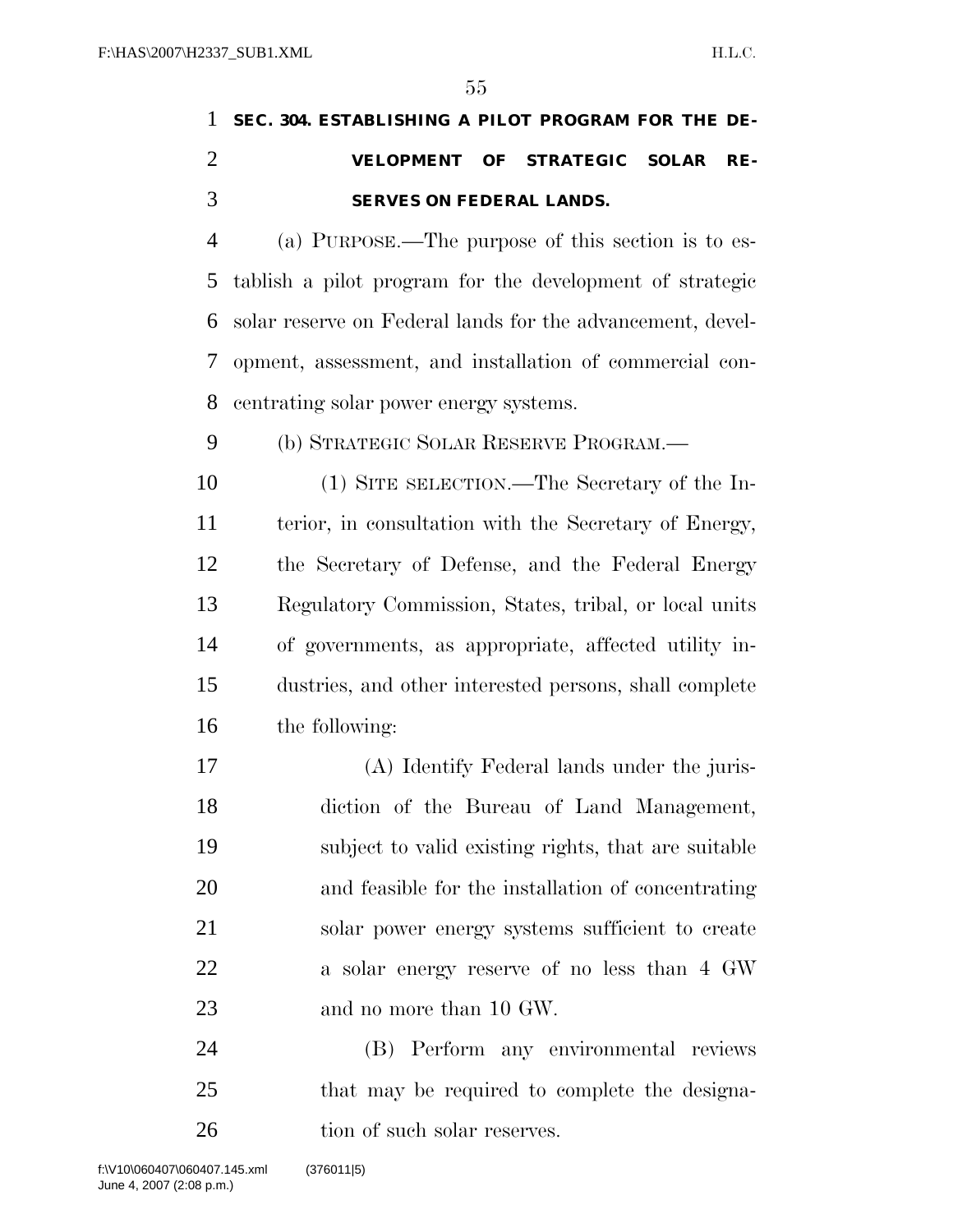## SEC. 304. ESTABLISHING A PILOT PROGRAM FOR THE DEVELOPMENT OF STRATEGIC SOLAR RESERVES ON FEDERAL LANDS.

(a) PURPOSE.—The purpose of this section is to establish a pilot program for the development of strategic solar reserve on Federal lands for the advancement, development, assessment, and installation of commercial concentrating solar power energy systems.

(b) STRATEGIC SOLAR RESERVE PROGRAM.—

(1) SITE SELECTION.—The Secretary of the Interior, in consultation with the Secretary of Energy, the Secretary of Defense, and the Federal Energy Regulatory Commission, States, tribal, or local units of governments, as appropriate, affected utility industries, and other interested persons, shall complete the following:

(A) Identify Federal lands under the jurisdiction of the Bureau of Land Management, subject to valid existing rights, that are suitable and feasible for the installation of concentrating solar power energy systems sufficient to create a solar energy reserve of no less than 4 GW and no more than 10 GW.

(B) Perform any environmental reviews that may be required to complete the designation of such solar reserves.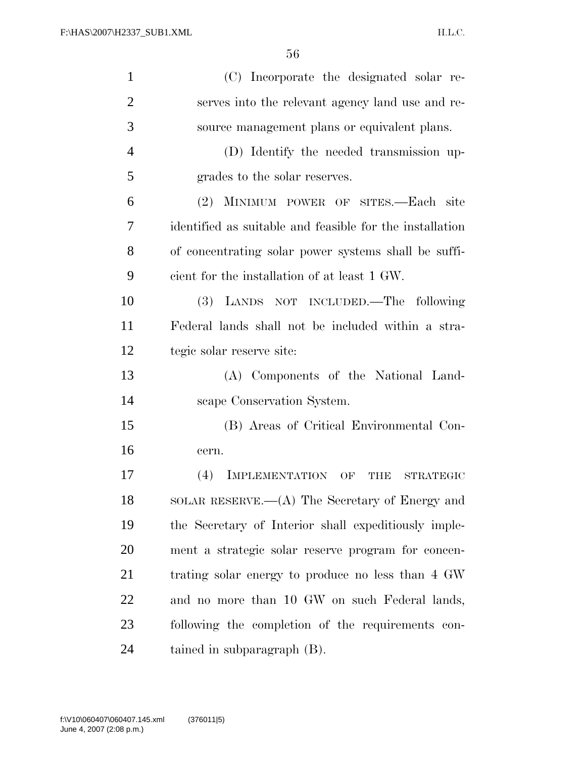(C) Incorporate the designated solar reserves into the relevant agency land use and resource management plans or equivalent plans.

(D) Identify the needed transmission upgrades to the solar reserves.

(2) MINIMUM POWER OF SITES.—Each site identified as suitable and feasible for the installation of concentrating solar power systems shall be sufficient for the installation of at least 1 GW.

(3) LANDS NOT INCLUDED.—The following Federal lands shall not be included within a strategic solar reserve site:

(A) Components of the National Landscape Conservation System.

(B) Areas of Critical Environmental Concern.

(4) IMPLEMENTATION OF THE STRATEGIC SOLAR RESERVE.—(A) The Secretary of Energy and the Secretary of Interior shall expeditiously implement a strategic solar reserve program for concentrating solar energy to produce no less than 4 GW and no more than 10 GW on such Federal lands, following the completion of the requirements contained in subparagraph (B).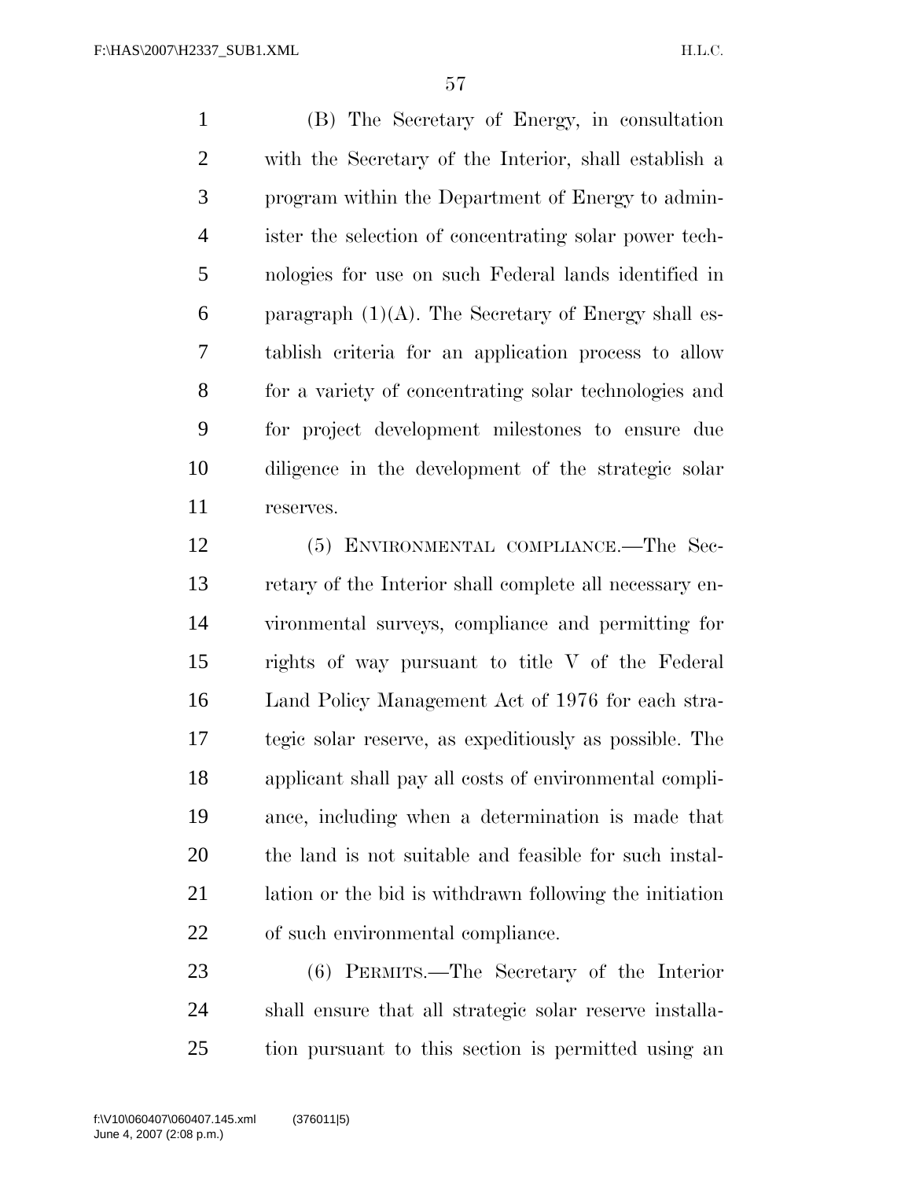(B) The Secretary of Energy, in consultation with the Secretary of the Interior, shall establish a program within the Department of Energy to administer the selection of concentrating solar power technologies for use on such Federal lands identified in paragraph (1)(A). The Secretary of Energy shall establish criteria for an application process to allow for a variety of concentrating solar technologies and for project development milestones to ensure due diligence in the development of the strategic solar reserves.

(5) ENVIRONMENTAL COMPLIANCE.—The Secretary of the Interior shall complete all necessary environmental surveys, compliance and permitting for rights of way pursuant to title V of the Federal Land Policy Management Act of 1976 for each strategic solar reserve, as expeditiously as possible. The applicant shall pay all costs of environmental compliance, including when a determination is made that the land is not suitable and feasible for such installation or the bid is withdrawn following the initiation of such environmental compliance.

(6) PERMITS.—The Secretary of the Interior shall ensure that all strategic solar reserve installation pursuant to this section is permitted using an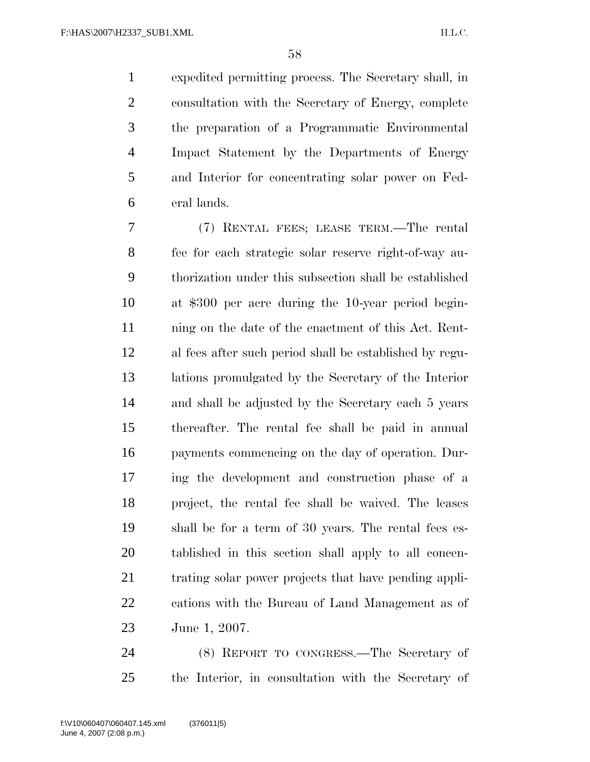expedited permitting process. The Secretary shall, in consultation with the Secretary of Energy, complete the preparation of a Programmatic Environmental Impact Statement by the Departments of Energy and Interior for concentrating solar power on Federal lands.

(7) RENTAL FEES; LEASE TERM.—The rental fee for each strategic solar reserve right-of-way authorization under this subsection shall be established at $300 per acre during the 10-year period beginning on the date of the enactment of this Act. Rental fees after such period shall be established by regulations promulgated by the Secretary of the Interior and shall be adjusted by the Secretary each 5 years thereafter. The rental fee shall be paid in annual payments commencing on the day of operation. During the development and construction phase of a project, the rental fee shall be waived. The leases shall be for a term of 30 years. The rental fees established in this section shall apply to all concentrating solar power projects that have pending applications with the Bureau of Land Management as of June 1, 2007.

(8) REPORT TO CONGRESS.—The Secretary of the Interior, in consultation with the Secretary of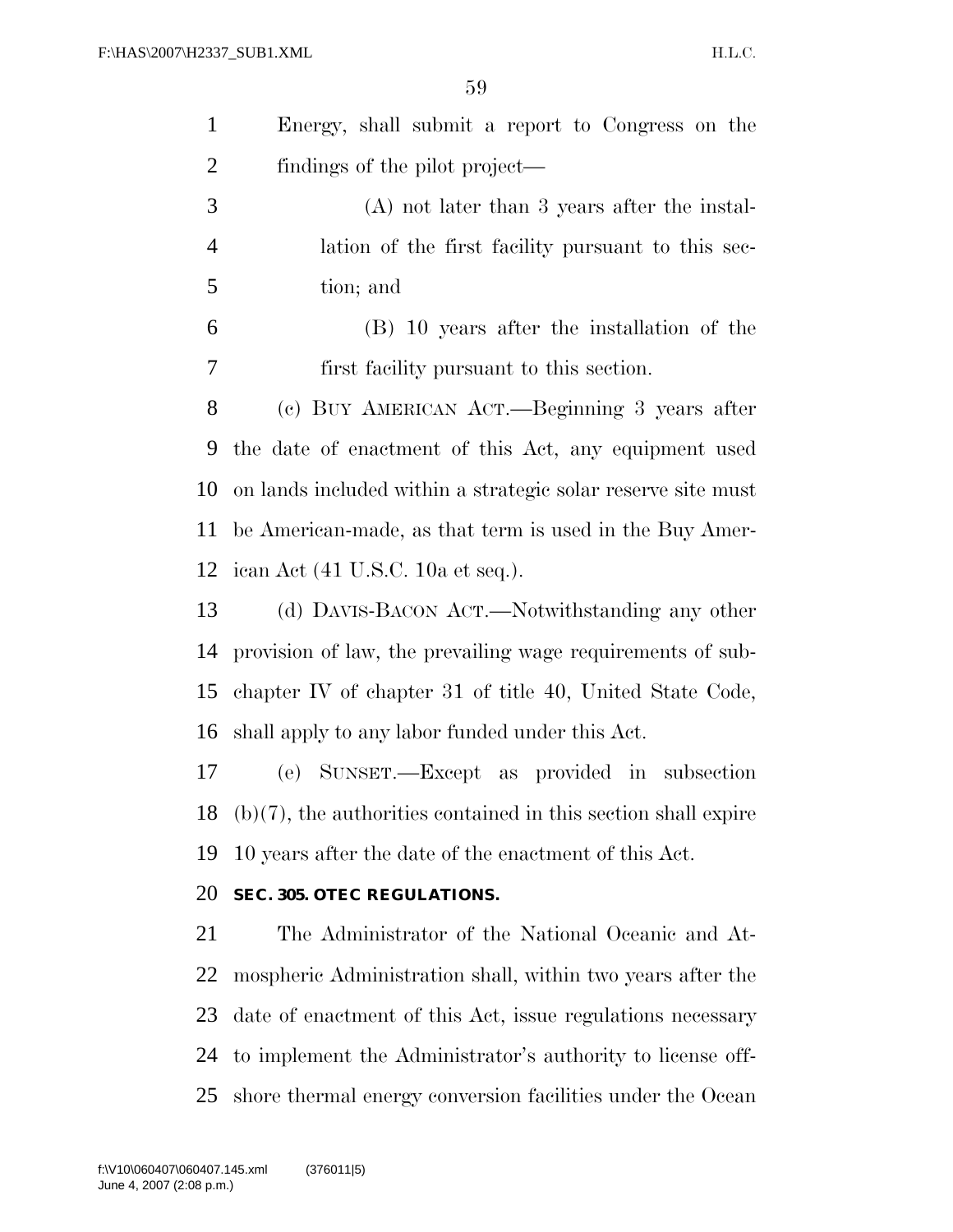Energy, shall submit a report to Congress on the findings of the pilot project—

(A) not later than 3 years after the installation of the first facility pursuant to this section; and

(B) 10 years after the installation of the first facility pursuant to this section.

(c) BUY AMERICAN ACT.—Beginning 3 years after the date of enactment of this Act, any equipment used on lands included within a strategic solar reserve site must be American-made, as that term is used in the Buy American Act (41 U.S.C. 10a et seq.).

(d) DAVIS-BACON ACT.—Notwithstanding any other provision of law, the prevailing wage requirements of subchapter IV of chapter 31 of title 40, United State Code, shall apply to any labor funded under this Act.

(e) SUNSET.—Except as provided in subsection (b)(7), the authorities contained in this section shall expire 10 years after the date of the enactment of this Act.

**SEC. 305. OTEC REGULATIONS.**

The Administrator of the National Oceanic and Atmospheric Administration shall, within two years after the date of enactment of this Act, issue regulations necessary to implement the Administrator's authority to license offshore thermal energy conversion facilities under the Ocean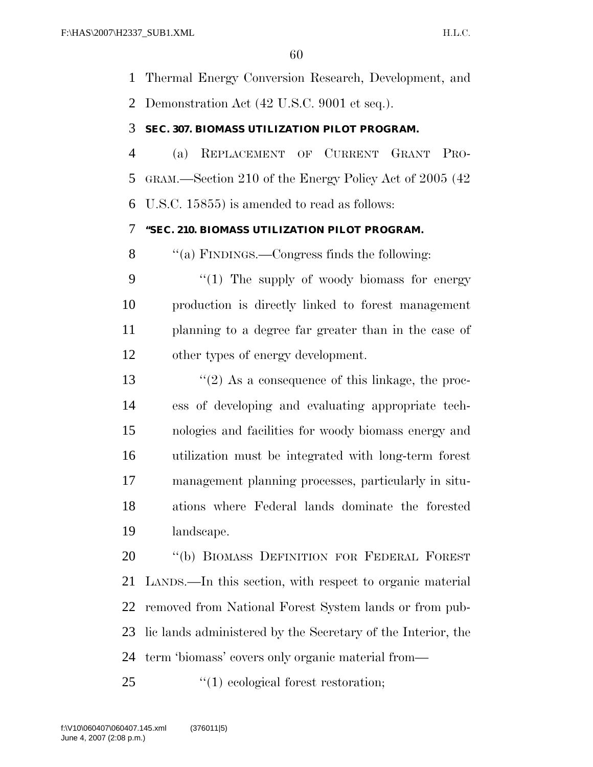Thermal Energy Conversion Research, Development, and Demonstration Act (42 U.S.C. 9001 et seq.).

**SEC. 307. BIOMASS UTILIZATION PILOT PROGRAM.**

(a) REPLACEMENT OF CURRENT GRANT PROGRAM.—Section 210 of the Energy Policy Act of 2005 (42 U.S.C. 15855) is amended to read as follows:

**''SEC. 210. BIOMASS UTILIZATION PILOT PROGRAM.**

''(a) FINDINGS.—Congress finds the following:

''(1) The supply of woody biomass for energy production is directly linked to forest management planning to a degree far greater than in the case of other types of energy development.

''(2) As a consequence of this linkage, the process of developing and evaluating appropriate technologies and facilities for woody biomass energy and utilization must be integrated with long-term forest management planning processes, particularly in situations where Federal lands dominate the forested landscape.

''(b) BIOMASS DEFINITION FOR FEDERAL FOREST LANDS.—In this section, with respect to organic material removed from National Forest System lands or from public lands administered by the Secretary of the Interior, the term 'biomass' covers only organic material from—

''(1) ecological forest restoration;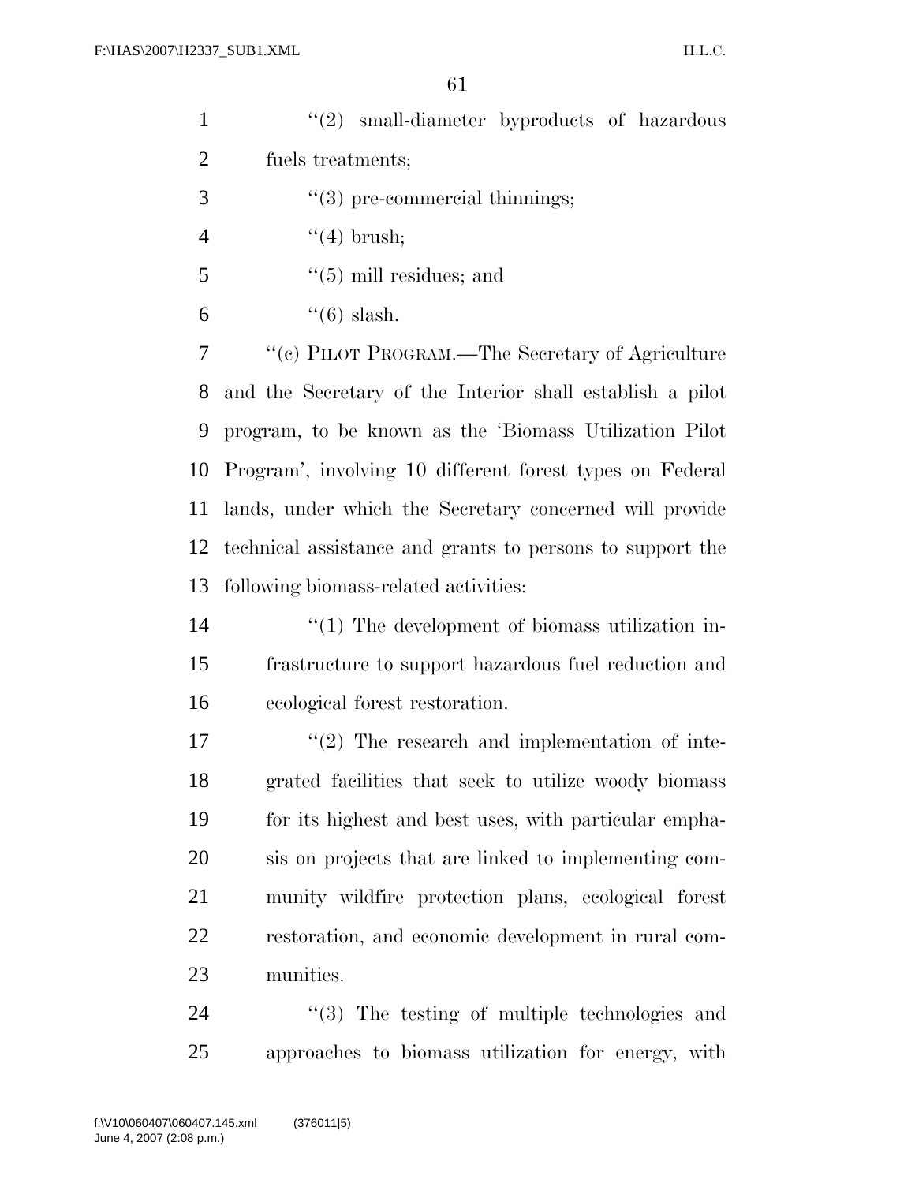''(2) small-diameter byproducts of hazardous fuels treatments;

''(3) pre-commercial thinnings;

''(4) brush;

''(5) mill residues; and

''(6) slash.

''(c) PILOT PROGRAM.—The Secretary of Agriculture and the Secretary of the Interior shall establish a pilot program, to be known as the 'Biomass Utilization Pilot Program', involving 10 different forest types on Federal lands, under which the Secretary concerned will provide technical assistance and grants to persons to support the following biomass-related activities:

''(1) The development of biomass utilization infrastructure to support hazardous fuel reduction and ecological forest restoration.

''(2) The research and implementation of integrated facilities that seek to utilize woody biomass for its highest and best uses, with particular emphasis on projects that are linked to implementing community wildfire protection plans, ecological forest restoration, and economic development in rural communities.

''(3) The testing of multiple technologies and approaches to biomass utilization for energy, with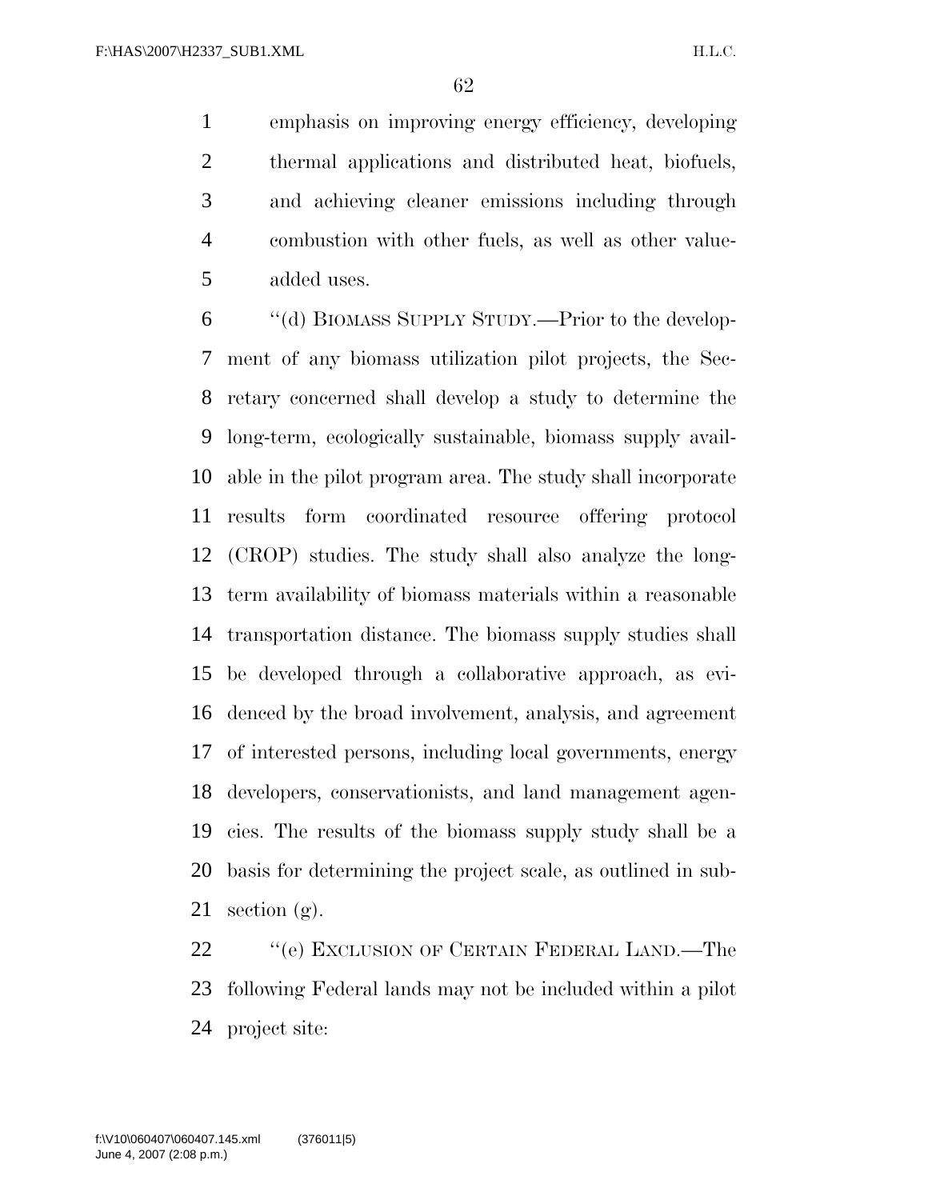emphasis on improving energy efficiency, developing thermal applications and distributed heat, biofuels, and achieving cleaner emissions including through combustion with other fuels, as well as other value-added uses.

''(d) BIOMASS SUPPLY STUDY.—Prior to the development of any biomass utilization pilot projects, the Secretary concerned shall develop a study to determine the long-term, ecologically sustainable, biomass supply available in the pilot program area. The study shall incorporate results form coordinated resource offering protocol (CROP) studies. The study shall also analyze the long-term availability of biomass materials within a reasonable transportation distance. The biomass supply studies shall be developed through a collaborative approach, as evidenced by the broad involvement, analysis, and agreement of interested persons, including local governments, energy developers, conservationists, and land management agencies. The results of the biomass supply study shall be a basis for determining the project scale, as outlined in subsection (g).

''(e) EXCLUSION OF CERTAIN FEDERAL LAND.—The following Federal lands may not be included within a pilot project site: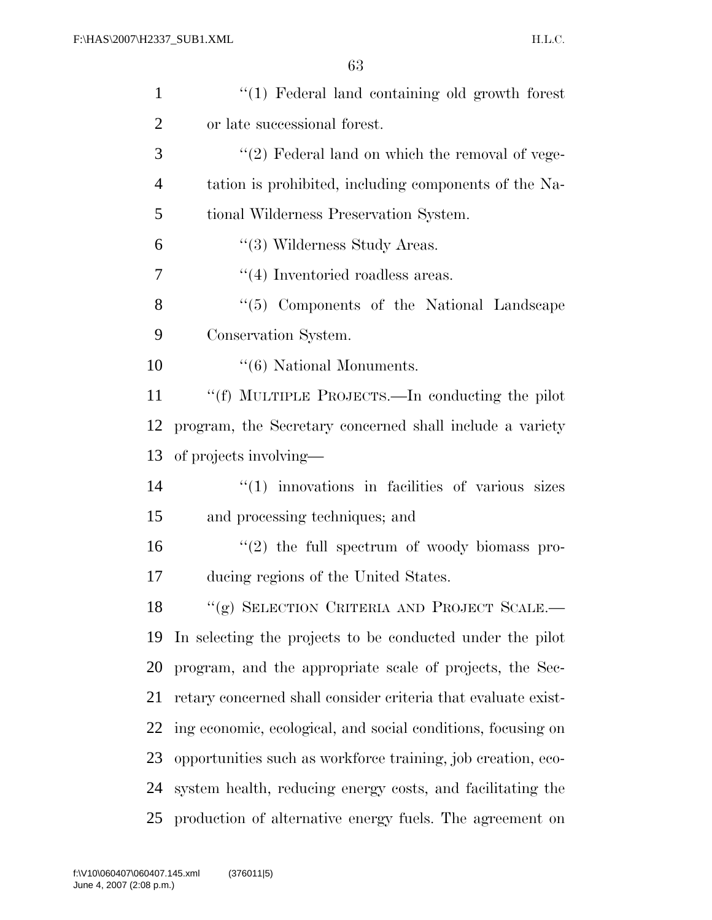"(1) Federal land containing old growth forest or late successional forest.

"(2) Federal land on which the removal of vegetation is prohibited, including components of the National Wilderness Preservation System.

"(3) Wilderness Study Areas.

"(4) Inventoried roadless areas.

"(5) Components of the National Landscape Conservation System.

"(6) National Monuments.

"(f) MULTIPLE PROJECTS.—In conducting the pilot program, the Secretary concerned shall include a variety of projects involving—

"(1) innovations in facilities of various sizes and processing techniques; and

"(2) the full spectrum of woody biomass producing regions of the United States.

"(g) SELECTION CRITERIA AND PROJECT SCALE.—In selecting the projects to be conducted under the pilot program, and the appropriate scale of projects, the Secretary concerned shall consider criteria that evaluate existing economic, ecological, and social conditions, focusing on opportunities such as workforce training, job creation, ecosystem health, reducing energy costs, and facilitating the production of alternative energy fuels. The agreement on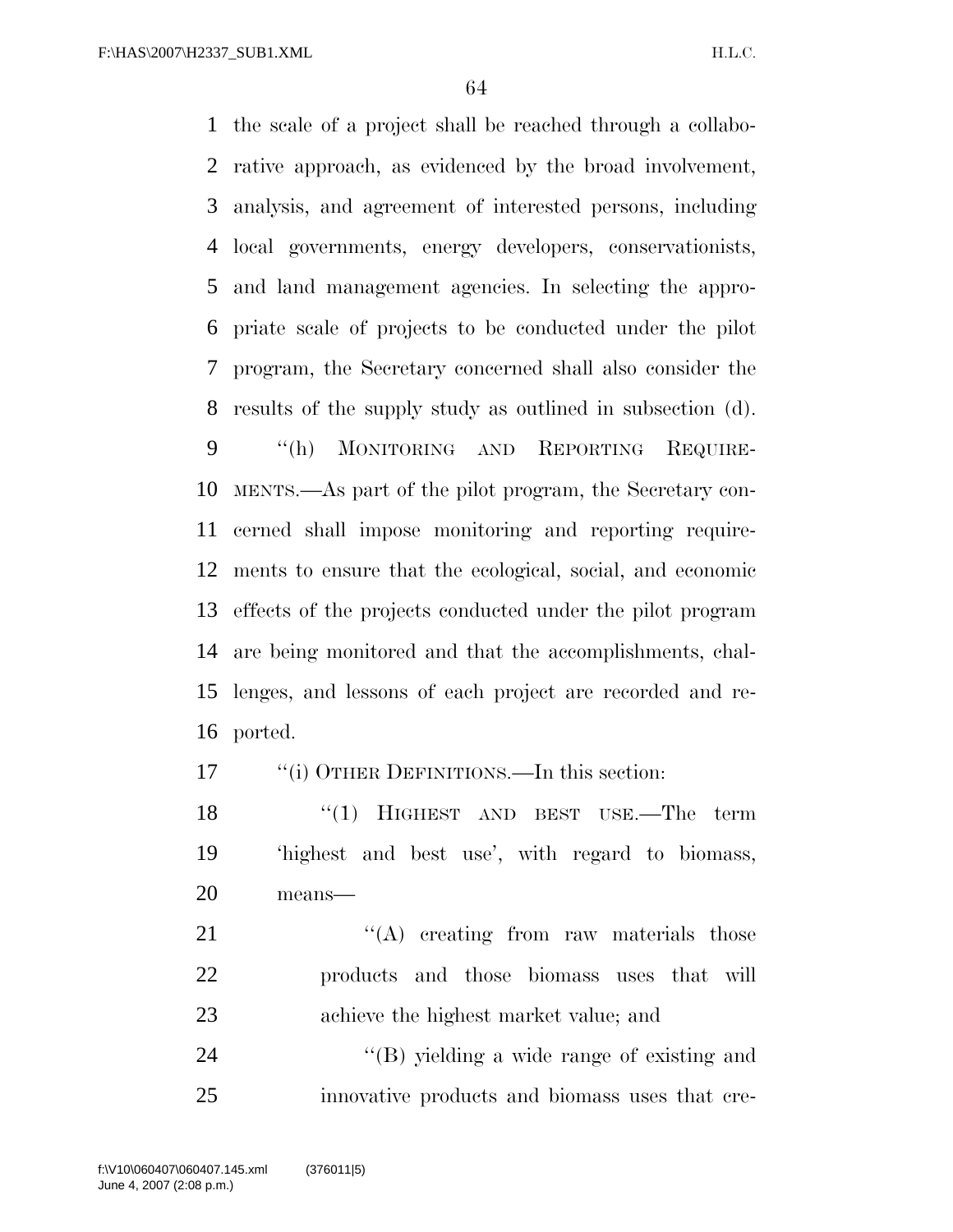the scale of a project shall be reached through a collaborative approach, as evidenced by the broad involvement, analysis, and agreement of interested persons, including local governments, energy developers, conservationists, and land management agencies. In selecting the appropriate scale of projects to be conducted under the pilot program, the Secretary concerned shall also consider the results of the supply study as outlined in subsection (d).

''(h) MONITORING AND REPORTING REQUIREMENTS.—As part of the pilot program, the Secretary concerned shall impose monitoring and reporting requirements to ensure that the ecological, social, and economic effects of the projects conducted under the pilot program are being monitored and that the accomplishments, challenges, and lessons of each project are recorded and reported.

''(i) OTHER DEFINITIONS.—In this section:

''(1) HIGHEST AND BEST USE.—The term 'highest and best use', with regard to biomass, means—

''(A) creating from raw materials those products and those biomass uses that will achieve the highest market value; and

''(B) yielding a wide range of existing and innovative products and biomass uses that cre-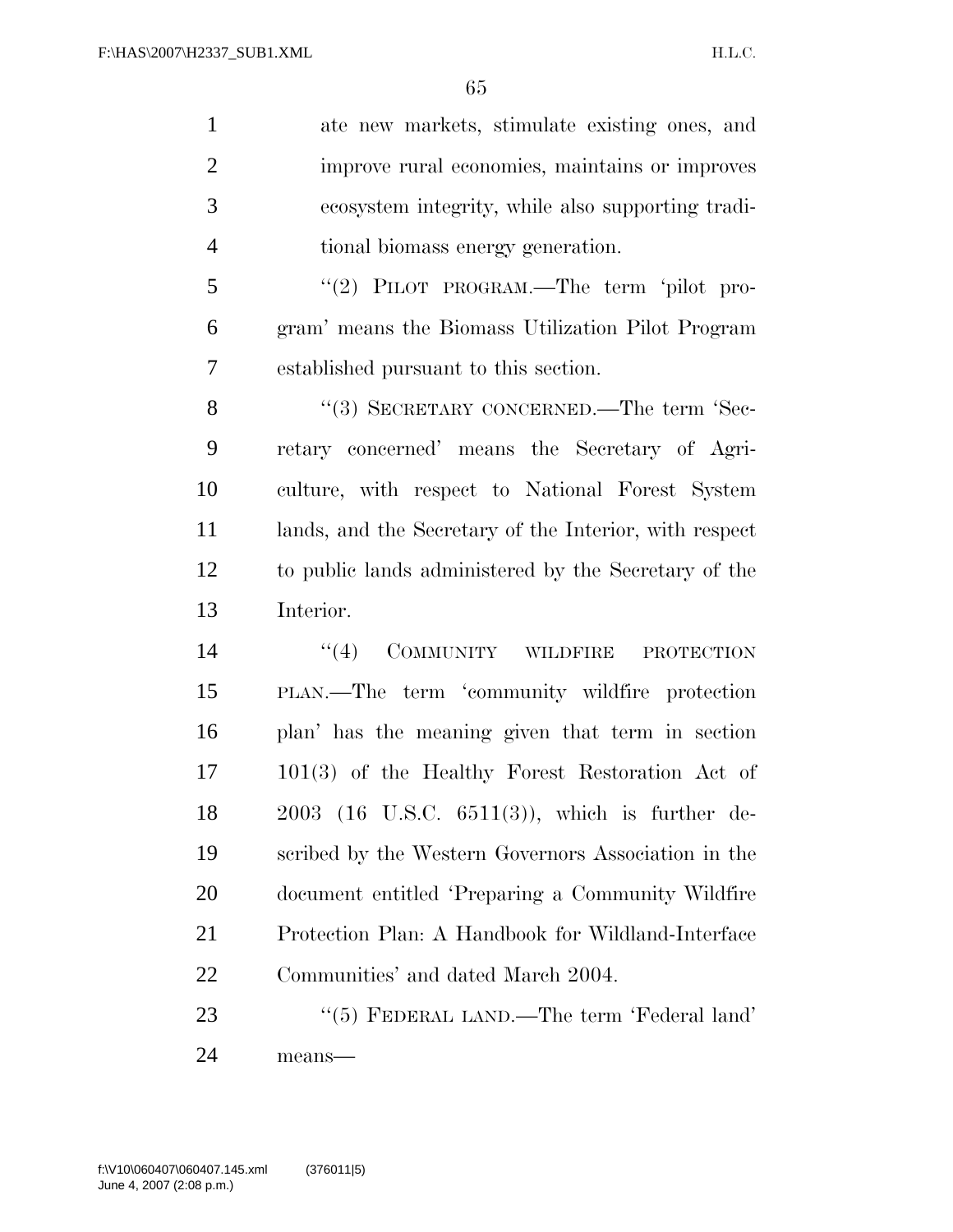ate new markets, stimulate existing ones, and improve rural economies, maintains or improves ecosystem integrity, while also supporting traditional biomass energy generation.

"(2) PILOT PROGRAM.—The term 'pilot program' means the Biomass Utilization Pilot Program established pursuant to this section.

"(3) SECRETARY CONCERNED.—The term 'Secretary concerned' means the Secretary of Agriculture, with respect to National Forest System lands, and the Secretary of the Interior, with respect to public lands administered by the Secretary of the Interior.

"(4) COMMUNITY WILDFIRE PROTECTION PLAN.—The term 'community wildfire protection plan' has the meaning given that term in section 101(3) of the Healthy Forest Restoration Act of 2003 (16 U.S.C. 6511(3)), which is further described by the Western Governors Association in the document entitled 'Preparing a Community Wildfire Protection Plan: A Handbook for Wildland-Interface Communities' and dated March 2004.

"(5) FEDERAL LAND.—The term 'Federal land' means—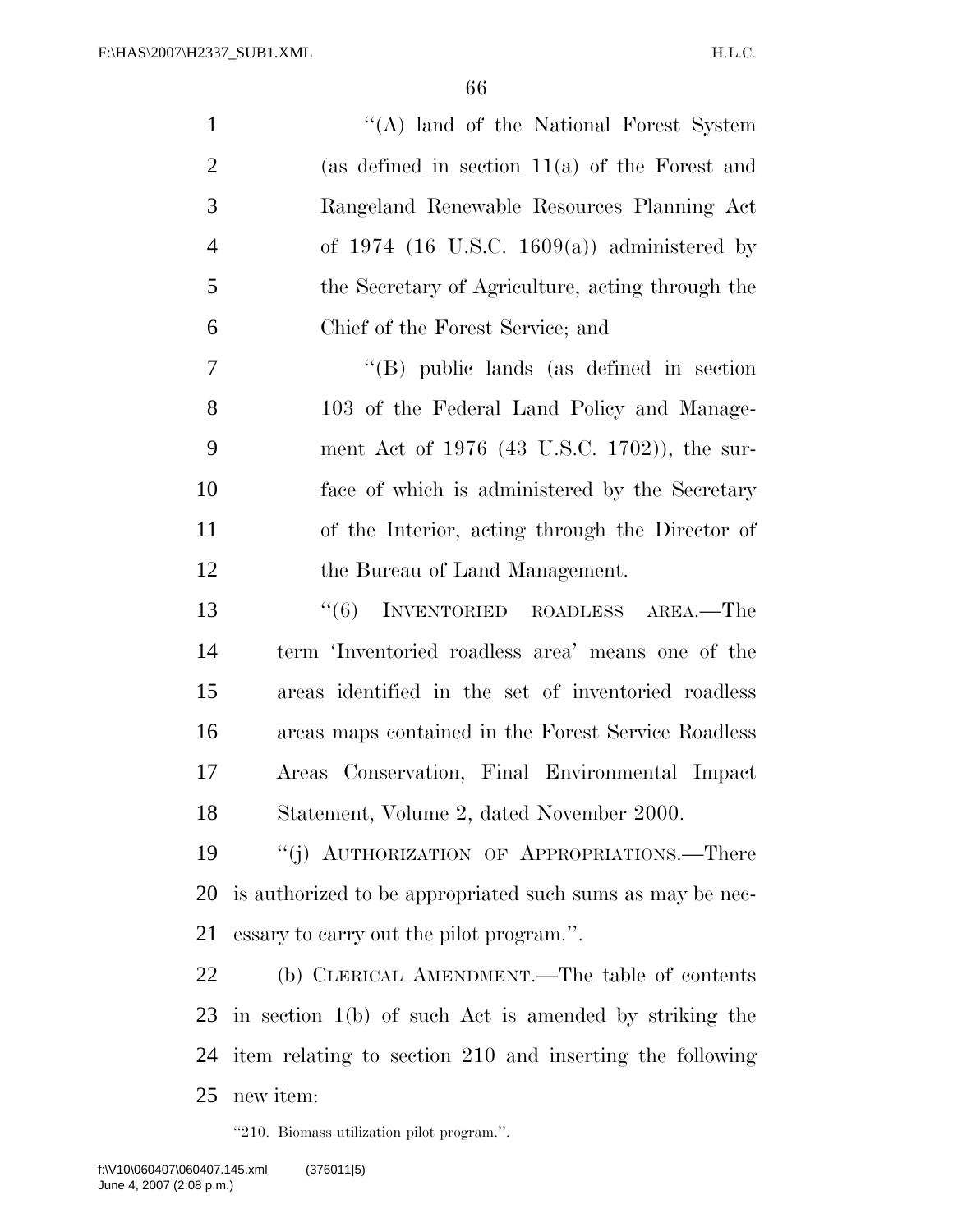"(A) land of the National Forest System (as defined in section 11(a) of the Forest and Rangeland Renewable Resources Planning Act of 1974 (16 U.S.C. 1609(a)) administered by the Secretary of Agriculture, acting through the Chief of the Forest Service; and

"(B) public lands (as defined in section 103 of the Federal Land Policy and Management Act of 1976 (43 U.S.C. 1702)), the surface of which is administered by the Secretary of the Interior, acting through the Director of the Bureau of Land Management.

"(6) INVENTORIED ROADLESS AREA.—The term 'Inventoried roadless area' means one of the areas identified in the set of inventoried roadless areas maps contained in the Forest Service Roadless Areas Conservation, Final Environmental Impact Statement, Volume 2, dated November 2000.

"(j) AUTHORIZATION OF APPROPRIATIONS.—There is authorized to be appropriated such sums as may be necessary to carry out the pilot program.".

(b) CLERICAL AMENDMENT.—The table of contents in section 1(b) of such Act is amended by striking the item relating to section 210 and inserting the following new item:

"210. Biomass utilization pilot program.".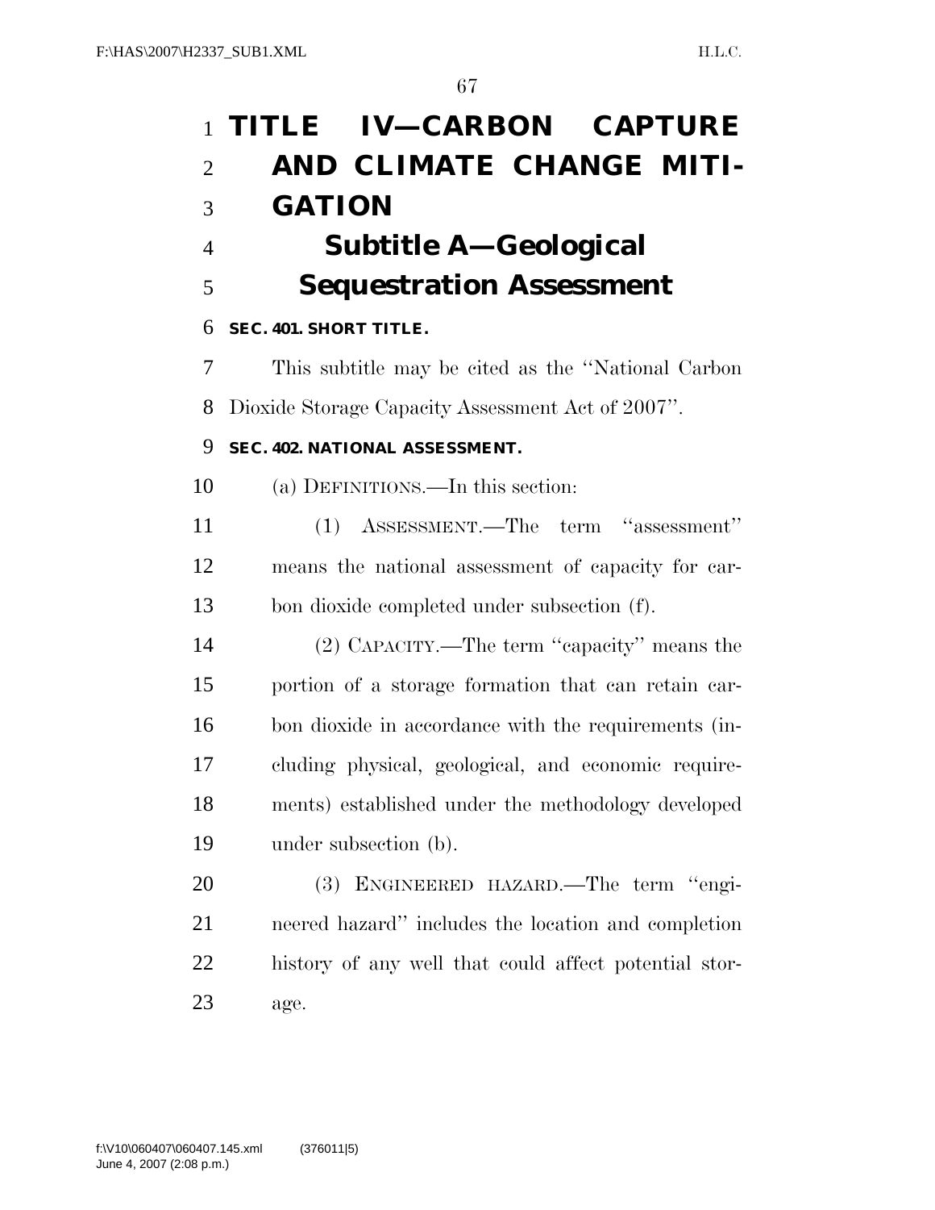# TITLE IV—CARBON CAPTURE AND CLIMATE CHANGE MITIGATION

## Subtitle A—Geological Sequestration Assessment

### SEC. 401. SHORT TITLE.

This subtitle may be cited as the ''National Carbon Dioxide Storage Capacity Assessment Act of 2007''.

### SEC. 402. NATIONAL ASSESSMENT.

(a) DEFINITIONS.—In this section:

(1) ASSESSMENT.—The term ''assessment'' means the national assessment of capacity for carbon dioxide completed under subsection (f).

(2) CAPACITY.—The term ''capacity'' means the portion of a storage formation that can retain carbon dioxide in accordance with the requirements (including physical, geological, and economic requirements) established under the methodology developed under subsection (b).

(3) ENGINEERED HAZARD.—The term ''engineered hazard'' includes the location and completion history of any well that could affect potential storage.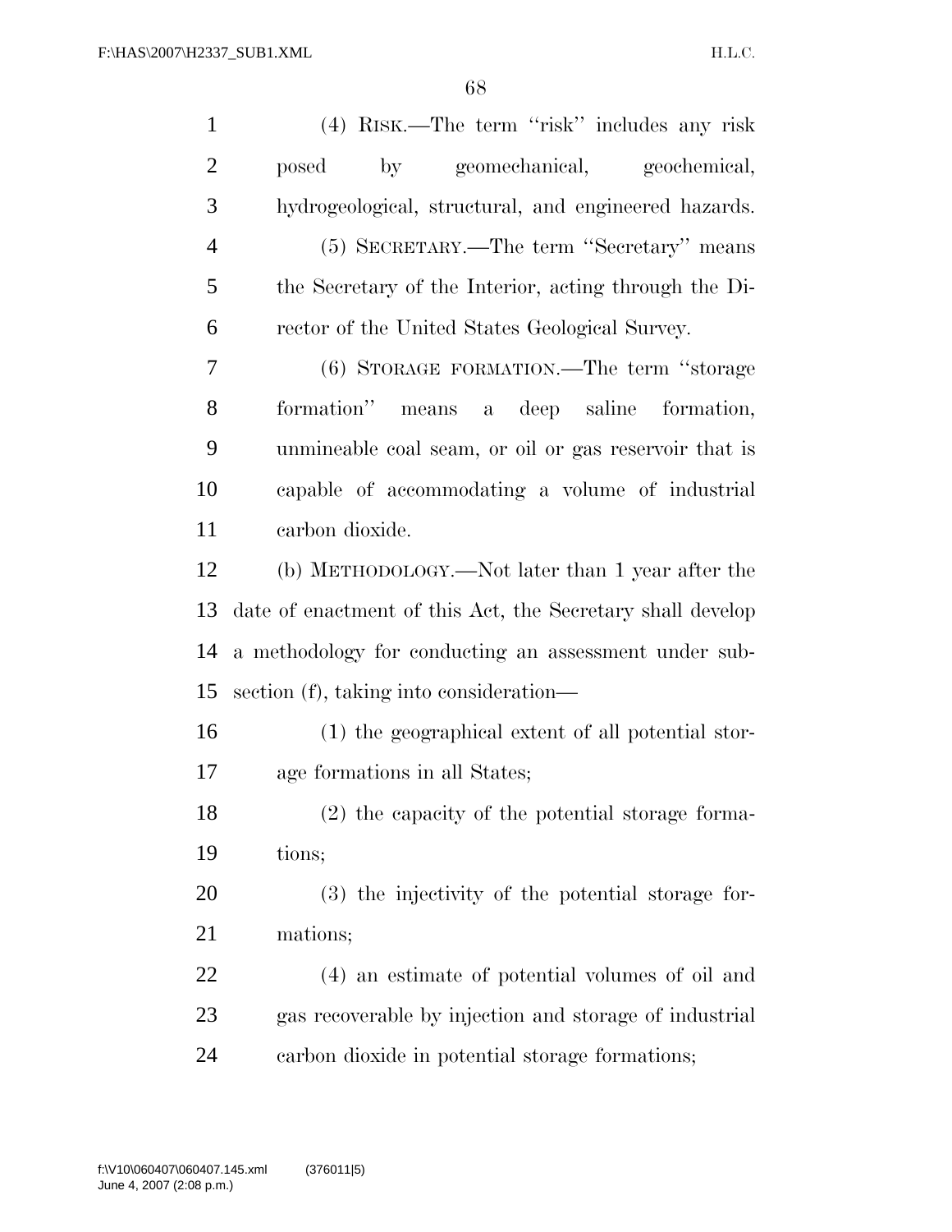(4) RISK.—The term "risk" includes any risk posed by geomechanical, geochemical, hydrogeological, structural, and engineered hazards.

(5) SECRETARY.—The term "Secretary" means the Secretary of the Interior, acting through the Director of the United States Geological Survey.

(6) STORAGE FORMATION.—The term "storage formation" means a deep saline formation, unmineable coal seam, or oil or gas reservoir that is capable of accommodating a volume of industrial carbon dioxide.

(b) METHODOLOGY.—Not later than 1 year after the date of enactment of this Act, the Secretary shall develop a methodology for conducting an assessment under subsection (f), taking into consideration—

(1) the geographical extent of all potential storage formations in all States;

(2) the capacity of the potential storage formations;

(3) the injectivity of the potential storage formations;

(4) an estimate of potential volumes of oil and gas recoverable by injection and storage of industrial carbon dioxide in potential storage formations;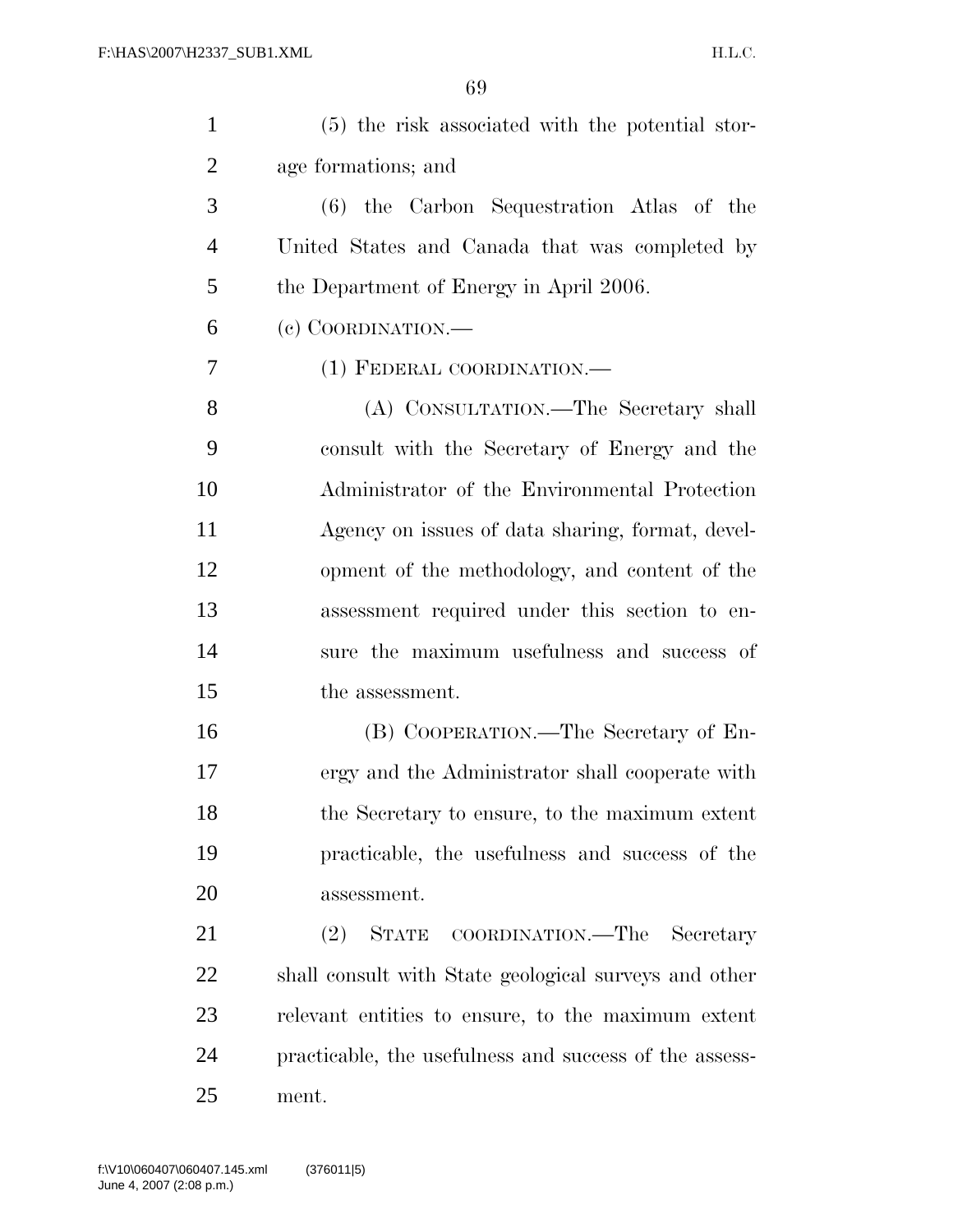(5) the risk associated with the potential storage formations; and

(6) the Carbon Sequestration Atlas of the United States and Canada that was completed by the Department of Energy in April 2006.

(c) COORDINATION.—

(1) FEDERAL COORDINATION.—

(A) CONSULTATION.—The Secretary shall consult with the Secretary of Energy and the Administrator of the Environmental Protection Agency on issues of data sharing, format, development of the methodology, and content of the assessment required under this section to ensure the maximum usefulness and success of the assessment.

(B) COOPERATION.—The Secretary of Energy and the Administrator shall cooperate with the Secretary to ensure, to the maximum extent practicable, the usefulness and success of the assessment.

(2) STATE COORDINATION.—The Secretary shall consult with State geological surveys and other relevant entities to ensure, to the maximum extent practicable, the usefulness and success of the assessment.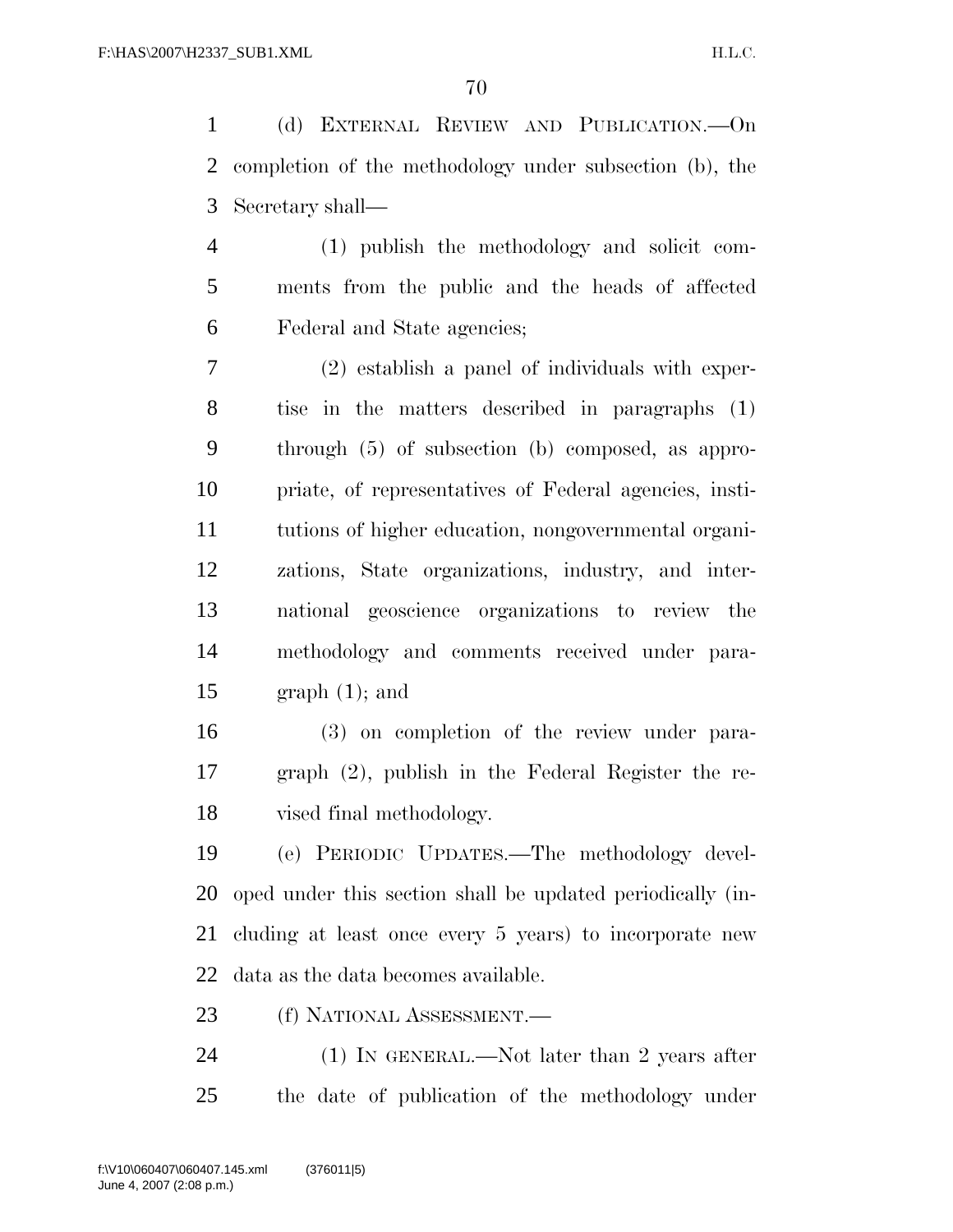(d) EXTERNAL REVIEW AND PUBLICATION.—On completion of the methodology under subsection (b), the Secretary shall—

(1) publish the methodology and solicit comments from the public and the heads of affected Federal and State agencies;

(2) establish a panel of individuals with expertise in the matters described in paragraphs (1) through (5) of subsection (b) composed, as appropriate, of representatives of Federal agencies, institutions of higher education, nongovernmental organizations, State organizations, industry, and international geoscience organizations to review the methodology and comments received under paragraph (1); and

(3) on completion of the review under paragraph (2), publish in the Federal Register the revised final methodology.

(e) PERIODIC UPDATES.—The methodology developed under this section shall be updated periodically (including at least once every 5 years) to incorporate new data as the data becomes available.

(f) NATIONAL ASSESSMENT.—

(1) IN GENERAL.—Not later than 2 years after the date of publication of the methodology under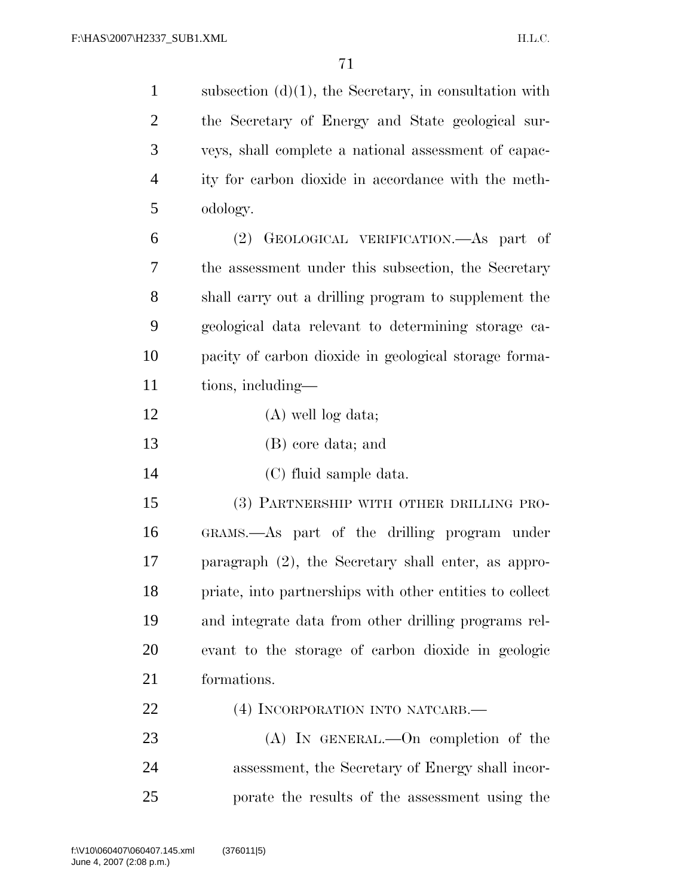subsection (d)(1), the Secretary, in consultation with the Secretary of Energy and State geological surveys, shall complete a national assessment of capacity for carbon dioxide in accordance with the methodology.

(2) GEOLOGICAL VERIFICATION.—As part of the assessment under this subsection, the Secretary shall carry out a drilling program to supplement the geological data relevant to determining storage capacity of carbon dioxide in geological storage formations, including—

(A) well log data;

(B) core data; and

(C) fluid sample data.

(3) PARTNERSHIP WITH OTHER DRILLING PROGRAMS.—As part of the drilling program under paragraph (2), the Secretary shall enter, as appropriate, into partnerships with other entities to collect and integrate data from other drilling programs relevant to the storage of carbon dioxide in geologic formations.

(4) INCORPORATION INTO NATCARB.—

(A) IN GENERAL.—On completion of the assessment, the Secretary of Energy shall incorporate the results of the assessment using the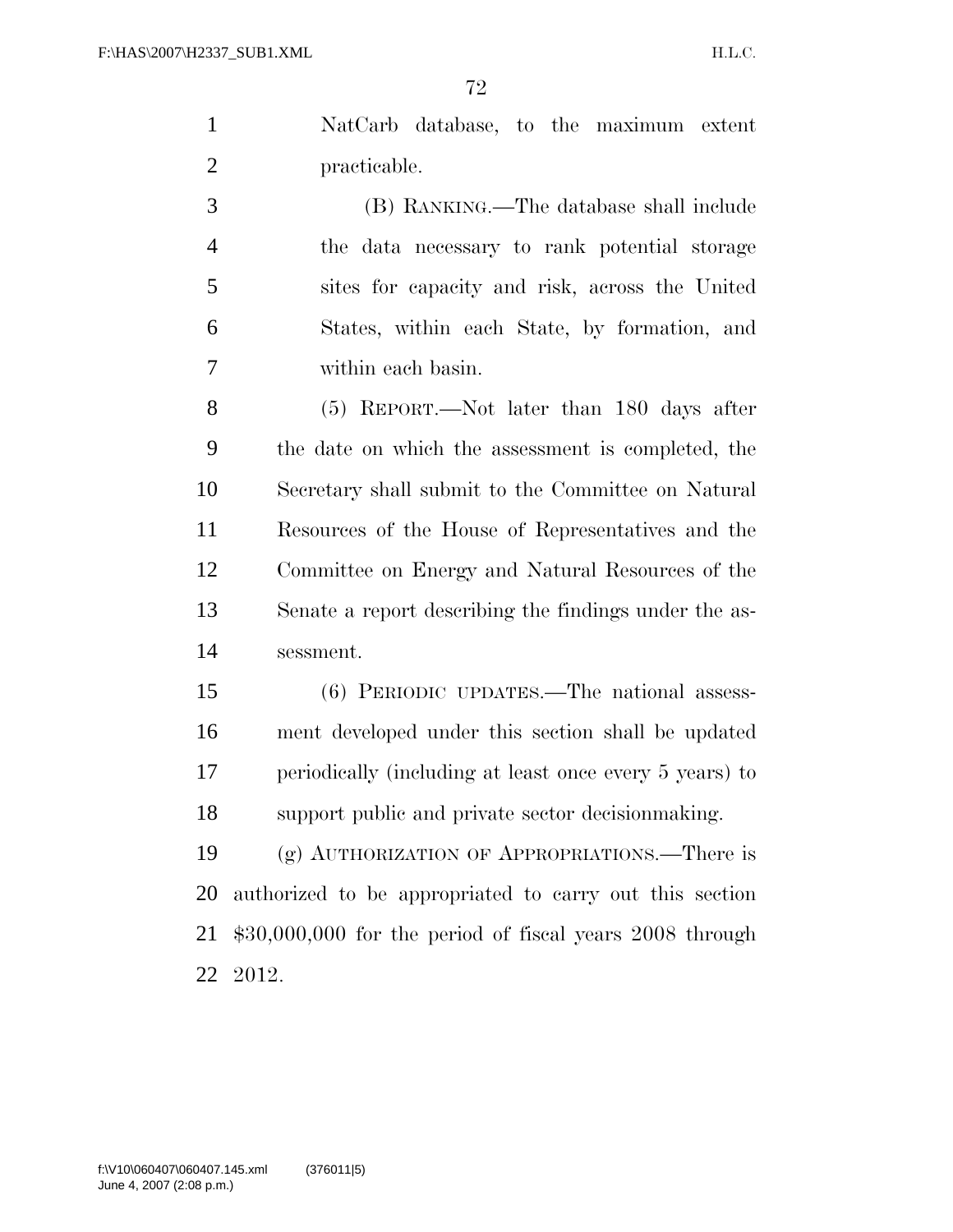NatCarb database, to the maximum extent practicable.

(B) RANKING.—The database shall include the data necessary to rank potential storage sites for capacity and risk, across the United States, within each State, by formation, and within each basin.

(5) REPORT.—Not later than 180 days after the date on which the assessment is completed, the Secretary shall submit to the Committee on Natural Resources of the House of Representatives and the Committee on Energy and Natural Resources of the Senate a report describing the findings under the assessment.

(6) PERIODIC UPDATES.—The national assessment developed under this section shall be updated periodically (including at least once every 5 years) to support public and private sector decisionmaking.

(g) AUTHORIZATION OF APPROPRIATIONS.—There is authorized to be appropriated to carry out this section $30,000,000 for the period of fiscal years 2008 through 2012.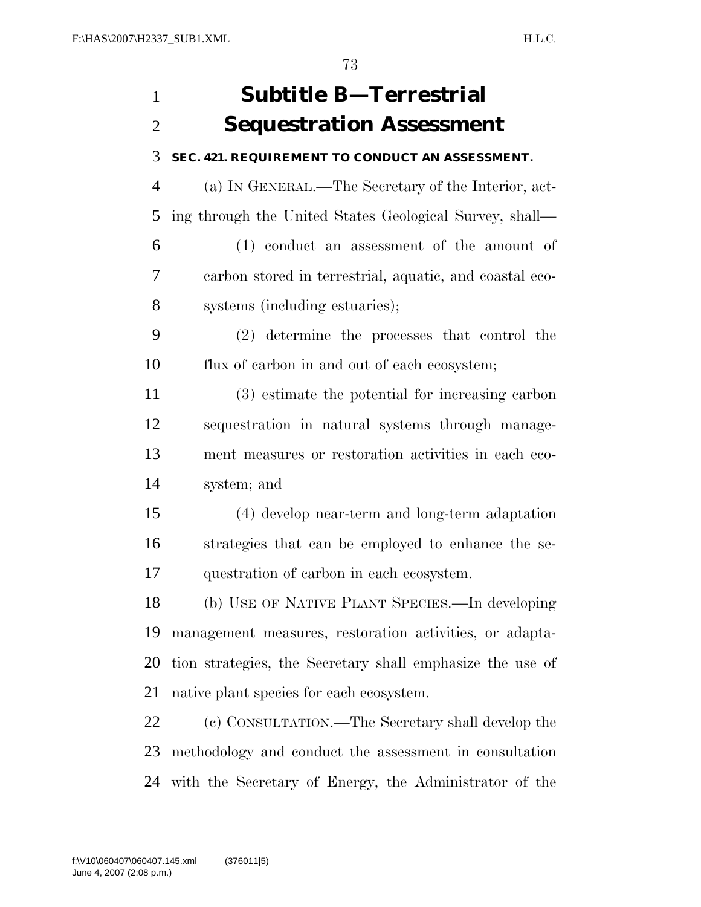## Subtitle B—Terrestrial Sequestration Assessment

### SEC. 421. REQUIREMENT TO CONDUCT AN ASSESSMENT.

(a) IN GENERAL.—The Secretary of the Interior, acting through the United States Geological Survey, shall—

(1) conduct an assessment of the amount of carbon stored in terrestrial, aquatic, and coastal ecosystems (including estuaries);

(2) determine the processes that control the flux of carbon in and out of each ecosystem;

(3) estimate the potential for increasing carbon sequestration in natural systems through management measures or restoration activities in each ecosystem; and

(4) develop near-term and long-term adaptation strategies that can be employed to enhance the sequestration of carbon in each ecosystem.

(b) USE OF NATIVE PLANT SPECIES.—In developing management measures, restoration activities, or adaptation strategies, the Secretary shall emphasize the use of native plant species for each ecosystem.

(c) CONSULTATION.—The Secretary shall develop the methodology and conduct the assessment in consultation with the Secretary of Energy, the Administrator of the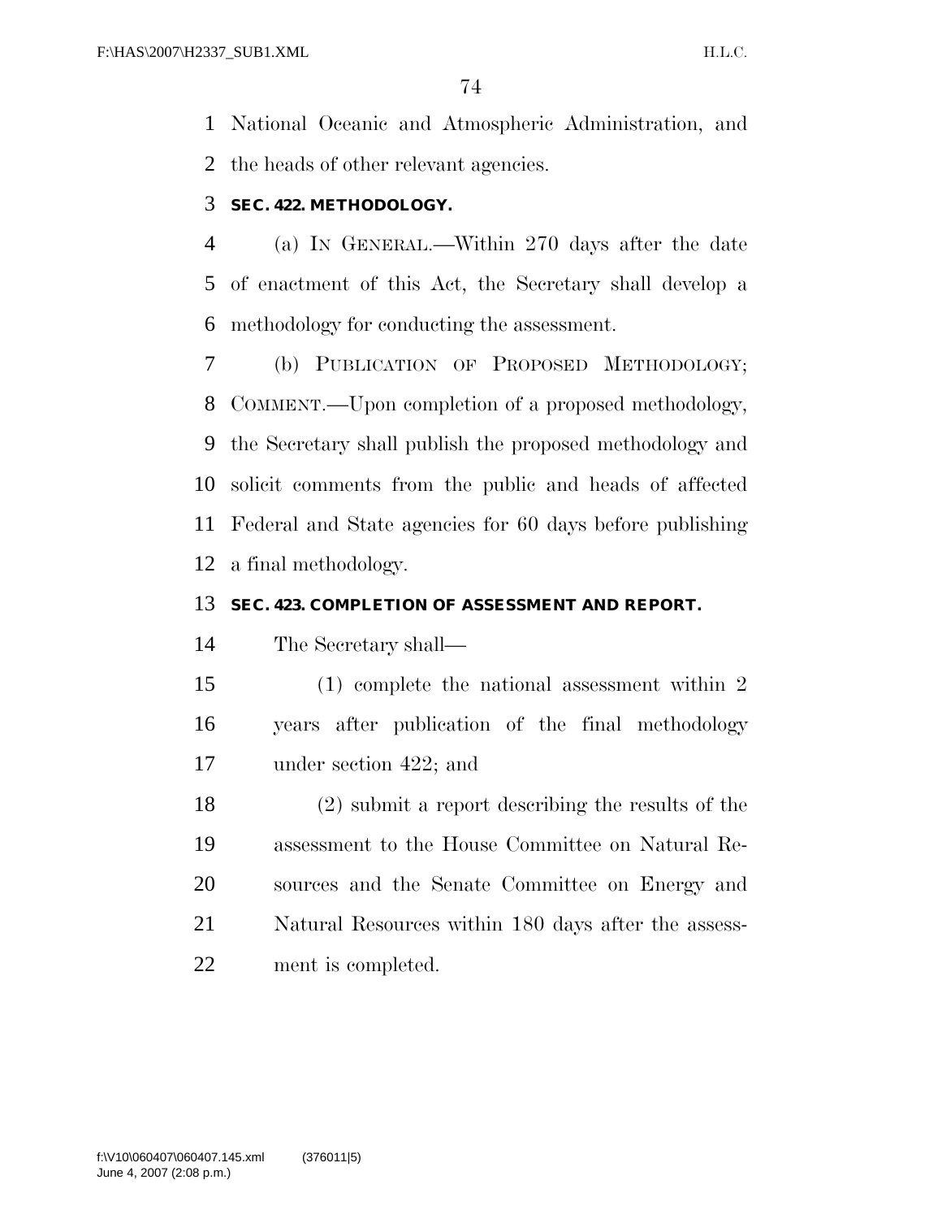National Oceanic and Atmospheric Administration, and the heads of other relevant agencies.

### SEC. 422. METHODOLOGY.

(a) IN GENERAL.—Within 270 days after the date of enactment of this Act, the Secretary shall develop a methodology for conducting the assessment.

(b) PUBLICATION OF PROPOSED METHODOLOGY; COMMENT.—Upon completion of a proposed methodology, the Secretary shall publish the proposed methodology and solicit comments from the public and heads of affected Federal and State agencies for 60 days before publishing a final methodology.

### SEC. 423. COMPLETION OF ASSESSMENT AND REPORT.

The Secretary shall—

(1) complete the national assessment within 2 years after publication of the final methodology under section 422; and

(2) submit a report describing the results of the assessment to the House Committee on Natural Resources and the Senate Committee on Energy and Natural Resources within 180 days after the assessment is completed.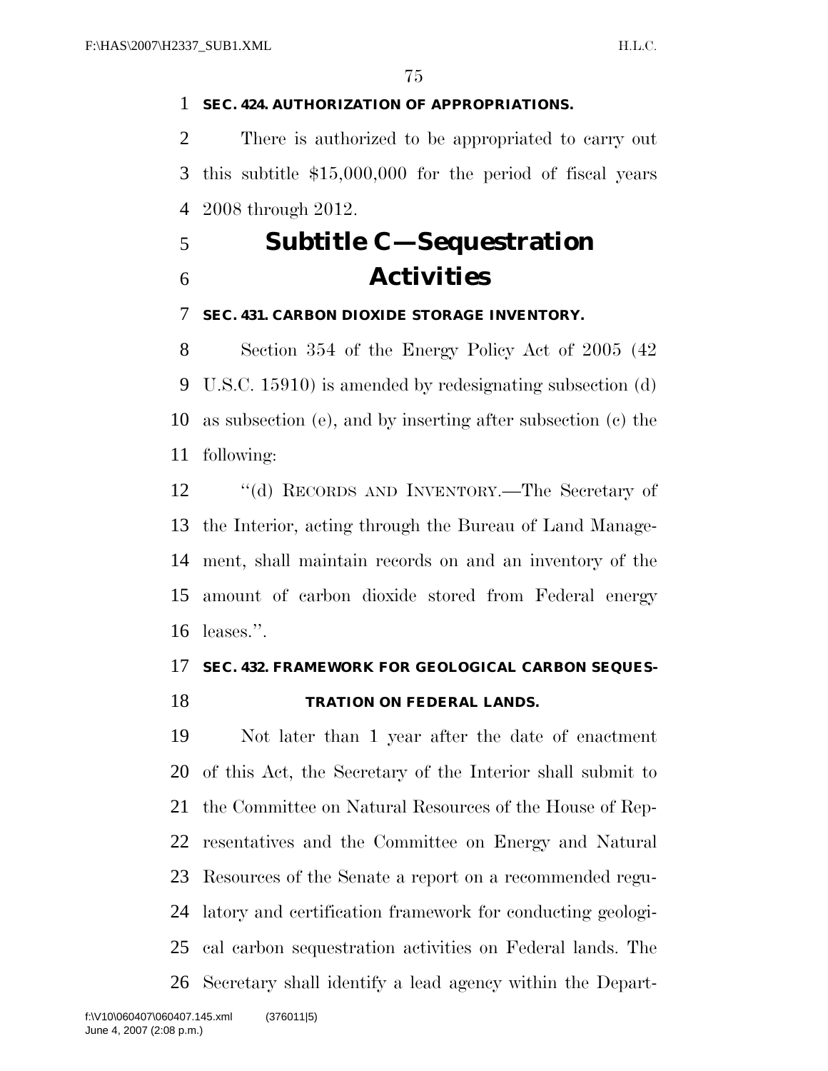**SEC. 424. AUTHORIZATION OF APPROPRIATIONS.**

There is authorized to be appropriated to carry out this subtitle $15,000,000 for the period of fiscal years 2008 through 2012.

## Subtitle C—Sequestration Activities

**SEC. 431. CARBON DIOXIDE STORAGE INVENTORY.**

Section 354 of the Energy Policy Act of 2005 (42 U.S.C. 15910) is amended by redesignating subsection (d) as subsection (e), and by inserting after subsection (c) the following:

"(d) RECORDS AND INVENTORY.—The Secretary of the Interior, acting through the Bureau of Land Management, shall maintain records on and an inventory of the amount of carbon dioxide stored from Federal energy leases.".

**SEC. 432. FRAMEWORK FOR GEOLOGICAL CARBON SEQUESTRATION ON FEDERAL LANDS.**

Not later than 1 year after the date of enactment of this Act, the Secretary of the Interior shall submit to the Committee on Natural Resources of the House of Representatives and the Committee on Energy and Natural Resources of the Senate a report on a recommended regulatory and certification framework for conducting geological carbon sequestration activities on Federal lands. The Secretary shall identify a lead agency within the Depart-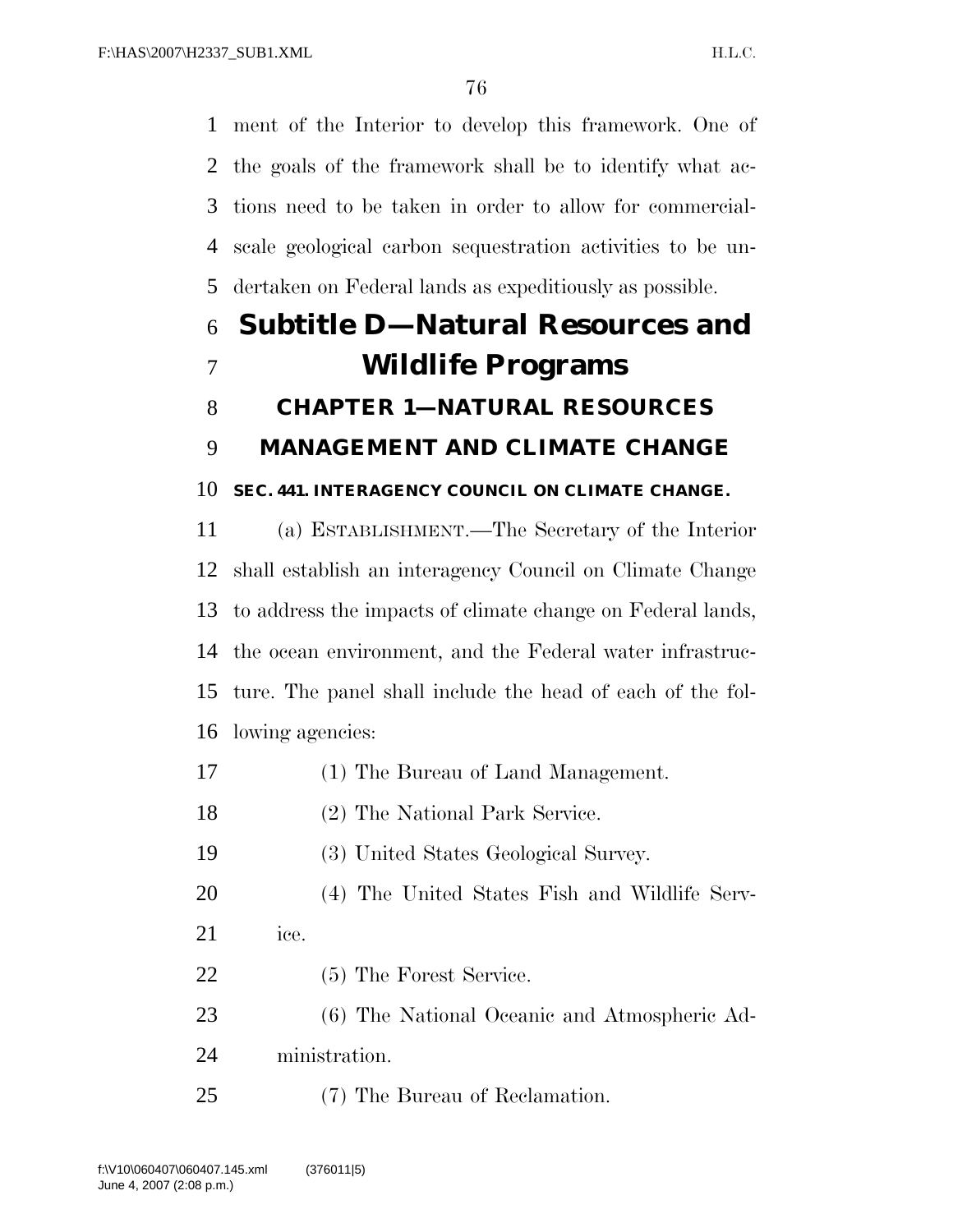ment of the Interior to develop this framework. One of the goals of the framework shall be to identify what actions need to be taken in order to allow for commercial-scale geological carbon sequestration activities to be undertaken on Federal lands as expeditiously as possible.

# Subtitle D—Natural Resources and Wildlife Programs

## CHAPTER 1—NATURAL RESOURCES MANAGEMENT AND CLIMATE CHANGE

### SEC. 441. INTERAGENCY COUNCIL ON CLIMATE CHANGE.

(a) ESTABLISHMENT.—The Secretary of the Interior shall establish an interagency Council on Climate Change to address the impacts of climate change on Federal lands, the ocean environment, and the Federal water infrastructure. The panel shall include the head of each of the following agencies:

(1) The Bureau of Land Management.

(2) The National Park Service.

(3) United States Geological Survey.

(4) The United States Fish and Wildlife Service.

(5) The Forest Service.

(6) The National Oceanic and Atmospheric Administration.

(7) The Bureau of Reclamation.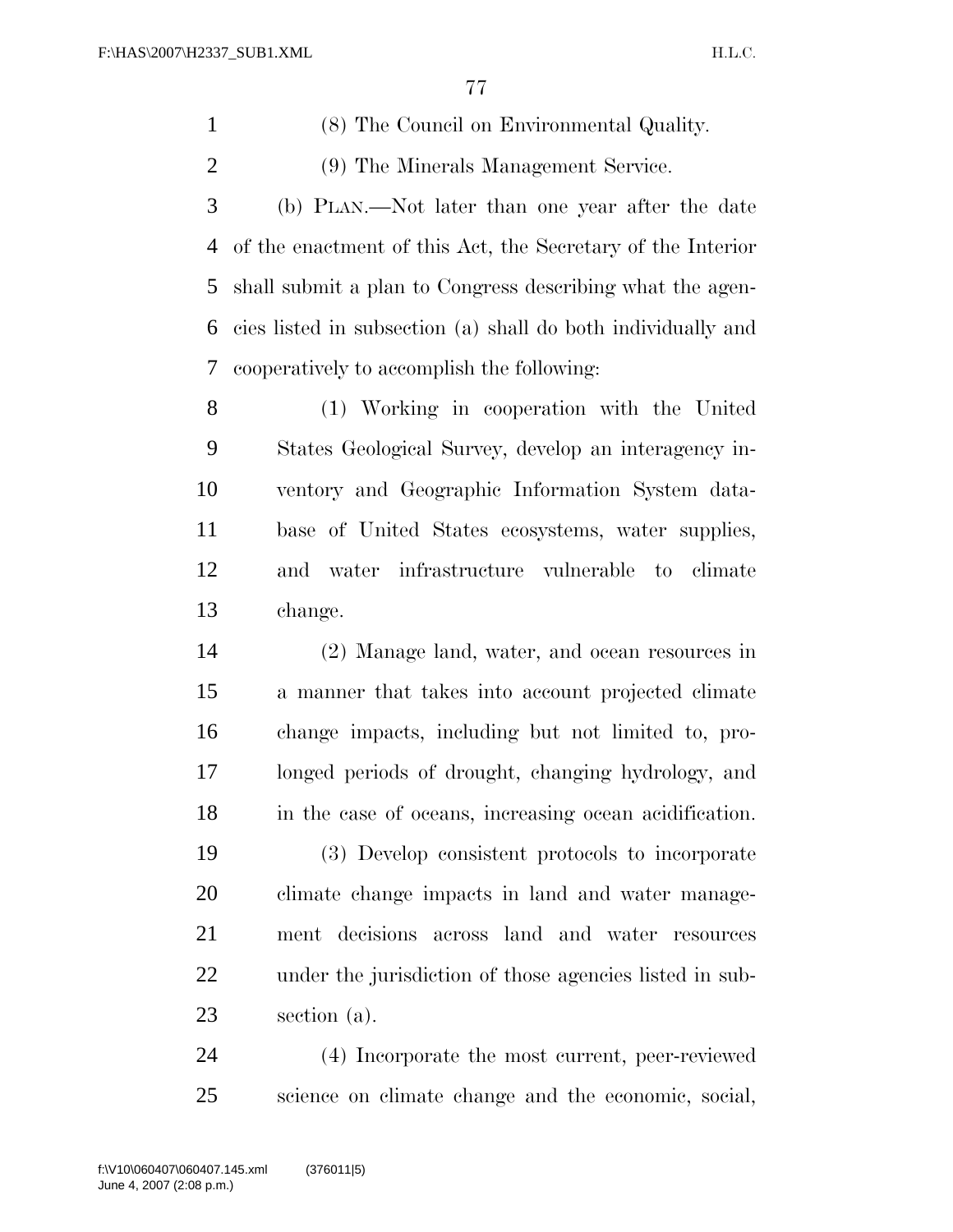(8) The Council on Environmental Quality.

(9) The Minerals Management Service.

(b) PLAN.—Not later than one year after the date of the enactment of this Act, the Secretary of the Interior shall submit a plan to Congress describing what the agencies listed in subsection (a) shall do both individually and cooperatively to accomplish the following:

(1) Working in cooperation with the United States Geological Survey, develop an interagency inventory and Geographic Information System database of United States ecosystems, water supplies, and water infrastructure vulnerable to climate change.

(2) Manage land, water, and ocean resources in a manner that takes into account projected climate change impacts, including but not limited to, prolonged periods of drought, changing hydrology, and in the case of oceans, increasing ocean acidification.

(3) Develop consistent protocols to incorporate climate change impacts in land and water management decisions across land and water resources under the jurisdiction of those agencies listed in subsection (a).

(4) Incorporate the most current, peer-reviewed science on climate change and the economic, social,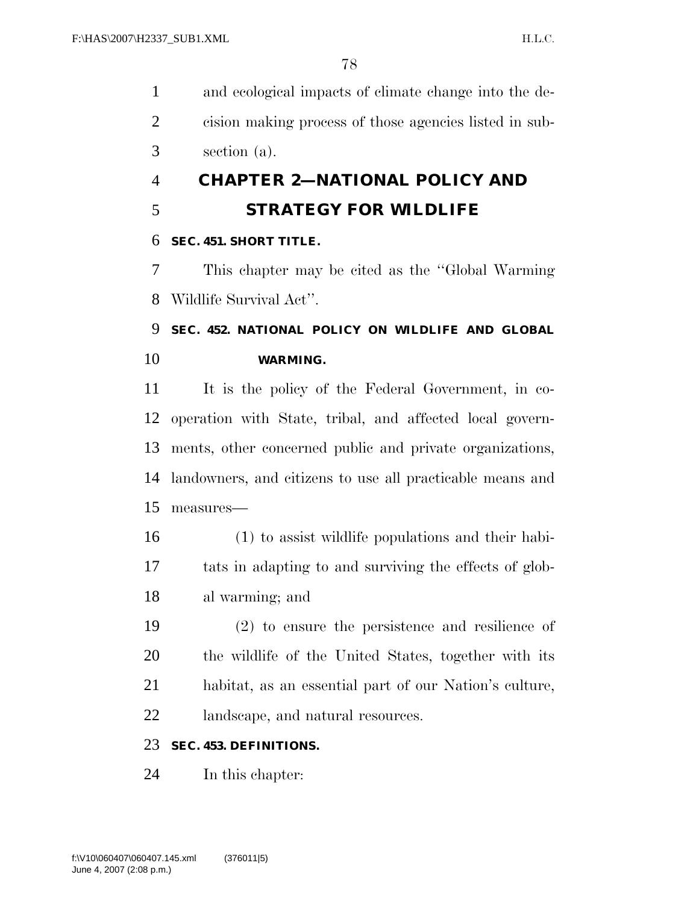and ecological impacts of climate change into the decision making process of those agencies listed in subsection (a).

## CHAPTER 2—NATIONAL POLICY AND STRATEGY FOR WILDLIFE

### SEC. 451. SHORT TITLE.

This chapter may be cited as the ''Global Warming Wildlife Survival Act''.

### SEC. 452. NATIONAL POLICY ON WILDLIFE AND GLOBAL WARMING.

It is the policy of the Federal Government, in cooperation with State, tribal, and affected local governments, other concerned public and private organizations, landowners, and citizens to use all practicable means and measures—

(1) to assist wildlife populations and their habitats in adapting to and surviving the effects of global warming; and

(2) to ensure the persistence and resilience of the wildlife of the United States, together with its habitat, as an essential part of our Nation's culture, landscape, and natural resources.

### SEC. 453. DEFINITIONS.

In this chapter: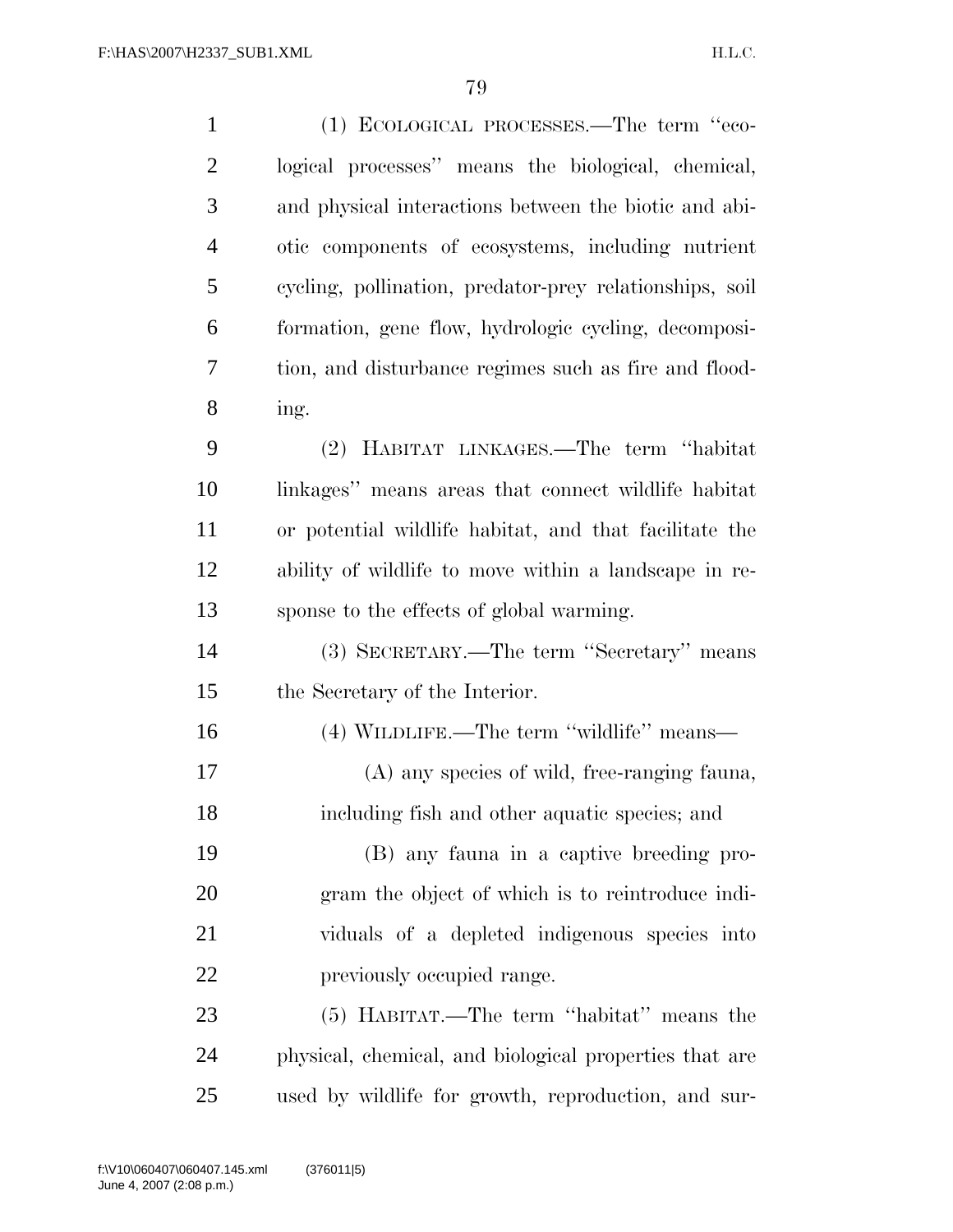(1) ECOLOGICAL PROCESSES.—The term ''ecological processes'' means the biological, chemical, and physical interactions between the biotic and abiotic components of ecosystems, including nutrient cycling, pollination, predator-prey relationships, soil formation, gene flow, hydrologic cycling, decomposition, and disturbance regimes such as fire and flooding.

(2) HABITAT LINKAGES.—The term ''habitat linkages'' means areas that connect wildlife habitat or potential wildlife habitat, and that facilitate the ability of wildlife to move within a landscape in response to the effects of global warming.

(3) SECRETARY.—The term ''Secretary'' means the Secretary of the Interior.

(4) WILDLIFE.—The term ''wildlife'' means—

(A) any species of wild, free-ranging fauna, including fish and other aquatic species; and

(B) any fauna in a captive breeding program the object of which is to reintroduce individuals of a depleted indigenous species into previously occupied range.

(5) HABITAT.—The term ''habitat'' means the physical, chemical, and biological properties that are used by wildlife for growth, reproduction, and sur-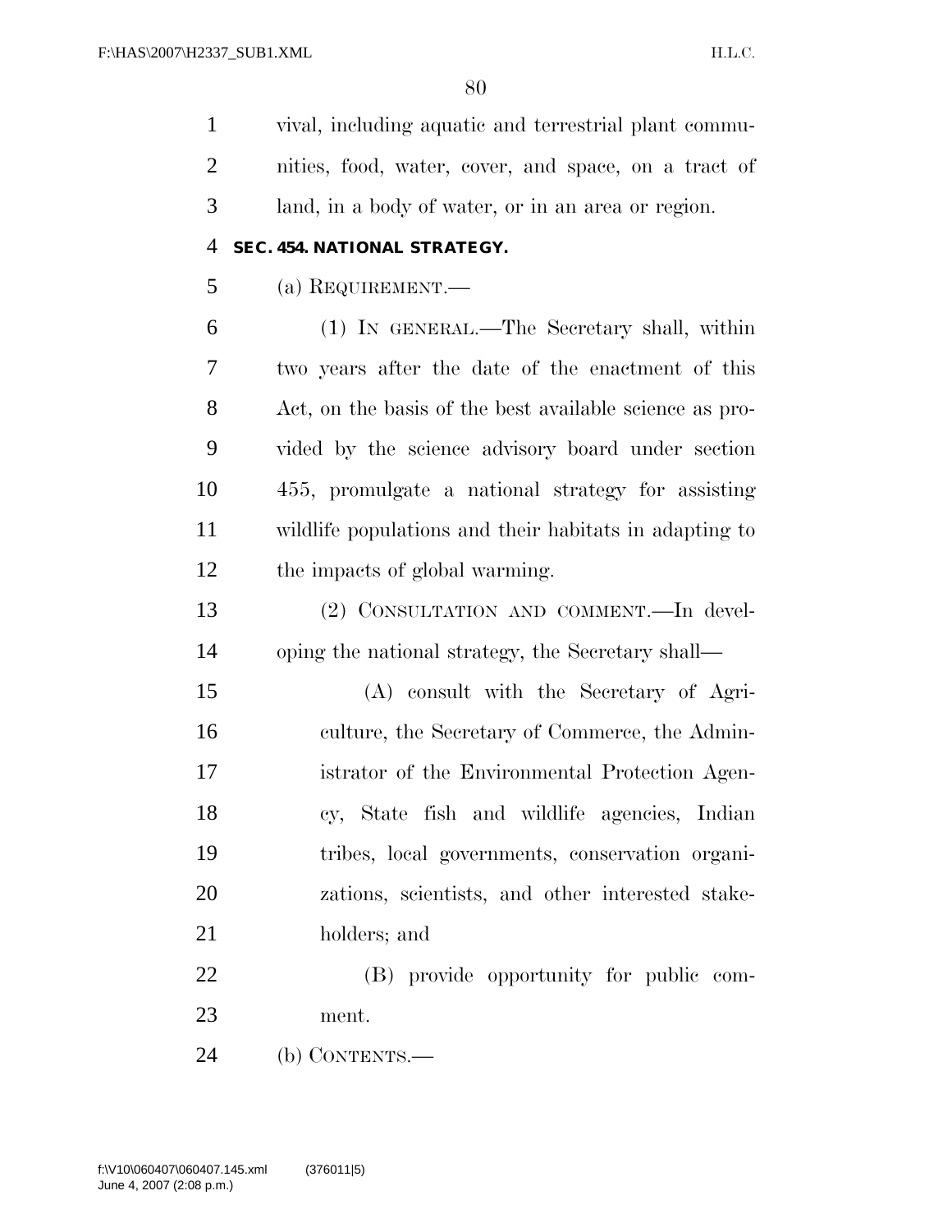vival, including aquatic and terrestrial plant communities, food, water, cover, and space, on a tract of land, in a body of water, or in an area or region.

### SEC. 454. NATIONAL STRATEGY.

(a) REQUIREMENT.—

(1) IN GENERAL.—The Secretary shall, within two years after the date of the enactment of this Act, on the basis of the best available science as provided by the science advisory board under section 455, promulgate a national strategy for assisting wildlife populations and their habitats in adapting to the impacts of global warming.

(2) CONSULTATION AND COMMENT.—In developing the national strategy, the Secretary shall—

(A) consult with the Secretary of Agriculture, the Secretary of Commerce, the Administrator of the Environmental Protection Agency, State fish and wildlife agencies, Indian tribes, local governments, conservation organizations, scientists, and other interested stakeholders; and

(B) provide opportunity for public comment.

(b) CONTENTS.—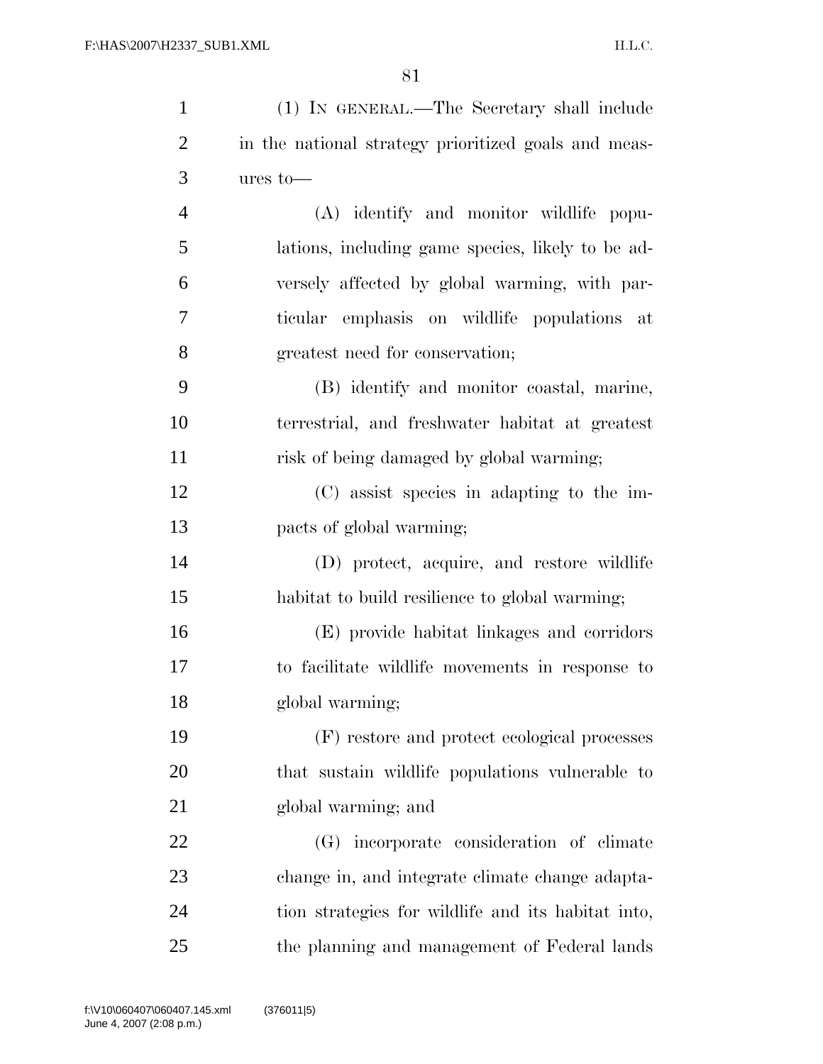(1) IN GENERAL.—The Secretary shall include in the national strategy prioritized goals and measures to—

(A) identify and monitor wildlife populations, including game species, likely to be adversely affected by global warming, with particular emphasis on wildlife populations at greatest need for conservation;

(B) identify and monitor coastal, marine, terrestrial, and freshwater habitat at greatest risk of being damaged by global warming;

(C) assist species in adapting to the impacts of global warming;

(D) protect, acquire, and restore wildlife habitat to build resilience to global warming;

(E) provide habitat linkages and corridors to facilitate wildlife movements in response to global warming;

(F) restore and protect ecological processes that sustain wildlife populations vulnerable to global warming; and

(G) incorporate consideration of climate change in, and integrate climate change adaptation strategies for wildlife and its habitat into, the planning and management of Federal lands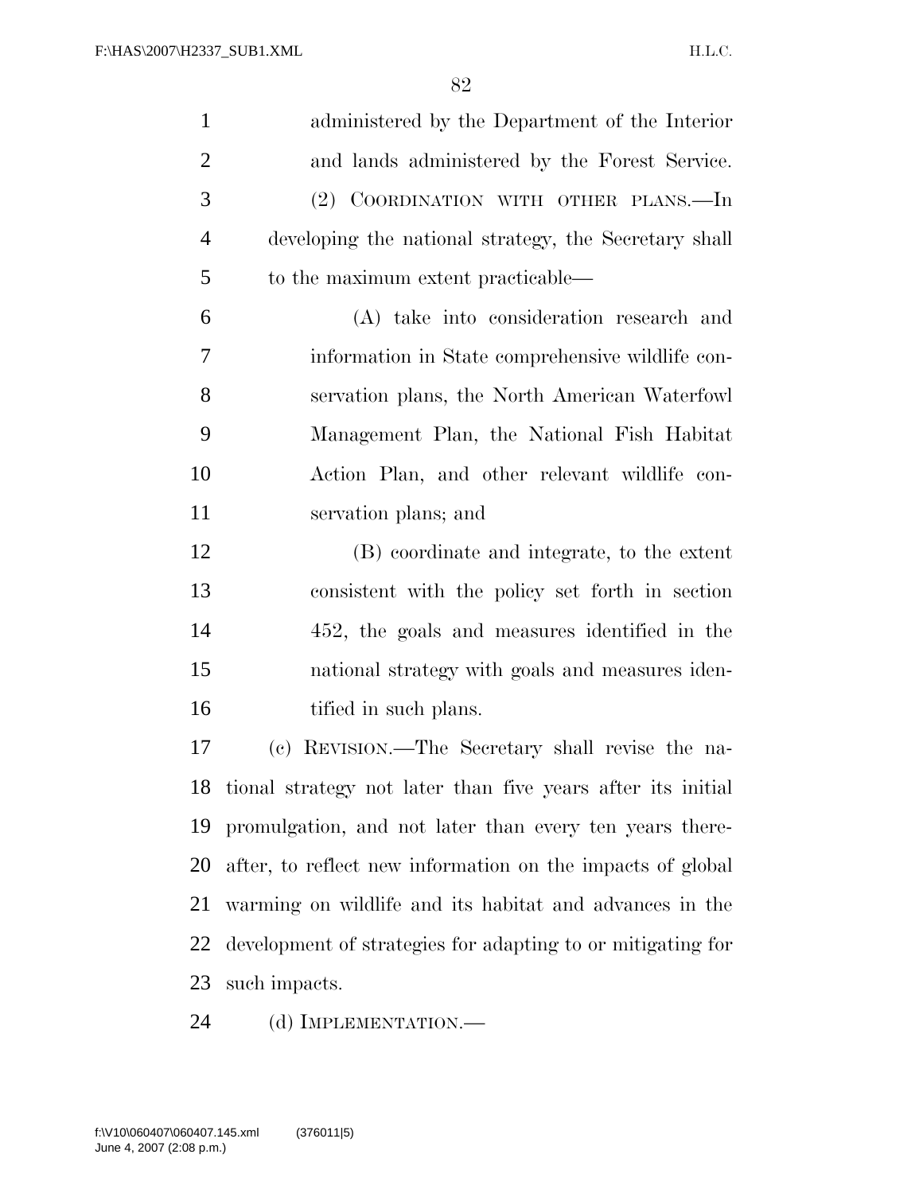administered by the Department of the Interior and lands administered by the Forest Service.

(2) COORDINATION WITH OTHER PLANS.—In developing the national strategy, the Secretary shall to the maximum extent practicable—

(A) take into consideration research and information in State comprehensive wildlife conservation plans, the North American Waterfowl Management Plan, the National Fish Habitat Action Plan, and other relevant wildlife conservation plans; and

(B) coordinate and integrate, to the extent consistent with the policy set forth in section 452, the goals and measures identified in the national strategy with goals and measures identified in such plans.

(c) REVISION.—The Secretary shall revise the national strategy not later than five years after its initial promulgation, and not later than every ten years thereafter, to reflect new information on the impacts of global warming on wildlife and its habitat and advances in the development of strategies for adapting to or mitigating for such impacts.

(d) IMPLEMENTATION.—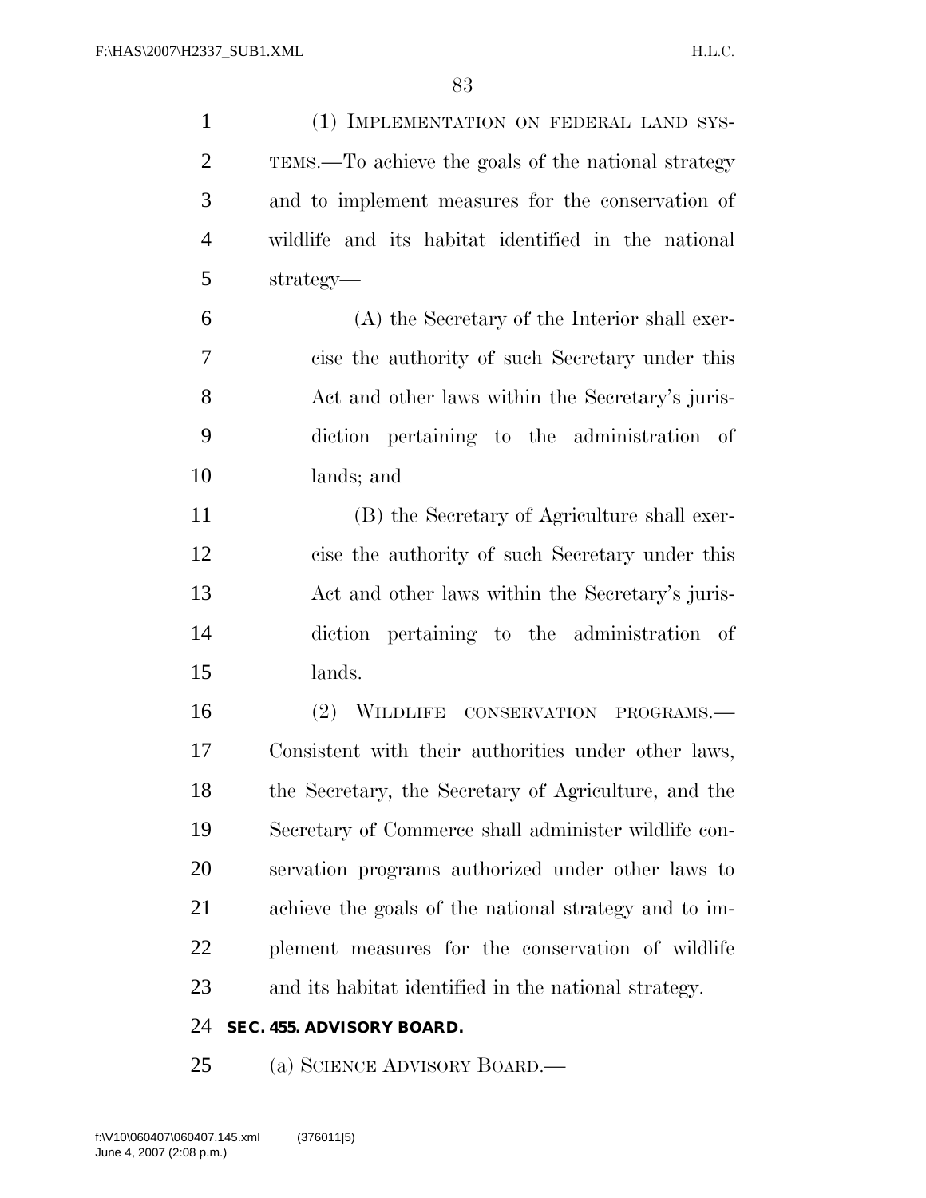(1) IMPLEMENTATION ON FEDERAL LAND SYSTEMS.—To achieve the goals of the national strategy and to implement measures for the conservation of wildlife and its habitat identified in the national strategy—

(A) the Secretary of the Interior shall exercise the authority of such Secretary under this Act and other laws within the Secretary's jurisdiction pertaining to the administration of lands; and

(B) the Secretary of Agriculture shall exercise the authority of such Secretary under this Act and other laws within the Secretary's jurisdiction pertaining to the administration of lands.

(2) WILDLIFE CONSERVATION PROGRAMS.—Consistent with their authorities under other laws, the Secretary, the Secretary of Agriculture, and the Secretary of Commerce shall administer wildlife conservation programs authorized under other laws to achieve the goals of the national strategy and to implement measures for the conservation of wildlife and its habitat identified in the national strategy.

**SEC. 455. ADVISORY BOARD.**

(a) SCIENCE ADVISORY BOARD.—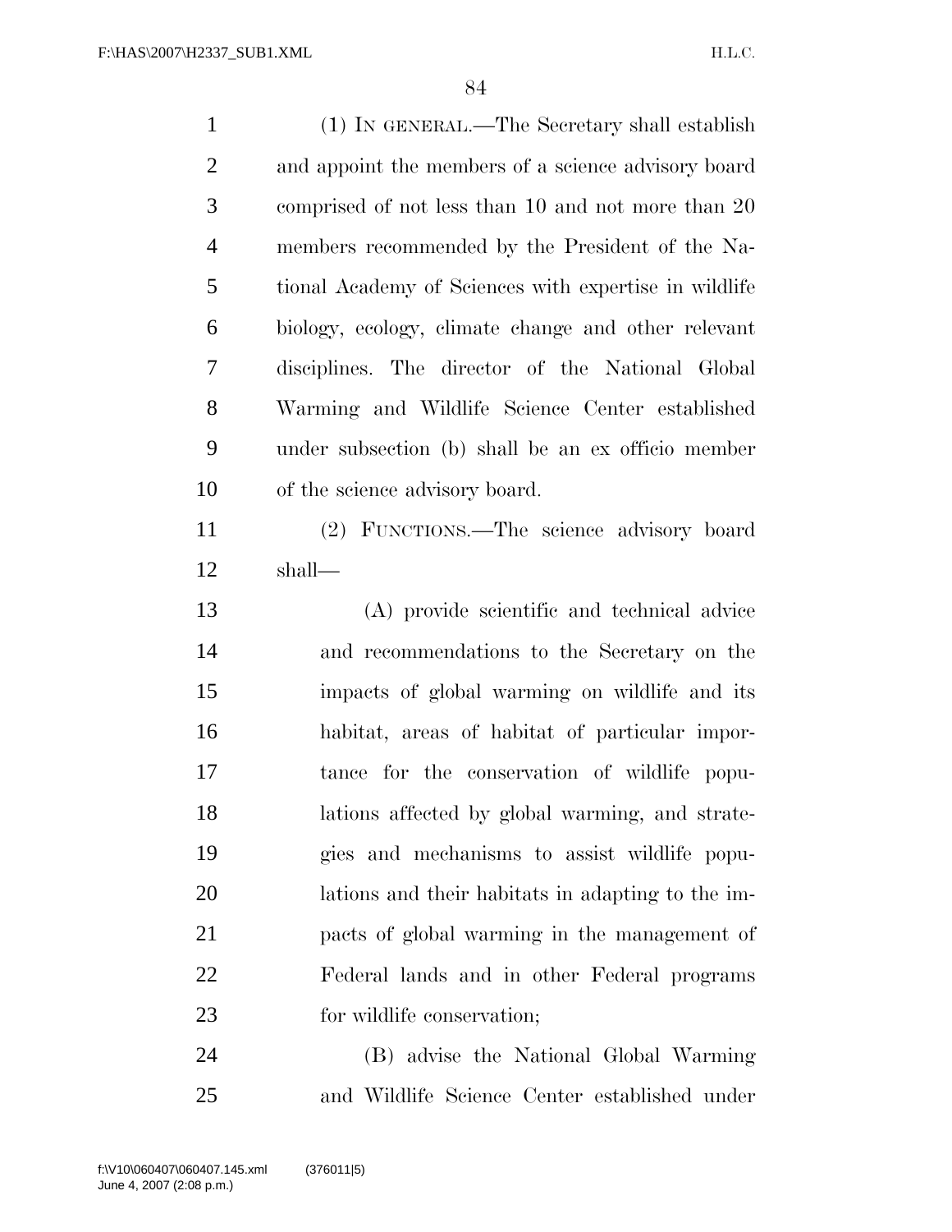(1) IN GENERAL.—The Secretary shall establish and appoint the members of a science advisory board comprised of not less than 10 and not more than 20 members recommended by the President of the National Academy of Sciences with expertise in wildlife biology, ecology, climate change and other relevant disciplines. The director of the National Global Warming and Wildlife Science Center established under subsection (b) shall be an ex officio member of the science advisory board.

(2) FUNCTIONS.—The science advisory board shall—

(A) provide scientific and technical advice and recommendations to the Secretary on the impacts of global warming on wildlife and its habitat, areas of habitat of particular importance for the conservation of wildlife populations affected by global warming, and strategies and mechanisms to assist wildlife populations and their habitats in adapting to the impacts of global warming in the management of Federal lands and in other Federal programs for wildlife conservation;

(B) advise the National Global Warming and Wildlife Science Center established under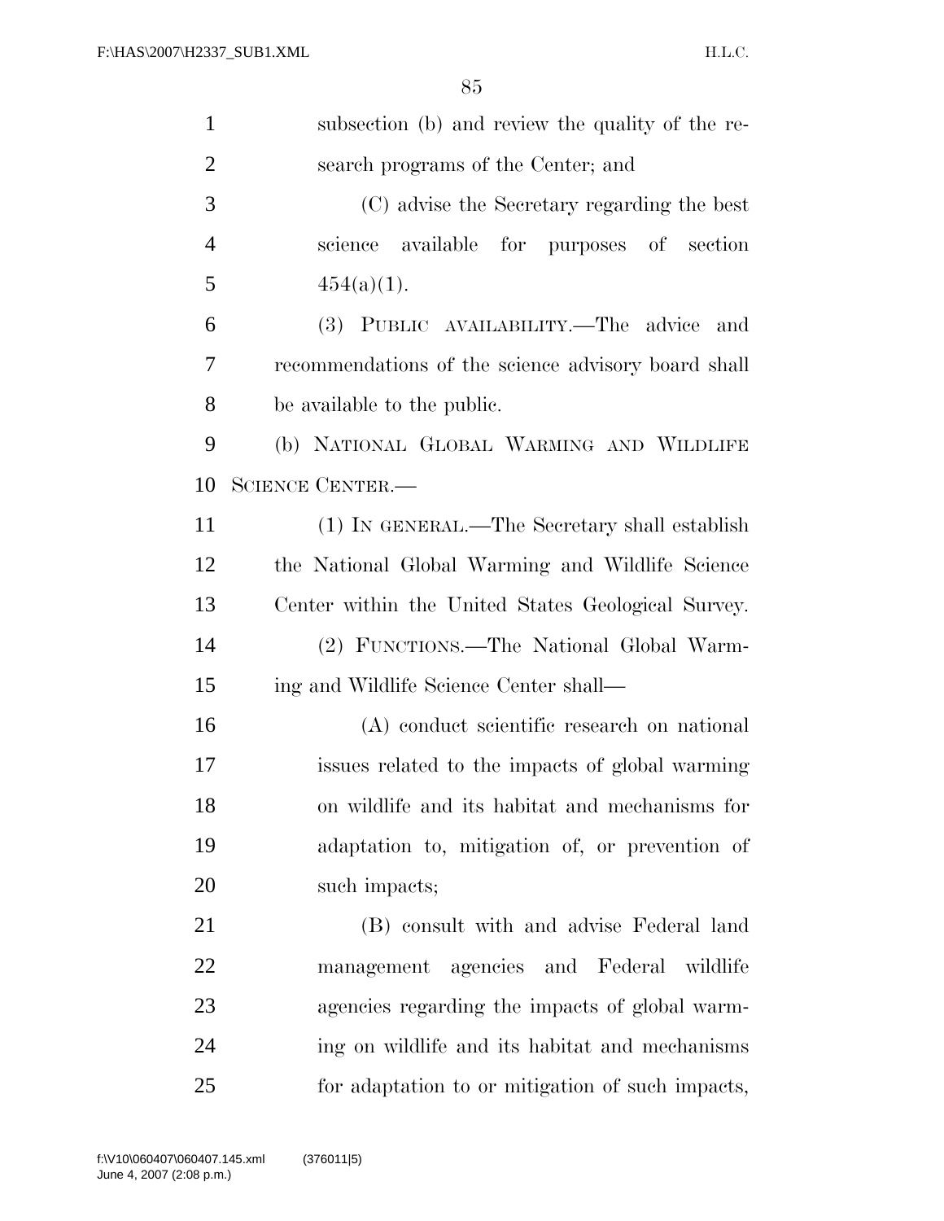subsection (b) and review the quality of the research programs of the Center; and

(C) advise the Secretary regarding the best science available for purposes of section 454(a)(1).

(3) PUBLIC AVAILABILITY.—The advice and recommendations of the science advisory board shall be available to the public.

(b) NATIONAL GLOBAL WARMING AND WILDLIFE SCIENCE CENTER.—

(1) IN GENERAL.—The Secretary shall establish the National Global Warming and Wildlife Science Center within the United States Geological Survey.

(2) FUNCTIONS.—The National Global Warming and Wildlife Science Center shall—

(A) conduct scientific research on national issues related to the impacts of global warming on wildlife and its habitat and mechanisms for adaptation to, mitigation of, or prevention of such impacts;

(B) consult with and advise Federal land management agencies and Federal wildlife agencies regarding the impacts of global warming on wildlife and its habitat and mechanisms for adaptation to or mitigation of such impacts,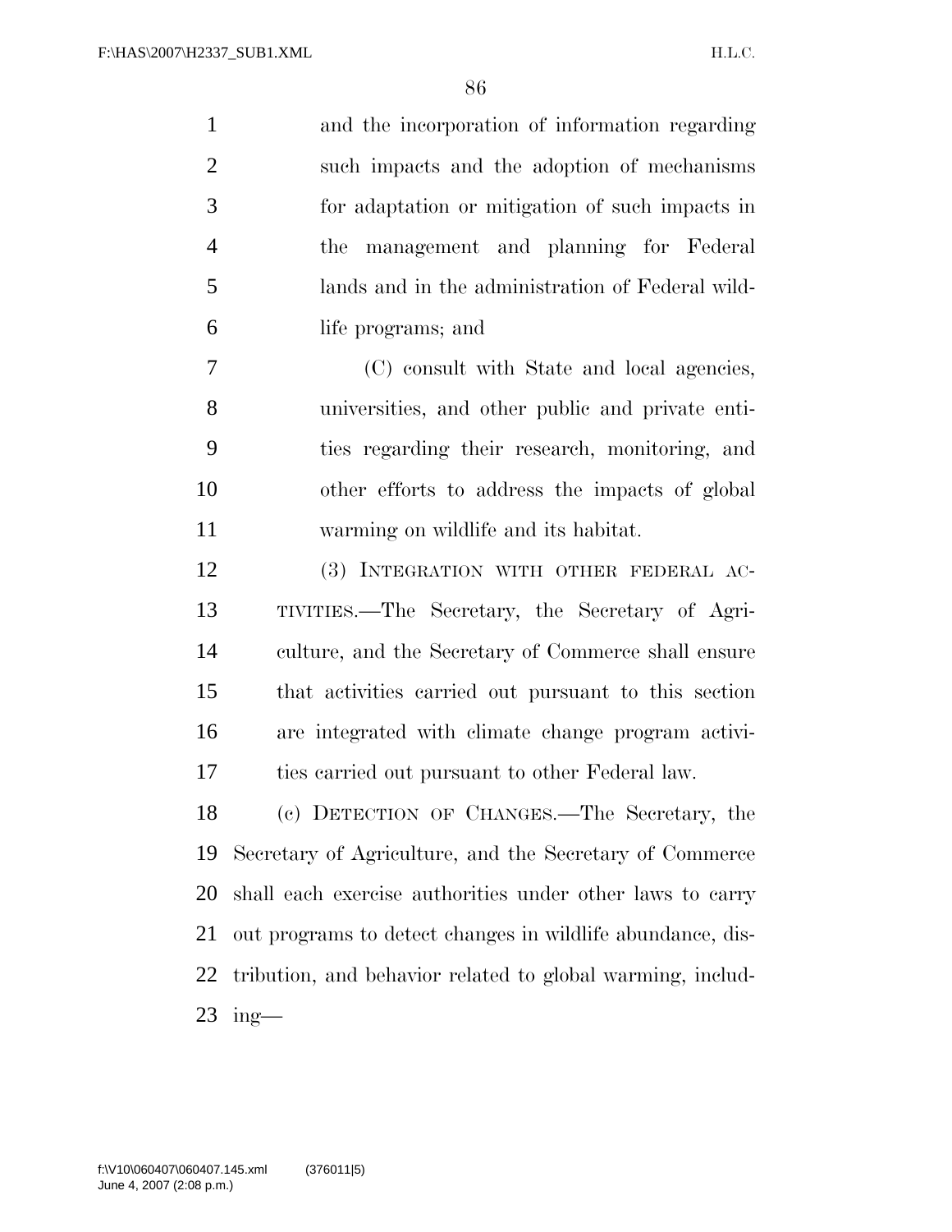and the incorporation of information regarding such impacts and the adoption of mechanisms for adaptation or mitigation of such impacts in the management and planning for Federal lands and in the administration of Federal wildlife programs; and

(C) consult with State and local agencies, universities, and other public and private entities regarding their research, monitoring, and other efforts to address the impacts of global warming on wildlife and its habitat.

(3) INTEGRATION WITH OTHER FEDERAL ACTIVITIES.—The Secretary, the Secretary of Agriculture, and the Secretary of Commerce shall ensure that activities carried out pursuant to this section are integrated with climate change program activities carried out pursuant to other Federal law.

(c) DETECTION OF CHANGES.—The Secretary, the Secretary of Agriculture, and the Secretary of Commerce shall each exercise authorities under other laws to carry out programs to detect changes in wildlife abundance, distribution, and behavior related to global warming, including—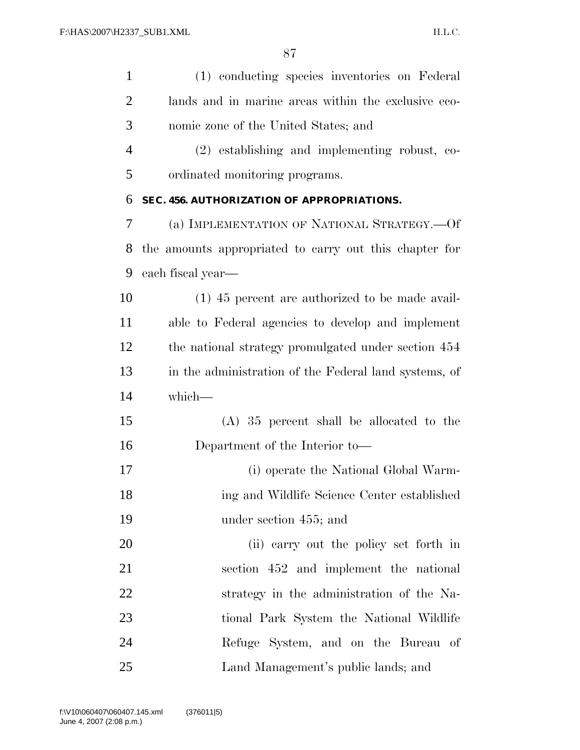(1) conducting species inventories on Federal lands and in marine areas within the exclusive economic zone of the United States; and

(2) establishing and implementing robust, coordinated monitoring programs.

**SEC. 456. AUTHORIZATION OF APPROPRIATIONS.**

(a) IMPLEMENTATION OF NATIONAL STRATEGY.—Of the amounts appropriated to carry out this chapter for each fiscal year—

(1) 45 percent are authorized to be made available to Federal agencies to develop and implement the national strategy promulgated under section 454 in the administration of the Federal land systems, of which—

(A) 35 percent shall be allocated to the Department of the Interior to—

(i) operate the National Global Warming and Wildlife Science Center established under section 455; and

(ii) carry out the policy set forth in section 452 and implement the national strategy in the administration of the National Park System the National Wildlife Refuge System, and on the Bureau of Land Management's public lands; and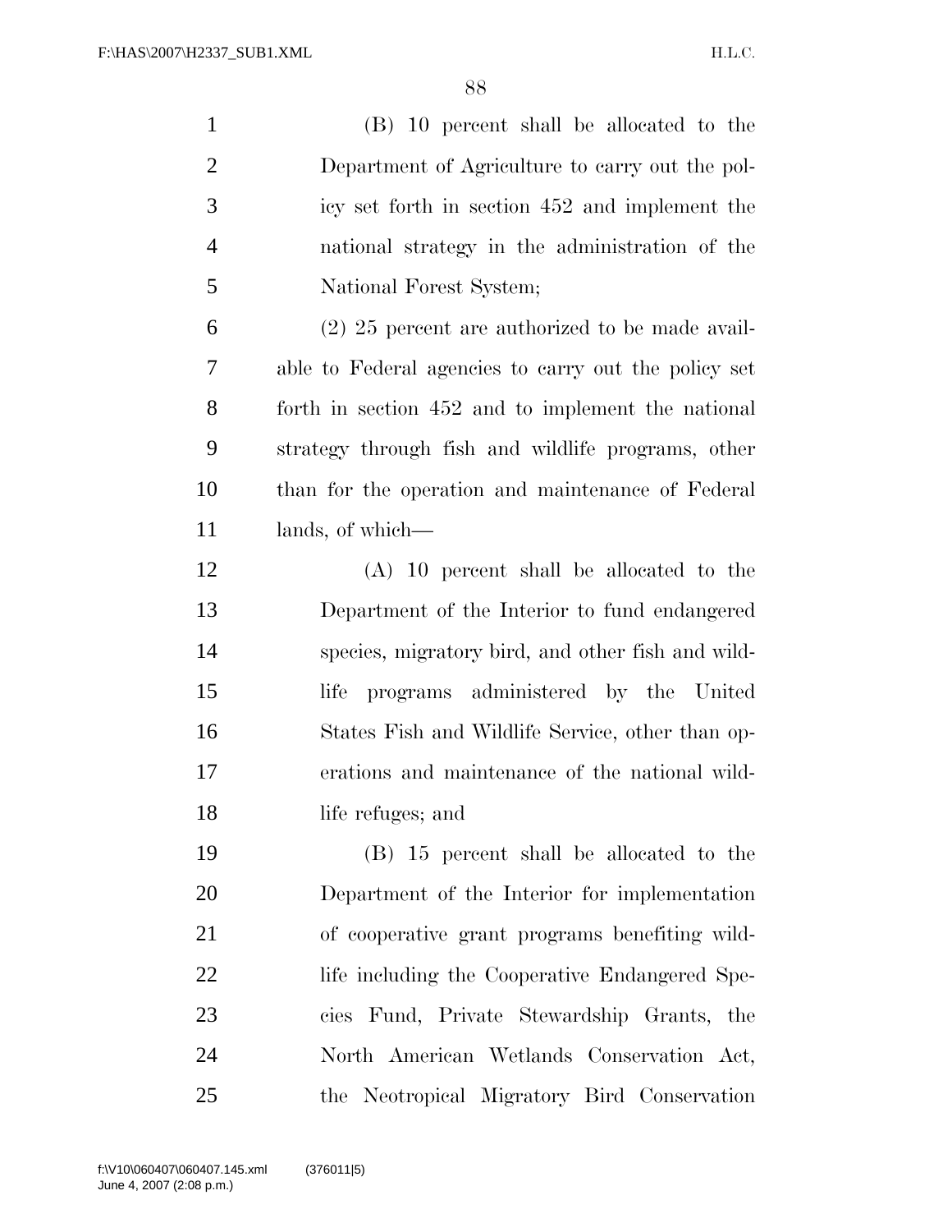(B) 10 percent shall be allocated to the Department of Agriculture to carry out the policy set forth in section 452 and implement the national strategy in the administration of the National Forest System;

(2) 25 percent are authorized to be made available to Federal agencies to carry out the policy set forth in section 452 and to implement the national strategy through fish and wildlife programs, other than for the operation and maintenance of Federal lands, of which—

(A) 10 percent shall be allocated to the Department of the Interior to fund endangered species, migratory bird, and other fish and wildlife programs administered by the United States Fish and Wildlife Service, other than operations and maintenance of the national wildlife refuges; and

(B) 15 percent shall be allocated to the Department of the Interior for implementation of cooperative grant programs benefiting wildlife including the Cooperative Endangered Species Fund, Private Stewardship Grants, the North American Wetlands Conservation Act, the Neotropical Migratory Bird Conservation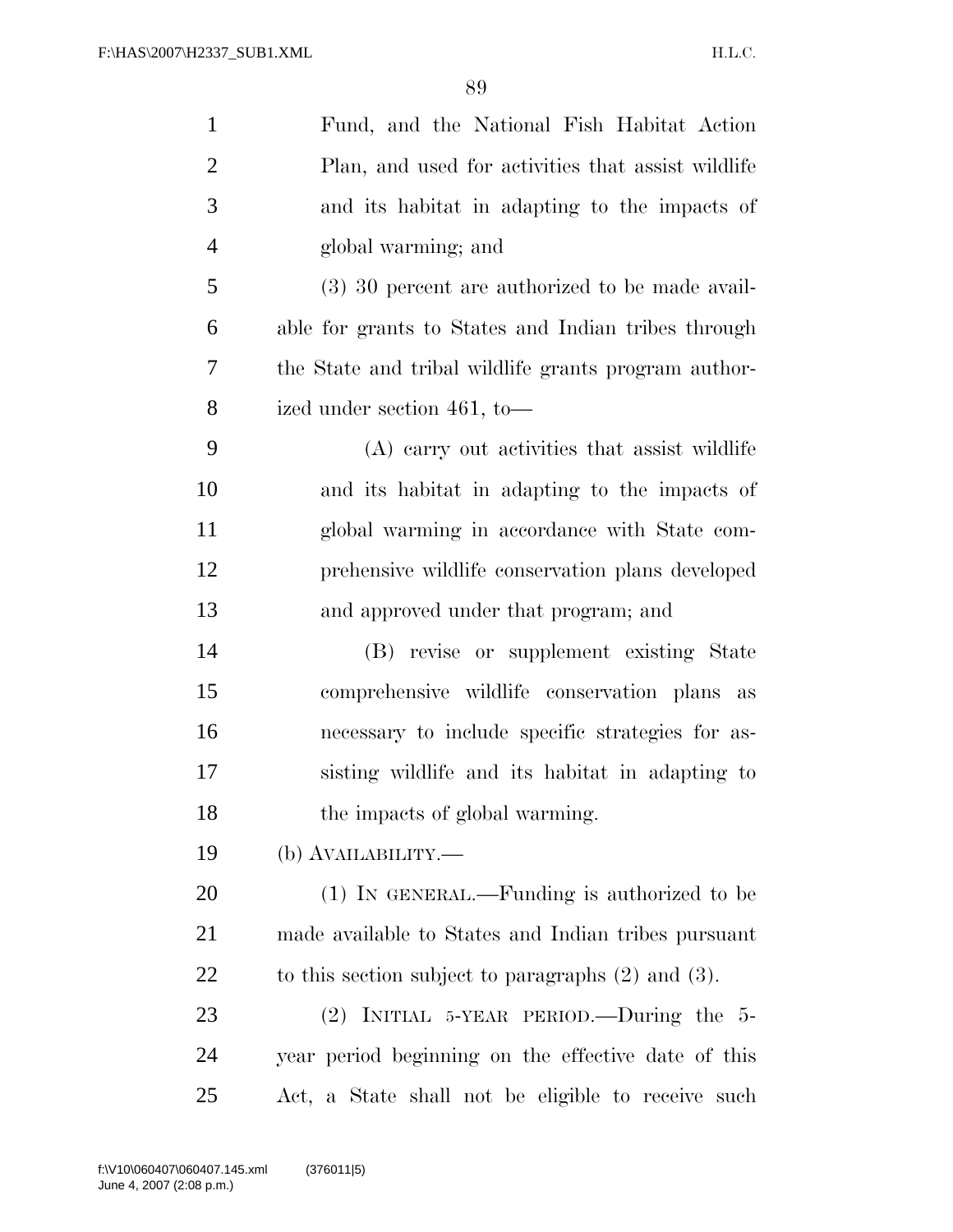Fund, and the National Fish Habitat Action Plan, and used for activities that assist wildlife and its habitat in adapting to the impacts of global warming; and

(3) 30 percent are authorized to be made available for grants to States and Indian tribes through the State and tribal wildlife grants program authorized under section 461, to—

(A) carry out activities that assist wildlife and its habitat in adapting to the impacts of global warming in accordance with State comprehensive wildlife conservation plans developed and approved under that program; and

(B) revise or supplement existing State comprehensive wildlife conservation plans as necessary to include specific strategies for assisting wildlife and its habitat in adapting to the impacts of global warming.

(b) AVAILABILITY.—

(1) IN GENERAL.—Funding is authorized to be made available to States and Indian tribes pursuant to this section subject to paragraphs (2) and (3).

(2) INITIAL 5-YEAR PERIOD.—During the 5-year period beginning on the effective date of this Act, a State shall not be eligible to receive such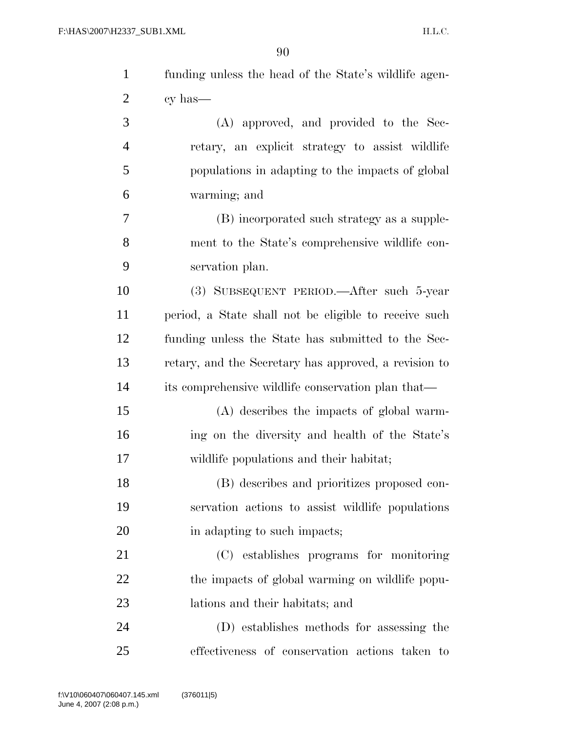funding unless the head of the State's wildlife agency has—

(A) approved, and provided to the Secretary, an explicit strategy to assist wildlife populations in adapting to the impacts of global warming; and

(B) incorporated such strategy as a supplement to the State's comprehensive wildlife conservation plan.

(3) SUBSEQUENT PERIOD.—After such 5-year period, a State shall not be eligible to receive such funding unless the State has submitted to the Secretary, and the Secretary has approved, a revision to its comprehensive wildlife conservation plan that—

(A) describes the impacts of global warming on the diversity and health of the State's wildlife populations and their habitat;

(B) describes and prioritizes proposed conservation actions to assist wildlife populations in adapting to such impacts;

(C) establishes programs for monitoring the impacts of global warming on wildlife populations and their habitats; and

(D) establishes methods for assessing the effectiveness of conservation actions taken to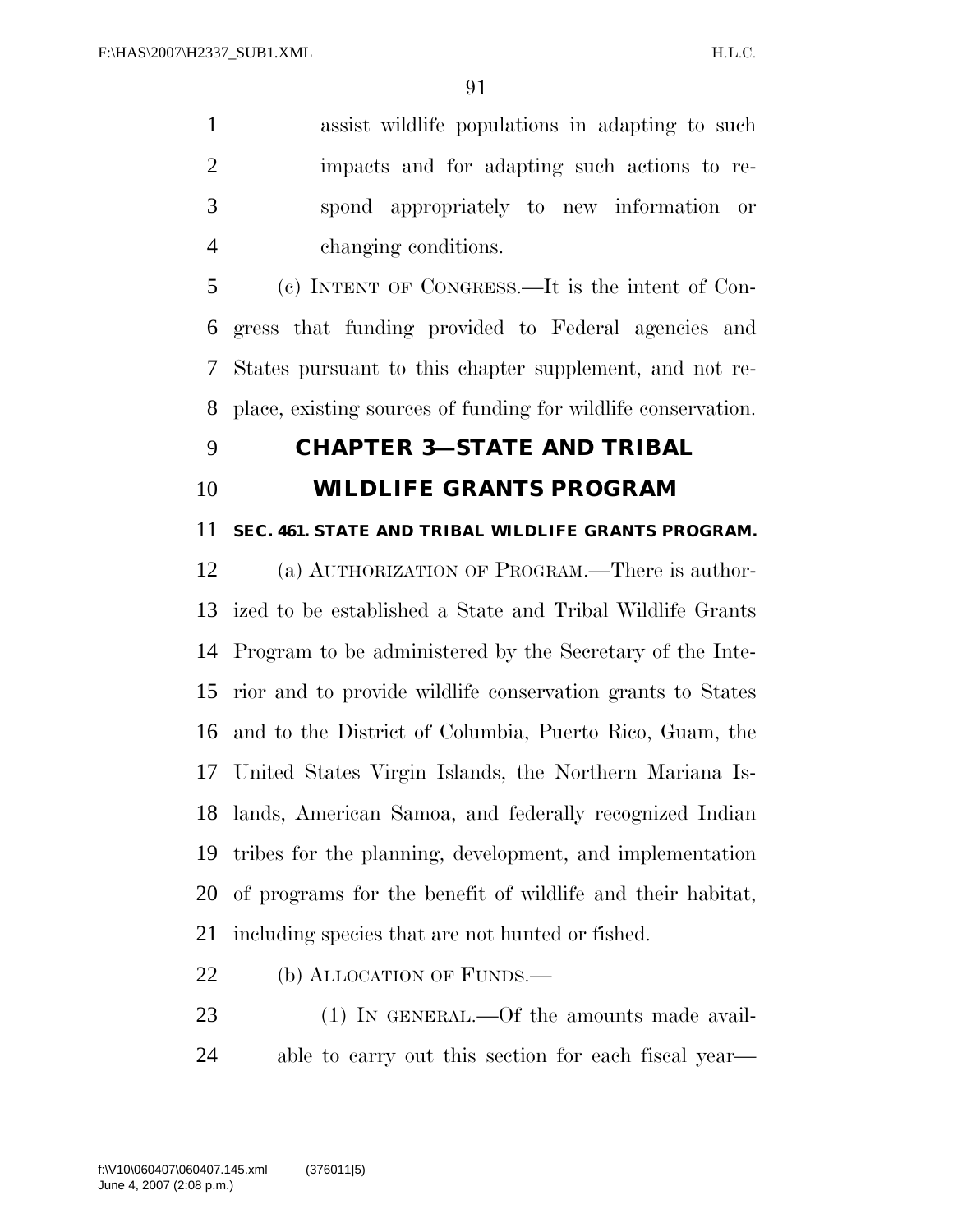assist wildlife populations in adapting to such impacts and for adapting such actions to respond appropriately to new information or changing conditions.

(c) INTENT OF CONGRESS.—It is the intent of Congress that funding provided to Federal agencies and States pursuant to this chapter supplement, and not replace, existing sources of funding for wildlife conservation.

## CHAPTER 3—STATE AND TRIBAL WILDLIFE GRANTS PROGRAM

### SEC. 461. STATE AND TRIBAL WILDLIFE GRANTS PROGRAM.

(a) AUTHORIZATION OF PROGRAM.—There is authorized to be established a State and Tribal Wildlife Grants Program to be administered by the Secretary of the Interior and to provide wildlife conservation grants to States and to the District of Columbia, Puerto Rico, Guam, the United States Virgin Islands, the Northern Mariana Islands, American Samoa, and federally recognized Indian tribes for the planning, development, and implementation of programs for the benefit of wildlife and their habitat, including species that are not hunted or fished.

(b) ALLOCATION OF FUNDS.—

(1) IN GENERAL.—Of the amounts made available to carry out this section for each fiscal year—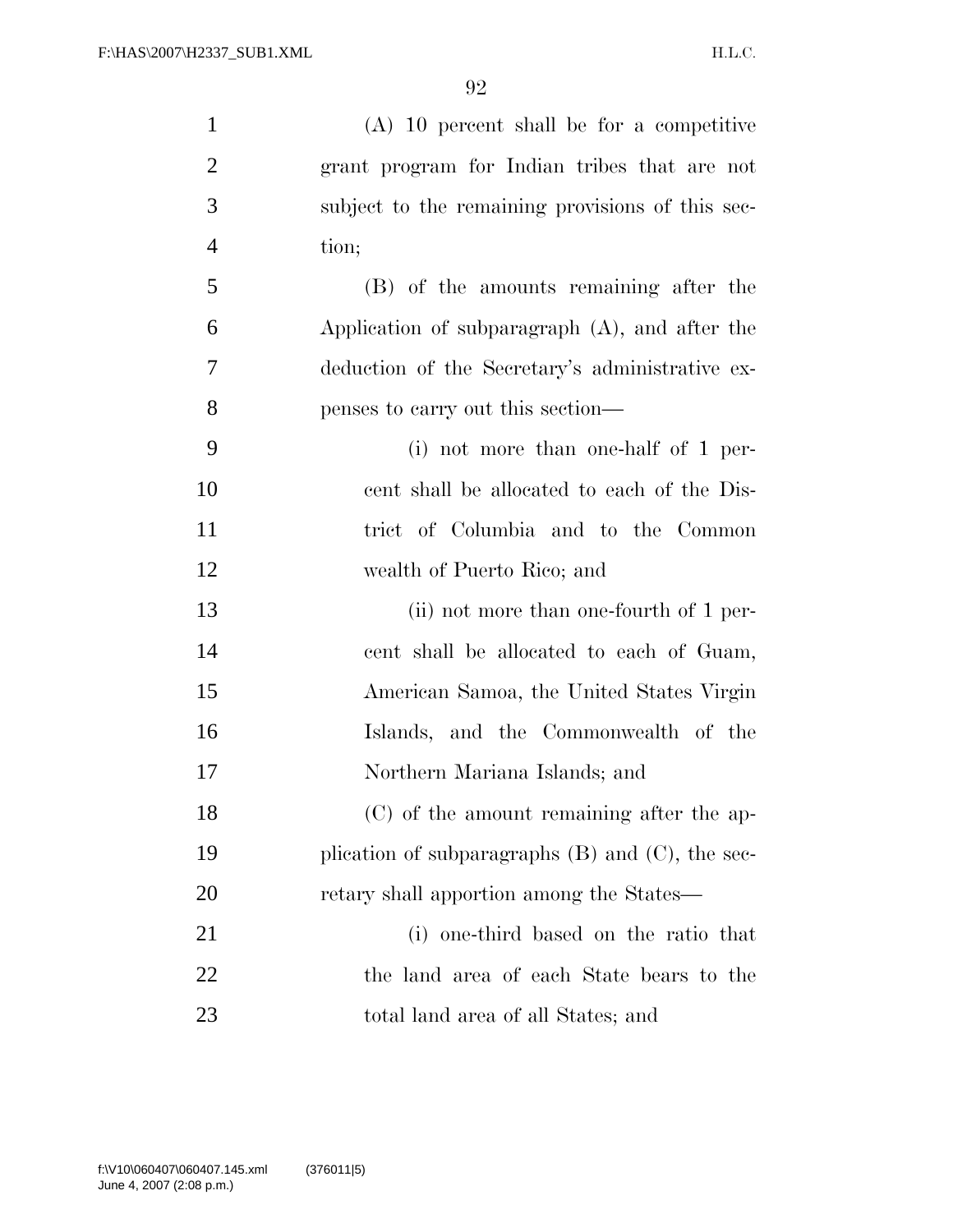(A) 10 percent shall be for a competitive grant program for Indian tribes that are not subject to the remaining provisions of this section;

(B) of the amounts remaining after the Application of subparagraph (A), and after the deduction of the Secretary's administrative expenses to carry out this section—

(i) not more than one-half of 1 percent shall be allocated to each of the District of Columbia and to the Common wealth of Puerto Rico; and

(ii) not more than one-fourth of 1 percent shall be allocated to each of Guam, American Samoa, the United States Virgin Islands, and the Commonwealth of the Northern Mariana Islands; and

(C) of the amount remaining after the application of subparagraphs (B) and (C), the secretary shall apportion among the States—

(i) one-third based on the ratio that the land area of each State bears to the total land area of all States; and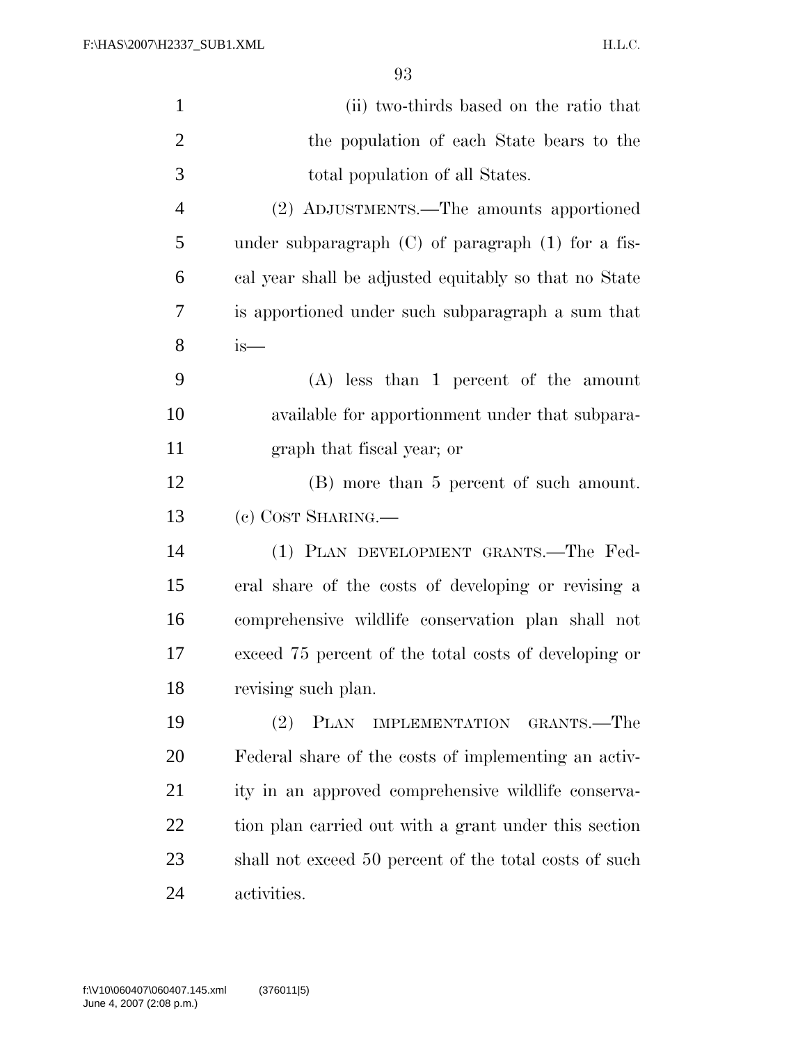(ii) two-thirds based on the ratio that the population of each State bears to the total population of all States.

(2) ADJUSTMENTS.—The amounts apportioned under subparagraph (C) of paragraph (1) for a fiscal year shall be adjusted equitably so that no State is apportioned under such subparagraph a sum that is—

(A) less than 1 percent of the amount available for apportionment under that subparagraph that fiscal year; or

(B) more than 5 percent of such amount.

(c) COST SHARING.—

(1) PLAN DEVELOPMENT GRANTS.—The Federal share of the costs of developing or revising a comprehensive wildlife conservation plan shall not exceed 75 percent of the total costs of developing or revising such plan.

(2) PLAN IMPLEMENTATION GRANTS.—The Federal share of the costs of implementing an activity in an approved comprehensive wildlife conservation plan carried out with a grant under this section shall not exceed 50 percent of the total costs of such activities.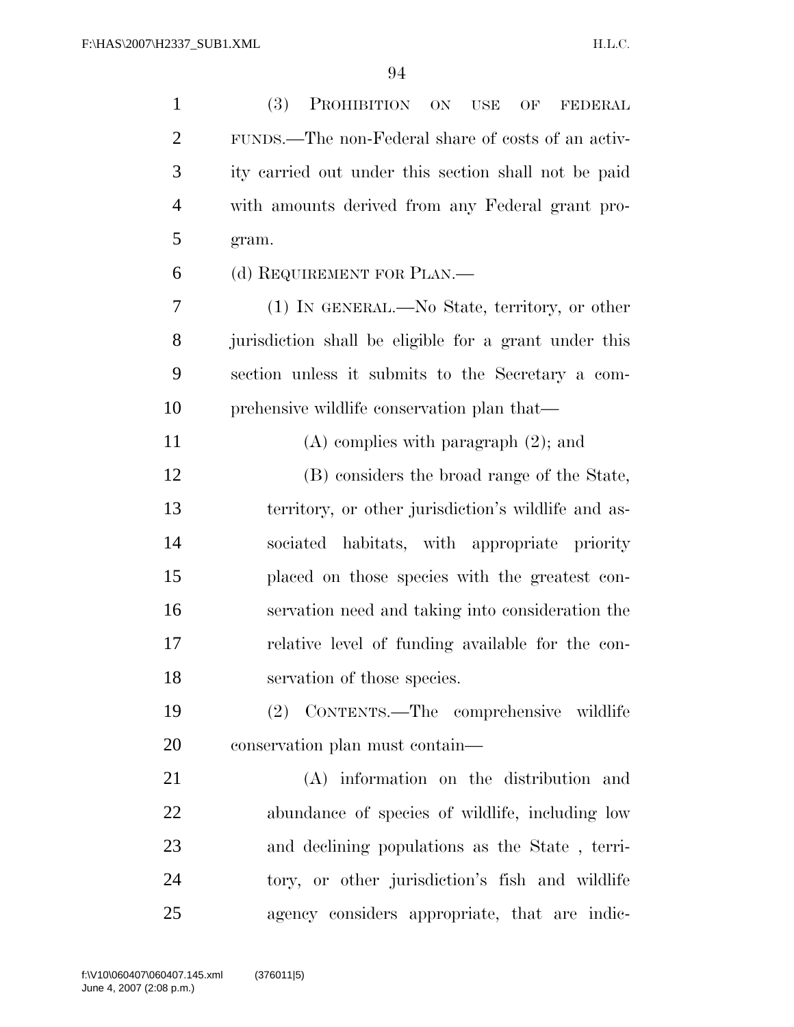(3) PROHIBITION ON USE OF FEDERAL FUNDS.—The non-Federal share of costs of an activity carried out under this section shall not be paid with amounts derived from any Federal grant program.

(d) REQUIREMENT FOR PLAN.—

(1) IN GENERAL.—No State, territory, or other jurisdiction shall be eligible for a grant under this section unless it submits to the Secretary a comprehensive wildlife conservation plan that—

(A) complies with paragraph (2); and

(B) considers the broad range of the State, territory, or other jurisdiction's wildlife and associated habitats, with appropriate priority placed on those species with the greatest conservation need and taking into consideration the relative level of funding available for the conservation of those species.

(2) CONTENTS.—The comprehensive wildlife conservation plan must contain—

(A) information on the distribution and abundance of species of wildlife, including low and declining populations as the State , territory, or other jurisdiction's fish and wildlife agency considers appropriate, that are indic-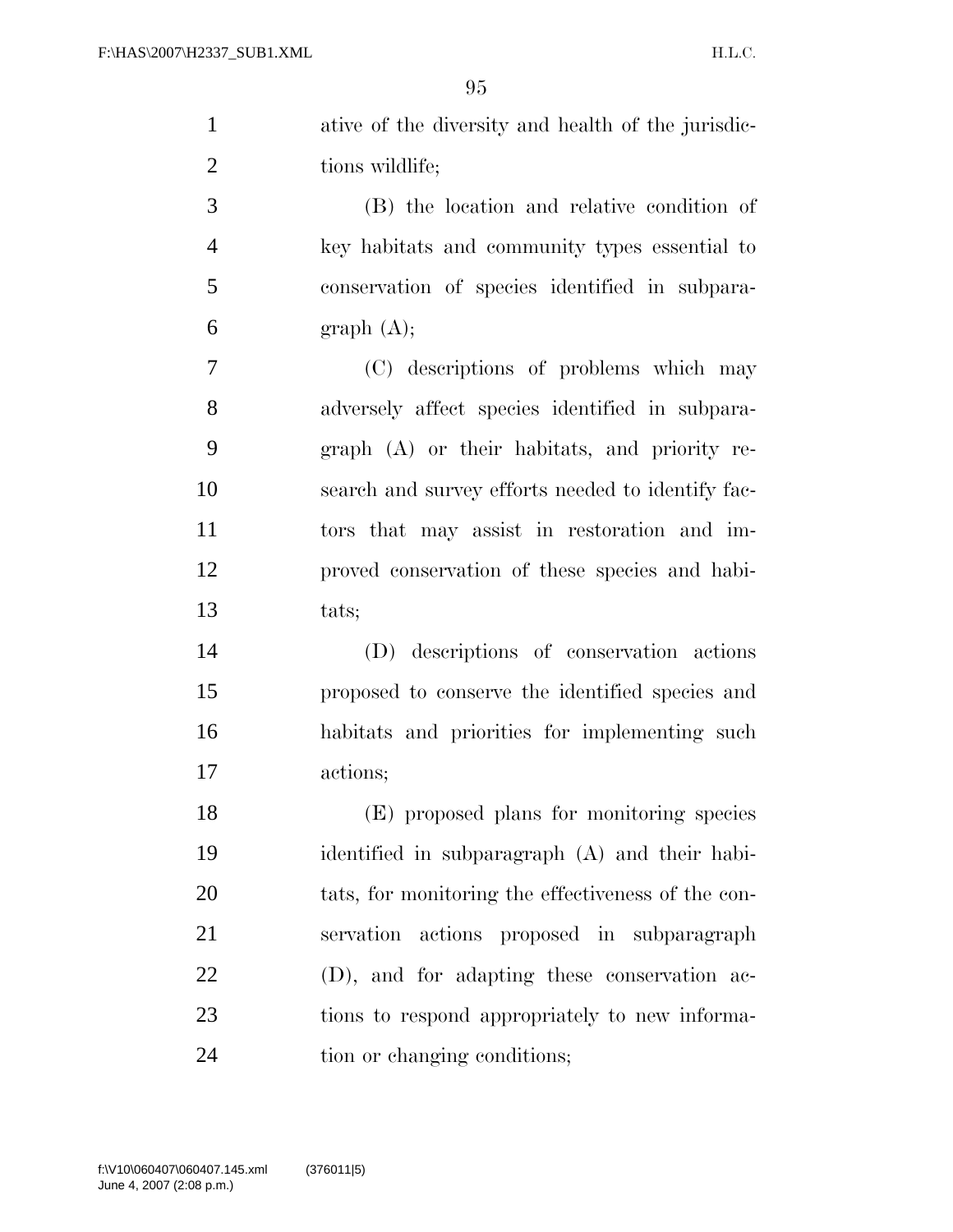ative of the diversity and health of the jurisdictions wildlife;

(B) the location and relative condition of key habitats and community types essential to conservation of species identified in subparagraph (A);

(C) descriptions of problems which may adversely affect species identified in subparagraph (A) or their habitats, and priority research and survey efforts needed to identify factors that may assist in restoration and improved conservation of these species and habitats;

(D) descriptions of conservation actions proposed to conserve the identified species and habitats and priorities for implementing such actions;

(E) proposed plans for monitoring species identified in subparagraph (A) and their habitats, for monitoring the effectiveness of the conservation actions proposed in subparagraph (D), and for adapting these conservation actions to respond appropriately to new information or changing conditions;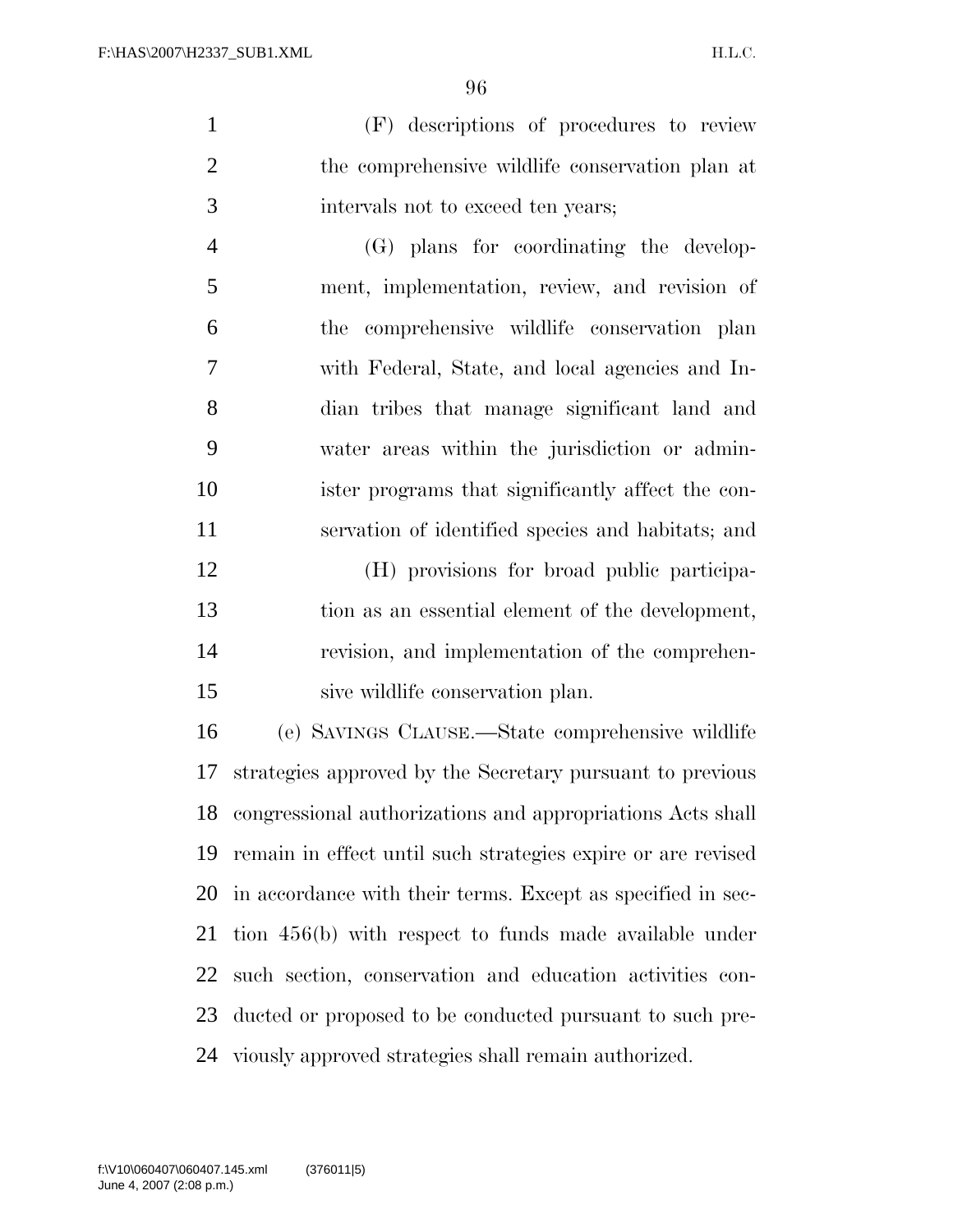(F) descriptions of procedures to review the comprehensive wildlife conservation plan at intervals not to exceed ten years;

(G) plans for coordinating the development, implementation, review, and revision of the comprehensive wildlife conservation plan with Federal, State, and local agencies and Indian tribes that manage significant land and water areas within the jurisdiction or administer programs that significantly affect the conservation of identified species and habitats; and

(H) provisions for broad public participation as an essential element of the development, revision, and implementation of the comprehensive wildlife conservation plan.

(e) SAVINGS CLAUSE.—State comprehensive wildlife strategies approved by the Secretary pursuant to previous congressional authorizations and appropriations Acts shall remain in effect until such strategies expire or are revised in accordance with their terms. Except as specified in section 456(b) with respect to funds made available under such section, conservation and education activities conducted or proposed to be conducted pursuant to such previously approved strategies shall remain authorized.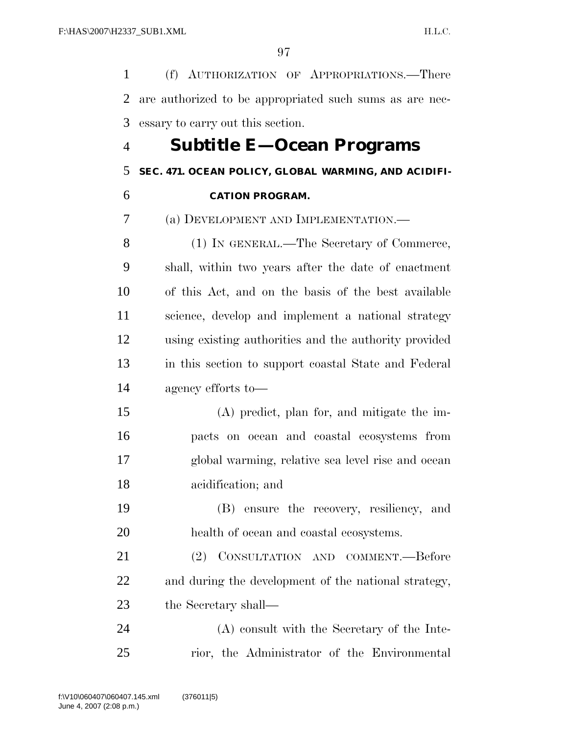(f) AUTHORIZATION OF APPROPRIATIONS.—There are authorized to be appropriated such sums as are necessary to carry out this section.

## Subtitle E—Ocean Programs

### SEC. 471. OCEAN POLICY, GLOBAL WARMING, AND ACIDIFICATION PROGRAM.

(a) DEVELOPMENT AND IMPLEMENTATION.—

(1) IN GENERAL.—The Secretary of Commerce, shall, within two years after the date of enactment of this Act, and on the basis of the best available science, develop and implement a national strategy using existing authorities and the authority provided in this section to support coastal State and Federal agency efforts to—

(A) predict, plan for, and mitigate the impacts on ocean and coastal ecosystems from global warming, relative sea level rise and ocean acidification; and

(B) ensure the recovery, resiliency, and health of ocean and coastal ecosystems.

(2) CONSULTATION AND COMMENT.—Before and during the development of the national strategy, the Secretary shall—

(A) consult with the Secretary of the Interior, the Administrator of the Environmental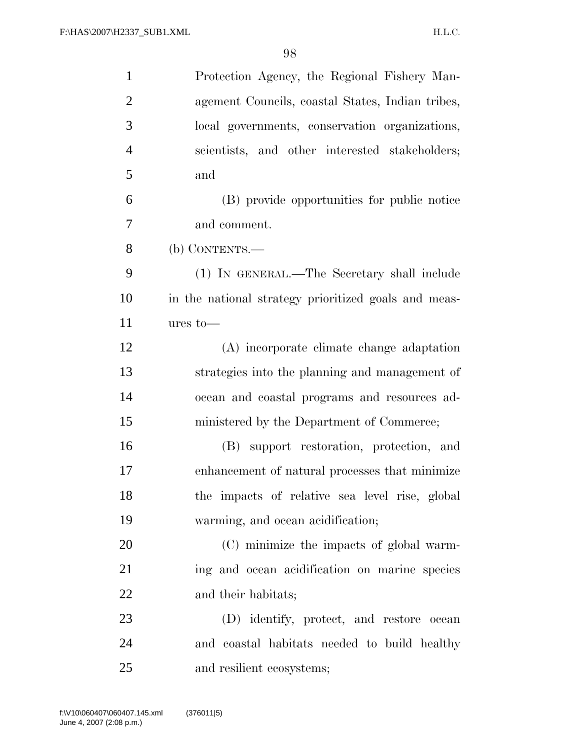Protection Agency, the Regional Fishery Management Councils, coastal States, Indian tribes, local governments, conservation organizations, scientists, and other interested stakeholders; and

(B) provide opportunities for public notice and comment.

(b) CONTENTS.—

(1) IN GENERAL.—The Secretary shall include in the national strategy prioritized goals and measures to—

(A) incorporate climate change adaptation strategies into the planning and management of ocean and coastal programs and resources administered by the Department of Commerce;

(B) support restoration, protection, and enhancement of natural processes that minimize the impacts of relative sea level rise, global warming, and ocean acidification;

(C) minimize the impacts of global warming and ocean acidification on marine species and their habitats;

(D) identify, protect, and restore ocean and coastal habitats needed to build healthy and resilient ecosystems;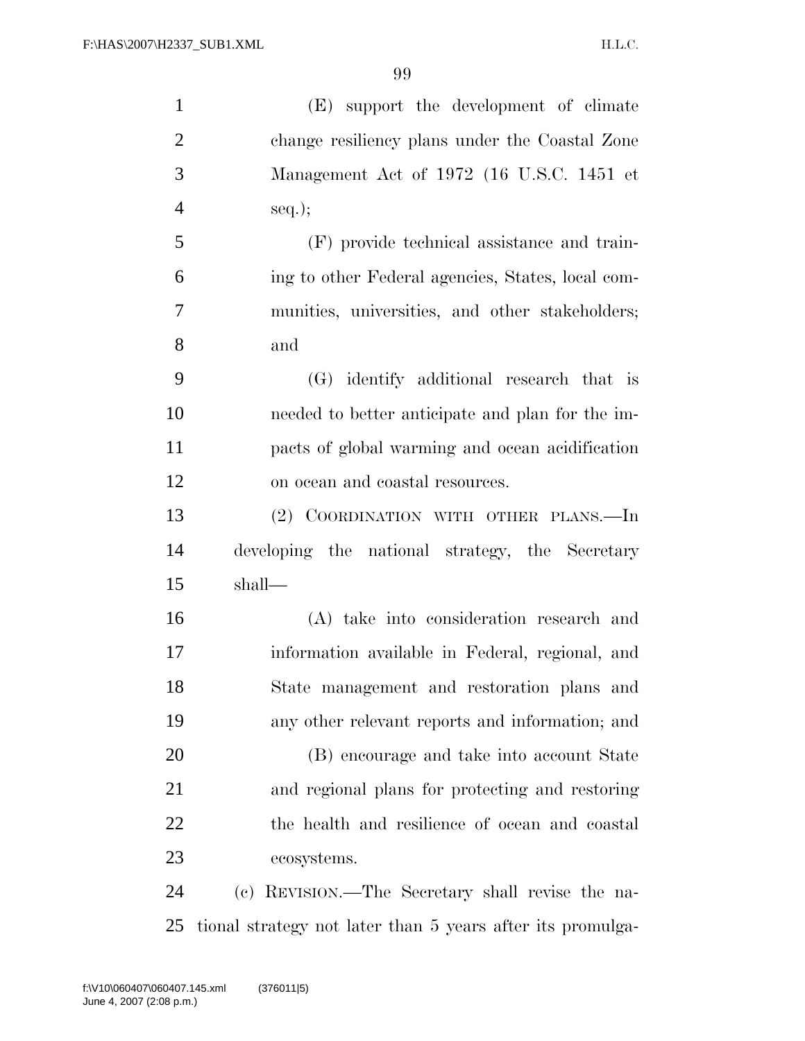(E) support the development of climate change resiliency plans under the Coastal Zone Management Act of 1972 (16 U.S.C. 1451 et seq.);

(F) provide technical assistance and training to other Federal agencies, States, local communities, universities, and other stakeholders; and

(G) identify additional research that is needed to better anticipate and plan for the impacts of global warming and ocean acidification on ocean and coastal resources.

(2) COORDINATION WITH OTHER PLANS.—In developing the national strategy, the Secretary shall—

(A) take into consideration research and information available in Federal, regional, and State management and restoration plans and any other relevant reports and information; and

(B) encourage and take into account State and regional plans for protecting and restoring the health and resilience of ocean and coastal ecosystems.

(c) REVISION.—The Secretary shall revise the national strategy not later than 5 years after its promulga-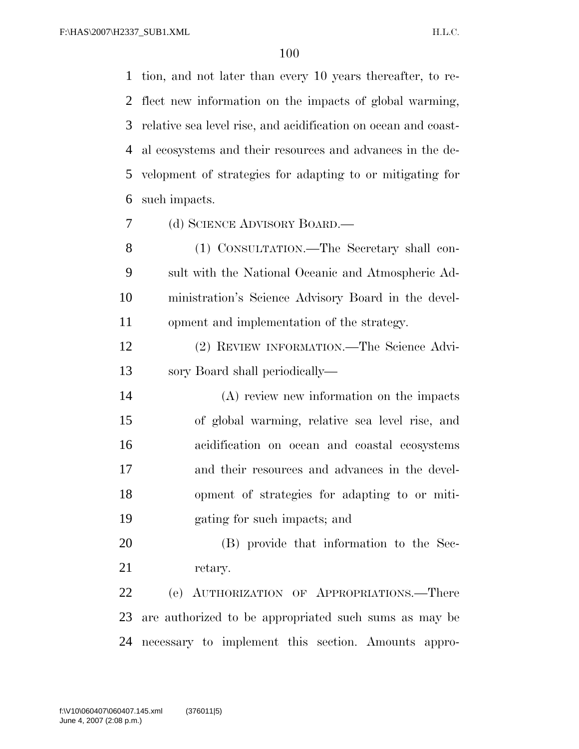tion, and not later than every 10 years thereafter, to reflect new information on the impacts of global warming, relative sea level rise, and acidification on ocean and coastal ecosystems and their resources and advances in the development of strategies for adapting to or mitigating for such impacts.

(d) SCIENCE ADVISORY BOARD.—

(1) CONSULTATION.—The Secretary shall consult with the National Oceanic and Atmospheric Administration's Science Advisory Board in the development and implementation of the strategy.

(2) REVIEW INFORMATION.—The Science Advisory Board shall periodically—

(A) review new information on the impacts of global warming, relative sea level rise, and acidification on ocean and coastal ecosystems and their resources and advances in the development of strategies for adapting to or mitigating for such impacts; and

(B) provide that information to the Secretary.

(e) AUTHORIZATION OF APPROPRIATIONS.—There are authorized to be appropriated such sums as may be necessary to implement this section. Amounts appro-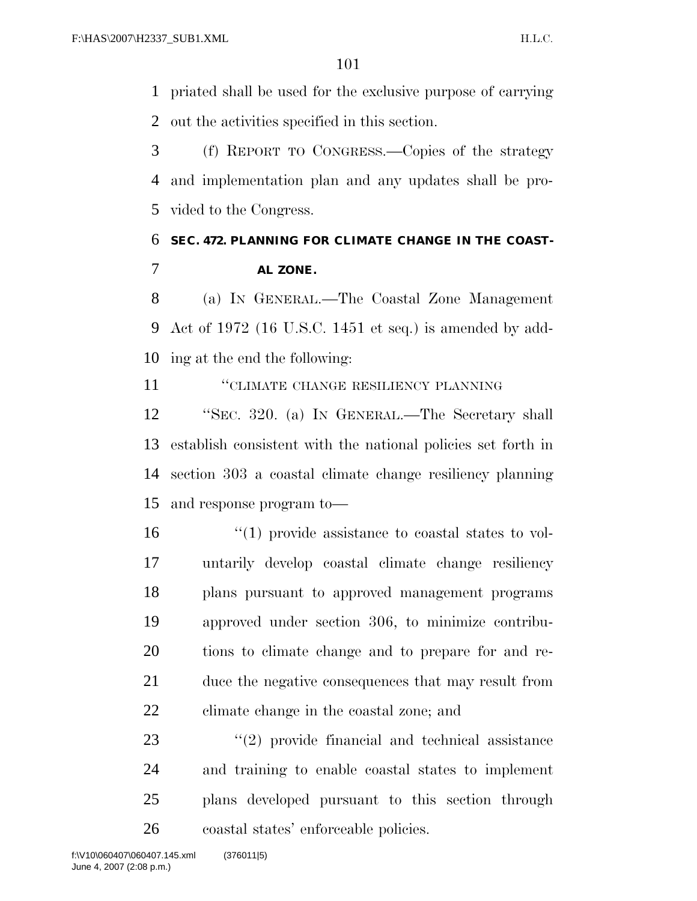priated shall be used for the exclusive purpose of carrying out the activities specified in this section.

(f) REPORT TO CONGRESS.—Copies of the strategy and implementation plan and any updates shall be provided to the Congress.

**SEC. 472. PLANNING FOR CLIMATE CHANGE IN THE COASTAL ZONE.**

(a) IN GENERAL.—The Coastal Zone Management Act of 1972 (16 U.S.C. 1451 et seq.) is amended by adding at the end the following:

"CLIMATE CHANGE RESILIENCY PLANNING

"SEC. 320. (a) IN GENERAL.—The Secretary shall establish consistent with the national policies set forth in section 303 a coastal climate change resiliency planning and response program to—

"(1) provide assistance to coastal states to voluntarily develop coastal climate change resiliency plans pursuant to approved management programs approved under section 306, to minimize contributions to climate change and to prepare for and reduce the negative consequences that may result from climate change in the coastal zone; and

"(2) provide financial and technical assistance and training to enable coastal states to implement plans developed pursuant to this section through coastal states' enforceable policies.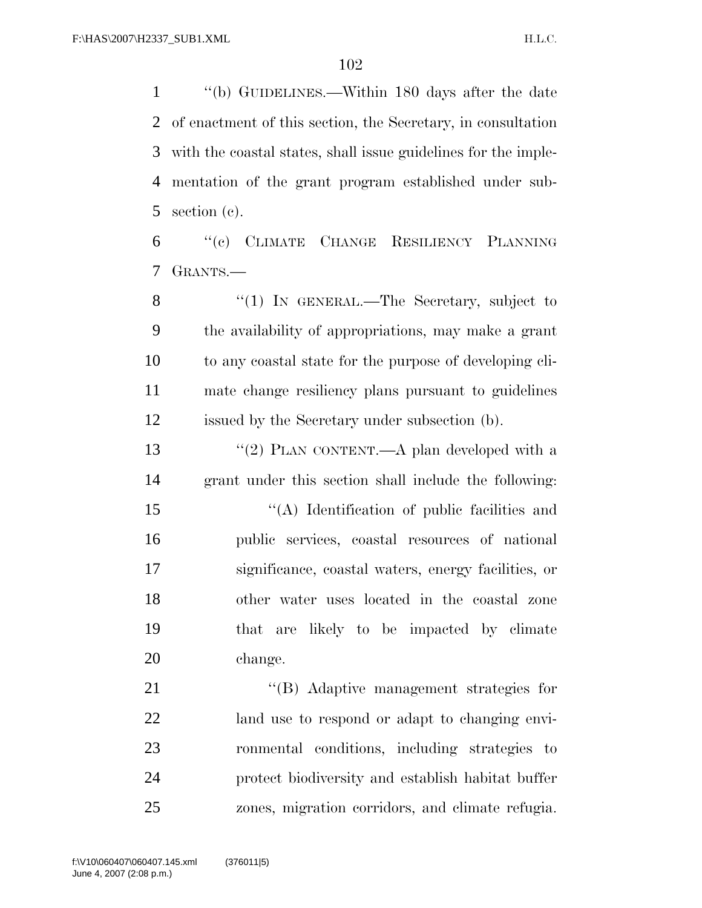''(b) GUIDELINES.—Within 180 days after the date of enactment of this section, the Secretary, in consultation with the coastal states, shall issue guidelines for the implementation of the grant program established under subsection (c).

''(c) CLIMATE CHANGE RESILIENCY PLANNING GRANTS.—

''(1) IN GENERAL.—The Secretary, subject to the availability of appropriations, may make a grant to any coastal state for the purpose of developing climate change resiliency plans pursuant to guidelines issued by the Secretary under subsection (b).

''(2) PLAN CONTENT.—A plan developed with a grant under this section shall include the following:

''(A) Identification of public facilities and public services, coastal resources of national significance, coastal waters, energy facilities, or other water uses located in the coastal zone that are likely to be impacted by climate change.

''(B) Adaptive management strategies for land use to respond or adapt to changing environmental conditions, including strategies to protect biodiversity and establish habitat buffer zones, migration corridors, and climate refugia.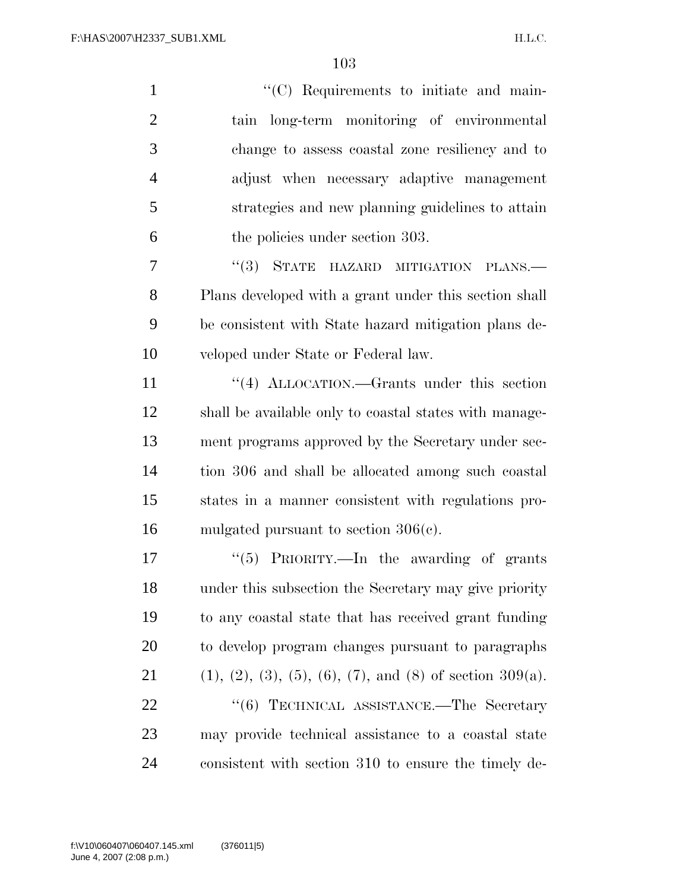"(C) Requirements to initiate and maintain long-term monitoring of environmental change to assess coastal zone resiliency and to adjust when necessary adaptive management strategies and new planning guidelines to attain the policies under section 303.

"(3) STATE HAZARD MITIGATION PLANS.—Plans developed with a grant under this section shall be consistent with State hazard mitigation plans developed under State or Federal law.

"(4) ALLOCATION.—Grants under this section shall be available only to coastal states with management programs approved by the Secretary under section 306 and shall be allocated among such coastal states in a manner consistent with regulations promulgated pursuant to section 306(c).

"(5) PRIORITY.—In the awarding of grants under this subsection the Secretary may give priority to any coastal state that has received grant funding to develop program changes pursuant to paragraphs (1), (2), (3), (5), (6), (7), and (8) of section 309(a).

"(6) TECHNICAL ASSISTANCE.—The Secretary may provide technical assistance to a coastal state consistent with section 310 to ensure the timely de-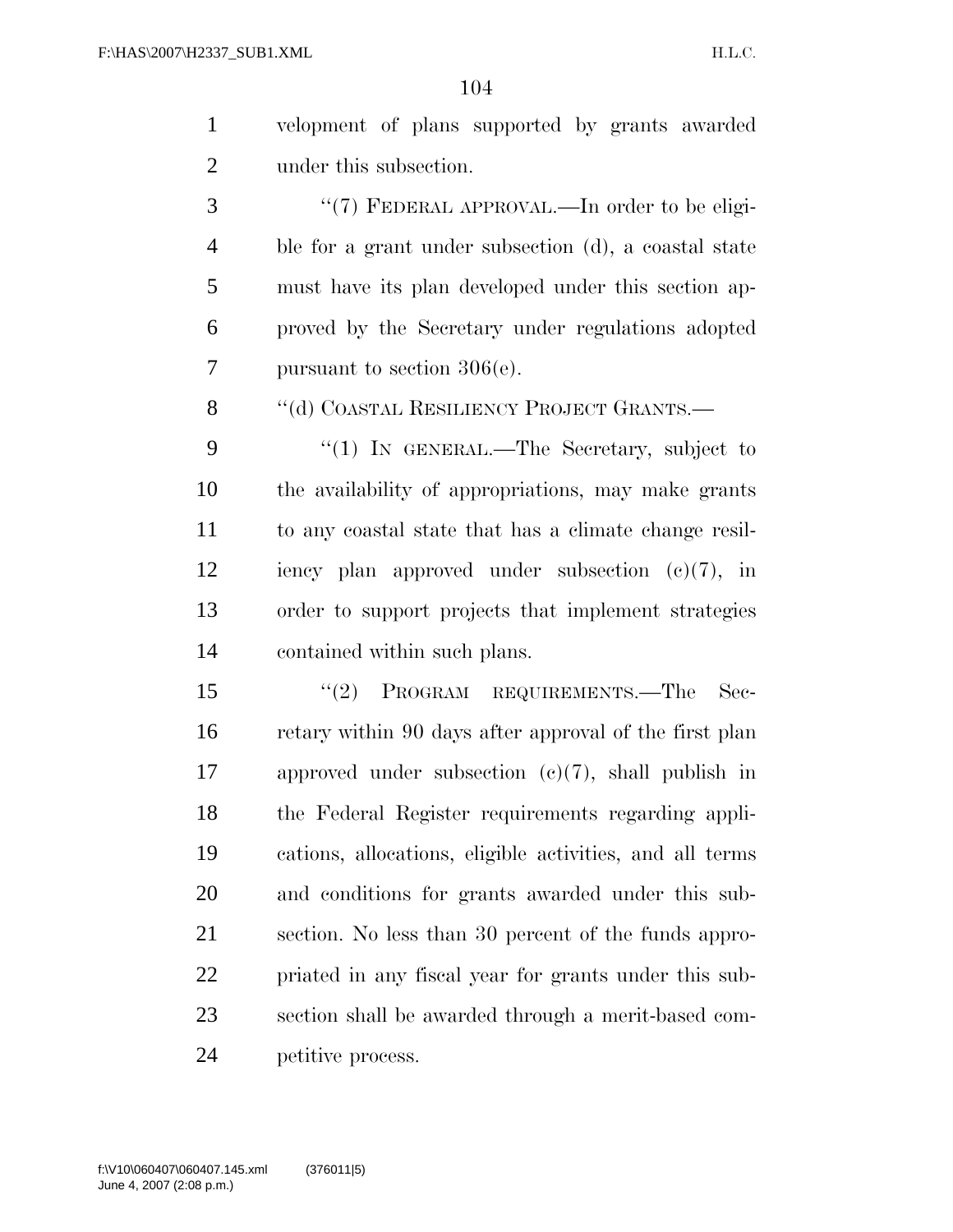velopment of plans supported by grants awarded under this subsection.

"(7) FEDERAL APPROVAL.—In order to be eligible for a grant under subsection (d), a coastal state must have its plan developed under this section approved by the Secretary under regulations adopted pursuant to section 306(e).

"(d) COASTAL RESILIENCY PROJECT GRANTS.—

"(1) IN GENERAL.—The Secretary, subject to the availability of appropriations, may make grants to any coastal state that has a climate change resiliency plan approved under subsection (c)(7), in order to support projects that implement strategies contained within such plans.

"(2) PROGRAM REQUIREMENTS.—The Secretary within 90 days after approval of the first plan approved under subsection (c)(7), shall publish in the Federal Register requirements regarding applications, allocations, eligible activities, and all terms and conditions for grants awarded under this subsection. No less than 30 percent of the funds appropriated in any fiscal year for grants under this subsection shall be awarded through a merit-based competitive process.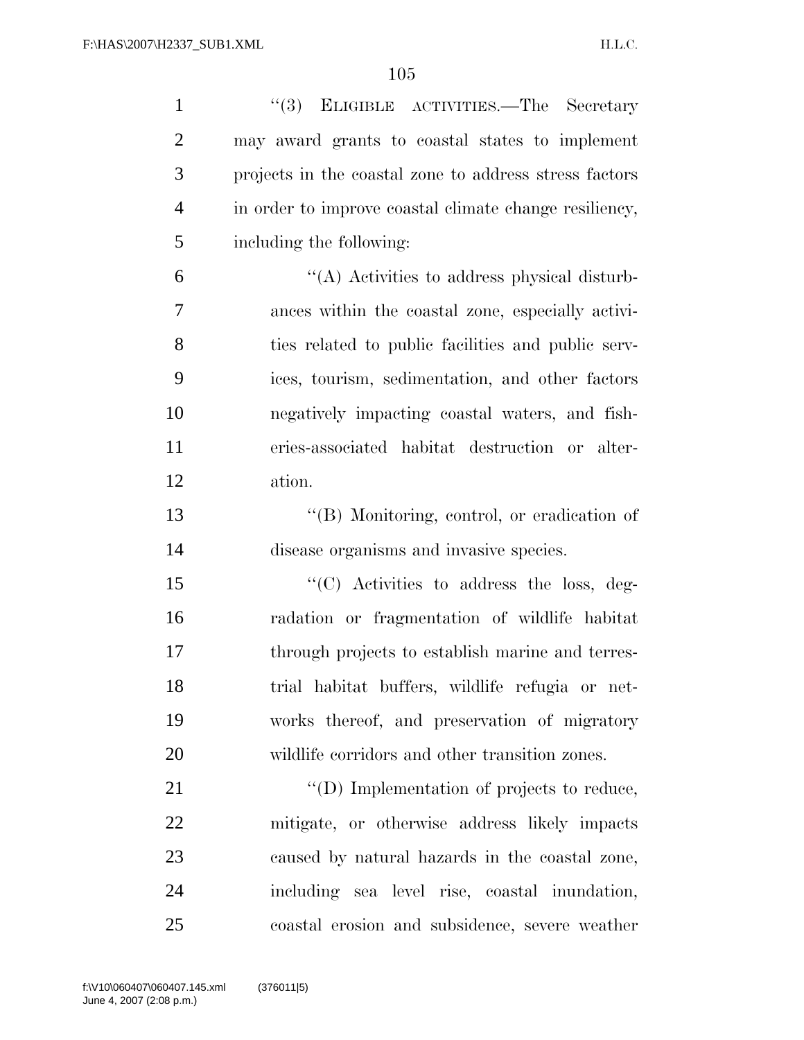''(3) ELIGIBLE ACTIVITIES.—The Secretary may award grants to coastal states to implement projects in the coastal zone to address stress factors in order to improve coastal climate change resiliency, including the following:

''(A) Activities to address physical disturbances within the coastal zone, especially activities related to public facilities and public services, tourism, sedimentation, and other factors negatively impacting coastal waters, and fisheries-associated habitat destruction or alteration.

''(B) Monitoring, control, or eradication of disease organisms and invasive species.

''(C) Activities to address the loss, degradation or fragmentation of wildlife habitat through projects to establish marine and terrestrial habitat buffers, wildlife refugia or networks thereof, and preservation of migratory wildlife corridors and other transition zones.

''(D) Implementation of projects to reduce, mitigate, or otherwise address likely impacts caused by natural hazards in the coastal zone, including sea level rise, coastal inundation, coastal erosion and subsidence, severe weather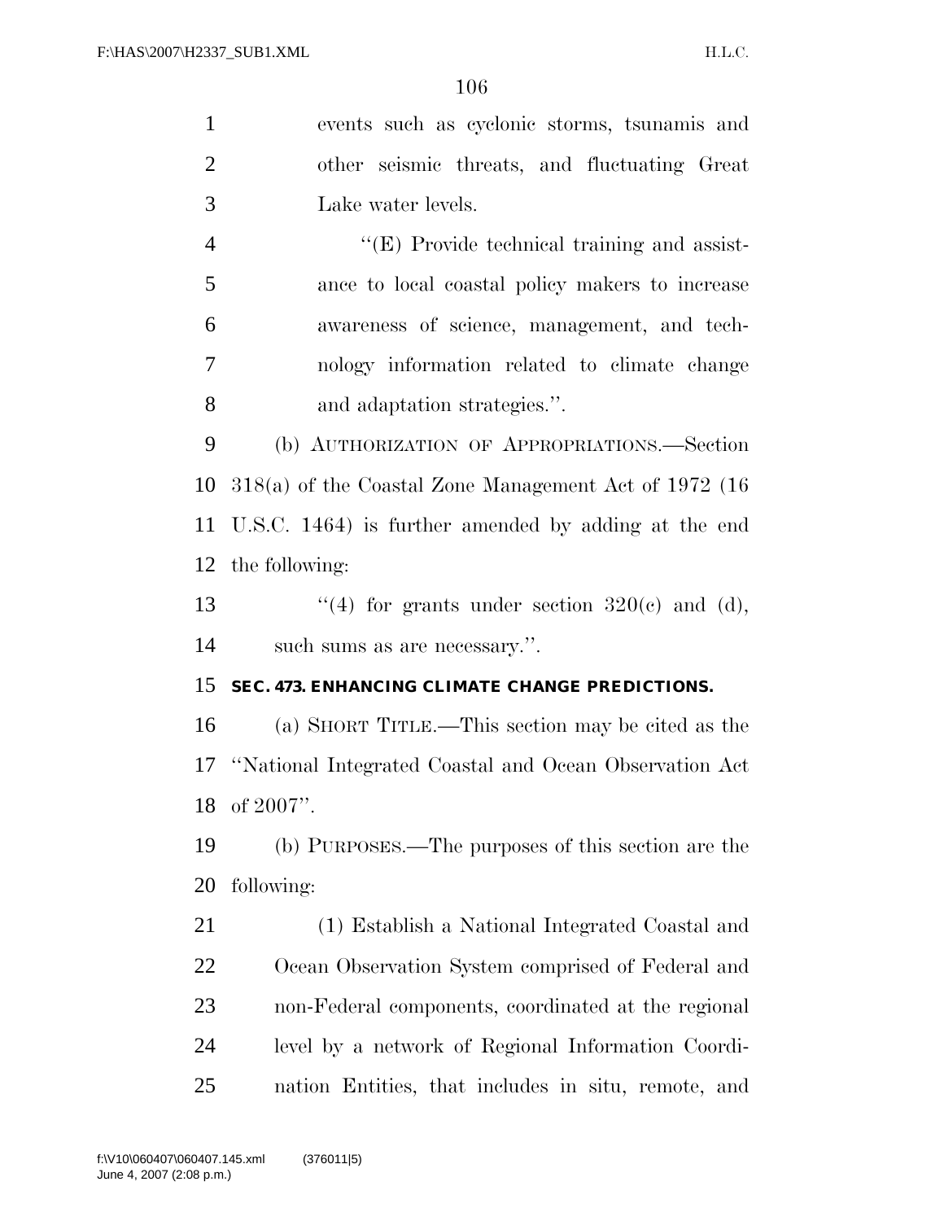events such as cyclonic storms, tsunamis and other seismic threats, and fluctuating Great Lake water levels.

''(E) Provide technical training and assistance to local coastal policy makers to increase awareness of science, management, and technology information related to climate change and adaptation strategies.''.

(b) AUTHORIZATION OF APPROPRIATIONS.—Section 318(a) of the Coastal Zone Management Act of 1972 (16 U.S.C. 1464) is further amended by adding at the end the following:

''(4) for grants under section 320(c) and (d), such sums as are necessary.''.

**SEC. 473. ENHANCING CLIMATE CHANGE PREDICTIONS.**

(a) SHORT TITLE.—This section may be cited as the ''National Integrated Coastal and Ocean Observation Act of 2007''.

(b) PURPOSES.—The purposes of this section are the following:

(1) Establish a National Integrated Coastal and Ocean Observation System comprised of Federal and non-Federal components, coordinated at the regional level by a network of Regional Information Coordination Entities, that includes in situ, remote, and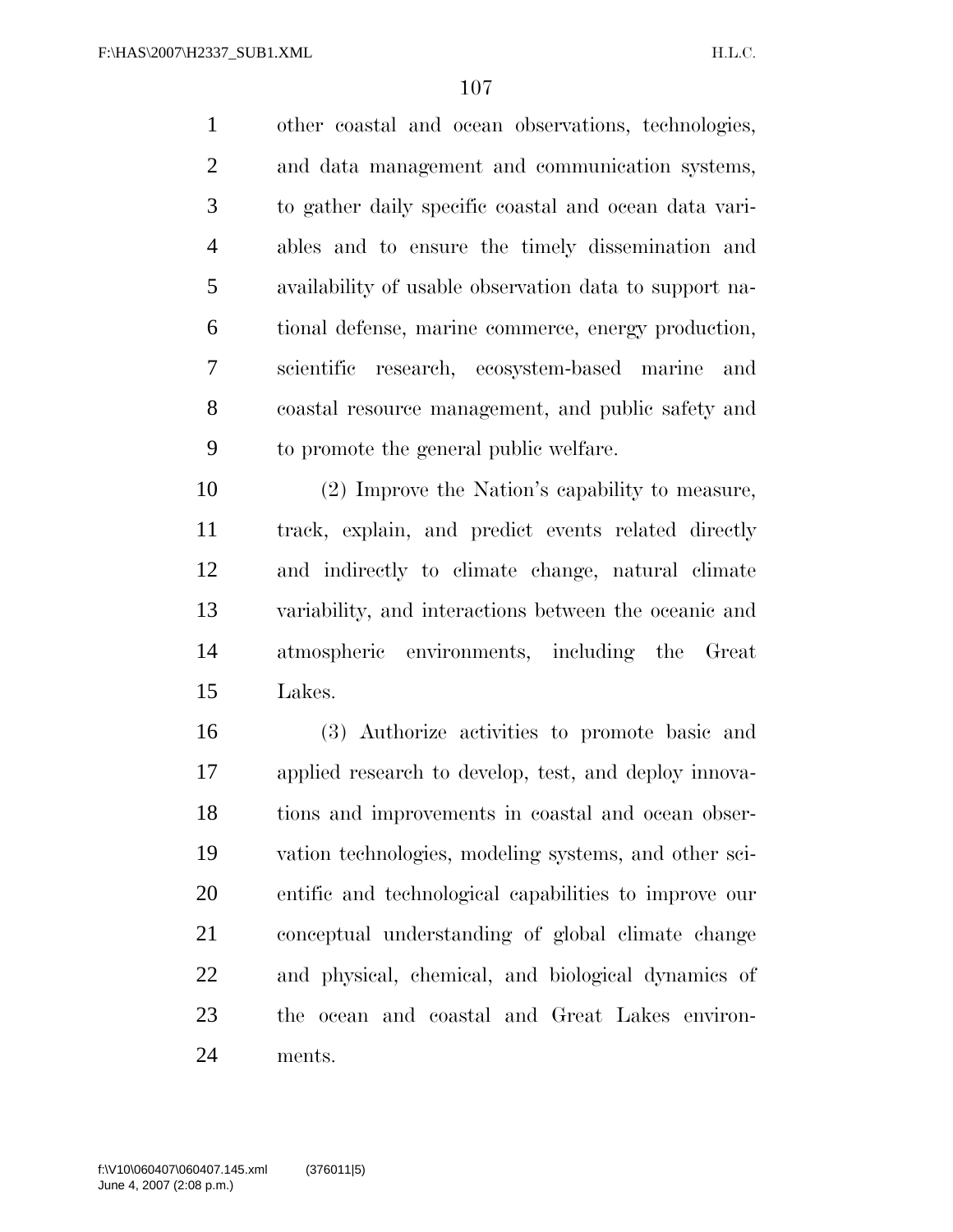other coastal and ocean observations, technologies, and data management and communication systems, to gather daily specific coastal and ocean data variables and to ensure the timely dissemination and availability of usable observation data to support national defense, marine commerce, energy production, scientific research, ecosystem-based marine and coastal resource management, and public safety and to promote the general public welfare.

(2) Improve the Nation's capability to measure, track, explain, and predict events related directly and indirectly to climate change, natural climate variability, and interactions between the oceanic and atmospheric environments, including the Great Lakes.

(3) Authorize activities to promote basic and applied research to develop, test, and deploy innovations and improvements in coastal and ocean observation technologies, modeling systems, and other scientific and technological capabilities to improve our conceptual understanding of global climate change and physical, chemical, and biological dynamics of the ocean and coastal and Great Lakes environments.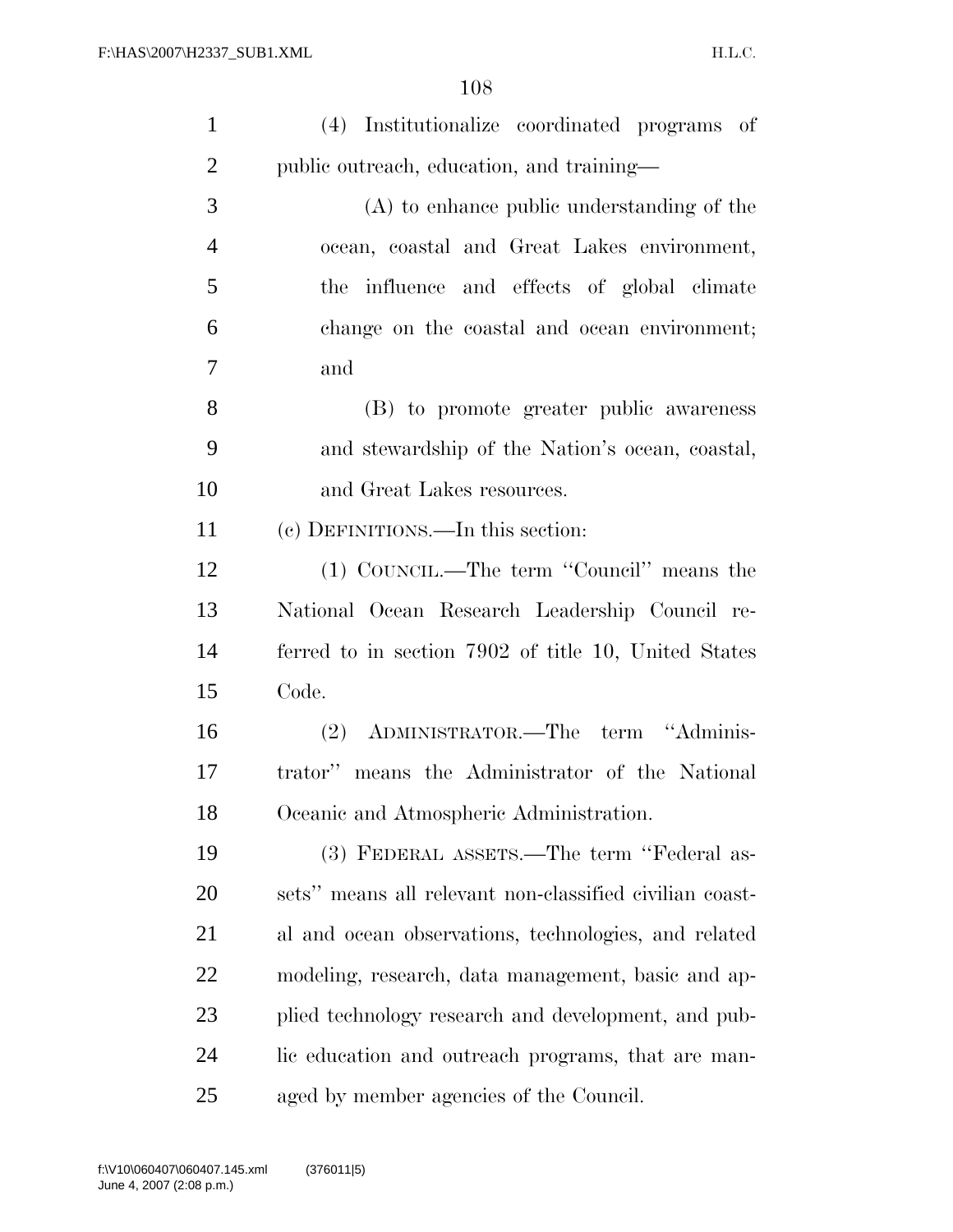(4) Institutionalize coordinated programs of public outreach, education, and training—

(A) to enhance public understanding of the ocean, coastal and Great Lakes environment, the influence and effects of global climate change on the coastal and ocean environment; and

(B) to promote greater public awareness and stewardship of the Nation's ocean, coastal, and Great Lakes resources.

(c) DEFINITIONS.—In this section:

(1) COUNCIL.—The term "Council" means the National Ocean Research Leadership Council referred to in section 7902 of title 10, United States Code.

(2) ADMINISTRATOR.—The term "Administrator" means the Administrator of the National Oceanic and Atmospheric Administration.

(3) FEDERAL ASSETS.—The term "Federal assets" means all relevant non-classified civilian coastal and ocean observations, technologies, and related modeling, research, data management, basic and applied technology research and development, and public education and outreach programs, that are managed by member agencies of the Council.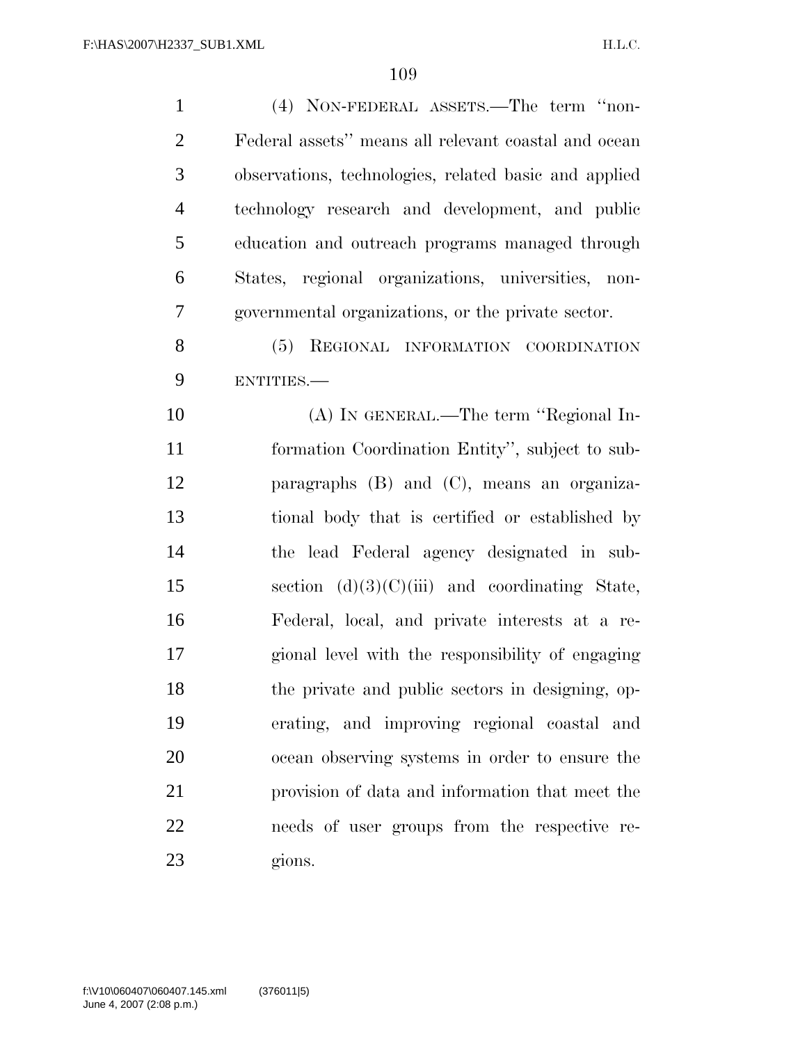(4) NON-FEDERAL ASSETS.—The term "non-Federal assets" means all relevant coastal and ocean observations, technologies, related basic and applied technology research and development, and public education and outreach programs managed through States, regional organizations, universities, non-governmental organizations, or the private sector.

(5) REGIONAL INFORMATION COORDINATION ENTITIES.—

(A) IN GENERAL.—The term "Regional Information Coordination Entity", subject to subparagraphs (B) and (C), means an organizational body that is certified or established by the lead Federal agency designated in subsection (d)(3)(C)(iii) and coordinating State, Federal, local, and private interests at a regional level with the responsibility of engaging the private and public sectors in designing, operating, and improving regional coastal and ocean observing systems in order to ensure the provision of data and information that meet the needs of user groups from the respective regions.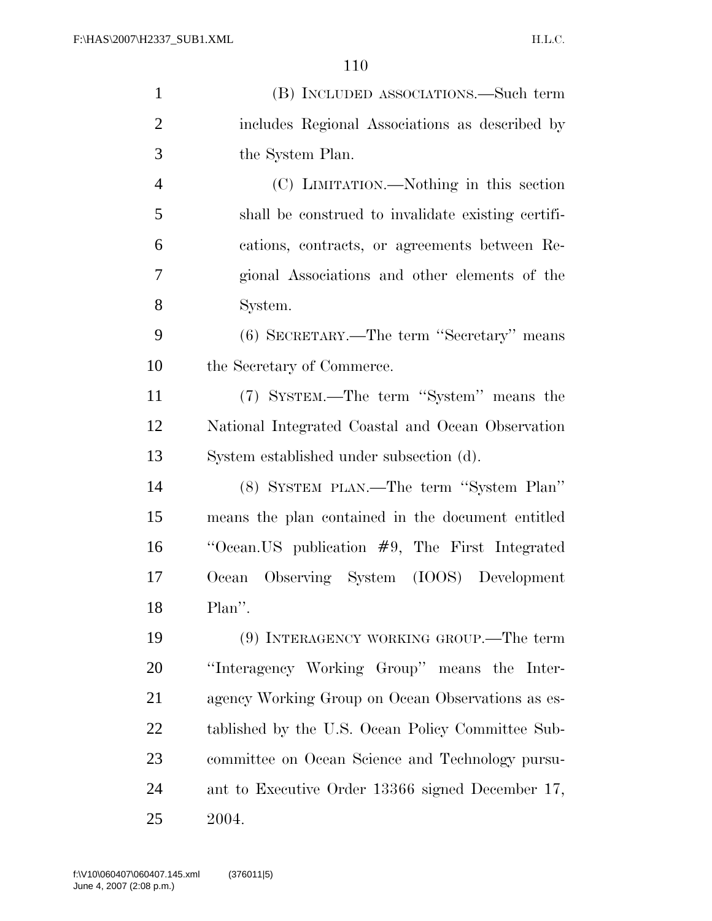(B) INCLUDED ASSOCIATIONS.—Such term includes Regional Associations as described by the System Plan.

(C) LIMITATION.—Nothing in this section shall be construed to invalidate existing certifications, contracts, or agreements between Regional Associations and other elements of the System.

(6) SECRETARY.—The term ''Secretary'' means the Secretary of Commerce.

(7) SYSTEM.—The term ''System'' means the National Integrated Coastal and Ocean Observation System established under subsection (d).

(8) SYSTEM PLAN.—The term ''System Plan'' means the plan contained in the document entitled ''Ocean.US publication #9, The First Integrated Ocean Observing System (IOOS) Development Plan''.

(9) INTERAGENCY WORKING GROUP.—The term ''Interagency Working Group'' means the Interagency Working Group on Ocean Observations as established by the U.S. Ocean Policy Committee Subcommittee on Ocean Science and Technology pursuant to Executive Order 13366 signed December 17, 2004.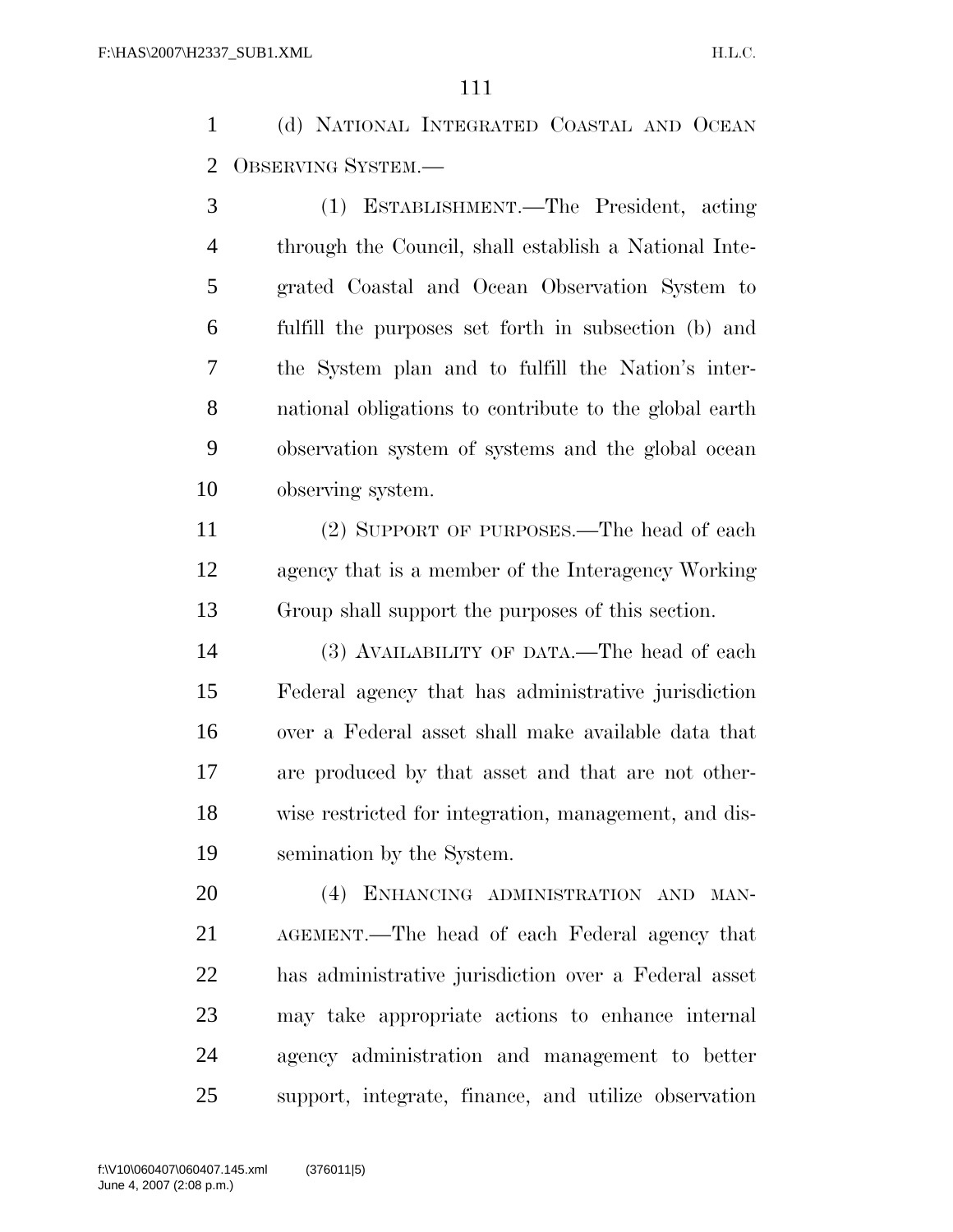(d) National Integrated Coastal and Ocean Observing System.—

(1) Establishment.—The President, acting through the Council, shall establish a National Integrated Coastal and Ocean Observation System to fulfill the purposes set forth in subsection (b) and the System plan and to fulfill the Nation's international obligations to contribute to the global earth observation system of systems and the global ocean observing system.

(2) Support of purposes.—The head of each agency that is a member of the Interagency Working Group shall support the purposes of this section.

(3) Availability of data.—The head of each Federal agency that has administrative jurisdiction over a Federal asset shall make available data that are produced by that asset and that are not otherwise restricted for integration, management, and dissemination by the System.

(4) Enhancing administration and management.—The head of each Federal agency that has administrative jurisdiction over a Federal asset may take appropriate actions to enhance internal agency administration and management to better support, integrate, finance, and utilize observation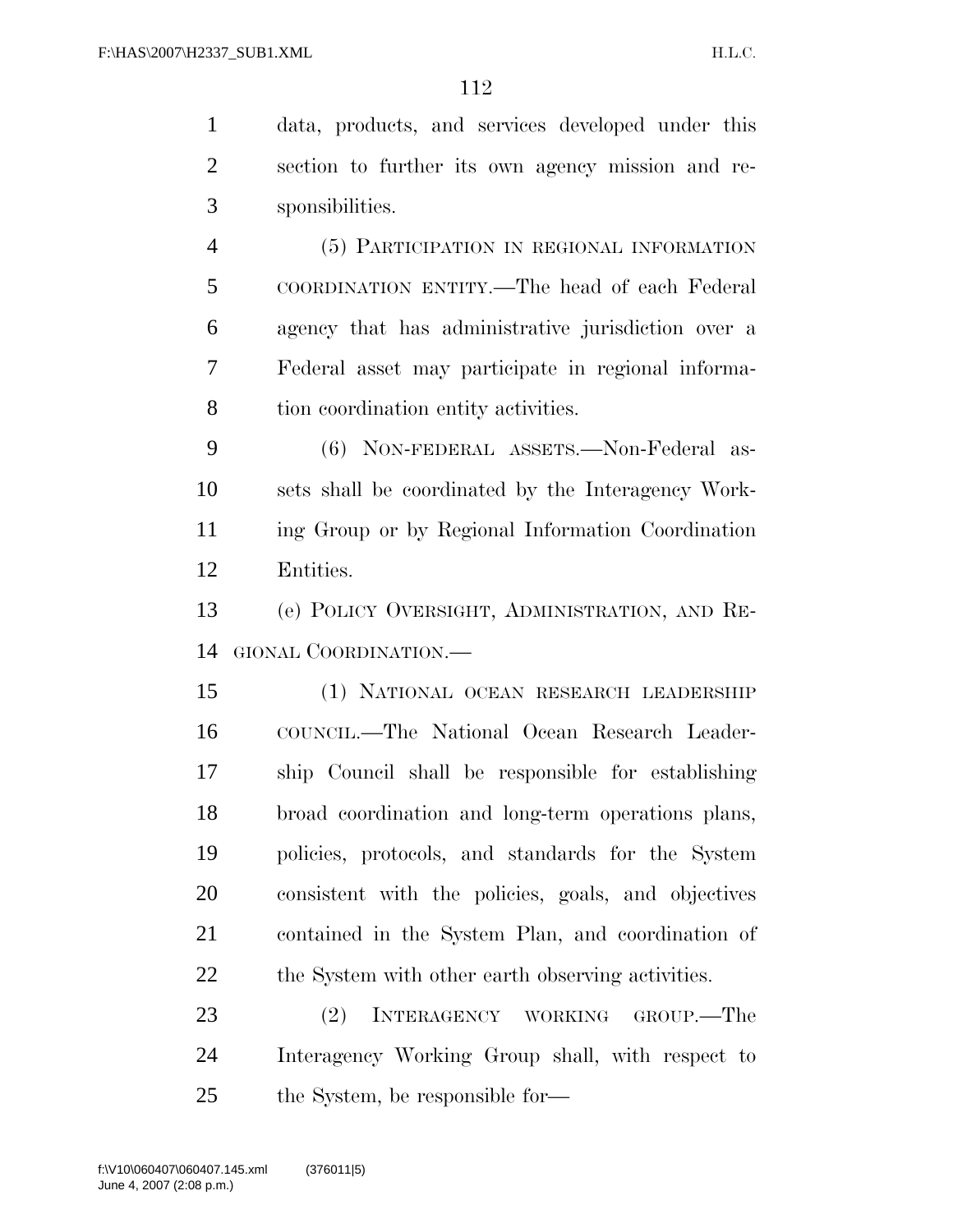data, products, and services developed under this section to further its own agency mission and responsibilities.

(5) PARTICIPATION IN REGIONAL INFORMATION COORDINATION ENTITY.—The head of each Federal agency that has administrative jurisdiction over a Federal asset may participate in regional information coordination entity activities.

(6) NON-FEDERAL ASSETS.—Non-Federal assets shall be coordinated by the Interagency Working Group or by Regional Information Coordination Entities.

(e) POLICY OVERSIGHT, ADMINISTRATION, AND REGIONAL COORDINATION.—

(1) NATIONAL OCEAN RESEARCH LEADERSHIP COUNCIL.—The National Ocean Research Leadership Council shall be responsible for establishing broad coordination and long-term operations plans, policies, protocols, and standards for the System consistent with the policies, goals, and objectives contained in the System Plan, and coordination of the System with other earth observing activities.

(2) INTERAGENCY WORKING GROUP.—The Interagency Working Group shall, with respect to the System, be responsible for—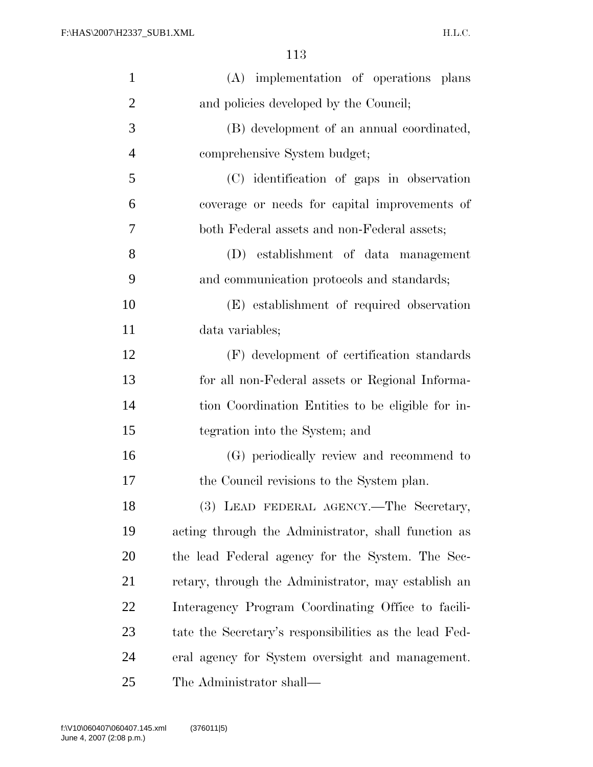(A) implementation of operations plans and policies developed by the Council;

(B) development of an annual coordinated, comprehensive System budget;

(C) identification of gaps in observation coverage or needs for capital improvements of both Federal assets and non-Federal assets;

(D) establishment of data management and communication protocols and standards;

(E) establishment of required observation data variables;

(F) development of certification standards for all non-Federal assets or Regional Information Coordination Entities to be eligible for integration into the System; and

(G) periodically review and recommend to the Council revisions to the System plan.

(3) LEAD FEDERAL AGENCY.—The Secretary, acting through the Administrator, shall function as the lead Federal agency for the System. The Secretary, through the Administrator, may establish an Interagency Program Coordinating Office to facilitate the Secretary's responsibilities as the lead Federal agency for System oversight and management. The Administrator shall—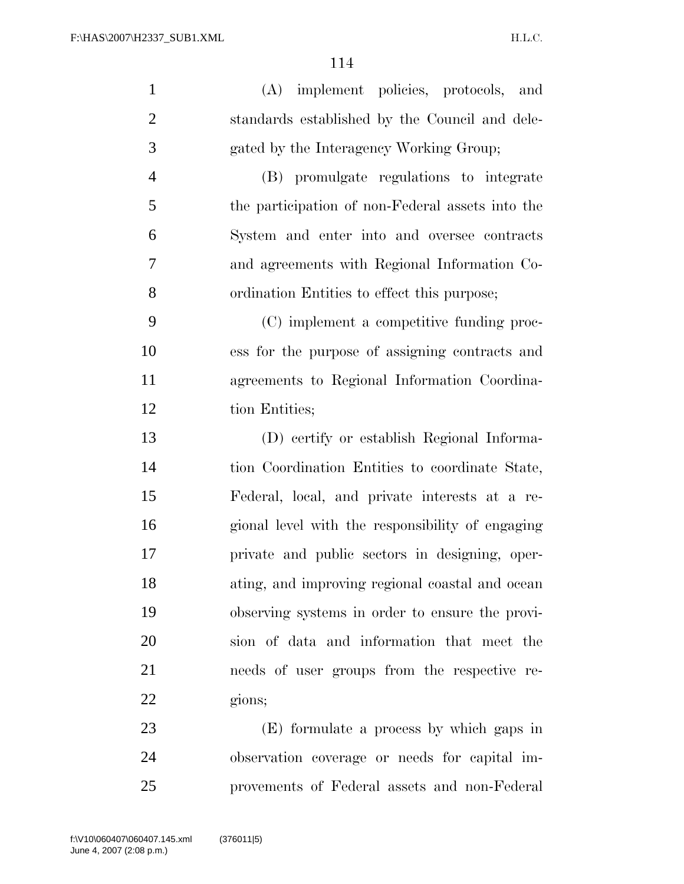(A) implement policies, protocols, and standards established by the Council and delegated by the Interagency Working Group;

(B) promulgate regulations to integrate the participation of non-Federal assets into the System and enter into and oversee contracts and agreements with Regional Information Coordination Entities to effect this purpose;

(C) implement a competitive funding process for the purpose of assigning contracts and agreements to Regional Information Coordination Entities;

(D) certify or establish Regional Information Coordination Entities to coordinate State, Federal, local, and private interests at a regional level with the responsibility of engaging private and public sectors in designing, operating, and improving regional coastal and ocean observing systems in order to ensure the provision of data and information that meet the needs of user groups from the respective regions;

(E) formulate a process by which gaps in observation coverage or needs for capital improvements of Federal assets and non-Federal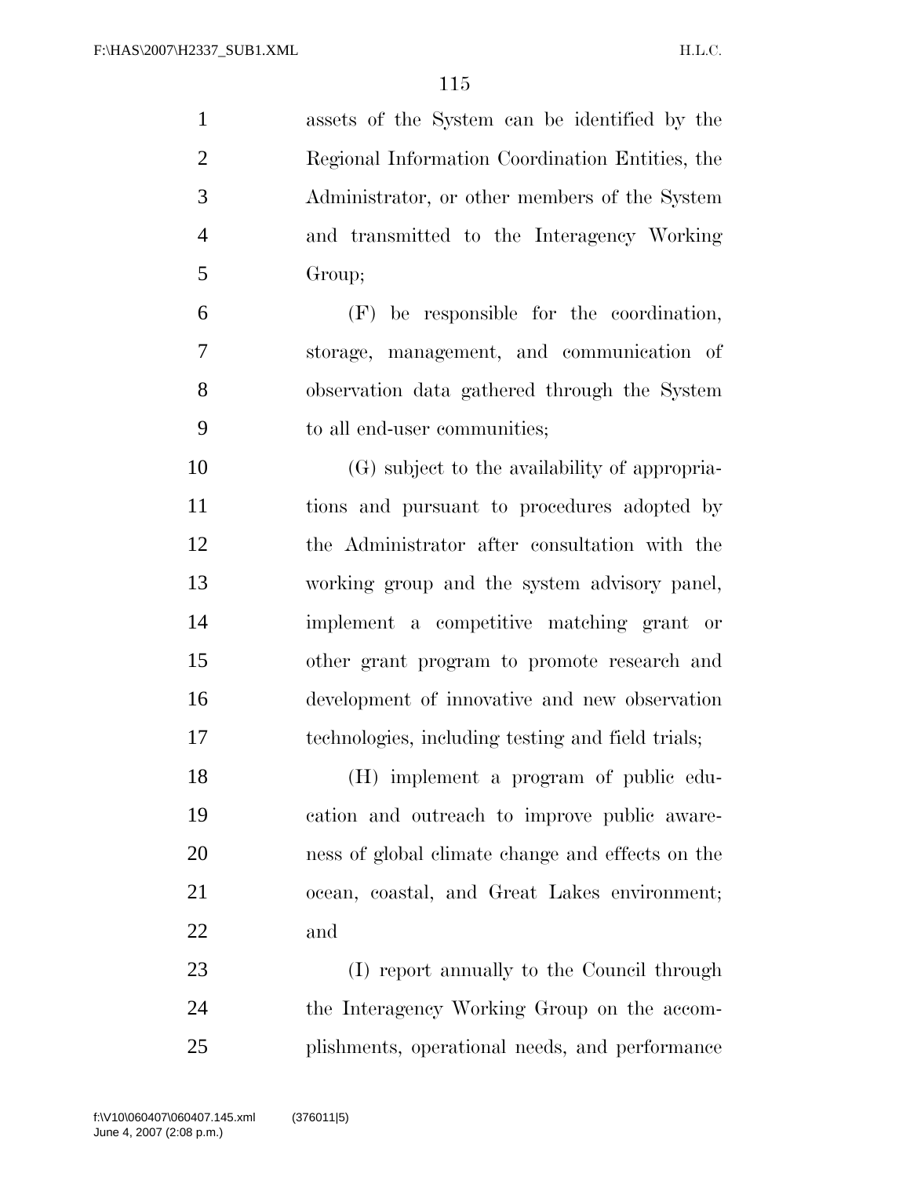assets of the System can be identified by the Regional Information Coordination Entities, the Administrator, or other members of the System and transmitted to the Interagency Working Group;

(F) be responsible for the coordination, storage, management, and communication of observation data gathered through the System to all end-user communities;

(G) subject to the availability of appropriations and pursuant to procedures adopted by the Administrator after consultation with the working group and the system advisory panel, implement a competitive matching grant or other grant program to promote research and development of innovative and new observation technologies, including testing and field trials;

(H) implement a program of public education and outreach to improve public awareness of global climate change and effects on the ocean, coastal, and Great Lakes environment; and

(I) report annually to the Council through the Interagency Working Group on the accomplishments, operational needs, and performance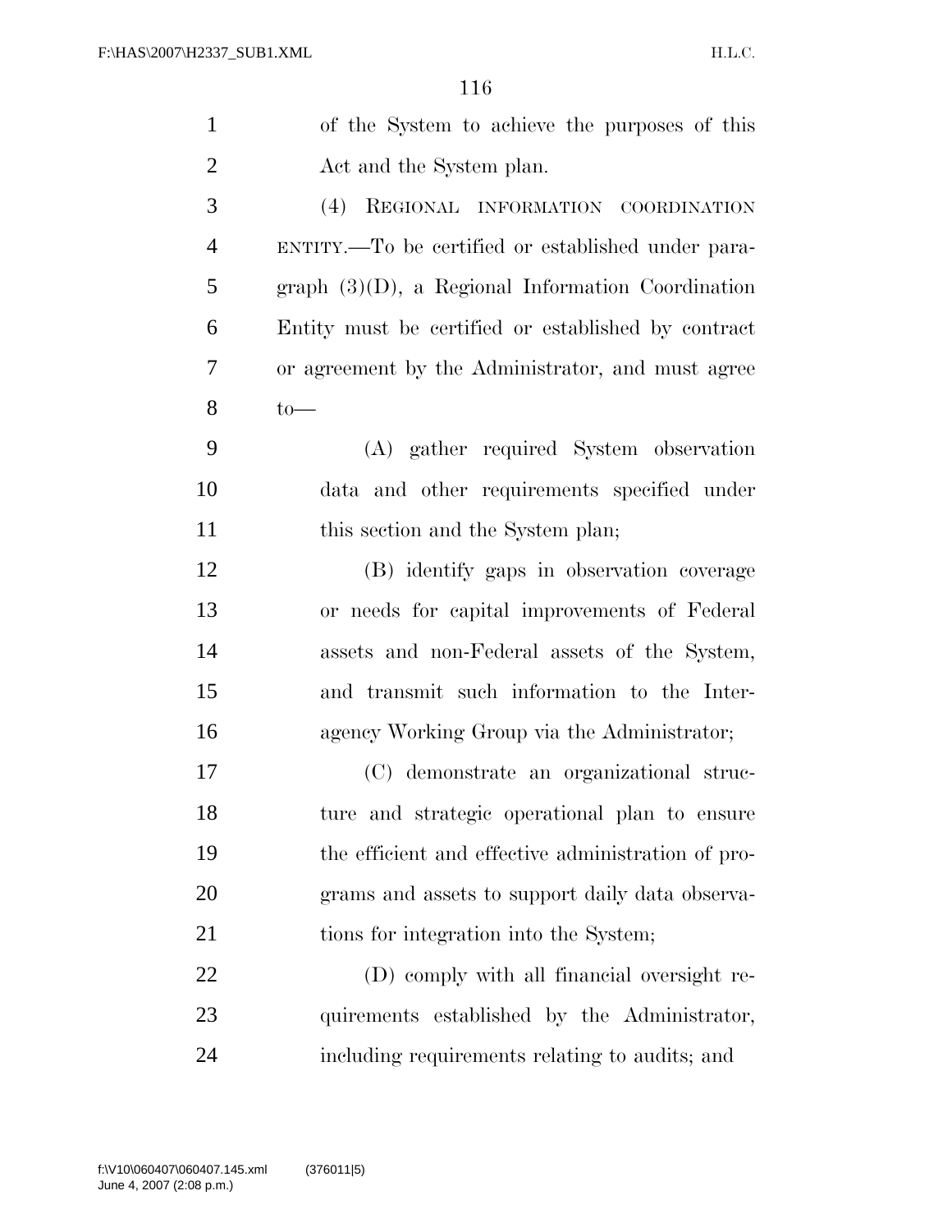of the System to achieve the purposes of this Act and the System plan.

(4) REGIONAL INFORMATION COORDINATION ENTITY.—To be certified or established under paragraph (3)(D), a Regional Information Coordination Entity must be certified or established by contract or agreement by the Administrator, and must agree to—

(A) gather required System observation data and other requirements specified under this section and the System plan;

(B) identify gaps in observation coverage or needs for capital improvements of Federal assets and non-Federal assets of the System, and transmit such information to the Interagency Working Group via the Administrator;

(C) demonstrate an organizational structure and strategic operational plan to ensure the efficient and effective administration of programs and assets to support daily data observations for integration into the System;

(D) comply with all financial oversight requirements established by the Administrator, including requirements relating to audits; and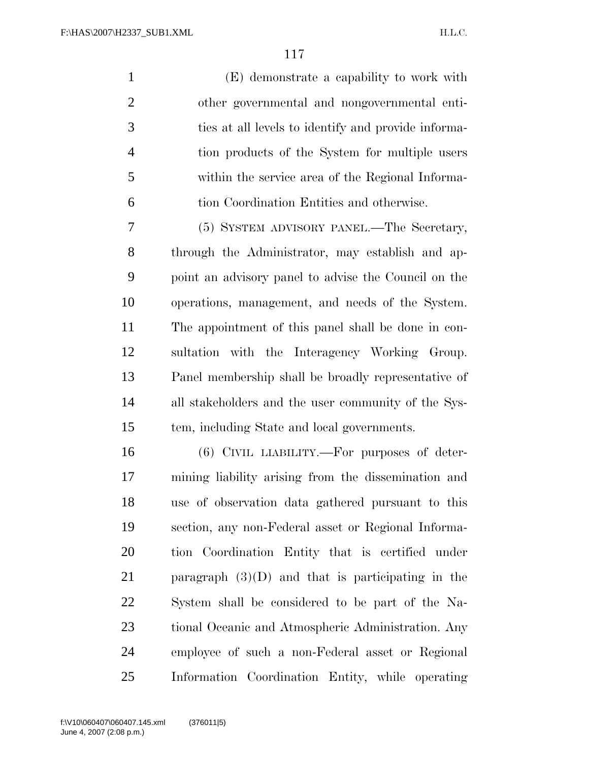(E) demonstrate a capability to work with other governmental and nongovernmental entities at all levels to identify and provide information products of the System for multiple users within the service area of the Regional Information Coordination Entities and otherwise.

(5) SYSTEM ADVISORY PANEL.—The Secretary, through the Administrator, may establish and appoint an advisory panel to advise the Council on the operations, management, and needs of the System. The appointment of this panel shall be done in consultation with the Interagency Working Group. Panel membership shall be broadly representative of all stakeholders and the user community of the System, including State and local governments.

(6) CIVIL LIABILITY.—For purposes of determining liability arising from the dissemination and use of observation data gathered pursuant to this section, any non-Federal asset or Regional Information Coordination Entity that is certified under paragraph (3)(D) and that is participating in the System shall be considered to be part of the National Oceanic and Atmospheric Administration. Any employee of such a non-Federal asset or Regional Information Coordination Entity, while operating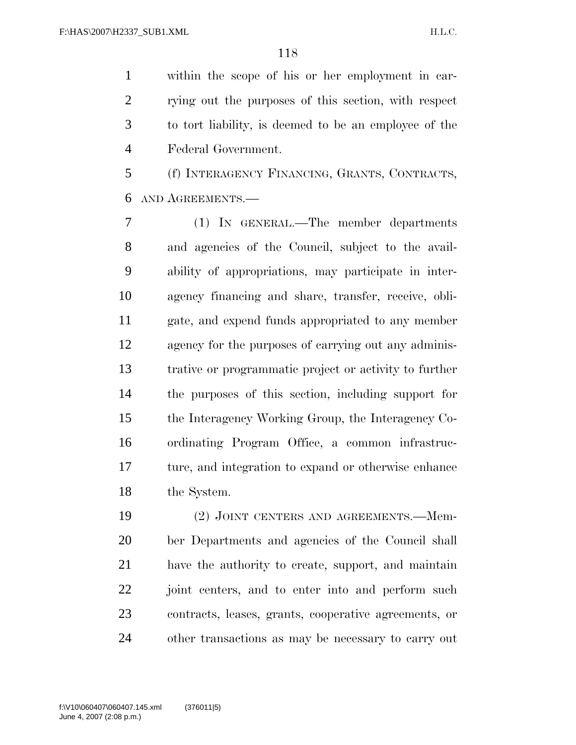within the scope of his or her employment in carrying out the purposes of this section, with respect to tort liability, is deemed to be an employee of the Federal Government.

(f) INTERAGENCY FINANCING, GRANTS, CONTRACTS, AND AGREEMENTS.—

(1) IN GENERAL.—The member departments and agencies of the Council, subject to the availability of appropriations, may participate in interagency financing and share, transfer, receive, obligate, and expend funds appropriated to any member agency for the purposes of carrying out any administrative or programmatic project or activity to further the purposes of this section, including support for the Interagency Working Group, the Interagency Coordinating Program Office, a common infrastructure, and integration to expand or otherwise enhance the System.

(2) JOINT CENTERS AND AGREEMENTS.—Member Departments and agencies of the Council shall have the authority to create, support, and maintain joint centers, and to enter into and perform such contracts, leases, grants, cooperative agreements, or other transactions as may be necessary to carry out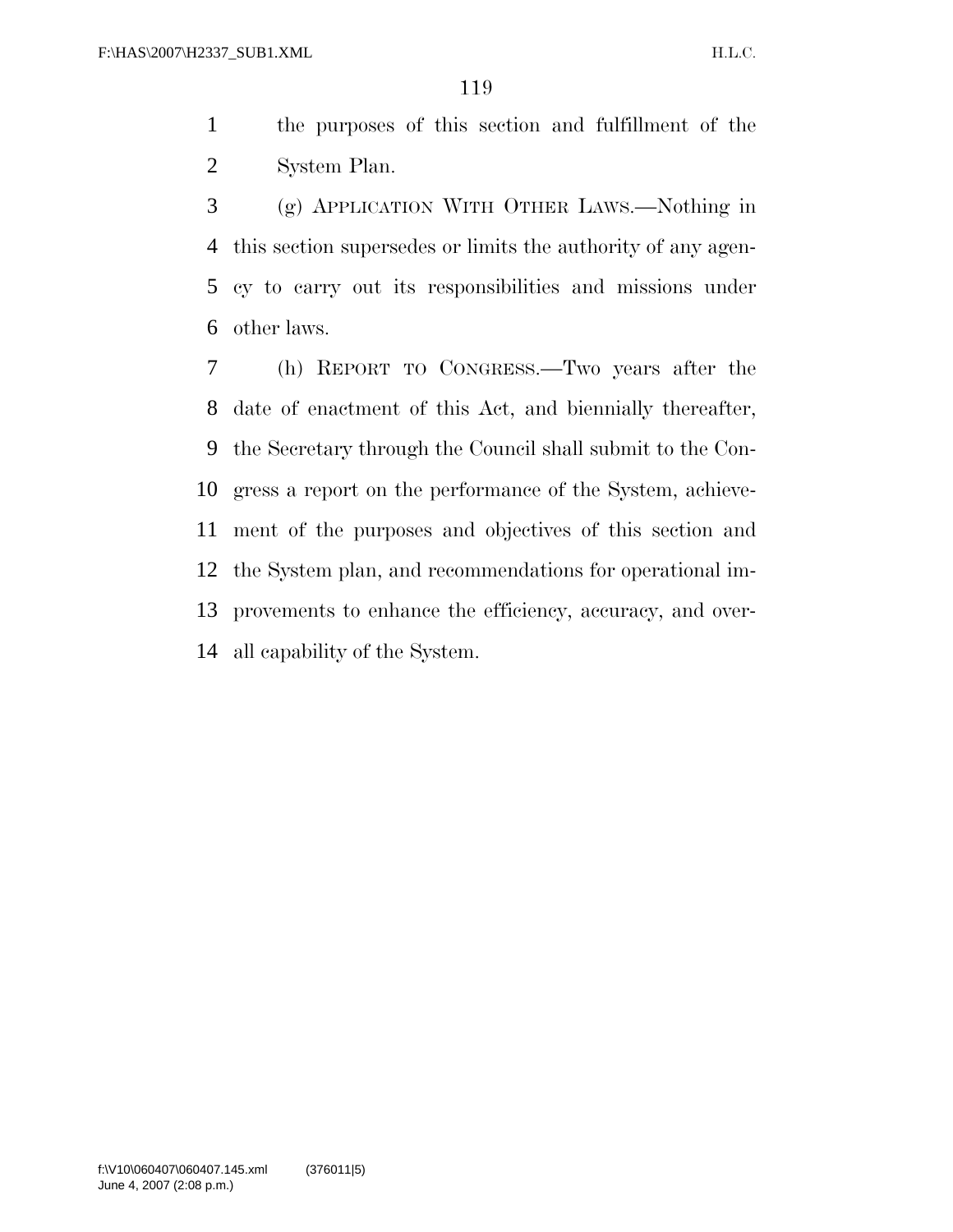the purposes of this section and fulfillment of the System Plan.

(g) APPLICATION WITH OTHER LAWS.—Nothing in this section supersedes or limits the authority of any agency to carry out its responsibilities and missions under other laws.

(h) REPORT TO CONGRESS.—Two years after the date of enactment of this Act, and biennially thereafter, the Secretary through the Council shall submit to the Congress a report on the performance of the System, achievement of the purposes and objectives of this section and the System plan, and recommendations for operational improvements to enhance the efficiency, accuracy, and overall capability of the System.